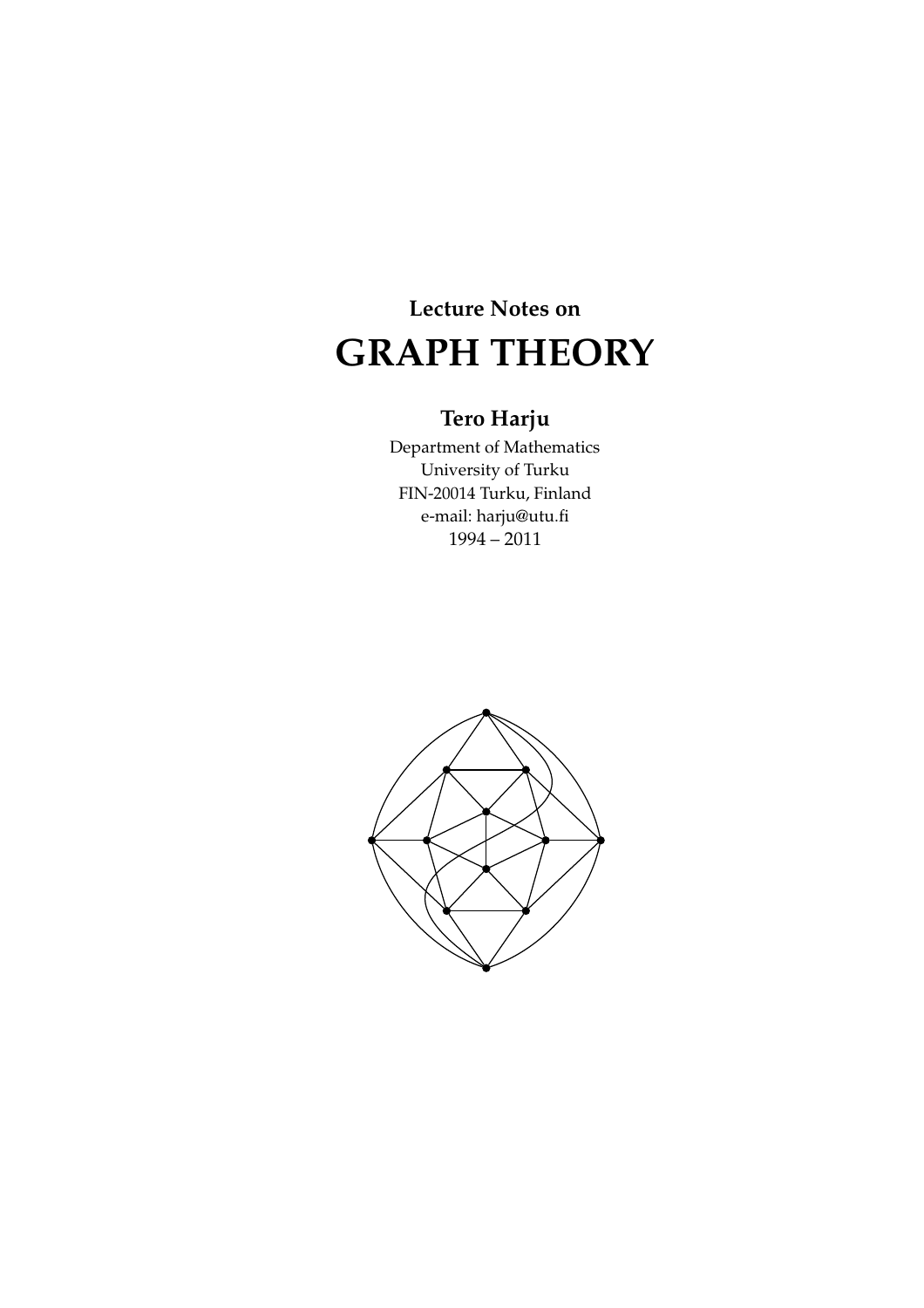**Lecture Notes on**

# GRAPH THEORY

**Tero Harju**

Department of Mathematics
University of Turku
FIN-20014 Turku, Finland
e-mail: harju@utu.fi
1994 – 2011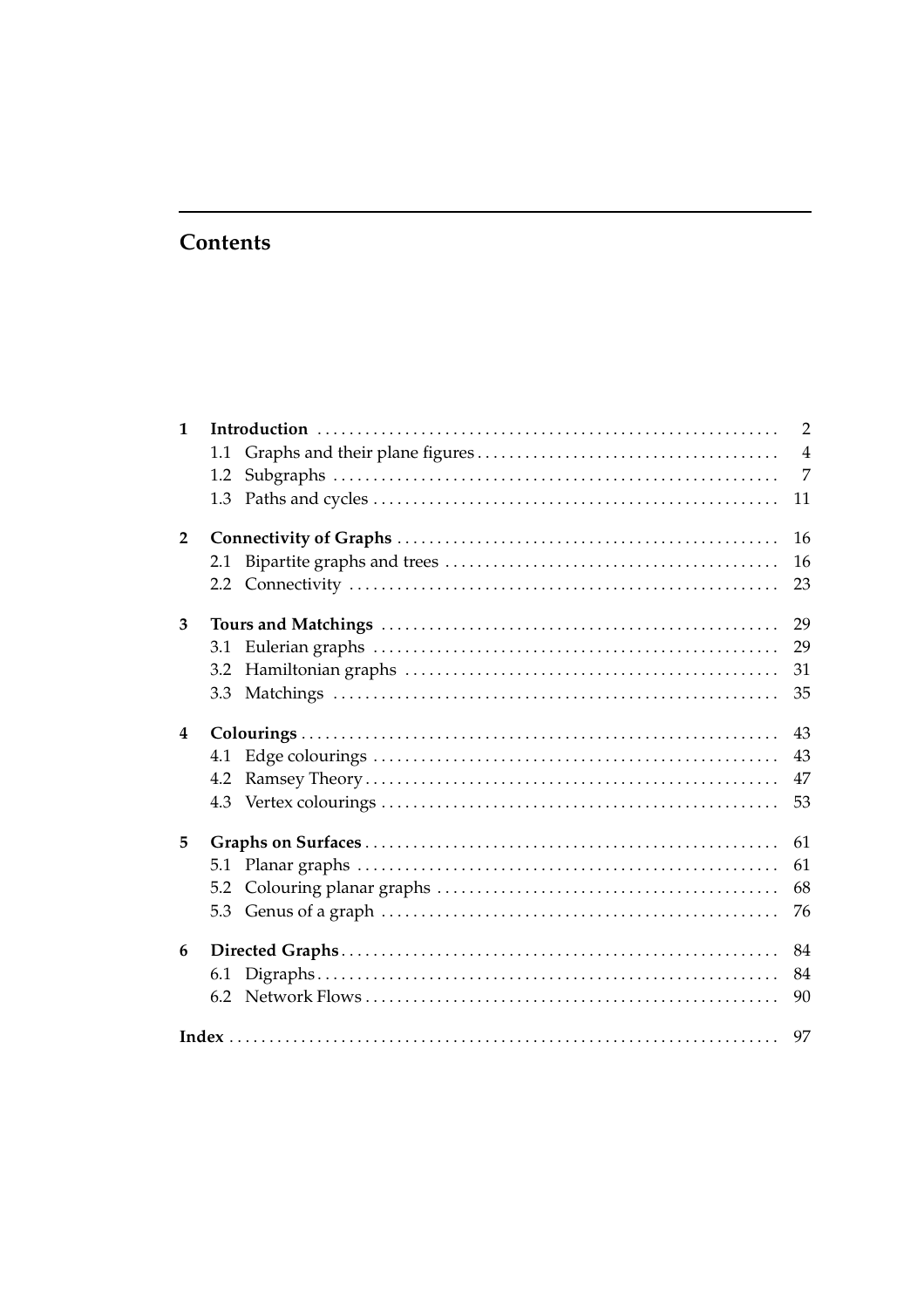# Contents

**1 Introduction** ... 2
- 1.1 Graphs and their plane figures ... 4
- 1.2 Subgraphs ... 7
- 1.3 Paths and cycles ... 11

**2 Connectivity of Graphs** ... 16
- 2.1 Bipartite graphs and trees ... 16
- 2.2 Connectivity ... 23

**3 Tours and Matchings** ... 29
- 3.1 Eulerian graphs ... 29
- 3.2 Hamiltonian graphs ... 31
- 3.3 Matchings ... 35

**4 Colourings** ... 43
- 4.1 Edge colourings ... 43
- 4.2 Ramsey Theory ... 47
- 4.3 Vertex colourings ... 53

**5 Graphs on Surfaces** ... 61
- 5.1 Planar graphs ... 61
- 5.2 Colouring planar graphs ... 68
- 5.3 Genus of a graph ... 76

**6 Directed Graphs** ... 84
- 6.1 Digraphs ... 84
- 6.2 Network Flows ... 90

**Index** ... 97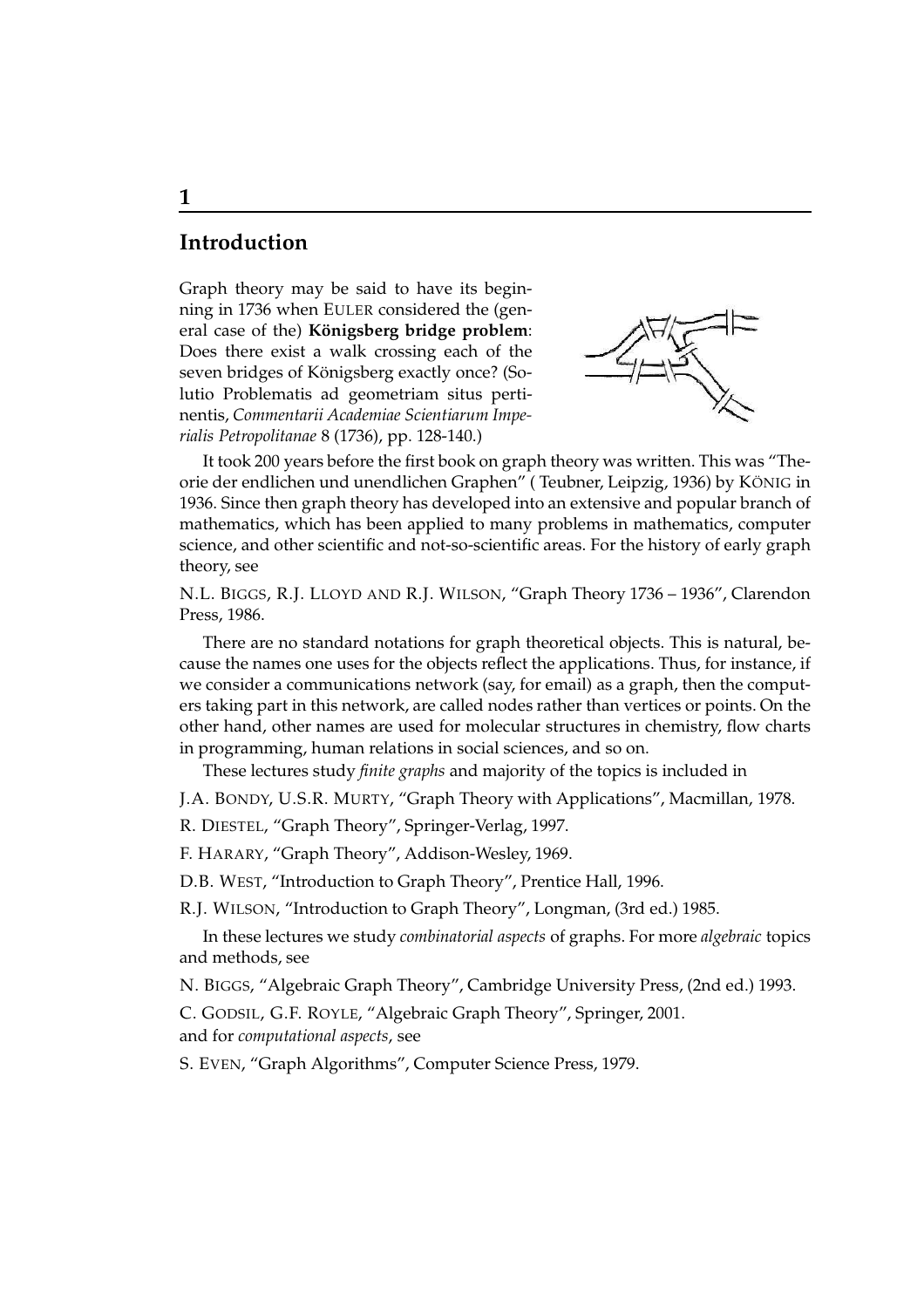# 1

## Introduction

Graph theory may be said to have its beginning in 1736 when EULER considered the (general case of the) **Königsberg bridge problem**: Does there exist a walk crossing each of the seven bridges of Königsberg exactly once? (Solutio Problematis ad geometriam situs pertinentis, *Commentarii Academiae Scientiarum Imperialis Petropolitanae* 8 (1736), pp. 128-140.)

It took 200 years before the first book on graph theory was written. This was "Theorie der endlichen und unendlichen Graphen" ( Teubner, Leipzig, 1936) by KÖNIG in 1936. Since then graph theory has developed into an extensive and popular branch of mathematics, which has been applied to many problems in mathematics, computer science, and other scientific and not-so-scientific areas. For the history of early graph theory, see

N.L. BIGGS, R.J. LLOYD AND R.J. WILSON, "Graph Theory 1736 – 1936", Clarendon Press, 1986.

There are no standard notations for graph theoretical objects. This is natural, because the names one uses for the objects reflect the applications. Thus, for instance, if we consider a communications network (say, for email) as a graph, then the computers taking part in this network, are called nodes rather than vertices or points. On the other hand, other names are used for molecular structures in chemistry, flow charts in programming, human relations in social sciences, and so on.

These lectures study *finite graphs* and majority of the topics is included in

J.A. BONDY, U.S.R. MURTY, "Graph Theory with Applications", Macmillan, 1978.

R. DIESTEL, "Graph Theory", Springer-Verlag, 1997.

F. HARARY, "Graph Theory", Addison-Wesley, 1969.

D.B. WEST, "Introduction to Graph Theory", Prentice Hall, 1996.

R.J. WILSON, "Introduction to Graph Theory", Longman, (3rd ed.) 1985.

In these lectures we study *combinatorial aspects* of graphs. For more *algebraic* topics and methods, see

N. BIGGS, "Algebraic Graph Theory", Cambridge University Press, (2nd ed.) 1993.

C. GODSIL, G.F. ROYLE, "Algebraic Graph Theory", Springer, 2001.
and for *computational aspects*, see

S. EVEN, "Graph Algorithms", Computer Science Press, 1979.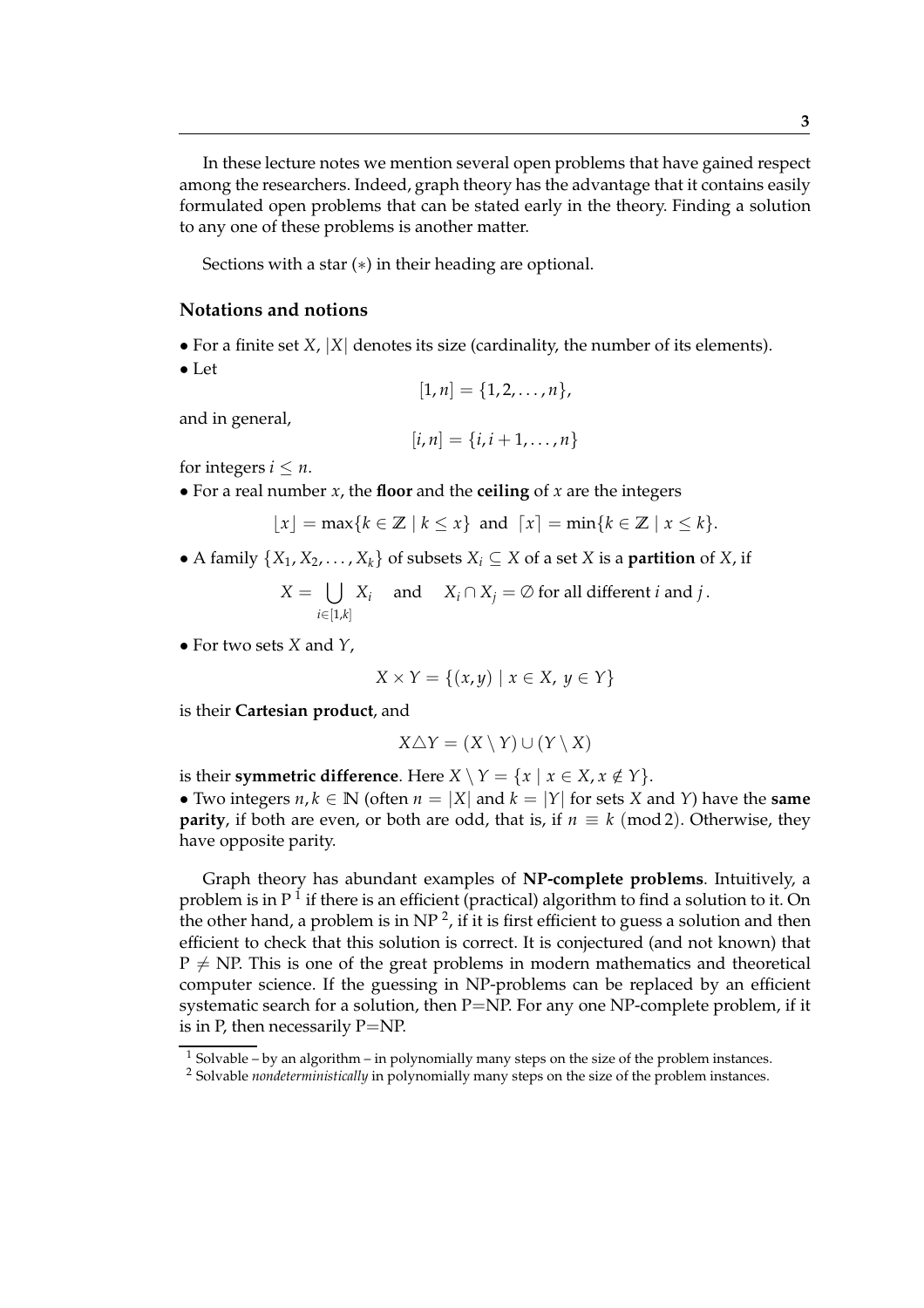In these lecture notes we mention several open problems that have gained respect among the researchers. Indeed, graph theory has the advantage that it contains easily formulated open problems that can be stated early in the theory. Finding a solution to any one of these problems is another matter.

Sections with a star ($*$) in their heading are optional.

### Notations and notions

- For a finite set $X$, $|X|$ denotes its size (cardinality, the number of its elements).
- Let

$$[1, n] = \{1, 2, \ldots, n\},$$

and in general,

$$[i, n] = \{i, i+1, \ldots, n\}$$

for integers $i \leq n$.

- For a real number $x$, the **floor** and the **ceiling** of $x$ are the integers

$$\lfloor x \rfloor = \max\{k \in \mathbb{Z} \mid k \leq x\} \text{ and } \lceil x \rceil = \min\{k \in \mathbb{Z} \mid x \leq k\}.$$

- A family $\{X_1, X_2, \ldots, X_k\}$ of subsets $X_i \subseteq X$ of a set $X$ is a **partition** of $X$, if

$$X = \bigcup_{i \in [1,k]} X_i \quad \text{and} \quad X_i \cap X_j = \emptyset \text{ for all different } i \text{ and } j\,.$$

- For two sets $X$ and $Y$,

$$X \times Y = \{(x, y) \mid x \in X,\ y \in Y\}$$

is their **Cartesian product**, and

$$X \triangle Y = (X \setminus Y) \cup (Y \setminus X)$$

is their **symmetric difference**. Here $X \setminus Y = \{x \mid x \in X, x \notin Y\}$.

- Two integers $n, k \in \mathbb{N}$ (often $n = |X|$ and $k = |Y|$ for sets $X$ and $Y$) have the **same parity**, if both are even, or both are odd, that is, if $n \equiv k \pmod 2$. Otherwise, they have opposite parity.

Graph theory has abundant examples of **NP-complete problems**. Intuitively, a problem is in P [1] if there is an efficient (practical) algorithm to find a solution to it. On the other hand, a problem is in NP [2], if it is first efficient to guess a solution and then efficient to check that this solution is correct. It is conjectured (and not known) that P $\neq$ NP. This is one of the great problems in modern mathematics and theoretical computer science. If the guessing in NP-problems can be replaced by an efficient systematic search for a solution, then P=NP. For any one NP-complete problem, if it is in P, then necessarily P=NP.

[1] Solvable – by an algorithm – in polynomially many steps on the size of the problem instances.

[2] Solvable *nondeterministically* in polynomially many steps on the size of the problem instances.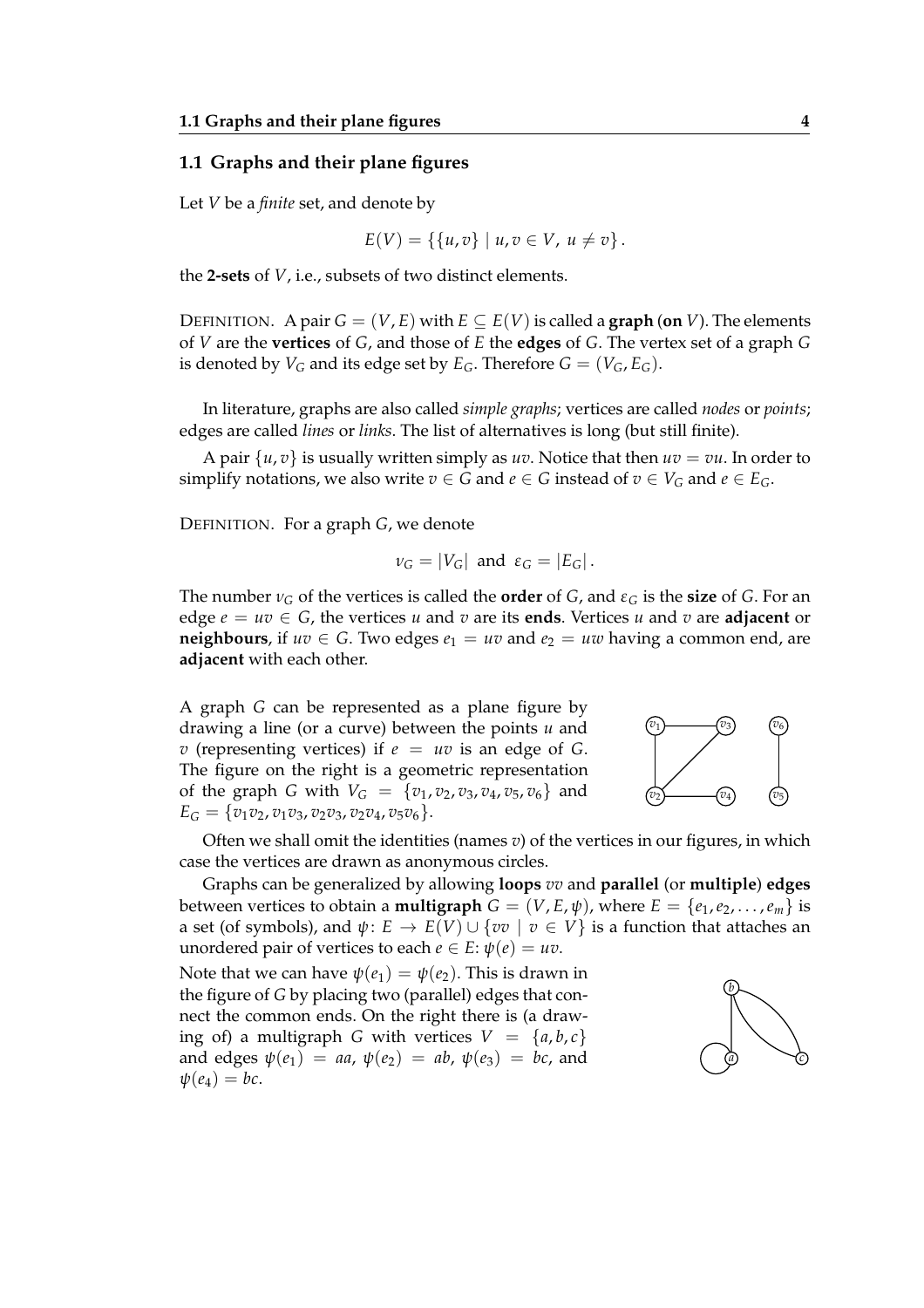## 1.1 Graphs and their plane figures

Let $V$ be a *finite* set, and denote by

$$E(V) = \{\{u, v\} \mid u, v \in V, \ u \neq v\}.$$

the **2-sets** of $V$, i.e., subsets of two distinct elements.

DEFINITION. A pair $G = (V, E)$ with $E \subseteq E(V)$ is called a **graph** (**on** $V$). The elements of $V$ are the **vertices** of $G$, and those of $E$ the **edges** of $G$. The vertex set of a graph $G$ is denoted by $V_G$ and its edge set by $E_G$. Therefore $G = (V_G, E_G)$.

In literature, graphs are also called *simple graphs*; vertices are called *nodes* or *points*; edges are called *lines* or *links*. The list of alternatives is long (but still finite).

A pair $\{u, v\}$ is usually written simply as $uv$. Notice that then $uv = vu$. In order to simplify notations, we also write $v \in G$ and $e \in G$ instead of $v \in V_G$ and $e \in E_G$.

DEFINITION. For a graph $G$, we denote

$$\nu_G = |V_G| \ \text{ and } \ \varepsilon_G = |E_G|.$$

The number $\nu_G$ of the vertices is called the **order** of $G$, and $\varepsilon_G$ is the **size** of $G$. For an edge $e = uv \in G$, the vertices $u$ and $v$ are its **ends**. Vertices $u$ and $v$ are **adjacent** or **neighbours**, if $uv \in G$. Two edges $e_1 = uv$ and $e_2 = uw$ having a common end, are **adjacent** with each other.

A graph $G$ can be represented as a plane figure by drawing a line (or a curve) between the points $u$ and $v$ (representing vertices) if $e = uv$ is an edge of $G$. The figure on the right is a geometric representation of the graph $G$ with $V_G = \{v_1, v_2, v_3, v_4, v_5, v_6\}$ and $E_G = \{v_1v_2, v_1v_3, v_2v_3, v_2v_4, v_5v_6\}$.

Often we shall omit the identities (names $v$) of the vertices in our figures, in which case the vertices are drawn as anonymous circles.

Graphs can be generalized by allowing **loops** $vv$ and **parallel** (or **multiple**) **edges** between vertices to obtain a **multigraph** $G = (V, E, \psi)$, where $E = \{e_1, e_2, \dots, e_m\}$ is a set (of symbols), and $\psi \colon E \to E(V) \cup \{vv \mid v \in V\}$ is a function that attaches an unordered pair of vertices to each $e \in E$: $\psi(e) = uv$.

Note that we can have $\psi(e_1) = \psi(e_2)$. This is drawn in the figure of $G$ by placing two (parallel) edges that connect the common ends. On the right there is (a drawing of) a multigraph $G$ with vertices $V = \{a, b, c\}$ and edges $\psi(e_1) = aa$, $\psi(e_2) = ab$, $\psi(e_3) = bc$, and $\psi(e_4) = bc$.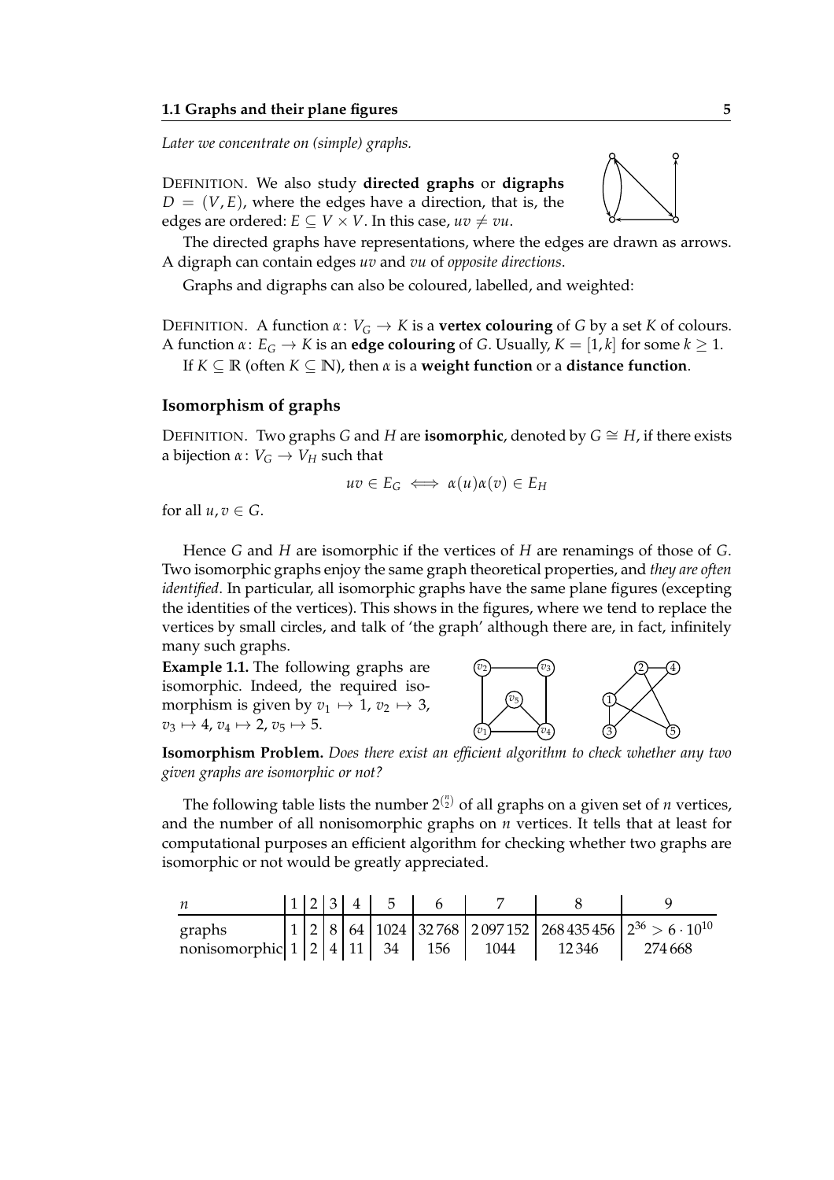*Later we concentrate on (simple) graphs.*

DEFINITION. We also study **directed graphs** or **digraphs** $D = (V, E)$, where the edges have a direction, that is, the edges are ordered: $E \subseteq V \times V$. In this case, $uv \neq vu$.

The directed graphs have representations, where the edges are drawn as arrows. A digraph can contain edges $uv$ and $vu$ of *opposite directions*.

Graphs and digraphs can also be coloured, labelled, and weighted:

DEFINITION. A function $\alpha\colon V_G \to K$ is a **vertex colouring** of $G$ by a set $K$ of colours. A function $\alpha\colon E_G \to K$ is an **edge colouring** of $G$. Usually, $K = [1, k]$ for some $k \geq 1$.

If $K \subseteq \mathbb{R}$ (often $K \subseteq \mathbb{N}$), then $\alpha$ is a **weight function** or a **distance function**.

## Isomorphism of graphs

DEFINITION. Two graphs $G$ and $H$ are **isomorphic**, denoted by $G \cong H$, if there exists a bijection $\alpha\colon V_G \to V_H$ such that

$$uv \in E_G \iff \alpha(u)\alpha(v) \in E_H$$

for all $u, v \in G$.

Hence $G$ and $H$ are isomorphic if the vertices of $H$ are renamings of those of $G$. Two isomorphic graphs enjoy the same graph theoretical properties, and *they are often identified*. In particular, all isomorphic graphs have the same plane figures (excepting the identities of the vertices). This shows in the figures, where we tend to replace the vertices by small circles, and talk of 'the graph' although there are, in fact, infinitely many such graphs.

**Example 1.1.** The following graphs are isomorphic. Indeed, the required isomorphism is given by $v_1 \mapsto 1$, $v_2 \mapsto 3$, $v_3 \mapsto 4$, $v_4 \mapsto 2$, $v_5 \mapsto 5$.

**Isomorphism Problem.** *Does there exist an efficient algorithm to check whether any two given graphs are isomorphic or not?*

The following table lists the number $2^{\binom{n}{2}}$ of all graphs on a given set of $n$ vertices, and the number of all nonisomorphic graphs on $n$ vertices. It tells that at least for computational purposes an efficient algorithm for checking whether two graphs are isomorphic or not would be greatly appreciated.

| $n$ | 1 | 2 | 3 | 4 | 5 | 6 | 7 | 8 | 9 |
|---|---|---|---|---|---|---|---|---|---|
| graphs | 1 | 2 | 8 | 64 | 1024 | 32 768 | 2 097 152 | 268 435 456 | $2^{36} > 6 \cdot 10^{10}$ |
| nonisomorphic | 1 | 2 | 4 | 11 | 34 | 156 | 1044 | 12 346 | 274 668 |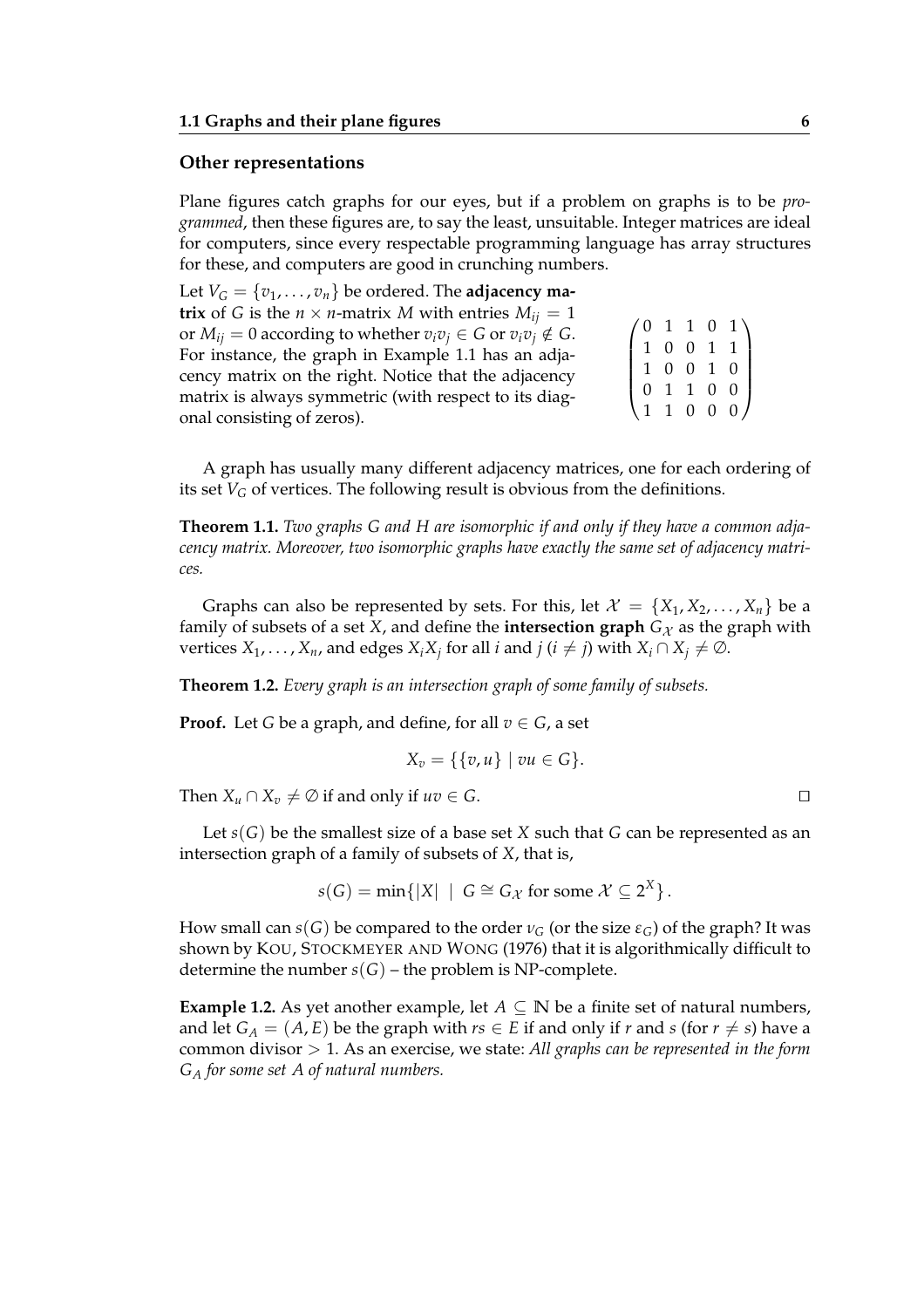## Other representations

Plane figures catch graphs for our eyes, but if a problem on graphs is to be *programmed*, then these figures are, to say the least, unsuitable. Integer matrices are ideal for computers, since every respectable programming language has array structures for these, and computers are good in crunching numbers.

Let $V_G = \{v_1, \ldots, v_n\}$ be ordered. The **adjacency matrix** of $G$ is the $n \times n$-matrix $M$ with entries $M_{ij} = 1$ or $M_{ij} = 0$ according to whether $v_i v_j \in G$ or $v_i v_j \notin G$. For instance, the graph in Example 1.1 has an adjacency matrix on the right. Notice that the adjacency matrix is always symmetric (with respect to its diagonal consisting of zeros).

$$\begin{pmatrix} 0 & 1 & 1 & 0 & 1 \\ 1 & 0 & 0 & 1 & 1 \\ 1 & 0 & 0 & 1 & 0 \\ 0 & 1 & 1 & 0 & 0 \\ 1 & 1 & 0 & 0 & 0 \end{pmatrix}$$

A graph has usually many different adjacency matrices, one for each ordering of its set $V_G$ of vertices. The following result is obvious from the definitions.

**Theorem 1.1.** *Two graphs $G$ and $H$ are isomorphic if and only if they have a common adjacency matrix. Moreover, two isomorphic graphs have exactly the same set of adjacency matrices.*

Graphs can also be represented by sets. For this, let $\mathcal{X} = \{X_1, X_2, \ldots, X_n\}$ be a family of subsets of a set $X$, and define the **intersection graph** $G_{\mathcal{X}}$ as the graph with vertices $X_1, \ldots, X_n$, and edges $X_i X_j$ for all $i$ and $j$ ($i \neq j$) with $X_i \cap X_j \neq \emptyset$.

**Theorem 1.2.** *Every graph is an intersection graph of some family of subsets.*

**Proof.** Let $G$ be a graph, and define, for all $v \in G$, a set

$$X_v = \{\{v, u\} \mid vu \in G\}.$$

Then $X_u \cap X_v \neq \emptyset$ if and only if $uv \in G$. □

Let $s(G)$ be the smallest size of a base set $X$ such that $G$ can be represented as an intersection graph of a family of subsets of $X$, that is,

$$s(G) = \min\{|X| \mid G \cong G_{\mathcal{X}} \text{ for some } \mathcal{X} \subseteq 2^X\}.$$

How small can $s(G)$ be compared to the order $\nu_G$ (or the size $\varepsilon_G$) of the graph? It was shown by KOU, STOCKMEYER AND WONG (1976) that it is algorithmically difficult to determine the number $s(G)$ – the problem is NP-complete.

**Example 1.2.** As yet another example, let $A \subseteq \mathbb{N}$ be a finite set of natural numbers, and let $G_A = (A, E)$ be the graph with $rs \in E$ if and only if $r$ and $s$ (for $r \neq s$) have a common divisor $> 1$. As an exercise, we state: *All graphs can be represented in the form $G_A$ for some set $A$ of natural numbers.*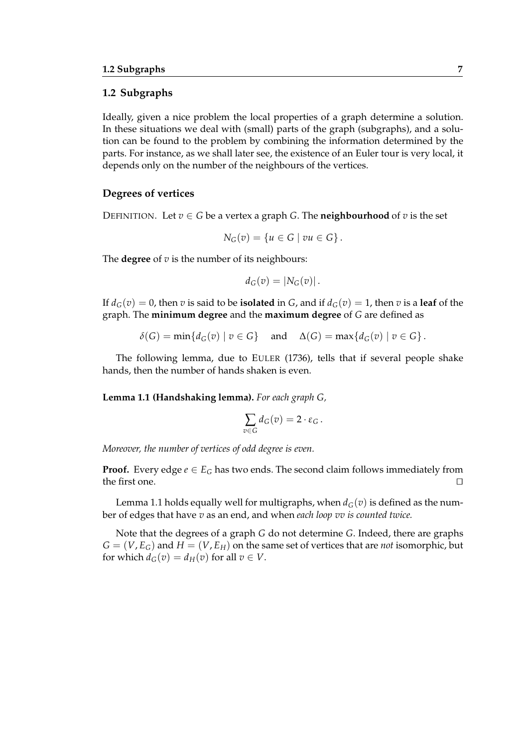## 1.2 Subgraphs

Ideally, given a nice problem the local properties of a graph determine a solution. In these situations we deal with (small) parts of the graph (subgraphs), and a solution can be found to the problem by combining the information determined by the parts. For instance, as we shall later see, the existence of an Euler tour is very local, it depends only on the number of the neighbours of the vertices.

### Degrees of vertices

DEFINITION. Let $v \in G$ be a vertex a graph $G$. The **neighbourhood** of $v$ is the set

$$N_G(v) = \{u \in G \mid vu \in G\}.$$

The **degree** of $v$ is the number of its neighbours:

$$d_G(v) = |N_G(v)|.$$

If $d_G(v) = 0$, then $v$ is said to be **isolated** in $G$, and if $d_G(v) = 1$, then $v$ is a **leaf** of the graph. The **minimum degree** and the **maximum degree** of $G$ are defined as

$$\delta(G) = \min\{d_G(v) \mid v \in G\} \quad \text{and} \quad \Delta(G) = \max\{d_G(v) \mid v \in G\}.$$

The following lemma, due to EULER (1736), tells that if several people shake hands, then the number of hands shaken is even.

**Lemma 1.1 (Handshaking lemma).** *For each graph $G$,*

$$\sum_{v \in G} d_G(v) = 2 \cdot \varepsilon_G.$$

*Moreover, the number of vertices of odd degree is even.*

**Proof.** Every edge $e \in E_G$ has two ends. The second claim follows immediately from the first one. □

Lemma 1.1 holds equally well for multigraphs, when $d_G(v)$ is defined as the number of edges that have $v$ as an end, and when *each loop $vv$ is counted twice.*

Note that the degrees of a graph $G$ do not determine $G$. Indeed, there are graphs $G = (V, E_G)$ and $H = (V, E_H)$ on the same set of vertices that are *not* isomorphic, but for which $d_G(v) = d_H(v)$ for all $v \in V$.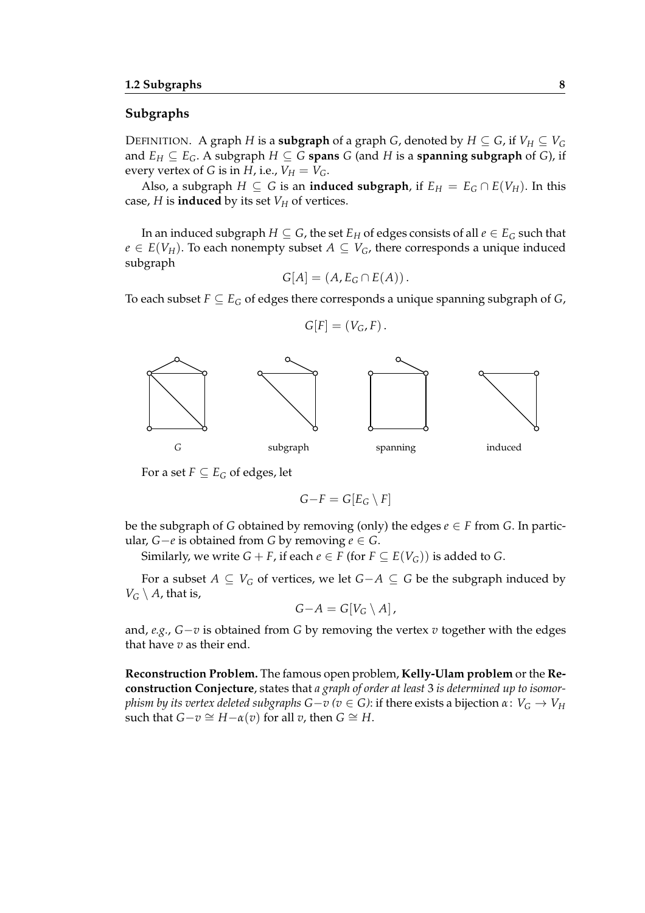## Subgraphs

DEFINITION. A graph $H$ is a **subgraph** of a graph $G$, denoted by $H \subseteq G$, if $V_H \subseteq V_G$ and $E_H \subseteq E_G$. A subgraph $H \subseteq G$ **spans** $G$ (and $H$ is a **spanning subgraph** of $G$), if every vertex of $G$ is in $H$, i.e., $V_H = V_G$.

Also, a subgraph $H \subseteq G$ is an **induced subgraph**, if $E_H = E_G \cap E(V_H)$. In this case, $H$ is **induced** by its set $V_H$ of vertices.

In an induced subgraph $H \subseteq G$, the set $E_H$ of edges consists of all $e \in E_G$ such that $e \in E(V_H)$. To each nonempty subset $A \subseteq V_G$, there corresponds a unique induced subgraph

$$G[A] = (A, E_G \cap E(A)).$$

To each subset $F \subseteq E_G$ of edges there corresponds a unique spanning subgraph of $G$,

$$G[F] = (V_G, F).$$

$G$ subgraph spanning induced

For a set $F \subseteq E_G$ of edges, let

$$G - F = G[E_G \setminus F]$$

be the subgraph of $G$ obtained by removing (only) the edges $e \in F$ from $G$. In particular, $G - e$ is obtained from $G$ by removing $e \in G$.

Similarly, we write $G + F$, if each $e \in F$ (for $F \subseteq E(V_G)$) is added to $G$.

For a subset $A \subseteq V_G$ of vertices, we let $G - A \subseteq G$ be the subgraph induced by $V_G \setminus A$, that is,

$$G - A = G[V_G \setminus A],$$

and, *e.g.*, $G - v$ is obtained from $G$ by removing the vertex $v$ together with the edges that have $v$ as their end.

**Reconstruction Problem.** The famous open problem, **Kelly-Ulam problem** or the **Reconstruction Conjecture**, states that *a graph of order at least* 3 *is determined up to isomorphism by its vertex deleted subgraphs $G - v$ ($v \in G$)*: if there exists a bijection $\alpha \colon V_G \to V_H$ such that $G - v \cong H - \alpha(v)$ for all $v$, then $G \cong H$.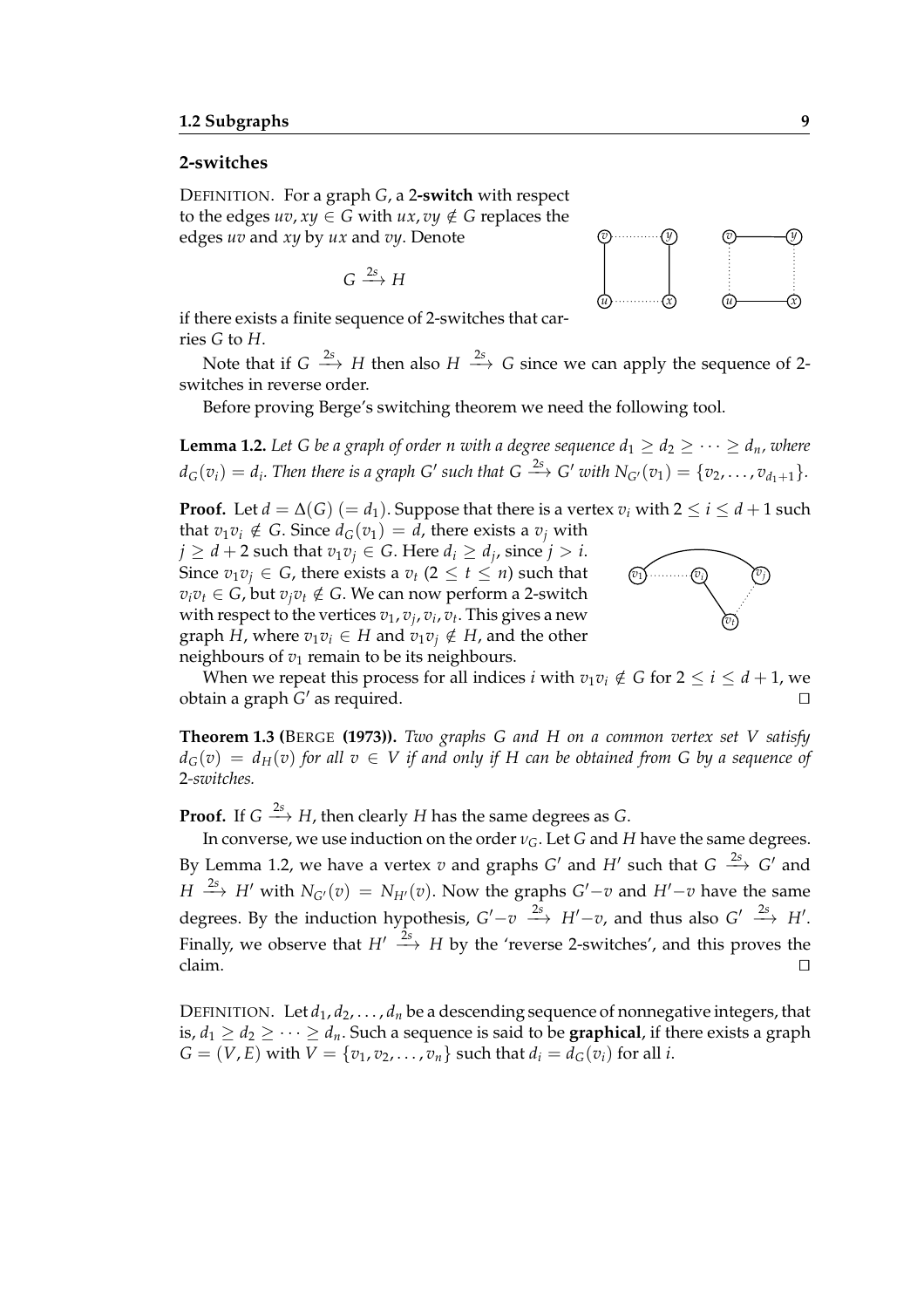## 2-switches

DEFINITION. For a graph $G$, a **2-switch** with respect to the edges $uv, xy \in G$ with $ux, vy \notin G$ replaces the edges $uv$ and $xy$ by $ux$ and $vy$. Denote

$$G \xrightarrow{2s} H$$

if there exists a finite sequence of 2-switches that carries $G$ to $H$.

Note that if $G \xrightarrow{2s} H$ then also $H \xrightarrow{2s} G$ since we can apply the sequence of 2-switches in reverse order.

Before proving Berge's switching theorem we need the following tool.

**Lemma 1.2.** *Let $G$ be a graph of order $n$ with a degree sequence $d_1 \geq d_2 \geq \cdots \geq d_n$, where $d_G(v_i) = d_i$. Then there is a graph $G'$ such that $G \xrightarrow{2s} G'$ with $N_{G'}(v_1) = \{v_2, \ldots, v_{d_1+1}\}$.*

**Proof.** Let $d = \Delta(G)$ $(= d_1)$. Suppose that there is a vertex $v_i$ with $2 \leq i \leq d+1$ such that $v_1v_i \notin G$. Since $d_G(v_1) = d$, there exists a $v_j$ with $j \geq d+2$ such that $v_1v_j \in G$. Here $d_i \geq d_j$, since $j > i$. Since $v_1v_j \in G$, there exists a $v_t$ $(2 \leq t \leq n)$ such that $v_iv_t \in G$, but $v_jv_t \notin G$. We can now perform a 2-switch with respect to the vertices $v_1, v_j, v_i, v_t$. This gives a new graph $H$, where $v_1v_i \in H$ and $v_1v_j \notin H$, and the other neighbours of $v_1$ remain to be its neighbours.

When we repeat this process for all indices $i$ with $v_1v_i \notin G$ for $2 \leq i \leq d+1$, we obtain a graph $G'$ as required. □

**Theorem 1.3** (BERGE **(1973)).** *Two graphs $G$ and $H$ on a common vertex set $V$ satisfy $d_G(v) = d_H(v)$ for all $v \in V$ if and only if $H$ can be obtained from $G$ by a sequence of 2-switches.*

**Proof.** If $G \xrightarrow{2s} H$, then clearly $H$ has the same degrees as $G$.

In converse, we use induction on the order $\nu_G$. Let $G$ and $H$ have the same degrees. By Lemma 1.2, we have a vertex $v$ and graphs $G'$ and $H'$ such that $G \xrightarrow{2s} G'$ and $H \xrightarrow{2s} H'$ with $N_{G'}(v) = N_{H'}(v)$. Now the graphs $G'-v$ and $H'-v$ have the same degrees. By the induction hypothesis, $G'-v \xrightarrow{2s} H'-v$, and thus also $G' \xrightarrow{2s} H'$. Finally, we observe that $H' \xrightarrow{2s} H$ by the 'reverse 2-switches', and this proves the claim. □

DEFINITION. Let $d_1, d_2, \ldots, d_n$ be a descending sequence of nonnegative integers, that is, $d_1 \geq d_2 \geq \cdots \geq d_n$. Such a sequence is said to be **graphical**, if there exists a graph $G = (V, E)$ with $V = \{v_1, v_2, \ldots, v_n\}$ such that $d_i = d_G(v_i)$ for all $i$.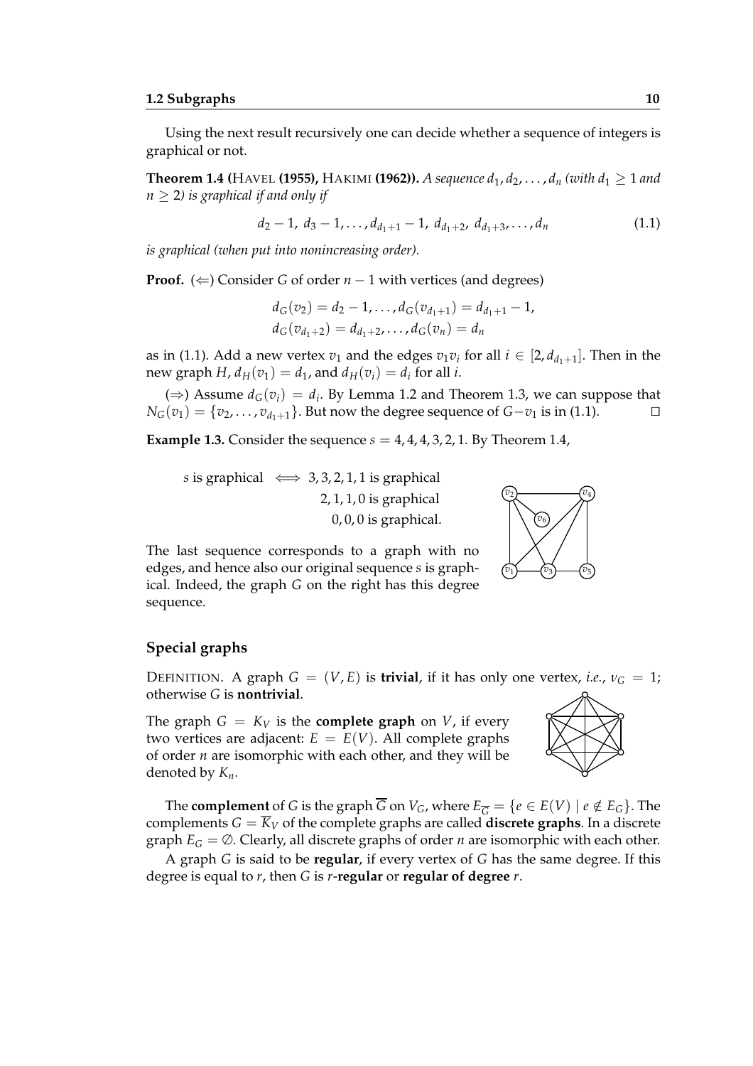Using the next result recursively one can decide whether a sequence of integers is graphical or not.

**Theorem 1.4 (Havel (1955), Hakimi (1962)).** *A sequence $d_1, d_2, \dots, d_n$ (with $d_1 \geq 1$ and $n \geq 2$) is graphical if and only if*

$$d_2 - 1,\ d_3 - 1, \dots, d_{d_1+1} - 1,\ d_{d_1+2},\ d_{d_1+3}, \dots, d_n \tag{1.1}$$

*is graphical (when put into nonincreasing order).*

**Proof.** ($\Leftarrow$) Consider $G$ of order $n-1$ with vertices (and degrees)

$$d_G(v_2) = d_2 - 1, \dots, d_G(v_{d_1+1}) = d_{d_1+1} - 1,$$
$$d_G(v_{d_1+2}) = d_{d_1+2}, \dots, d_G(v_n) = d_n$$

as in (1.1). Add a new vertex $v_1$ and the edges $v_1v_i$ for all $i \in [2, d_{d_1+1}]$. Then in the new graph $H$, $d_H(v_1) = d_1$, and $d_H(v_i) = d_i$ for all $i$.

($\Rightarrow$) Assume $d_G(v_i) = d_i$. By Lemma 1.2 and Theorem 1.3, we can suppose that $N_G(v_1) = \{v_2, \dots, v_{d_1+1}\}$. But now the degree sequence of $G - v_1$ is in (1.1). □

**Example 1.3.** Consider the sequence $s = 4, 4, 4, 3, 2, 1$. By Theorem 1.4,

$s$ is graphical $\iff$ $3, 3, 2, 1, 1$ is graphical
$2, 1, 1, 0$ is graphical
$0, 0, 0$ is graphical.

The last sequence corresponds to a graph with no edges, and hence also our original sequence $s$ is graphical. Indeed, the graph $G$ on the right has this degree sequence.

## Special graphs

Definition. A graph $G = (V, E)$ is **trivial**, if it has only one vertex, *i.e.*, $\nu_G = 1$; otherwise $G$ is **nontrivial**.

The graph $G = K_V$ is the **complete graph** on $V$, if every two vertices are adjacent: $E = E(V)$. All complete graphs of order $n$ are isomorphic with each other, and they will be denoted by $K_n$.

The **complement** of $G$ is the graph $\overline{G}$ on $V_G$, where $E_{\overline{G}} = \{e \in E(V) \mid e \notin E_G\}$. The complements $G = \overline{K}_V$ of the complete graphs are called **discrete graphs**. In a discrete graph $E_G = \emptyset$. Clearly, all discrete graphs of order $n$ are isomorphic with each other.

A graph $G$ is said to be **regular**, if every vertex of $G$ has the same degree. If this degree is equal to $r$, then $G$ is $r$-**regular** or **regular of degree** $r$.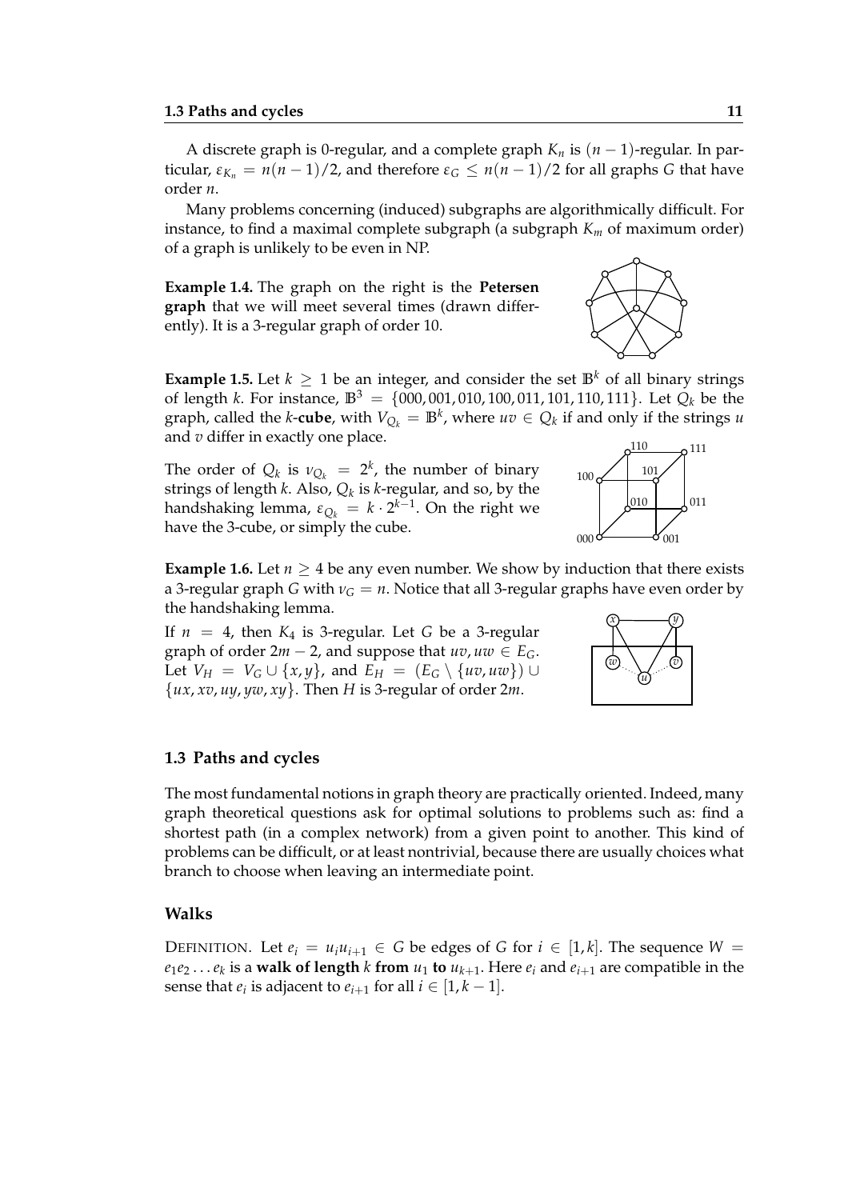A discrete graph is 0-regular, and a complete graph $K_n$ is $(n-1)$-regular. In particular, $\varepsilon_{K_n} = n(n-1)/2$, and therefore $\varepsilon_G \leq n(n-1)/2$ for all graphs $G$ that have order $n$.

Many problems concerning (induced) subgraphs are algorithmically difficult. For instance, to find a maximal complete subgraph (a subgraph $K_m$ of maximum order) of a graph is unlikely to be even in NP.

**Example 1.4.** The graph on the right is the **Petersen graph** that we will meet several times (drawn differently). It is a 3-regular graph of order 10.

**Example 1.5.** Let $k \geq 1$ be an integer, and consider the set $\mathbb{B}^k$ of all binary strings of length $k$. For instance, $\mathbb{B}^3 = \{000, 001, 010, 100, 011, 101, 110, 111\}$. Let $Q_k$ be the graph, called the $k$-**cube**, with $V_{Q_k} = \mathbb{B}^k$, where $uv \in Q_k$ if and only if the strings $u$ and $v$ differ in exactly one place.

The order of $Q_k$ is $\nu_{Q_k} = 2^k$, the number of binary strings of length $k$. Also, $Q_k$ is $k$-regular, and so, by the handshaking lemma, $\varepsilon_{Q_k} = k \cdot 2^{k-1}$. On the right we have the 3-cube, or simply the cube.

**Example 1.6.** Let $n \geq 4$ be any even number. We show by induction that there exists a 3-regular graph $G$ with $\nu_G = n$. Notice that all 3-regular graphs have even order by the handshaking lemma.

If $n = 4$, then $K_4$ is 3-regular. Let $G$ be a 3-regular graph of order $2m-2$, and suppose that $uv, uw \in E_G$. Let $V_H = V_G \cup \{x, y\}$, and $E_H = (E_G \setminus \{uv, uw\}) \cup \{ux, xv, uy, yw, xy\}$. Then $H$ is 3-regular of order $2m$.

## 1.3 Paths and cycles

The most fundamental notions in graph theory are practically oriented. Indeed, many graph theoretical questions ask for optimal solutions to problems such as: find a shortest path (in a complex network) from a given point to another. This kind of problems can be difficult, or at least nontrivial, because there are usually choices what branch to choose when leaving an intermediate point.

### Walks

DEFINITION. Let $e_i = u_i u_{i+1} \in G$ be edges of $G$ for $i \in [1, k]$. The sequence $W = e_1 e_2 \dots e_k$ is a **walk of length** $k$ **from** $u_1$ **to** $u_{k+1}$. Here $e_i$ and $e_{i+1}$ are compatible in the sense that $e_i$ is adjacent to $e_{i+1}$ for all $i \in [1, k-1]$.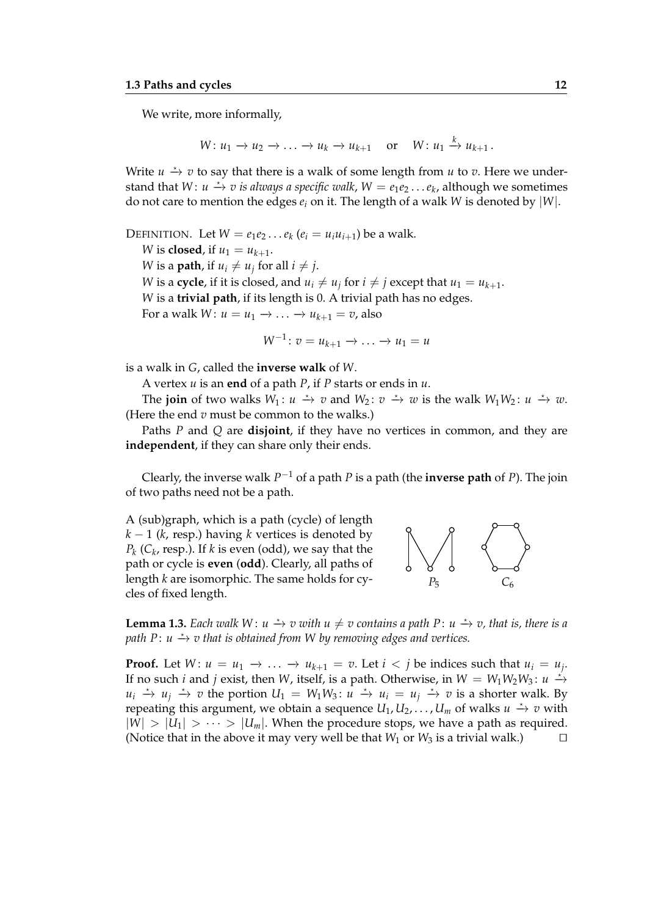We write, more informally,

$$W\colon u_1 \to u_2 \to \ldots \to u_k \to u_{k+1} \quad \text{or} \quad W\colon u_1 \xrightarrow{k} u_{k+1}\,.$$

Write $u \xrightarrow{\star} v$ to say that there is a walk of some length from $u$ to $v$. Here we understand that $W\colon u \xrightarrow{\star} v$ *is always a specific walk*, $W = e_1 e_2 \ldots e_k$, although we sometimes do not care to mention the edges $e_i$ on it. The length of a walk $W$ is denoted by $|W|$.

DEFINITION. Let $W = e_1 e_2 \ldots e_k$ ($e_i = u_i u_{i+1}$) be a walk.

$W$ is **closed**, if $u_1 = u_{k+1}$.

$W$ is a **path**, if $u_i \neq u_j$ for all $i \neq j$.

$W$ is a **cycle**, if it is closed, and $u_i \neq u_j$ for $i \neq j$ except that $u_1 = u_{k+1}$.

$W$ is a **trivial path**, if its length is 0. A trivial path has no edges.

For a walk $W\colon u = u_1 \to \ldots \to u_{k+1} = v$, also

$$W^{-1}\colon v = u_{k+1} \to \ldots \to u_1 = u$$

is a walk in $G$, called the **inverse walk** of $W$.

A vertex $u$ is an **end** of a path $P$, if $P$ starts or ends in $u$.

The **join** of two walks $W_1\colon u \xrightarrow{\star} v$ and $W_2\colon v \xrightarrow{\star} w$ is the walk $W_1 W_2\colon u \xrightarrow{\star} w$. (Here the end $v$ must be common to the walks.)

Paths $P$ and $Q$ are **disjoint**, if they have no vertices in common, and they are **independent**, if they can share only their ends.

Clearly, the inverse walk $P^{-1}$ of a path $P$ is a path (the **inverse path** of $P$). The join of two paths need not be a path.

A (sub)graph, which is a path (cycle) of length $k-1$ ($k$, resp.) having $k$ vertices is denoted by $P_k$ ($C_k$, resp.). If $k$ is even (odd), we say that the path or cycle is **even** (**odd**). Clearly, all paths of length $k$ are isomorphic. The same holds for cycles of fixed length.

$P_5$ $C_6$

**Lemma 1.3.** *Each walk $W\colon u \xrightarrow{\star} v$ with $u \neq v$ contains a path $P\colon u \xrightarrow{\star} v$, that is, there is a path $P\colon u \xrightarrow{\star} v$ that is obtained from $W$ by removing edges and vertices.*

**Proof.** Let $W\colon u = u_1 \to \ldots \to u_{k+1} = v$. Let $i < j$ be indices such that $u_i = u_j$. If no such $i$ and $j$ exist, then $W$, itself, is a path. Otherwise, in $W = W_1 W_2 W_3\colon u \xrightarrow{\star} u_i \xrightarrow{\star} u_j \xrightarrow{\star} v$ the portion $U_1 = W_1 W_3\colon u \xrightarrow{\star} u_i = u_j \xrightarrow{\star} v$ is a shorter walk. By repeating this argument, we obtain a sequence $U_1, U_2, \ldots, U_m$ of walks $u \xrightarrow{\star} v$ with $|W| > |U_1| > \cdots > |U_m|$. When the procedure stops, we have a path as required. (Notice that in the above it may very well be that $W_1$ or $W_3$ is a trivial walk.) □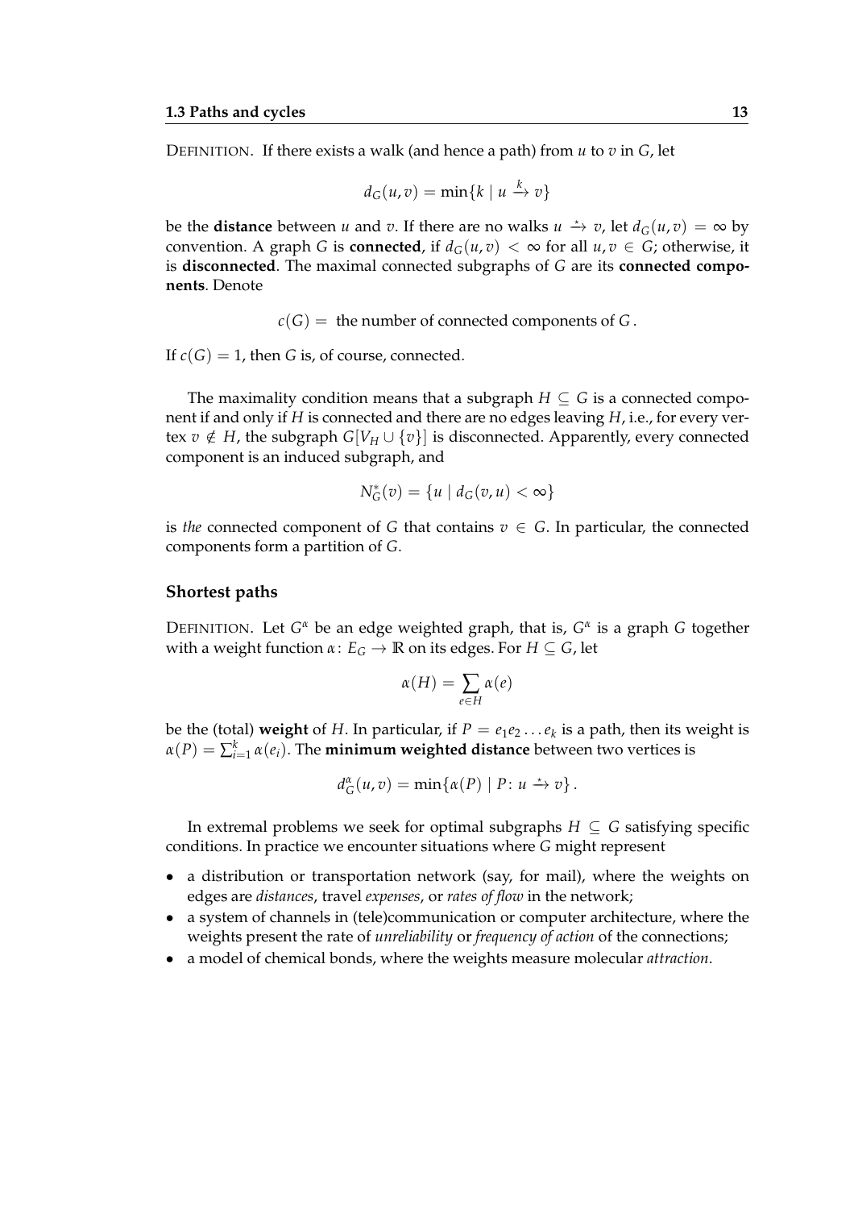DEFINITION. If there exists a walk (and hence a path) from $u$ to $v$ in $G$, let

$$d_G(u,v) = \min\{k \mid u \xrightarrow{k} v\}$$

be the **distance** between $u$ and $v$. If there are no walks $u \xrightarrow{\star} v$, let $d_G(u,v) = \infty$ by convention. A graph $G$ is **connected**, if $d_G(u,v) < \infty$ for all $u, v \in G$; otherwise, it is **disconnected**. The maximal connected subgraphs of $G$ are its **connected components**. Denote

$$c(G) = \text{ the number of connected components of } G\,.$$

If $c(G) = 1$, then $G$ is, of course, connected.

The maximality condition means that a subgraph $H \subseteq G$ is a connected component if and only if $H$ is connected and there are no edges leaving $H$, i.e., for every vertex $v \notin H$, the subgraph $G[V_H \cup \{v\}]$ is disconnected. Apparently, every connected component is an induced subgraph, and

$$N_G^*(v) = \{u \mid d_G(v,u) < \infty\}$$

is *the* connected component of $G$ that contains $v \in G$. In particular, the connected components form a partition of $G$.

### Shortest paths

DEFINITION. Let $G^\alpha$ be an edge weighted graph, that is, $G^\alpha$ is a graph $G$ together with a weight function $\alpha\colon E_G \to \mathbb{R}$ on its edges. For $H \subseteq G$, let

$$\alpha(H) = \sum_{e \in H} \alpha(e)$$

be the (total) **weight** of $H$. In particular, if $P = e_1 e_2 \dots e_k$ is a path, then its weight is $\alpha(P) = \sum_{i=1}^{k} \alpha(e_i)$. The **minimum weighted distance** between two vertices is

$$d_G^\alpha(u,v) = \min\{\alpha(P) \mid P\colon u \xrightarrow{\star} v\}\,.$$

In extremal problems we seek for optimal subgraphs $H \subseteq G$ satisfying specific conditions. In practice we encounter situations where $G$ might represent

- a distribution or transportation network (say, for mail), where the weights on edges are *distances*, travel *expenses*, or *rates of flow* in the network;
- a system of channels in (tele)communication or computer architecture, where the weights present the rate of *unreliability* or *frequency of action* of the connections;
- a model of chemical bonds, where the weights measure molecular *attraction*.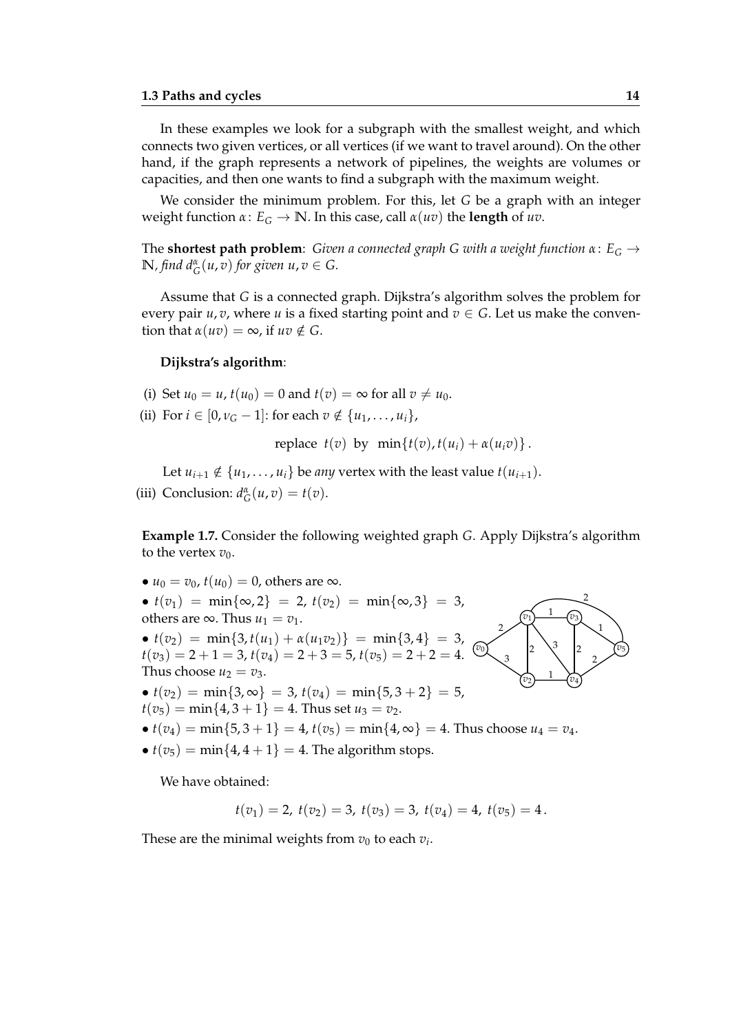In these examples we look for a subgraph with the smallest weight, and which connects two given vertices, or all vertices (if we want to travel around). On the other hand, if the graph represents a network of pipelines, the weights are volumes or capacities, and then one wants to find a subgraph with the maximum weight.

We consider the minimum problem. For this, let $G$ be a graph with an integer weight function $\alpha\colon E_G \to \mathbb{N}$. In this case, call $\alpha(uv)$ the **length** of $uv$.

The **shortest path problem**: *Given a connected graph $G$ with a weight function $\alpha\colon E_G \to \mathbb{N}$, find $d_G^\alpha(u,v)$ for given $u, v \in G$.*

Assume that $G$ is a connected graph. Dijkstra's algorithm solves the problem for every pair $u, v$, where $u$ is a fixed starting point and $v \in G$. Let us make the convention that $\alpha(uv) = \infty$, if $uv \notin G$.

**Dijkstra's algorithm**:

(i) Set $u_0 = u$, $t(u_0) = 0$ and $t(v) = \infty$ for all $v \neq u_0$.

(ii) For $i \in [0, \nu_G - 1]$: for each $v \notin \{u_1, \dots, u_i\}$,

$$\text{replace } \ t(v) \ \text{ by } \ \min\{t(v), t(u_i) + \alpha(u_i v)\}\,.$$

Let $u_{i+1} \notin \{u_1, \dots, u_i\}$ be *any* vertex with the least value $t(u_{i+1})$.

(iii) Conclusion: $d_G^\alpha(u,v) = t(v)$.

**Example 1.7.** Consider the following weighted graph $G$. Apply Dijkstra's algorithm to the vertex $v_0$.

- $u_0 = v_0$, $t(u_0) = 0$, others are $\infty$.
- $t(v_1) = \min\{\infty, 2\} = 2$, $t(v_2) = \min\{\infty, 3\} = 3$, others are $\infty$. Thus $u_1 = v_1$.
- $t(v_2) = \min\{3, t(u_1) + \alpha(u_1 v_2)\} = \min\{3, 4\} = 3$, $t(v_3) = 2 + 1 = 3$, $t(v_4) = 2 + 3 = 5$, $t(v_5) = 2 + 2 = 4$. Thus choose $u_2 = v_3$.
- $t(v_2) = \min\{3, \infty\} = 3$, $t(v_4) = \min\{5, 3 + 2\} = 5$, $t(v_5) = \min\{4, 3 + 1\} = 4$. Thus set $u_3 = v_2$.
- $t(v_4) = \min\{5, 3 + 1\} = 4$, $t(v_5) = \min\{4, \infty\} = 4$. Thus choose $u_4 = v_4$.
- $t(v_5) = \min\{4, 4 + 1\} = 4$. The algorithm stops.

We have obtained:

$$t(v_1) = 2,\ t(v_2) = 3,\ t(v_3) = 3,\ t(v_4) = 4,\ t(v_5) = 4\,.$$

These are the minimal weights from $v_0$ to each $v_i$.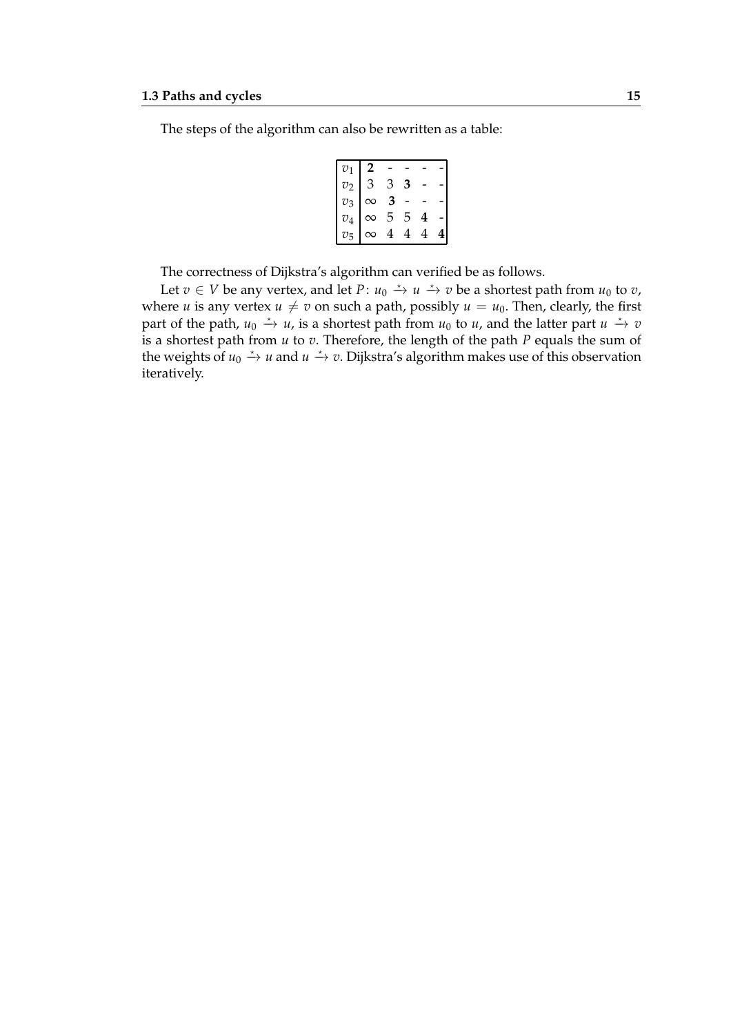The steps of the algorithm can also be rewritten as a table:

| | | | | | |
|---|---|---|---|---|---|
| $v_1$ | **2** | - | - | - | - |
| $v_2$ | 3 | 3 | **3** | - | - |
| $v_3$ | $\infty$ | **3** | - | - | - |
| $v_4$ | $\infty$ | 5 | 5 | **4** | - |
| $v_5$ | $\infty$ | 4 | 4 | 4 | **4** |

The correctness of Dijkstra's algorithm can verified be as follows.

Let $v \in V$ be any vertex, and let $P\colon u_0 \xrightarrow{\star} u \xrightarrow{\star} v$ be a shortest path from $u_0$ to $v$, where $u$ is any vertex $u \neq v$ on such a path, possibly $u = u_0$. Then, clearly, the first part of the path, $u_0 \xrightarrow{\star} u$, is a shortest path from $u_0$ to $u$, and the latter part $u \xrightarrow{\star} v$ is a shortest path from $u$ to $v$. Therefore, the length of the path $P$ equals the sum of the weights of $u_0 \xrightarrow{\star} u$ and $u \xrightarrow{\star} v$. Dijkstra's algorithm makes use of this observation iteratively.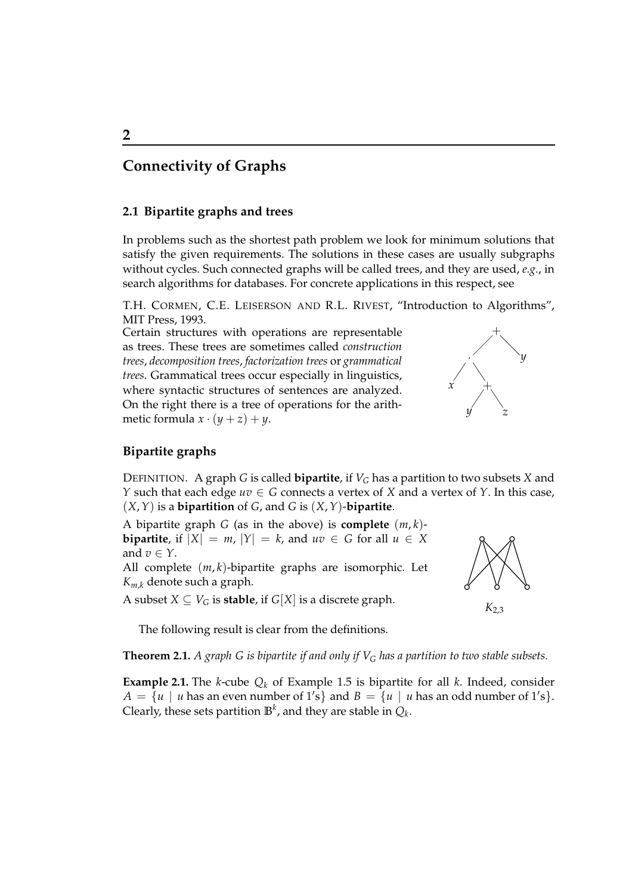# 2

# Connectivity of Graphs

## 2.1 Bipartite graphs and trees

In problems such as the shortest path problem we look for minimum solutions that satisfy the given requirements. The solutions in these cases are usually subgraphs without cycles. Such connected graphs will be called trees, and they are used, *e.g.*, in search algorithms for databases. For concrete applications in this respect, see

T.H. CORMEN, C.E. LEISERSON AND R.L. RIVEST, "Introduction to Algorithms", MIT Press, 1993.

Certain structures with operations are representable as trees. These trees are sometimes called *construction trees*, *decomposition trees*, *factorization trees* or *grammatical trees*. Grammatical trees occur especially in linguistics, where syntactic structures of sentences are analyzed. On the right there is a tree of operations for the arithmetic formula $x \cdot (y + z) + y$.

### Bipartite graphs

DEFINITION. A graph $G$ is called **bipartite**, if $V_G$ has a partition to two subsets $X$ and $Y$ such that each edge $uv \in G$ connects a vertex of $X$ and a vertex of $Y$. In this case, $(X, Y)$ is a **bipartition** of $G$, and $G$ is $(X, Y)$-**bipartite**.

A bipartite graph $G$ (as in the above) is **complete** $(m, k)$-**bipartite**, if $|X| = m$, $|Y| = k$, and $uv \in G$ for all $u \in X$ and $v \in Y$.

All complete $(m, k)$-bipartite graphs are isomorphic. Let $K_{m,k}$ denote such a graph.

A subset $X \subseteq V_G$ is **stable**, if $G[X]$ is a discrete graph.

$K_{2,3}$

The following result is clear from the definitions.

**Theorem 2.1.** *A graph $G$ is bipartite if and only if $V_G$ has a partition to two stable subsets.*

**Example 2.1.** The $k$-cube $Q_k$ of Example 1.5 is bipartite for all $k$. Indeed, consider $A = \{u \mid u \text{ has an even number of 1's}\}$ and $B = \{u \mid u \text{ has an odd number of 1's}\}$. Clearly, these sets partition $\mathbb{B}^k$, and they are stable in $Q_k$.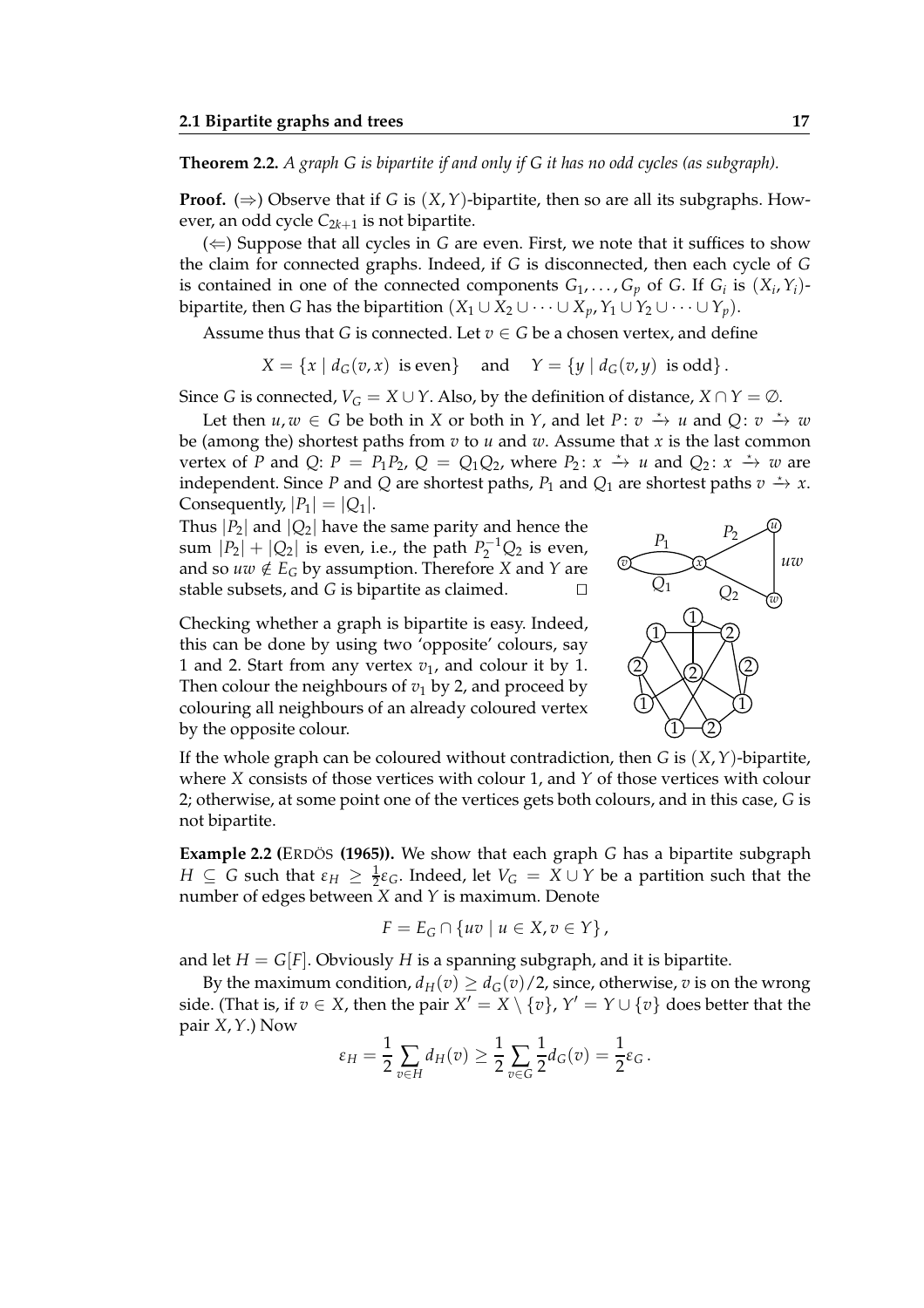**Theorem 2.2.** *A graph $G$ is bipartite if and only if $G$ it has no odd cycles (as subgraph).*

**Proof.** ($\Rightarrow$) Observe that if $G$ is $(X, Y)$-bipartite, then so are all its subgraphs. However, an odd cycle $C_{2k+1}$ is not bipartite.

($\Leftarrow$) Suppose that all cycles in $G$ are even. First, we note that it suffices to show the claim for connected graphs. Indeed, if $G$ is disconnected, then each cycle of $G$ is contained in one of the connected components $G_1, \dots, G_p$ of $G$. If $G_i$ is $(X_i, Y_i)$-bipartite, then $G$ has the bipartition $(X_1 \cup X_2 \cup \dots \cup X_p, Y_1 \cup Y_2 \cup \dots \cup Y_p)$.

Assume thus that $G$ is connected. Let $v \in G$ be a chosen vertex, and define

$$X = \{x \mid d_G(v, x) \text{ is even}\} \quad \text{and} \quad Y = \{y \mid d_G(v, y) \text{ is odd}\}.$$

Since $G$ is connected, $V_G = X \cup Y$. Also, by the definition of distance, $X \cap Y = \emptyset$.

Let then $u, w \in G$ be both in $X$ or both in $Y$, and let $P\colon v \xrightarrow{\star} u$ and $Q\colon v \xrightarrow{\star} w$ be (among the) shortest paths from $v$ to $u$ and $w$. Assume that $x$ is the last common vertex of $P$ and $Q$: $P = P_1P_2$, $Q = Q_1Q_2$, where $P_2\colon x \xrightarrow{\star} u$ and $Q_2\colon x \xrightarrow{\star} w$ are independent. Since $P$ and $Q$ are shortest paths, $P_1$ and $Q_1$ are shortest paths $v \xrightarrow{\star} x$. Consequently, $|P_1| = |Q_1|$.

Thus $|P_2|$ and $|Q_2|$ have the same parity and hence the sum $|P_2| + |Q_2|$ is even, i.e., the path $P_2^{-1}Q_2$ is even, and so $uw \notin E_G$ by assumption. Therefore $X$ and $Y$ are stable subsets, and $G$ is bipartite as claimed. $\square$

Checking whether a graph is bipartite is easy. Indeed, this can be done by using two 'opposite' colours, say 1 and 2. Start from any vertex $v_1$, and colour it by 1. Then colour the neighbours of $v_1$ by 2, and proceed by colouring all neighbours of an already coloured vertex by the opposite colour.

If the whole graph can be coloured without contradiction, then $G$ is $(X, Y)$-bipartite, where $X$ consists of those vertices with colour 1, and $Y$ of those vertices with colour 2; otherwise, at some point one of the vertices gets both colours, and in this case, $G$ is not bipartite.

**Example 2.2 (ERDÖS (1965)).** We show that each graph $G$ has a bipartite subgraph $H \subseteq G$ such that $\varepsilon_H \geq \frac{1}{2}\varepsilon_G$. Indeed, let $V_G = X \cup Y$ be a partition such that the number of edges between $X$ and $Y$ is maximum. Denote

$$F = E_G \cap \{uv \mid u \in X, v \in Y\},$$

and let $H = G[F]$. Obviously $H$ is a spanning subgraph, and it is bipartite.

By the maximum condition, $d_H(v) \geq d_G(v)/2$, since, otherwise, $v$ is on the wrong side. (That is, if $v \in X$, then the pair $X' = X \setminus \{v\}$, $Y' = Y \cup \{v\}$ does better that the pair $X, Y$.) Now

$$\varepsilon_H = \frac{1}{2}\sum_{v \in H} d_H(v) \geq \frac{1}{2}\sum_{v \in G} \frac{1}{2} d_G(v) = \frac{1}{2}\varepsilon_G\,.$$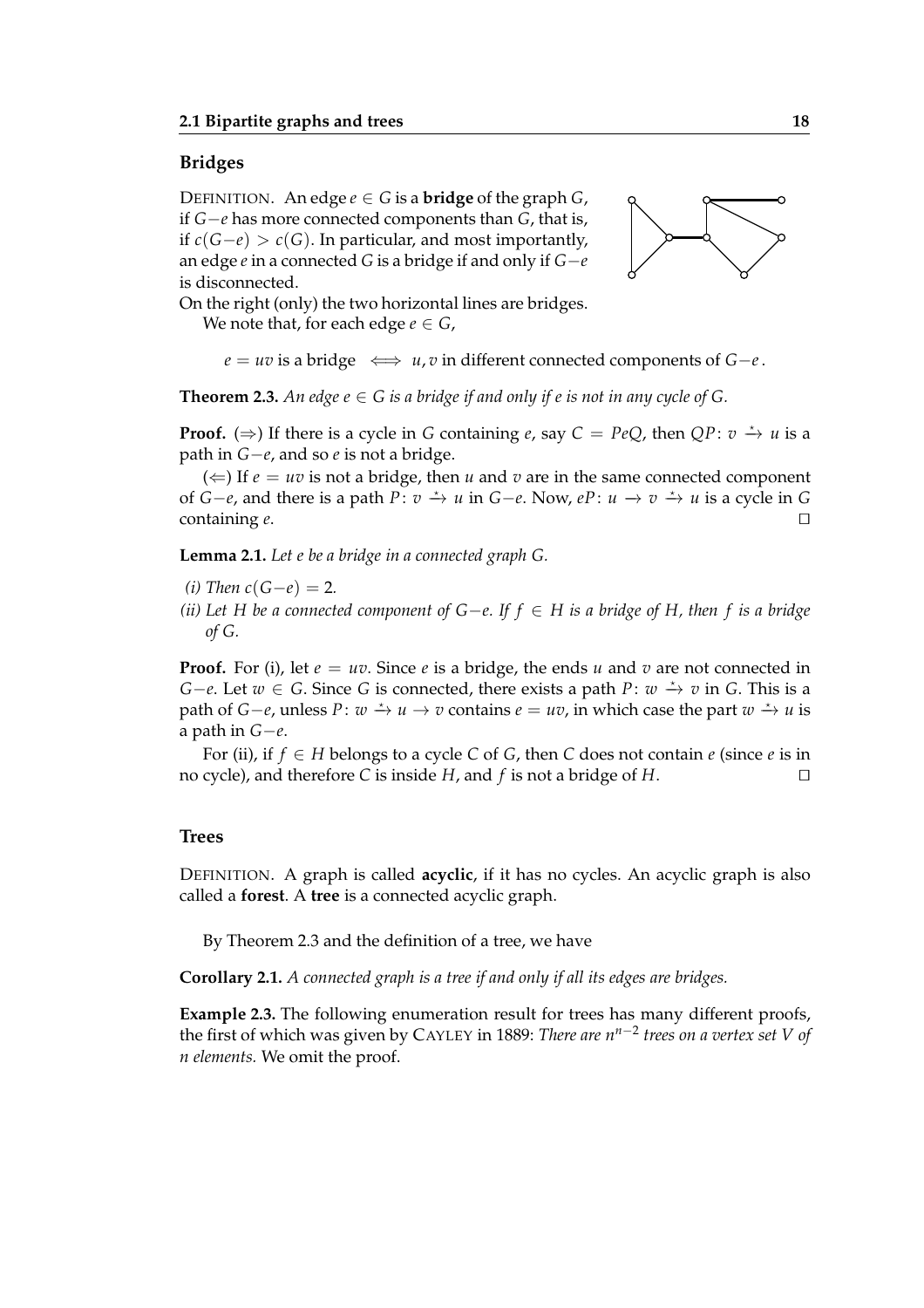## Bridges

DEFINITION. An edge $e \in G$ is a **bridge** of the graph $G$, if $G{-}e$ has more connected components than $G$, that is, if $c(G{-}e) > c(G)$. In particular, and most importantly, an edge $e$ in a connected $G$ is a bridge if and only if $G{-}e$ is disconnected.

On the right (only) the two horizontal lines are bridges.

We note that, for each edge $e \in G$,

$$e = uv \text{ is a bridge } \iff u, v \text{ in different connected components of } G{-}e\,.$$

**Theorem 2.3.** *An edge $e \in G$ is a bridge if and only if $e$ is not in any cycle of $G$.*

**Proof.** ($\Rightarrow$) If there is a cycle in $G$ containing $e$, say $C = PeQ$, then $QP\colon v \xrightarrow{\star} u$ is a path in $G{-}e$, and so $e$ is not a bridge.

($\Leftarrow$) If $e = uv$ is not a bridge, then $u$ and $v$ are in the same connected component of $G{-}e$, and there is a path $P\colon v \xrightarrow{\star} u$ in $G{-}e$. Now, $eP\colon u \to v \xrightarrow{\star} u$ is a cycle in $G$ containing $e$. ◻

**Lemma 2.1.** *Let $e$ be a bridge in a connected graph $G$.*

*(i) Then $c(G{-}e) = 2$.*

*(ii) Let $H$ be a connected component of $G{-}e$. If $f \in H$ is a bridge of $H$, then $f$ is a bridge of $G$.*

**Proof.** For (i), let $e = uv$. Since $e$ is a bridge, the ends $u$ and $v$ are not connected in $G{-}e$. Let $w \in G$. Since $G$ is connected, there exists a path $P\colon w \xrightarrow{\star} v$ in $G$. This is a path of $G{-}e$, unless $P\colon w \xrightarrow{\star} u \to v$ contains $e = uv$, in which case the part $w \xrightarrow{\star} u$ is a path in $G{-}e$.

For (ii), if $f \in H$ belongs to a cycle $C$ of $G$, then $C$ does not contain $e$ (since $e$ is in no cycle), and therefore $C$ is inside $H$, and $f$ is not a bridge of $H$. ◻

## Trees

DEFINITION. A graph is called **acyclic**, if it has no cycles. An acyclic graph is also called a **forest**. A **tree** is a connected acyclic graph.

By Theorem 2.3 and the definition of a tree, we have

**Corollary 2.1.** *A connected graph is a tree if and only if all its edges are bridges.*

**Example 2.3.** The following enumeration result for trees has many different proofs, the first of which was given by CAYLEY in 1889: *There are $n^{n-2}$ trees on a vertex set $V$ of $n$ elements.* We omit the proof.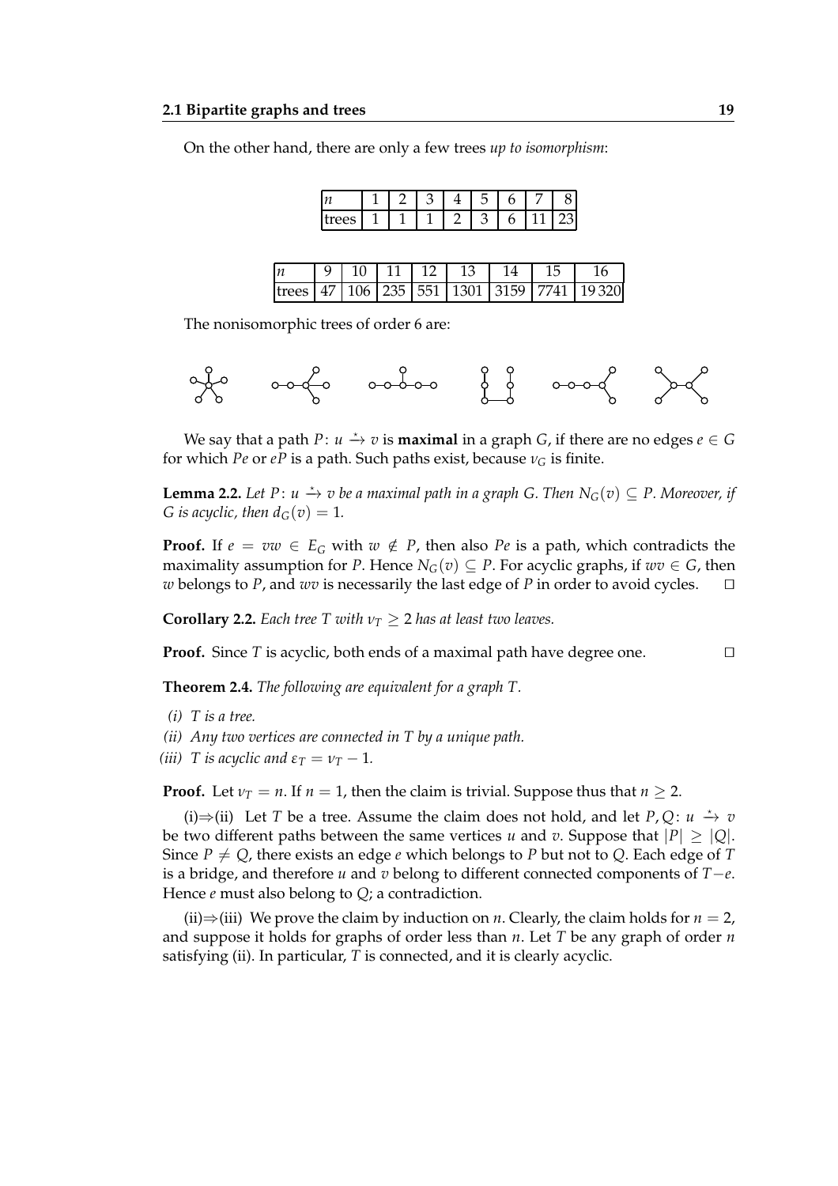On the other hand, there are only a few trees *up to isomorphism*:

| $n$ | 1 | 2 | 3 | 4 | 5 | 6 | 7 | 8 |
|---|---|---|---|---|---|---|---|---|
| trees | 1 | 1 | 1 | 2 | 3 | 6 | 11 | 23 |

| $n$ | 9 | 10 | 11 | 12 | 13 | 14 | 15 | 16 |
|---|---|---|---|---|---|---|---|---|
| trees | 47 | 106 | 235 | 551 | 1301 | 3159 | 7741 | 19 320 |

The nonisomorphic trees of order 6 are:

We say that a path $P\colon u \xrightarrow{\star} v$ is **maximal** in a graph $G$, if there are no edges $e \in G$ for which $Pe$ or $eP$ is a path. Such paths exist, because $\nu_G$ is finite.

**Lemma 2.2.** *Let $P\colon u \xrightarrow{\star} v$ be a maximal path in a graph $G$. Then $N_G(v) \subseteq P$. Moreover, if $G$ is acyclic, then $d_G(v) = 1$.*

**Proof.** If $e = vw \in E_G$ with $w \notin P$, then also $Pe$ is a path, which contradicts the maximality assumption for $P$. Hence $N_G(v) \subseteq P$. For acyclic graphs, if $wv \in G$, then $w$ belongs to $P$, and $wv$ is necessarily the last edge of $P$ in order to avoid cycles. □

**Corollary 2.2.** *Each tree $T$ with $\nu_T \geq 2$ has at least two leaves.*

**Proof.** Since $T$ is acyclic, both ends of a maximal path have degree one. □

**Theorem 2.4.** *The following are equivalent for a graph $T$.*

*(i) $T$ is a tree.*

*(ii) Any two vertices are connected in $T$ by a unique path.*

*(iii) $T$ is acyclic and $\varepsilon_T = \nu_T - 1$.*

**Proof.** Let $\nu_T = n$. If $n = 1$, then the claim is trivial. Suppose thus that $n \geq 2$.

(i)⇒(ii) Let $T$ be a tree. Assume the claim does not hold, and let $P, Q\colon u \xrightarrow{\star} v$ be two different paths between the same vertices $u$ and $v$. Suppose that $|P| \geq |Q|$. Since $P \neq Q$, there exists an edge $e$ which belongs to $P$ but not to $Q$. Each edge of $T$ is a bridge, and therefore $u$ and $v$ belong to different connected components of $T-e$. Hence $e$ must also belong to $Q$; a contradiction.

(ii)⇒(iii) We prove the claim by induction on $n$. Clearly, the claim holds for $n = 2$, and suppose it holds for graphs of order less than $n$. Let $T$ be any graph of order $n$ satisfying (ii). In particular, $T$ is connected, and it is clearly acyclic.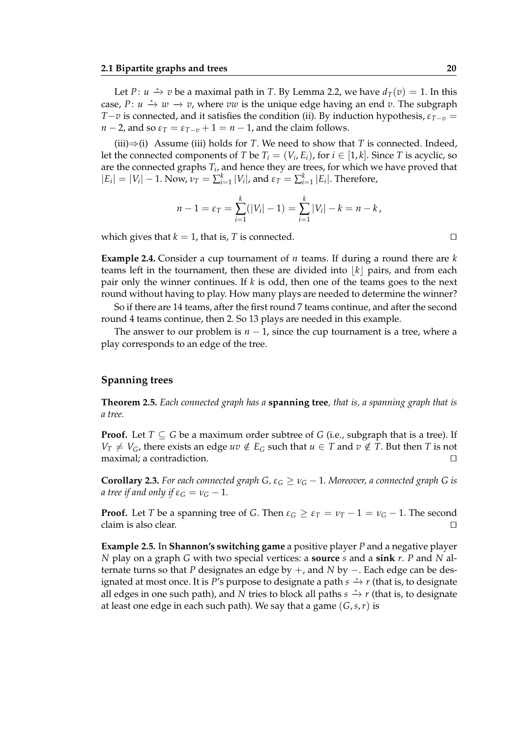Let $P: u \xrightarrow{\star} v$ be a maximal path in $T$. By Lemma 2.2, we have $d_T(v) = 1$. In this case, $P: u \xrightarrow{\star} w \to v$, where $vw$ is the unique edge having an end $v$. The subgraph $T{-}v$ is connected, and it satisfies the condition (ii). By induction hypothesis, $\varepsilon_{T-v} = n-2$, and so $\varepsilon_T = \varepsilon_{T-v} + 1 = n-1$, and the claim follows.

(iii)⇒(i) Assume (iii) holds for $T$. We need to show that $T$ is connected. Indeed, let the connected components of $T$ be $T_i = (V_i, E_i)$, for $i \in [1, k]$. Since $T$ is acyclic, so are the connected graphs $T_i$, and hence they are trees, for which we have proved that $|E_i| = |V_i| - 1$. Now, $\nu_T = \sum_{i=1}^{k} |V_i|$, and $\varepsilon_T = \sum_{i=1}^{k} |E_i|$. Therefore,

$$n - 1 = \varepsilon_T = \sum_{i=1}^{k}(|V_i| - 1) = \sum_{i=1}^{k} |V_i| - k = n - k\,,$$

which gives that $k = 1$, that is, $T$ is connected. □

**Example 2.4.** Consider a cup tournament of $n$ teams. If during a round there are $k$ teams left in the tournament, then these are divided into $\lfloor k \rfloor$ pairs, and from each pair only the winner continues. If $k$ is odd, then one of the teams goes to the next round without having to play. How many plays are needed to determine the winner?

So if there are 14 teams, after the first round 7 teams continue, and after the second round 4 teams continue, then 2. So 13 plays are needed in this example.

The answer to our problem is $n - 1$, since the cup tournament is a tree, where a play corresponds to an edge of the tree.

### Spanning trees

**Theorem 2.5.** *Each connected graph has a* **spanning tree***, that is, a spanning graph that is a tree.*

**Proof.** Let $T \subseteq G$ be a maximum order subtree of $G$ (i.e., subgraph that is a tree). If $V_T \neq V_G$, there exists an edge $uv \notin E_G$ such that $u \in T$ and $v \notin T$. But then $T$ is not maximal; a contradiction. □

**Corollary 2.3.** *For each connected graph $G$, $\varepsilon_G \geq \nu_G - 1$. Moreover, a connected graph $G$ is a tree if and only if $\varepsilon_G = \nu_G - 1$.*

**Proof.** Let $T$ be a spanning tree of $G$. Then $\varepsilon_G \geq \varepsilon_T = \nu_T - 1 = \nu_G - 1$. The second claim is also clear. □

**Example 2.5.** In **Shannon's switching game** a positive player $P$ and a negative player $N$ play on a graph $G$ with two special vertices: a **source** $s$ and a **sink** $r$. $P$ and $N$ alternate turns so that $P$ designates an edge by $+$, and $N$ by $-$. Each edge can be designated at most once. It is $P$'s purpose to designate a path $s \xrightarrow{\star} r$ (that is, to designate all edges in one such path), and $N$ tries to block all paths $s \xrightarrow{\star} r$ (that is, to designate at least one edge in each such path). We say that a game $(G, s, r)$ is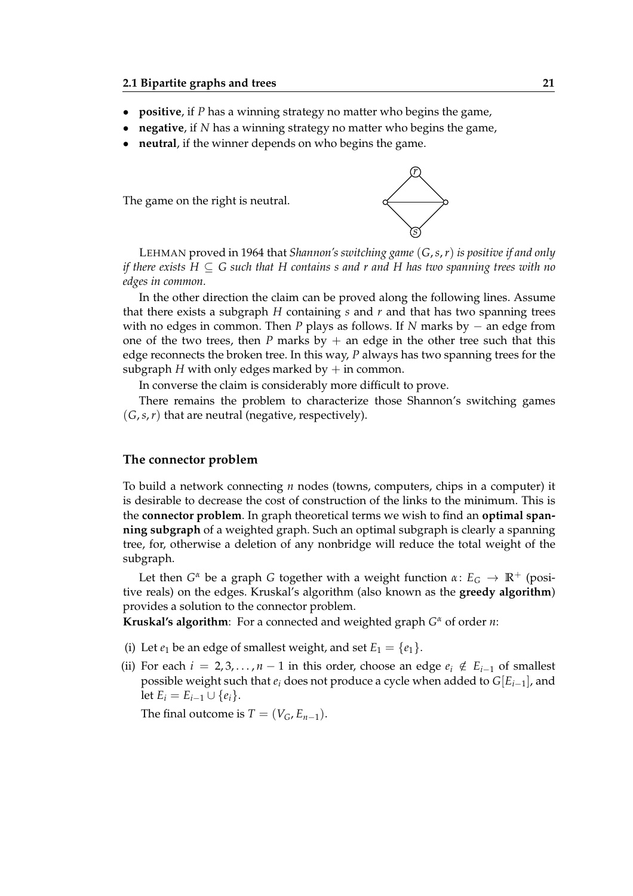- **positive**, if $P$ has a winning strategy no matter who begins the game,
- **negative**, if $N$ has a winning strategy no matter who begins the game,
- **neutral**, if the winner depends on who begins the game.

The game on the right is neutral.

r

s

LEHMAN proved in 1964 that *Shannon's switching game* $(G, s, r)$ *is positive if and only if there exists* $H \subseteq G$ *such that* $H$ *contains* $s$ *and* $r$ *and* $H$ *has two spanning trees with no edges in common.*

In the other direction the claim can be proved along the following lines. Assume that there exists a subgraph $H$ containing $s$ and $r$ and that has two spanning trees with no edges in common. Then $P$ plays as follows. If $N$ marks by $-$ an edge from one of the two trees, then $P$ marks by $+$ an edge in the other tree such that this edge reconnects the broken tree. In this way, $P$ always has two spanning trees for the subgraph $H$ with only edges marked by $+$ in common.

In converse the claim is considerably more difficult to prove.

There remains the problem to characterize those Shannon's switching games $(G, s, r)$ that are neutral (negative, respectively).

### The connector problem

To build a network connecting $n$ nodes (towns, computers, chips in a computer) it is desirable to decrease the cost of construction of the links to the minimum. This is the **connector problem**. In graph theoretical terms we wish to find an **optimal spanning subgraph** of a weighted graph. Such an optimal subgraph is clearly a spanning tree, for, otherwise a deletion of any nonbridge will reduce the total weight of the subgraph.

Let then $G^\alpha$ be a graph $G$ together with a weight function $\alpha \colon E_G \to \mathbb{R}^+$ (positive reals) on the edges. Kruskal's algorithm (also known as the **greedy algorithm**) provides a solution to the connector problem.

**Kruskal's algorithm**: For a connected and weighted graph $G^\alpha$ of order $n$:

(i) Let $e_1$ be an edge of smallest weight, and set $E_1 = \{e_1\}$.

(ii) For each $i = 2, 3, \ldots, n-1$ in this order, choose an edge $e_i \notin E_{i-1}$ of smallest possible weight such that $e_i$ does not produce a cycle when added to $G[E_{i-1}]$, and let $E_i = E_{i-1} \cup \{e_i\}$.

The final outcome is $T = (V_G, E_{n-1})$.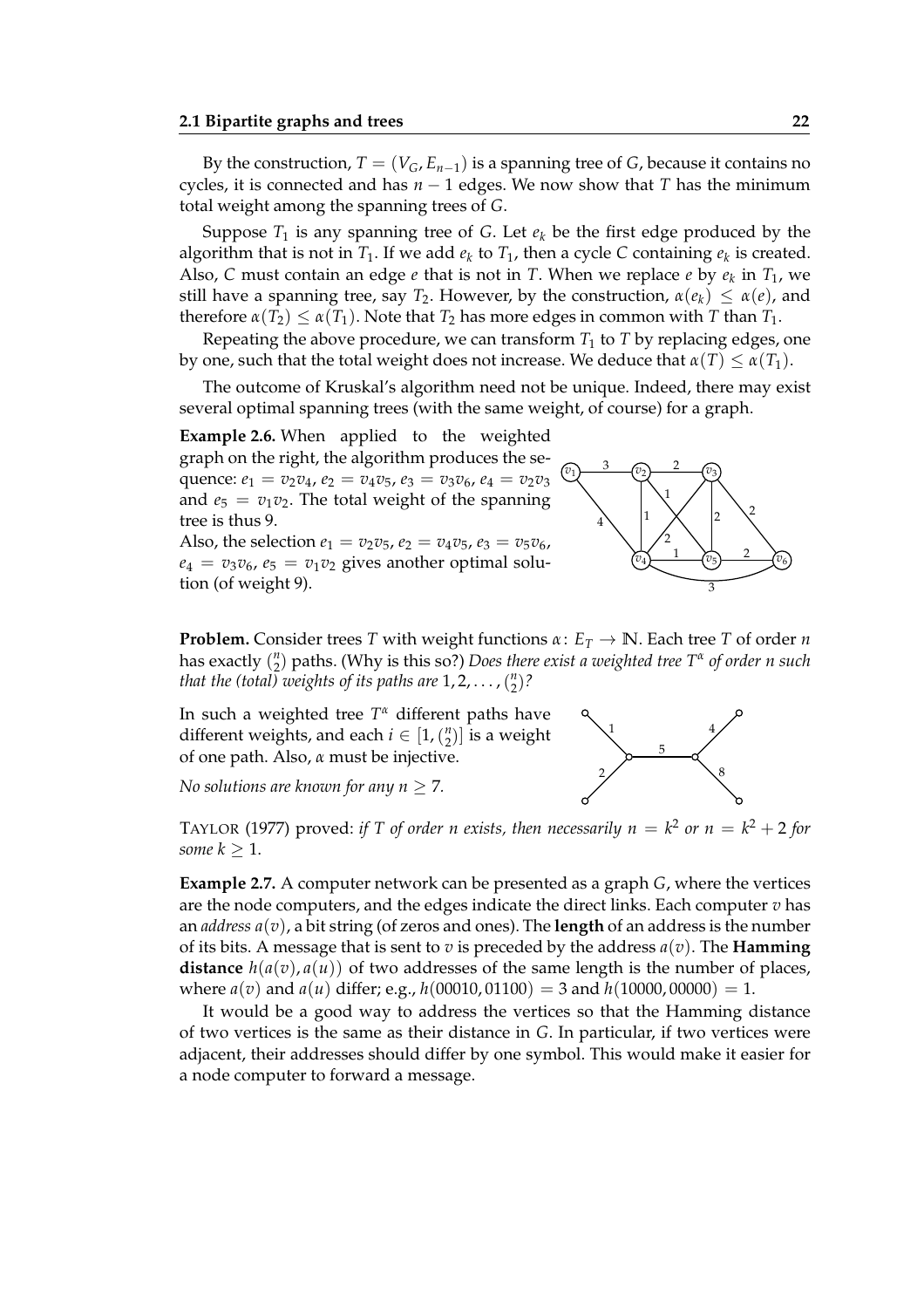By the construction, $T = (V_G, E_{n-1})$ is a spanning tree of $G$, because it contains no cycles, it is connected and has $n-1$ edges. We now show that $T$ has the minimum total weight among the spanning trees of $G$.

Suppose $T_1$ is any spanning tree of $G$. Let $e_k$ be the first edge produced by the algorithm that is not in $T_1$. If we add $e_k$ to $T_1$, then a cycle $C$ containing $e_k$ is created. Also, $C$ must contain an edge $e$ that is not in $T$. When we replace $e$ by $e_k$ in $T_1$, we still have a spanning tree, say $T_2$. However, by the construction, $\alpha(e_k) \leq \alpha(e)$, and therefore $\alpha(T_2) \leq \alpha(T_1)$. Note that $T_2$ has more edges in common with $T$ than $T_1$.

Repeating the above procedure, we can transform $T_1$ to $T$ by replacing edges, one by one, such that the total weight does not increase. We deduce that $\alpha(T) \leq \alpha(T_1)$.

The outcome of Kruskal's algorithm need not be unique. Indeed, there may exist several optimal spanning trees (with the same weight, of course) for a graph.

**Example 2.6.** When applied to the weighted graph on the right, the algorithm produces the sequence: $e_1 = v_2v_4$, $e_2 = v_4v_5$, $e_3 = v_3v_6$, $e_4 = v_2v_3$ and $e_5 = v_1v_2$. The total weight of the spanning tree is thus 9.

Also, the selection $e_1 = v_2v_5$, $e_2 = v_4v_5$, $e_3 = v_5v_6$, $e_4 = v_3v_6$, $e_5 = v_1v_2$ gives another optimal solution (of weight 9).

**Problem.** Consider trees $T$ with weight functions $\alpha \colon E_T \to \mathbb{N}$. Each tree $T$ of order $n$ has exactly $\binom{n}{2}$ paths. (Why is this so?) *Does there exist a weighted tree $T^\alpha$ of order $n$ such that the (total) weights of its paths are $1, 2, \ldots, \binom{n}{2}$?*

In such a weighted tree $T^\alpha$ different paths have different weights, and each $i \in [1, \binom{n}{2}]$ is a weight of one path. Also, $\alpha$ must be injective.

*No solutions are known for any $n \geq 7$.*

TAYLOR (1977) proved: *if $T$ of order $n$ exists, then necessarily $n = k^2$ or $n = k^2 + 2$ for some $k \geq 1$.*

**Example 2.7.** A computer network can be presented as a graph $G$, where the vertices are the node computers, and the edges indicate the direct links. Each computer $v$ has an *address* $a(v)$, a bit string (of zeros and ones). The **length** of an address is the number of its bits. A message that is sent to $v$ is preceded by the address $a(v)$. The **Hamming distance** $h(a(v), a(u))$ of two addresses of the same length is the number of places, where $a(v)$ and $a(u)$ differ; e.g., $h(00010, 01100) = 3$ and $h(10000, 00000) = 1$.

It would be a good way to address the vertices so that the Hamming distance of two vertices is the same as their distance in $G$. In particular, if two vertices were adjacent, their addresses should differ by one symbol. This would make it easier for a node computer to forward a message.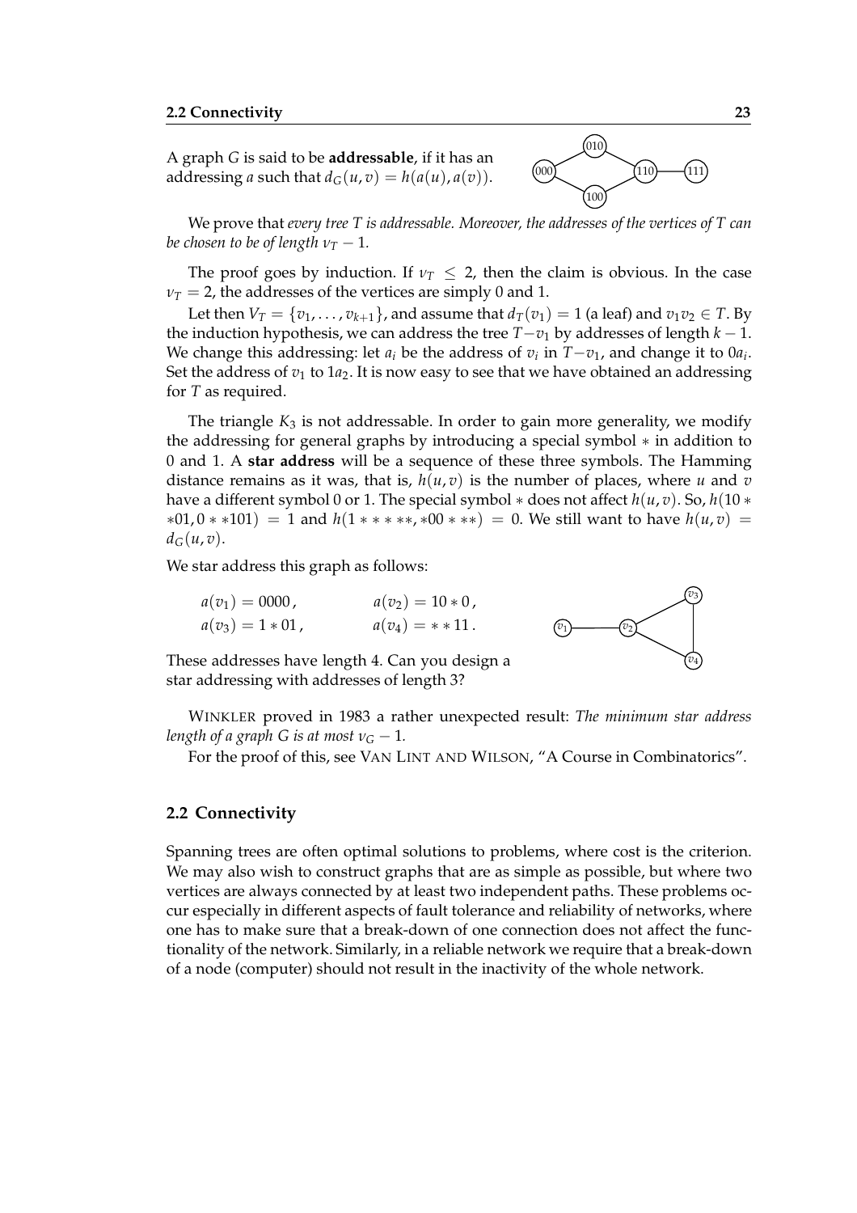A graph $G$ is said to be **addressable**, if it has an addressing $a$ such that $d_G(u, v) = h(a(u), a(v))$.

We prove that *every tree $T$ is addressable. Moreover, the addresses of the vertices of $T$ can be chosen to be of length $\nu_T - 1$.*

The proof goes by induction. If $\nu_T \leq 2$, then the claim is obvious. In the case $\nu_T = 2$, the addresses of the vertices are simply 0 and 1.

Let then $V_T = \{v_1, \dots, v_{k+1}\}$, and assume that $d_T(v_1) = 1$ (a leaf) and $v_1v_2 \in T$. By the induction hypothesis, we can address the tree $T - v_1$ by addresses of length $k - 1$. We change this addressing: let $a_i$ be the address of $v_i$ in $T - v_1$, and change it to $0a_i$. Set the address of $v_1$ to $1a_2$. It is now easy to see that we have obtained an addressing for $T$ as required.

The triangle $K_3$ is not addressable. In order to gain more generality, we modify the addressing for general graphs by introducing a special symbol $*$ in addition to 0 and 1. A **star address** will be a sequence of these three symbols. The Hamming distance remains as it was, that is, $h(u, v)$ is the number of places, where $u$ and $v$ have a different symbol 0 or 1. The special symbol $*$ does not affect $h(u, v)$. So, $h(10 * *01, 0 * *101) = 1$ and $h(1 * * * **, *00 * **) = 0$. We still want to have $h(u, v) = d_G(u, v)$.

We star address this graph as follows:

$$a(v_1) = 0000\,, \qquad a(v_2) = 10 * 0\,,$$
$$a(v_3) = 1 * 01\,, \qquad a(v_4) = * * 11\,.$$

These addresses have length 4. Can you design a star addressing with addresses of length 3?

WINKLER proved in 1983 a rather unexpected result: *The minimum star address length of a graph $G$ is at most $\nu_G - 1$.*

For the proof of this, see VAN LINT AND WILSON, "A Course in Combinatorics".

## 2.2 Connectivity

Spanning trees are often optimal solutions to problems, where cost is the criterion. We may also wish to construct graphs that are as simple as possible, but where two vertices are always connected by at least two independent paths. These problems occur especially in different aspects of fault tolerance and reliability of networks, where one has to make sure that a break-down of one connection does not affect the functionality of the network. Similarly, in a reliable network we require that a break-down of a node (computer) should not result in the inactivity of the whole network.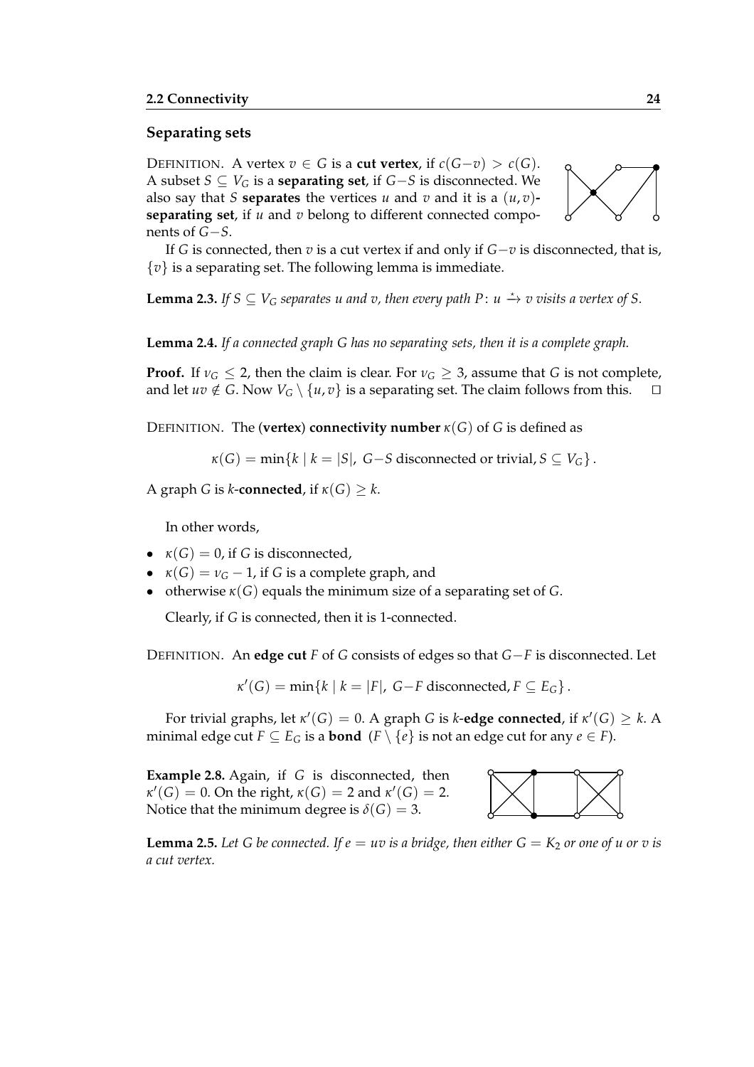## Separating sets

DEFINITION. A vertex $v \in G$ is a **cut vertex**, if $c(G-v) > c(G)$. A subset $S \subseteq V_G$ is a **separating set**, if $G-S$ is disconnected. We also say that $S$ **separates** the vertices $u$ and $v$ and it is a $(u, v)$-**separating set**, if $u$ and $v$ belong to different connected components of $G-S$.

If $G$ is connected, then $v$ is a cut vertex if and only if $G-v$ is disconnected, that is, $\{v\}$ is a separating set. The following lemma is immediate.

**Lemma 2.3.** *If $S \subseteq V_G$ separates $u$ and $v$, then every path $P\colon u \xrightarrow{\star} v$ visits a vertex of $S$.*

**Lemma 2.4.** *If a connected graph $G$ has no separating sets, then it is a complete graph.*

**Proof.** If $\nu_G \leq 2$, then the claim is clear. For $\nu_G \geq 3$, assume that $G$ is not complete, and let $uv \notin G$. Now $V_G \setminus \{u, v\}$ is a separating set. The claim follows from this. □

DEFINITION. The (**vertex**) **connectivity number** $\kappa(G)$ of $G$ is defined as

$$\kappa(G) = \min\{k \mid k = |S|,\ G-S \text{ disconnected or trivial}, S \subseteq V_G\}\,.$$

A graph $G$ is $k$-**connected**, if $\kappa(G) \geq k$.

In other words,

- $\kappa(G) = 0$, if $G$ is disconnected,
- $\kappa(G) = \nu_G - 1$, if $G$ is a complete graph, and
- otherwise $\kappa(G)$ equals the minimum size of a separating set of $G$.

Clearly, if $G$ is connected, then it is 1-connected.

DEFINITION. An **edge cut** $F$ of $G$ consists of edges so that $G-F$ is disconnected. Let

$$\kappa'(G) = \min\{k \mid k = |F|,\ G-F \text{ disconnected}, F \subseteq E_G\}\,.$$

For trivial graphs, let $\kappa'(G) = 0$. A graph $G$ is $k$-**edge connected**, if $\kappa'(G) \geq k$. A minimal edge cut $F \subseteq E_G$ is a **bond** ($F \setminus \{e\}$ is not an edge cut for any $e \in F$).

**Example 2.8.** Again, if $G$ is disconnected, then $\kappa'(G) = 0$. On the right, $\kappa(G) = 2$ and $\kappa'(G) = 2$. Notice that the minimum degree is $\delta(G) = 3$.

**Lemma 2.5.** *Let $G$ be connected. If $e = uv$ is a bridge, then either $G = K_2$ or one of $u$ or $v$ is a cut vertex.*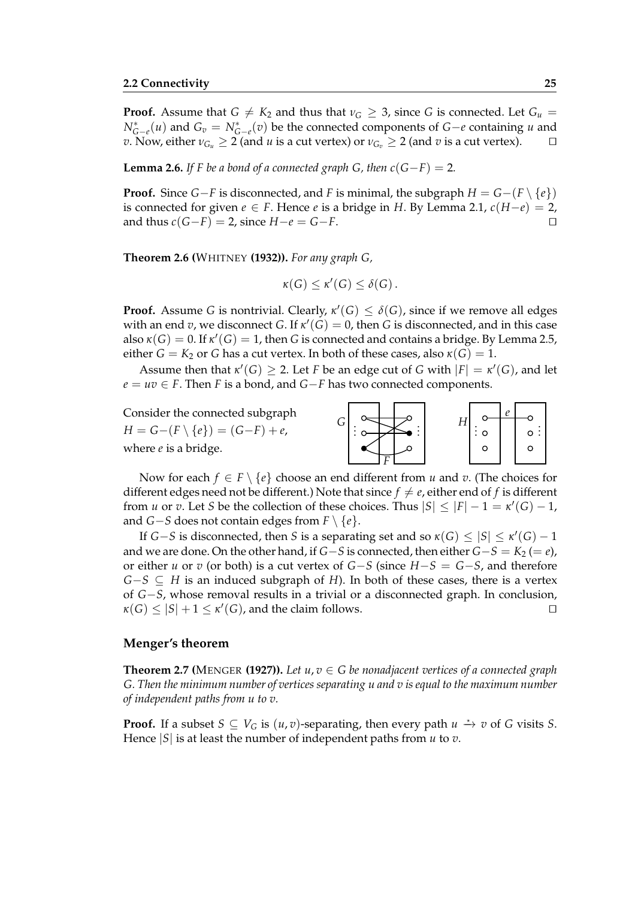**Proof.** Assume that $G \neq K_2$ and thus that $\nu_G \geq 3$, since $G$ is connected. Let $G_u = N^*_{G-e}(u)$ and $G_v = N^*_{G-e}(v)$ be the connected components of $G-e$ containing $u$ and $v$. Now, either $\nu_{G_u} \geq 2$ (and $u$ is a cut vertex) or $\nu_{G_v} \geq 2$ (and $v$ is a cut vertex). □

**Lemma 2.6.** *If $F$ be a bond of a connected graph $G$, then $c(G-F) = 2$.*

**Proof.** Since $G-F$ is disconnected, and $F$ is minimal, the subgraph $H = G-(F \setminus \{e\})$ is connected for given $e \in F$. Hence $e$ is a bridge in $H$. By Lemma 2.1, $c(H-e) = 2$, and thus $c(G-F) = 2$, since $H-e = G-F$. □

**Theorem 2.6 (**WHITNEY **(1932)).** *For any graph $G$,*

$$\kappa(G) \leq \kappa'(G) \leq \delta(G).$$

**Proof.** Assume $G$ is nontrivial. Clearly, $\kappa'(G) \leq \delta(G)$, since if we remove all edges with an end $v$, we disconnect $G$. If $\kappa'(G) = 0$, then $G$ is disconnected, and in this case also $\kappa(G) = 0$. If $\kappa'(G) = 1$, then $G$ is connected and contains a bridge. By Lemma 2.5, either $G = K_2$ or $G$ has a cut vertex. In both of these cases, also $\kappa(G) = 1$.

Assume then that $\kappa'(G) \geq 2$. Let $F$ be an edge cut of $G$ with $|F| = \kappa'(G)$, and let $e = uv \in F$. Then $F$ is a bond, and $G-F$ has two connected components.

Consider the connected subgraph $H = G-(F \setminus \{e\}) = (G-F) + e$, where $e$ is a bridge.

Now for each $f \in F \setminus \{e\}$ choose an end different from $u$ and $v$. (The choices for different edges need not be different.) Note that since $f \neq e$, either end of $f$ is different from $u$ or $v$. Let $S$ be the collection of these choices. Thus $|S| \leq |F| - 1 = \kappa'(G) - 1$, and $G-S$ does not contain edges from $F \setminus \{e\}$.

If $G-S$ is disconnected, then $S$ is a separating set and so $\kappa(G) \leq |S| \leq \kappa'(G) - 1$ and we are done. On the other hand, if $G-S$ is connected, then either $G-S = K_2$ $(= e)$, or either $u$ or $v$ (or both) is a cut vertex of $G-S$ (since $H-S = G-S$, and therefore $G-S \subseteq H$ is an induced subgraph of $H$). In both of these cases, there is a vertex of $G-S$, whose removal results in a trivial or a disconnected graph. In conclusion, $\kappa(G) \leq |S| + 1 \leq \kappa'(G)$, and the claim follows. □

### Menger's theorem

**Theorem 2.7 (**MENGER **(1927)).** *Let $u, v \in G$ be nonadjacent vertices of a connected graph $G$. Then the minimum number of vertices separating $u$ and $v$ is equal to the maximum number of independent paths from $u$ to $v$.*

**Proof.** If a subset $S \subseteq V_G$ is $(u,v)$-separating, then every path $u \xrightarrow{\star} v$ of $G$ visits $S$. Hence $|S|$ is at least the number of independent paths from $u$ to $v$.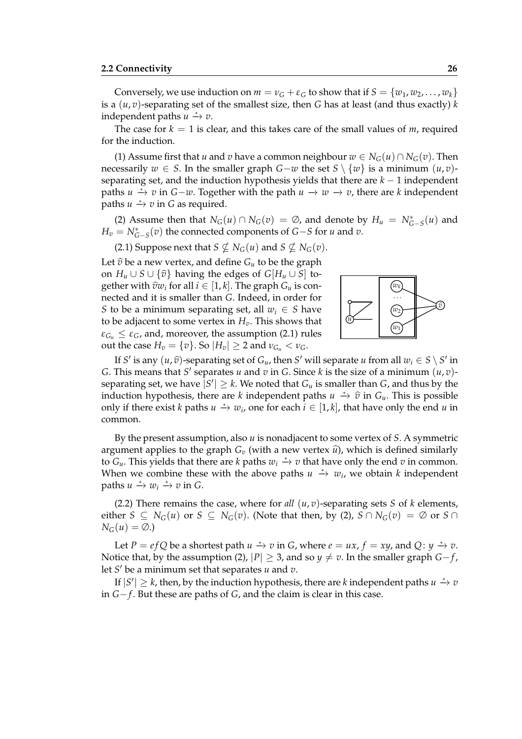Conversely, we use induction on $m = \nu_G + \varepsilon_G$ to show that if $S = \{w_1, w_2, \dots, w_k\}$ is a $(u,v)$-separating set of the smallest size, then $G$ has at least (and thus exactly) $k$ independent paths $u \xrightarrow{\star} v$.

The case for $k = 1$ is clear, and this takes care of the small values of $m$, required for the induction.

(1) Assume first that $u$ and $v$ have a common neighbour $w \in N_G(u) \cap N_G(v)$. Then necessarily $w \in S$. In the smaller graph $G{-}w$ the set $S \setminus \{w\}$ is a minimum $(u,v)$-separating set, and the induction hypothesis yields that there are $k-1$ independent paths $u \xrightarrow{\star} v$ in $G{-}w$. Together with the path $u \to w \to v$, there are $k$ independent paths $u \xrightarrow{\star} v$ in $G$ as required.

(2) Assume then that $N_G(u) \cap N_G(v) = \emptyset$, and denote by $H_u = N^*_{G-S}(u)$ and $H_v = N^*_{G-S}(v)$ the connected components of $G{-}S$ for $u$ and $v$.

(2.1) Suppose next that $S \nsubseteq N_G(u)$ and $S \nsubseteq N_G(v)$.

Let $\widehat{v}$ be a new vertex, and define $G_u$ to be the graph on $H_u \cup S \cup \{\widehat{v}\}$ having the edges of $G[H_u \cup S]$ together with $\widehat{v}w_i$ for all $i \in [1,k]$. The graph $G_u$ is connected and it is smaller than $G$. Indeed, in order for $S$ to be a minimum separating set, all $w_i \in S$ have to be adjacent to some vertex in $H_v$. This shows that $\varepsilon_{G_u} \le \varepsilon_G$, and, moreover, the assumption (2.1) rules out the case $H_v = \{v\}$. So $|H_v| \ge 2$ and $\nu_{G_u} < \nu_G$.

If $S'$ is any $(u,\widehat{v})$-separating set of $G_u$, then $S'$ will separate $u$ from all $w_i \in S \setminus S'$ in $G$. This means that $S'$ separates $u$ and $v$ in $G$. Since $k$ is the size of a minimum $(u,v)$-separating set, we have $|S'| \ge k$. We noted that $G_u$ is smaller than $G$, and thus by the induction hypothesis, there are $k$ independent paths $u \xrightarrow{\star} \widehat{v}$ in $G_u$. This is possible only if there exist $k$ paths $u \xrightarrow{\star} w_i$, one for each $i \in [1,k]$, that have only the end $u$ in common.

By the present assumption, also $u$ is nonadjacent to some vertex of $S$. A symmetric argument applies to the graph $G_v$ (with a new vertex $\widehat{u}$), which is defined similarly to $G_u$. This yields that there are $k$ paths $w_i \xrightarrow{\star} v$ that have only the end $v$ in common. When we combine these with the above paths $u \xrightarrow{\star} w_i$, we obtain $k$ independent paths $u \xrightarrow{\star} w_i \xrightarrow{\star} v$ in $G$.

(2.2) There remains the case, where for *all* $(u,v)$-separating sets $S$ of $k$ elements, either $S \subseteq N_G(u)$ or $S \subseteq N_G(v)$. (Note that then, by (2), $S \cap N_G(v) = \emptyset$ or $S \cap N_G(u) = \emptyset$.)

Let $P = efQ$ be a shortest path $u \xrightarrow{\star} v$ in $G$, where $e = ux$, $f = xy$, and $Q\colon y \xrightarrow{\star} v$. Notice that, by the assumption (2), $|P| \ge 3$, and so $y \ne v$. In the smaller graph $G{-}f$, let $S'$ be a minimum set that separates $u$ and $v$.

If $|S'| \ge k$, then, by the induction hypothesis, there are $k$ independent paths $u \xrightarrow{\star} v$ in $G{-}f$. But these are paths of $G$, and the claim is clear in this case.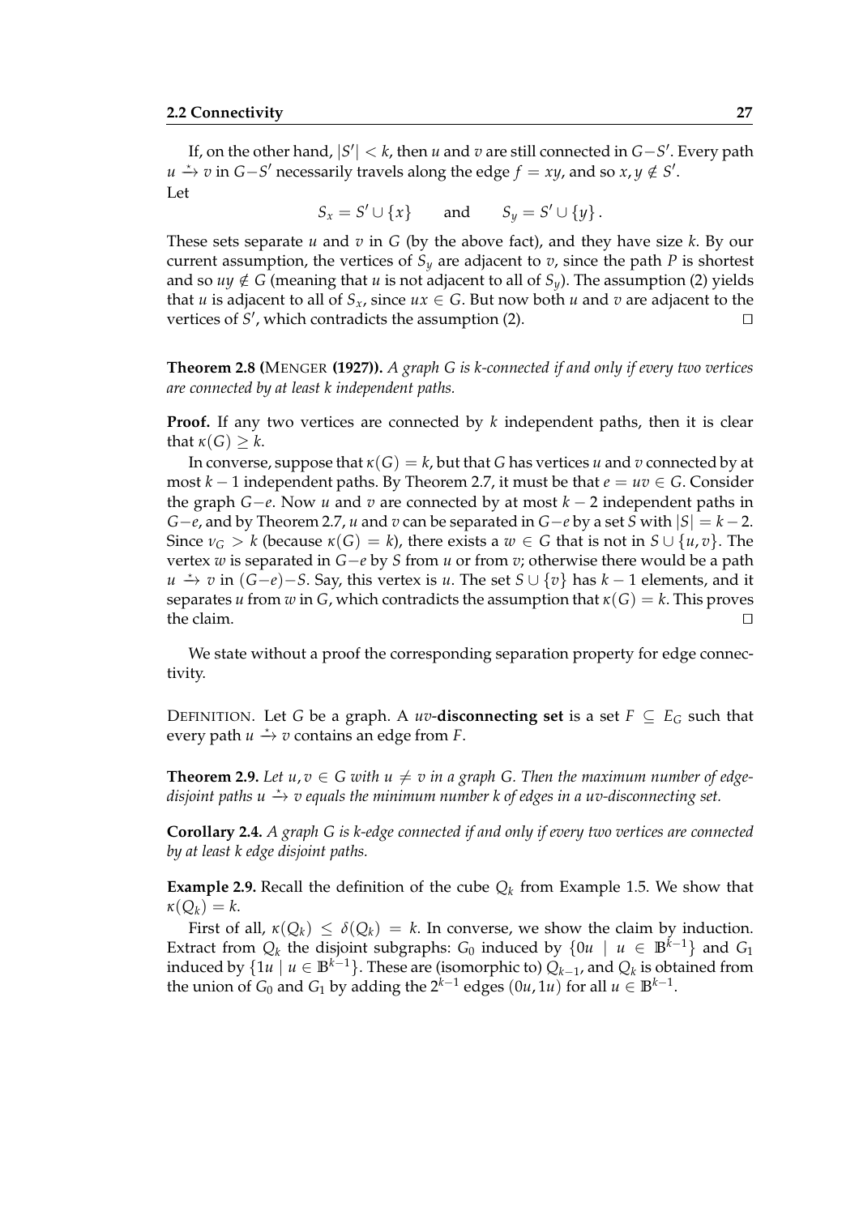If, on the other hand, $|S'| < k$, then $u$ and $v$ are still connected in $G-S'$. Every path $u \xrightarrow{\star} v$ in $G-S'$ necessarily travels along the edge $f = xy$, and so $x, y \notin S'$.
Let

$$S_x = S' \cup \{x\} \qquad \text{and} \qquad S_y = S' \cup \{y\}\,.$$

These sets separate $u$ and $v$ in $G$ (by the above fact), and they have size $k$. By our current assumption, the vertices of $S_y$ are adjacent to $v$, since the path $P$ is shortest and so $uy \notin G$ (meaning that $u$ is not adjacent to all of $S_y$). The assumption (2) yields that $u$ is adjacent to all of $S_x$, since $ux \in G$. But now both $u$ and $v$ are adjacent to the vertices of $S'$, which contradicts the assumption (2). □

**Theorem 2.8 (**MENGER **(1927)).** *A graph $G$ is $k$-connected if and only if every two vertices are connected by at least $k$ independent paths.*

**Proof.** If any two vertices are connected by $k$ independent paths, then it is clear that $\kappa(G) \geq k$.

In converse, suppose that $\kappa(G) = k$, but that $G$ has vertices $u$ and $v$ connected by at most $k-1$ independent paths. By Theorem 2.7, it must be that $e = uv \in G$. Consider the graph $G-e$. Now $u$ and $v$ are connected by at most $k-2$ independent paths in $G-e$, and by Theorem 2.7, $u$ and $v$ can be separated in $G-e$ by a set $S$ with $|S| = k-2$. Since $\nu_G > k$ (because $\kappa(G) = k$), there exists a $w \in G$ that is not in $S \cup \{u, v\}$. The vertex $w$ is separated in $G-e$ by $S$ from $u$ or from $v$; otherwise there would be a path $u \xrightarrow{\star} v$ in $(G-e)-S$. Say, this vertex is $u$. The set $S \cup \{v\}$ has $k-1$ elements, and it separates $u$ from $w$ in $G$, which contradicts the assumption that $\kappa(G) = k$. This proves the claim. □

We state without a proof the corresponding separation property for edge connectivity.

DEFINITION. Let $G$ be a graph. A $uv$-**disconnecting set** is a set $F \subseteq E_G$ such that every path $u \xrightarrow{\star} v$ contains an edge from $F$.

**Theorem 2.9.** *Let $u, v \in G$ with $u \neq v$ in a graph $G$. Then the maximum number of edge-disjoint paths $u \xrightarrow{\star} v$ equals the minimum number $k$ of edges in a $uv$-disconnecting set.*

**Corollary 2.4.** *A graph $G$ is $k$-edge connected if and only if every two vertices are connected by at least $k$ edge disjoint paths.*

**Example 2.9.** Recall the definition of the cube $Q_k$ from Example 1.5. We show that $\kappa(Q_k) = k$.

First of all, $\kappa(Q_k) \leq \delta(Q_k) = k$. In converse, we show the claim by induction. Extract from $Q_k$ the disjoint subgraphs: $G_0$ induced by $\{0u \mid u \in \mathbb{B}^{k-1}\}$ and $G_1$ induced by $\{1u \mid u \in \mathbb{B}^{k-1}\}$. These are (isomorphic to) $Q_{k-1}$, and $Q_k$ is obtained from the union of $G_0$ and $G_1$ by adding the $2^{k-1}$ edges $(0u, 1u)$ for all $u \in \mathbb{B}^{k-1}$.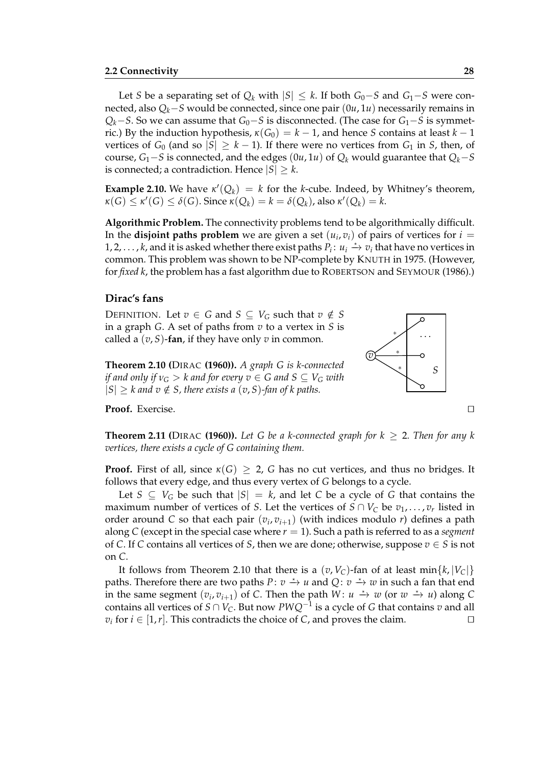Let $S$ be a separating set of $Q_k$ with $|S| \leq k$. If both $G_0 - S$ and $G_1 - S$ were connected, also $Q_k - S$ would be connected, since one pair $(0u, 1u)$ necessarily remains in $Q_k - S$. So we can assume that $G_0 - S$ is disconnected. (The case for $G_1 - S$ is symmetric.) By the induction hypothesis, $\kappa(G_0) = k - 1$, and hence $S$ contains at least $k - 1$ vertices of $G_0$ (and so $|S| \geq k - 1$). If there were no vertices from $G_1$ in $S$, then, of course, $G_1 - S$ is connected, and the edges $(0u, 1u)$ of $Q_k$ would guarantee that $Q_k - S$ is connected; a contradiction. Hence $|S| \geq k$.

**Example 2.10.** We have $\kappa'(Q_k) = k$ for the $k$-cube. Indeed, by Whitney's theorem, $\kappa(G) \leq \kappa'(G) \leq \delta(G)$. Since $\kappa(Q_k) = k = \delta(Q_k)$, also $\kappa'(Q_k) = k$.

**Algorithmic Problem.** The connectivity problems tend to be algorithmically difficult. In the **disjoint paths problem** we are given a set $(u_i, v_i)$ of pairs of vertices for $i = 1, 2, \ldots, k$, and it is asked whether there exist paths $P_i \colon u_i \xrightarrow{\star} v_i$ that have no vertices in common. This problem was shown to be NP-complete by KNUTH in 1975. (However, for *fixed* $k$, the problem has a fast algorithm due to ROBERTSON and SEYMOUR (1986).)

## Dirac's fans

DEFINITION. Let $v \in G$ and $S \subseteq V_G$ such that $v \notin S$ in a graph $G$. A set of paths from $v$ to a vertex in $S$ is called a $(v, S)$-**fan**, if they have only $v$ in common.

**Theorem 2.10 (DIRAC (1960)).** *A graph $G$ is $k$-connected if and only if $\nu_G > k$ and for every $v \in G$ and $S \subseteq V_G$ with $|S| \geq k$ and $v \notin S$, there exists a $(v, S)$-fan of $k$ paths.*

**Proof.** Exercise. □

**Theorem 2.11 (DIRAC (1960)).** *Let $G$ be a $k$-connected graph for $k \geq 2$. Then for any $k$ vertices, there exists a cycle of $G$ containing them.*

**Proof.** First of all, since $\kappa(G) \geq 2$, $G$ has no cut vertices, and thus no bridges. It follows that every edge, and thus every vertex of $G$ belongs to a cycle.

Let $S \subseteq V_G$ be such that $|S| = k$, and let $C$ be a cycle of $G$ that contains the maximum number of vertices of $S$. Let the vertices of $S \cap V_C$ be $v_1, \ldots, v_r$ listed in order around $C$ so that each pair $(v_i, v_{i+1})$ (with indices modulo $r$) defines a path along $C$ (except in the special case where $r = 1$). Such a path is referred to as a *segment* of $C$. If $C$ contains all vertices of $S$, then we are done; otherwise, suppose $v \in S$ is not on $C$.

It follows from Theorem 2.10 that there is a $(v, V_C)$-fan of at least $\min\{k, |V_C|\}$ paths. Therefore there are two paths $P \colon v \xrightarrow{\star} u$ and $Q \colon v \xrightarrow{\star} w$ in such a fan that end in the same segment $(v_i, v_{i+1})$ of $C$. Then the path $W \colon u \xrightarrow{\star} w$ (or $w \xrightarrow{\star} u$) along $C$ contains all vertices of $S \cap V_C$. But now $PWQ^{-1}$ is a cycle of $G$ that contains $v$ and all $v_i$ for $i \in [1, r]$. This contradicts the choice of $C$, and proves the claim. □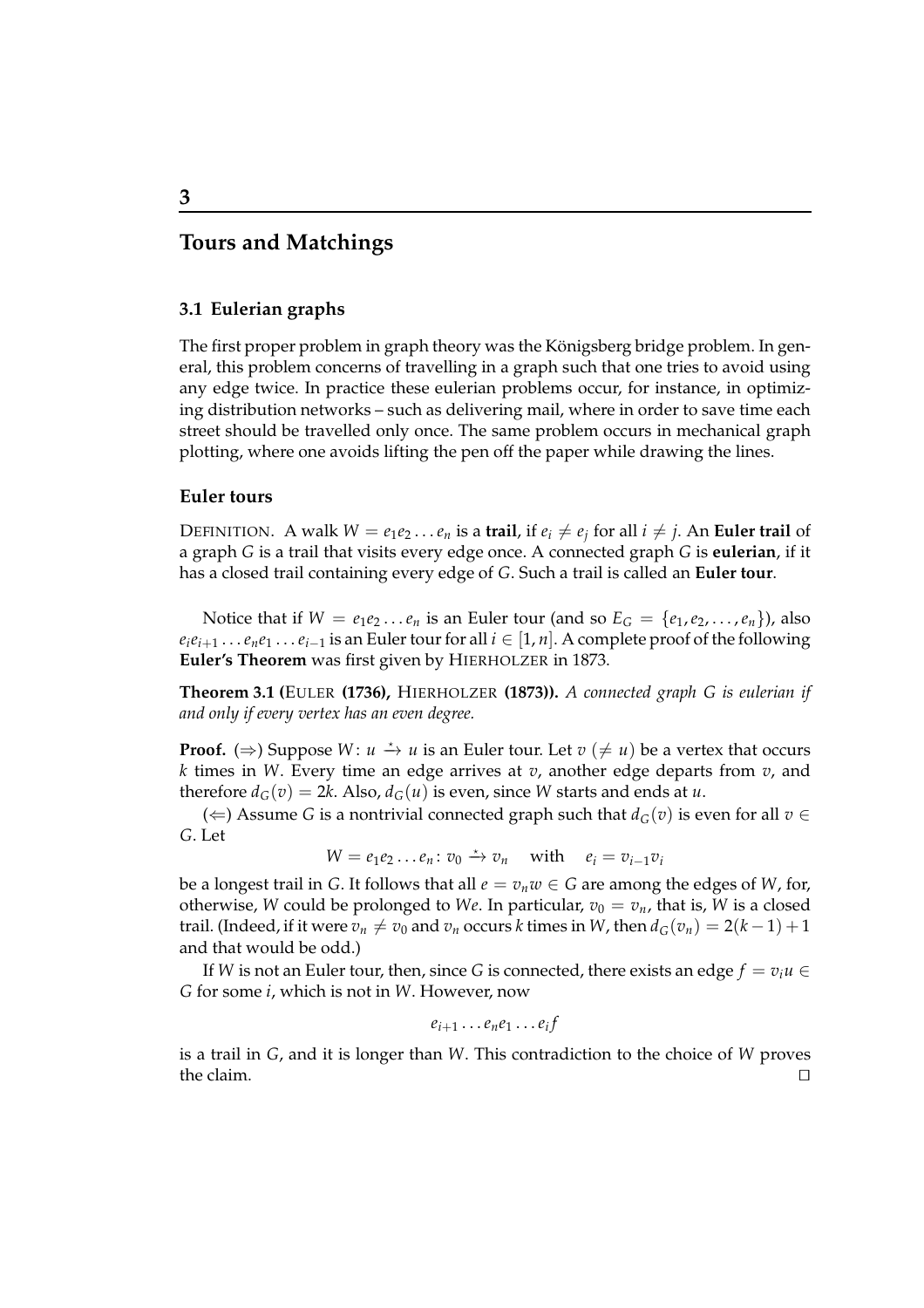# 3

# Tours and Matchings

## 3.1 Eulerian graphs

The first proper problem in graph theory was the Königsberg bridge problem. In general, this problem concerns of travelling in a graph such that one tries to avoid using any edge twice. In practice these eulerian problems occur, for instance, in optimizing distribution networks – such as delivering mail, where in order to save time each street should be travelled only once. The same problem occurs in mechanical graph plotting, where one avoids lifting the pen off the paper while drawing the lines.

### Euler tours

DEFINITION. A walk $W = e_1 e_2 \dots e_n$ is a **trail**, if $e_i \neq e_j$ for all $i \neq j$. An **Euler trail** of a graph $G$ is a trail that visits every edge once. A connected graph $G$ is **eulerian**, if it has a closed trail containing every edge of $G$. Such a trail is called an **Euler tour**.

Notice that if $W = e_1 e_2 \dots e_n$ is an Euler tour (and so $E_G = \{e_1, e_2, \dots, e_n\}$), also $e_i e_{i+1} \dots e_n e_1 \dots e_{i-1}$ is an Euler tour for all $i \in [1, n]$. A complete proof of the following **Euler's Theorem** was first given by HIERHOLZER in 1873.

**Theorem 3.1 (EULER (1736), HIERHOLZER (1873)).** *A connected graph $G$ is eulerian if and only if every vertex has an even degree.*

**Proof.** ($\Rightarrow$) Suppose $W \colon u \xrightarrow{\star} u$ is an Euler tour. Let $v$ ($\neq u$) be a vertex that occurs $k$ times in $W$. Every time an edge arrives at $v$, another edge departs from $v$, and therefore $d_G(v) = 2k$. Also, $d_G(u)$ is even, since $W$ starts and ends at $u$.

($\Leftarrow$) Assume $G$ is a nontrivial connected graph such that $d_G(v)$ is even for all $v \in G$. Let

$$W = e_1 e_2 \dots e_n \colon v_0 \xrightarrow{\star} v_n \quad \text{with} \quad e_i = v_{i-1} v_i$$

be a longest trail in $G$. It follows that all $e = v_n w \in G$ are among the edges of $W$, for, otherwise, $W$ could be prolonged to $We$. In particular, $v_0 = v_n$, that is, $W$ is a closed trail. (Indeed, if it were $v_n \neq v_0$ and $v_n$ occurs $k$ times in $W$, then $d_G(v_n) = 2(k-1) + 1$ and that would be odd.)

If $W$ is not an Euler tour, then, since $G$ is connected, there exists an edge $f = v_i u \in G$ for some $i$, which is not in $W$. However, now

$$e_{i+1} \dots e_n e_1 \dots e_i f$$

is a trail in $G$, and it is longer than $W$. This contradiction to the choice of $W$ proves the claim. □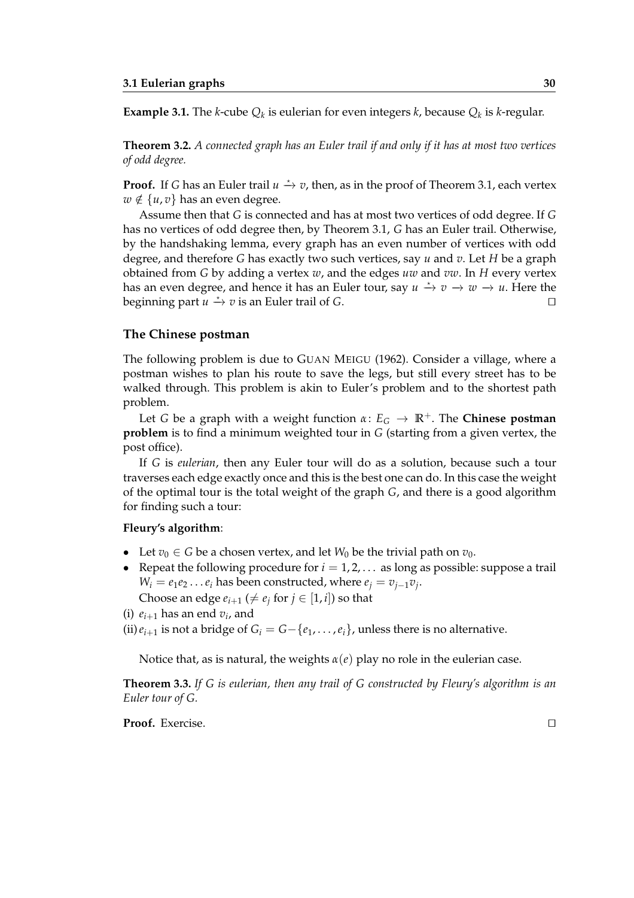**Example 3.1.** The $k$-cube $Q_k$ is eulerian for even integers $k$, because $Q_k$ is $k$-regular.

**Theorem 3.2.** *A connected graph has an Euler trail if and only if it has at most two vertices of odd degree.*

**Proof.** If $G$ has an Euler trail $u \xrightarrow{\star} v$, then, as in the proof of Theorem 3.1, each vertex $w \notin \{u, v\}$ has an even degree.

Assume then that $G$ is connected and has at most two vertices of odd degree. If $G$ has no vertices of odd degree then, by Theorem 3.1, $G$ has an Euler trail. Otherwise, by the handshaking lemma, every graph has an even number of vertices with odd degree, and therefore $G$ has exactly two such vertices, say $u$ and $v$. Let $H$ be a graph obtained from $G$ by adding a vertex $w$, and the edges $uw$ and $vw$. In $H$ every vertex has an even degree, and hence it has an Euler tour, say $u \xrightarrow{\star} v \to w \to u$. Here the beginning part $u \xrightarrow{\star} v$ is an Euler trail of $G$. □

## The Chinese postman

The following problem is due to GUAN MEIGU (1962). Consider a village, where a postman wishes to plan his route to save the legs, but still every street has to be walked through. This problem is akin to Euler's problem and to the shortest path problem.

Let $G$ be a graph with a weight function $\alpha \colon E_G \to \mathbb{R}^+$. The **Chinese postman problem** is to find a minimum weighted tour in $G$ (starting from a given vertex, the post office).

If $G$ is *eulerian*, then any Euler tour will do as a solution, because such a tour traverses each edge exactly once and this is the best one can do. In this case the weight of the optimal tour is the total weight of the graph $G$, and there is a good algorithm for finding such a tour:

**Fleury's algorithm**:

- Let $v_0 \in G$ be a chosen vertex, and let $W_0$ be the trivial path on $v_0$.
- Repeat the following procedure for $i = 1, 2, \ldots$ as long as possible: suppose a trail $W_i = e_1 e_2 \ldots e_i$ has been constructed, where $e_j = v_{j-1} v_j$.
  Choose an edge $e_{i+1}$ ($\neq e_j$ for $j \in [1, i]$) so that

(i) $e_{i+1}$ has an end $v_i$, and

(ii) $e_{i+1}$ is not a bridge of $G_i = G - \{e_1, \ldots, e_i\}$, unless there is no alternative.

Notice that, as is natural, the weights $\alpha(e)$ play no role in the eulerian case.

**Theorem 3.3.** *If $G$ is eulerian, then any trail of $G$ constructed by Fleury's algorithm is an Euler tour of $G$.*

**Proof.** Exercise. □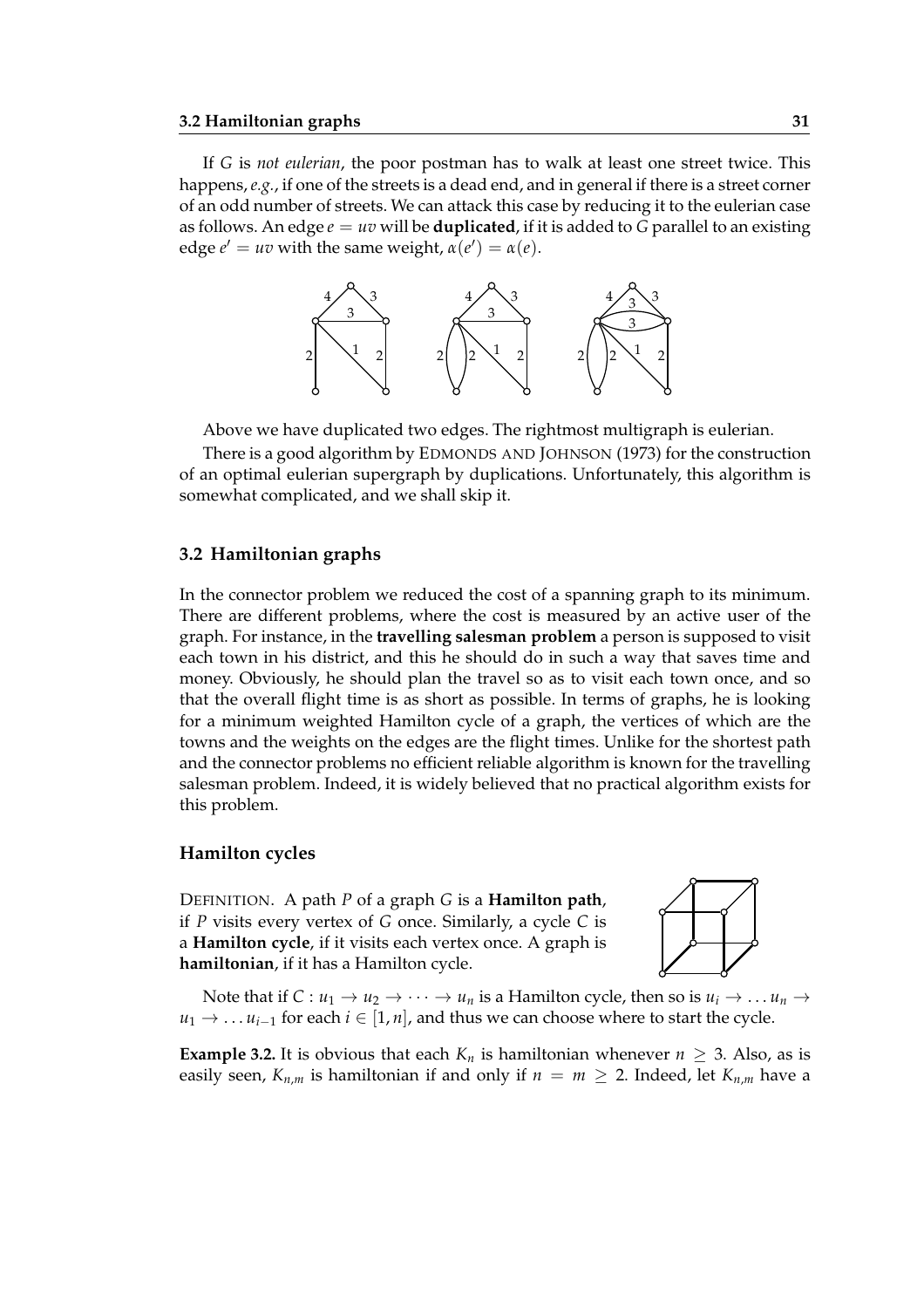If $G$ is *not eulerian*, the poor postman has to walk at least one street twice. This happens, *e.g.*, if one of the streets is a dead end, and in general if there is a street corner of an odd number of streets. We can attack this case by reducing it to the eulerian case as follows. An edge $e = uv$ will be **duplicated**, if it is added to $G$ parallel to an existing edge $e' = uv$ with the same weight, $\alpha(e') = \alpha(e)$.

Above we have duplicated two edges. The rightmost multigraph is eulerian.

There is a good algorithm by EDMONDS AND JOHNSON (1973) for the construction of an optimal eulerian supergraph by duplications. Unfortunately, this algorithm is somewhat complicated, and we shall skip it.

## 3.2 Hamiltonian graphs

In the connector problem we reduced the cost of a spanning graph to its minimum. There are different problems, where the cost is measured by an active user of the graph. For instance, in the **travelling salesman problem** a person is supposed to visit each town in his district, and this he should do in such a way that saves time and money. Obviously, he should plan the travel so as to visit each town once, and so that the overall flight time is as short as possible. In terms of graphs, he is looking for a minimum weighted Hamilton cycle of a graph, the vertices of which are the towns and the weights on the edges are the flight times. Unlike for the shortest path and the connector problems no efficient reliable algorithm is known for the travelling salesman problem. Indeed, it is widely believed that no practical algorithm exists for this problem.

### Hamilton cycles

DEFINITION. A path $P$ of a graph $G$ is a **Hamilton path**, if $P$ visits every vertex of $G$ once. Similarly, a cycle $C$ is a **Hamilton cycle**, if it visits each vertex once. A graph is **hamiltonian**, if it has a Hamilton cycle.

Note that if $C : u_1 \to u_2 \to \cdots \to u_n$ is a Hamilton cycle, then so is $u_i \to \ldots u_n \to u_1 \to \ldots u_{i-1}$ for each $i \in [1, n]$, and thus we can choose where to start the cycle.

**Example 3.2.** It is obvious that each $K_n$ is hamiltonian whenever $n \geq 3$. Also, as is easily seen, $K_{n,m}$ is hamiltonian if and only if $n = m \geq 2$. Indeed, let $K_{n,m}$ have a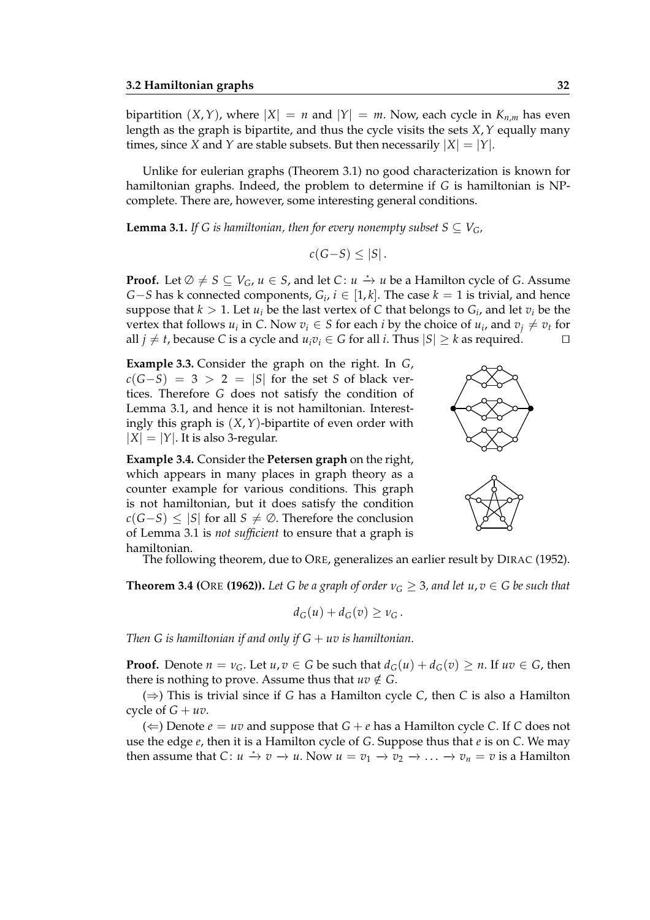bipartition $(X, Y)$, where $|X| = n$ and $|Y| = m$. Now, each cycle in $K_{n,m}$ has even length as the graph is bipartite, and thus the cycle visits the sets $X, Y$ equally many times, since $X$ and $Y$ are stable subsets. But then necessarily $|X| = |Y|$.

Unlike for eulerian graphs (Theorem 3.1) no good characterization is known for hamiltonian graphs. Indeed, the problem to determine if $G$ is hamiltonian is NP-complete. There are, however, some interesting general conditions.

**Lemma 3.1.** *If $G$ is hamiltonian, then for every nonempty subset $S \subseteq V_G$,*

$$c(G-S) \leq |S|.$$

**Proof.** Let $\emptyset \neq S \subseteq V_G$, $u \in S$, and let $C\colon u \xrightarrow{\star} u$ be a Hamilton cycle of $G$. Assume $G-S$ has k connected components, $G_i$, $i \in [1, k]$. The case $k = 1$ is trivial, and hence suppose that $k > 1$. Let $u_i$ be the last vertex of $C$ that belongs to $G_i$, and let $v_i$ be the vertex that follows $u_i$ in $C$. Now $v_i \in S$ for each $i$ by the choice of $u_i$, and $v_j \neq v_t$ for all $j \neq t$, because $C$ is a cycle and $u_i v_i \in G$ for all $i$. Thus $|S| \geq k$ as required. □

**Example 3.3.** Consider the graph on the right. In $G$, $c(G-S) = 3 > 2 = |S|$ for the set $S$ of black vertices. Therefore $G$ does not satisfy the condition of Lemma 3.1, and hence it is not hamiltonian. Interestingly this graph is $(X, Y)$-bipartite of even order with $|X| = |Y|$. It is also 3-regular.

**Example 3.4.** Consider the **Petersen graph** on the right, which appears in many places in graph theory as a counter example for various conditions. This graph is not hamiltonian, but it does satisfy the condition $c(G-S) \leq |S|$ for all $S \neq \emptyset$. Therefore the conclusion of Lemma 3.1 is *not sufficient* to ensure that a graph is hamiltonian.

The following theorem, due to ORE, generalizes an earlier result by DIRAC (1952).

**Theorem 3.4 (ORE (1962)).** *Let $G$ be a graph of order $\nu_G \geq 3$, and let $u, v \in G$ be such that*

$$d_G(u) + d_G(v) \geq \nu_G.$$

*Then $G$ is hamiltonian if and only if $G + uv$ is hamiltonian.*

**Proof.** Denote $n = \nu_G$. Let $u, v \in G$ be such that $d_G(u) + d_G(v) \geq n$. If $uv \in G$, then there is nothing to prove. Assume thus that $uv \notin G$.

($\Rightarrow$) This is trivial since if $G$ has a Hamilton cycle $C$, then $C$ is also a Hamilton cycle of $G + uv$.

($\Leftarrow$) Denote $e = uv$ and suppose that $G + e$ has a Hamilton cycle $C$. If $C$ does not use the edge $e$, then it is a Hamilton cycle of $G$. Suppose thus that $e$ is on $C$. We may then assume that $C\colon u \xrightarrow{\star} v \to u$. Now $u = v_1 \to v_2 \to \ldots \to v_n = v$ is a Hamilton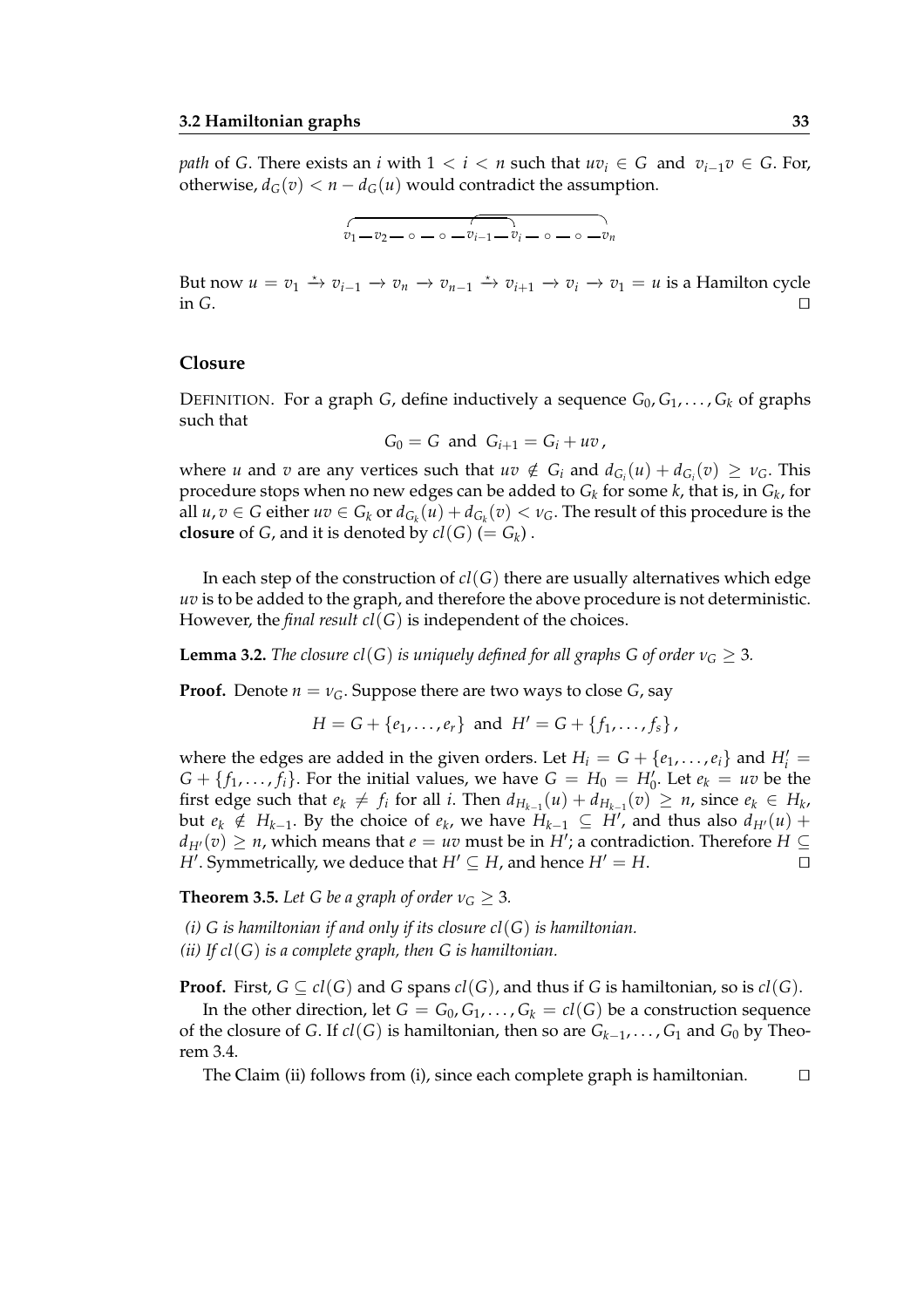*path* of $G$. There exists an $i$ with $1 < i < n$ such that $uv_i \in G$ and $v_{i-1}v \in G$. For, otherwise, $d_G(v) < n - d_G(u)$ would contradict the assumption.

$$v_1 — v_2 — \circ — \circ — v_{i-1} — v_i — \circ — \circ — v_n$$

But now $u = v_1 \xrightarrow{\star} v_{i-1} \rightarrow v_n \rightarrow v_{n-1} \xrightarrow{\star} v_{i+1} \rightarrow v_i \rightarrow v_1 = u$ is a Hamilton cycle in $G$. □

### Closure

DEFINITION. For a graph $G$, define inductively a sequence $G_0, G_1, \ldots, G_k$ of graphs such that

$$G_0 = G \text{ and } G_{i+1} = G_i + uv\,,$$

where $u$ and $v$ are any vertices such that $uv \notin G_i$ and $d_{G_i}(u) + d_{G_i}(v) \geq \nu_G$. This procedure stops when no new edges can be added to $G_k$ for some $k$, that is, in $G_k$, for all $u, v \in G$ either $uv \in G_k$ or $d_{G_k}(u) + d_{G_k}(v) < \nu_G$. The result of this procedure is the **closure** of $G$, and it is denoted by $cl(G)$ $(= G_k)$ .

In each step of the construction of $cl(G)$ there are usually alternatives which edge $uv$ is to be added to the graph, and therefore the above procedure is not deterministic. However, the *final result* $cl(G)$ is independent of the choices.

**Lemma 3.2.** *The closure $cl(G)$ is uniquely defined for all graphs $G$ of order $\nu_G \geq 3$.*

**Proof.** Denote $n = \nu_G$. Suppose there are two ways to close $G$, say

$$H = G + \{e_1, \ldots, e_r\} \text{ and } H' = G + \{f_1, \ldots, f_s\}\,,$$

where the edges are added in the given orders. Let $H_i = G + \{e_1, \ldots, e_i\}$ and $H'_i = G + \{f_1, \ldots, f_i\}$. For the initial values, we have $G = H_0 = H'_0$. Let $e_k = uv$ be the first edge such that $e_k \neq f_i$ for all $i$. Then $d_{H_{k-1}}(u) + d_{H_{k-1}}(v) \geq n$, since $e_k \in H_k$, but $e_k \notin H_{k-1}$. By the choice of $e_k$, we have $H_{k-1} \subseteq H'$, and thus also $d_{H'}(u) + d_{H'}(v) \geq n$, which means that $e = uv$ must be in $H'$; a contradiction. Therefore $H \subseteq H'$. Symmetrically, we deduce that $H' \subseteq H$, and hence $H' = H$. □

**Theorem 3.5.** *Let $G$ be a graph of order $\nu_G \geq 3$.*

*(i) $G$ is hamiltonian if and only if its closure $cl(G)$ is hamiltonian.*
*(ii) If $cl(G)$ is a complete graph, then $G$ is hamiltonian.*

**Proof.** First, $G \subseteq cl(G)$ and $G$ spans $cl(G)$, and thus if $G$ is hamiltonian, so is $cl(G)$.

In the other direction, let $G = G_0, G_1, \ldots, G_k = cl(G)$ be a construction sequence of the closure of $G$. If $cl(G)$ is hamiltonian, then so are $G_{k-1}, \ldots, G_1$ and $G_0$ by Theorem 3.4.

The Claim (ii) follows from (i), since each complete graph is hamiltonian. □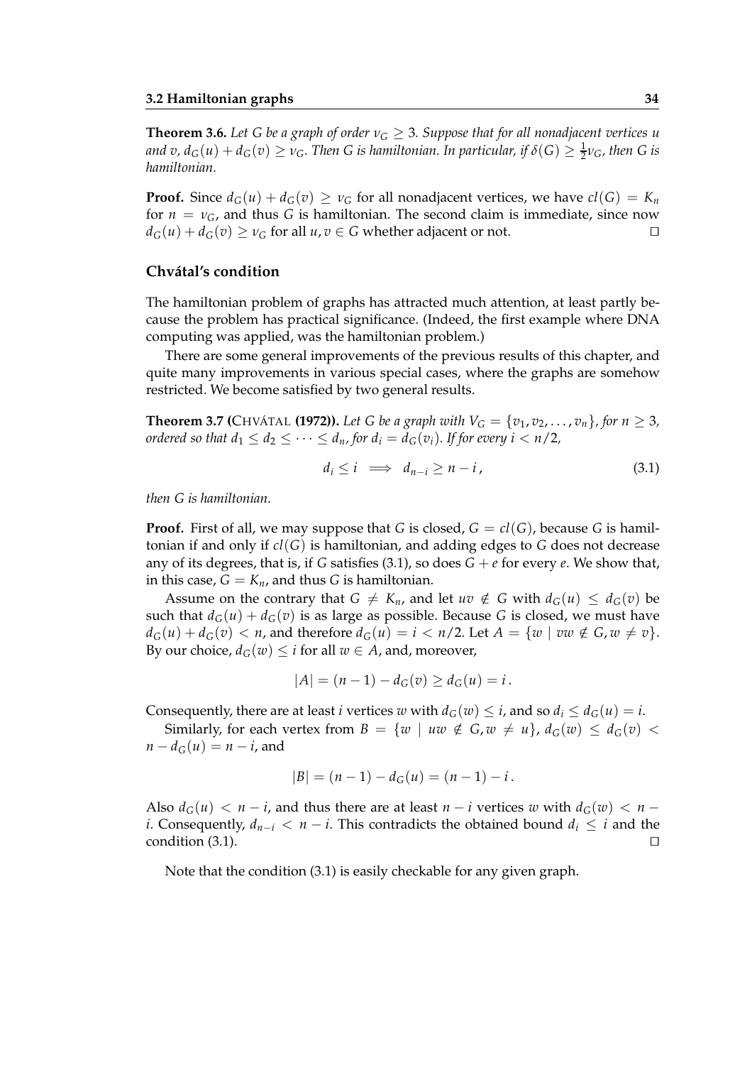**Theorem 3.6.** *Let $G$ be a graph of order $\nu_G \geq 3$. Suppose that for all nonadjacent vertices $u$ and $v$, $d_G(u) + d_G(v) \geq \nu_G$. Then $G$ is hamiltonian. In particular, if $\delta(G) \geq \frac{1}{2}\nu_G$, then $G$ is hamiltonian.*

**Proof.** Since $d_G(u) + d_G(v) \geq \nu_G$ for all nonadjacent vertices, we have $cl(G) = K_n$ for $n = \nu_G$, and thus $G$ is hamiltonian. The second claim is immediate, since now $d_G(u) + d_G(v) \geq \nu_G$ for all $u, v \in G$ whether adjacent or not. □

### Chvátal's condition

The hamiltonian problem of graphs has attracted much attention, at least partly because the problem has practical significance. (Indeed, the first example where DNA computing was applied, was the hamiltonian problem.)

There are some general improvements of the previous results of this chapter, and quite many improvements in various special cases, where the graphs are somehow restricted. We become satisfied by two general results.

**Theorem 3.7 (CHVÁTAL (1972)).** *Let $G$ be a graph with $V_G = \{v_1, v_2, \ldots, v_n\}$, for $n \geq 3$, ordered so that $d_1 \leq d_2 \leq \cdots \leq d_n$, for $d_i = d_G(v_i)$. If for every $i < n/2$,*

$$d_i \leq i \implies d_{n-i} \geq n - i\,, \tag{3.1}$$

*then $G$ is hamiltonian.*

**Proof.** First of all, we may suppose that $G$ is closed, $G = cl(G)$, because $G$ is hamiltonian if and only if $cl(G)$ is hamiltonian, and adding edges to $G$ does not decrease any of its degrees, that is, if $G$ satisfies (3.1), so does $G + e$ for every $e$. We show that, in this case, $G = K_n$, and thus $G$ is hamiltonian.

Assume on the contrary that $G \neq K_n$, and let $uv \notin G$ with $d_G(u) \leq d_G(v)$ be such that $d_G(u) + d_G(v)$ is as large as possible. Because $G$ is closed, we must have $d_G(u) + d_G(v) < n$, and therefore $d_G(u) = i < n/2$. Let $A = \{w \mid vw \notin G, w \neq v\}$. By our choice, $d_G(w) \leq i$ for all $w \in A$, and, moreover,

$$|A| = (n-1) - d_G(v) \geq d_G(u) = i\,.$$

Consequently, there are at least $i$ vertices $w$ with $d_G(w) \leq i$, and so $d_i \leq d_G(u) = i$.

Similarly, for each vertex from $B = \{w \mid uw \notin G, w \neq u\}$, $d_G(w) \leq d_G(v) < n - d_G(u) = n - i$, and

$$|B| = (n-1) - d_G(u) = (n-1) - i\,.$$

Also $d_G(u) < n - i$, and thus there are at least $n - i$ vertices $w$ with $d_G(w) < n - i$. Consequently, $d_{n-i} < n - i$. This contradicts the obtained bound $d_i \leq i$ and the condition (3.1). □

Note that the condition (3.1) is easily checkable for any given graph.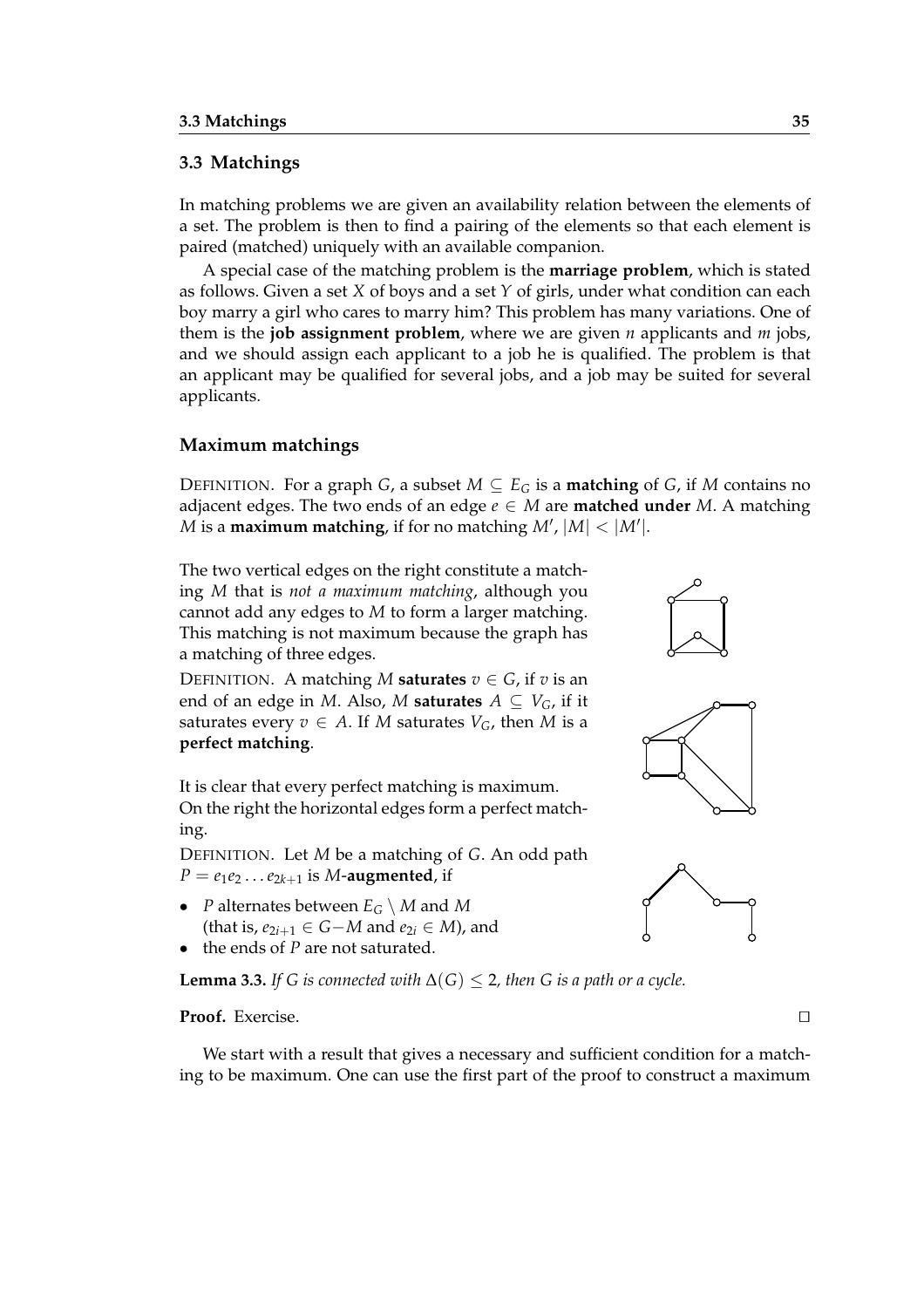## 3.3 Matchings

In matching problems we are given an availability relation between the elements of a set. The problem is then to find a pairing of the elements so that each element is paired (matched) uniquely with an available companion.

A special case of the matching problem is the **marriage problem**, which is stated as follows. Given a set $X$ of boys and a set $Y$ of girls, under what condition can each boy marry a girl who cares to marry him? This problem has many variations. One of them is the **job assignment problem**, where we are given $n$ applicants and $m$ jobs, and we should assign each applicant to a job he is qualified. The problem is that an applicant may be qualified for several jobs, and a job may be suited for several applicants.

### Maximum matchings

DEFINITION. For a graph $G$, a subset $M \subseteq E_G$ is a **matching** of $G$, if $M$ contains no adjacent edges. The two ends of an edge $e \in M$ are **matched under** $M$. A matching $M$ is a **maximum matching**, if for no matching $M'$, $|M| < |M'|$.

The two vertical edges on the right constitute a matching $M$ that is *not a maximum matching*, although you cannot add any edges to $M$ to form a larger matching. This matching is not maximum because the graph has a matching of three edges.

DEFINITION. A matching $M$ **saturates** $v \in G$, if $v$ is an end of an edge in $M$. Also, $M$ **saturates** $A \subseteq V_G$, if it saturates every $v \in A$. If $M$ saturates $V_G$, then $M$ is a **perfect matching**.

It is clear that every perfect matching is maximum. On the right the horizontal edges form a perfect matching.

DEFINITION. Let $M$ be a matching of $G$. An odd path $P = e_1 e_2 \dots e_{2k+1}$ is $M$-**augmented**, if

- $P$ alternates between $E_G \setminus M$ and $M$ (that is, $e_{2i+1} \in G - M$ and $e_{2i} \in M$), and
- the ends of $P$ are not saturated.

**Lemma 3.3.** *If $G$ is connected with $\Delta(G) \leq 2$, then $G$ is a path or a cycle.*

**Proof.** Exercise. □

We start with a result that gives a necessary and sufficient condition for a matching to be maximum. One can use the first part of the proof to construct a maximum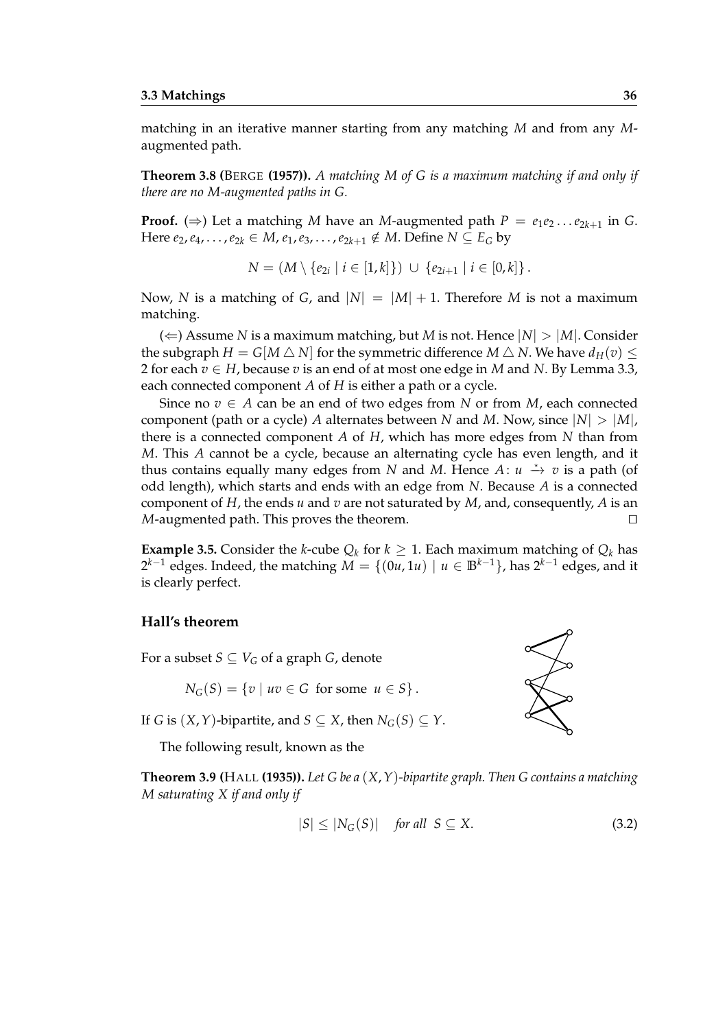matching in an iterative manner starting from any matching $M$ and from any $M$-augmented path.

**Theorem 3.8 (BERGE (1957)).** *A matching $M$ of $G$ is a maximum matching if and only if there are no $M$-augmented paths in $G$.*

**Proof.** ($\Rightarrow$) Let a matching $M$ have an $M$-augmented path $P = e_1 e_2 \dots e_{2k+1}$ in $G$. Here $e_2, e_4, \dots, e_{2k} \in M$, $e_1, e_3, \dots, e_{2k+1} \notin M$. Define $N \subseteq E_G$ by

$$N = (M \setminus \{e_{2i} \mid i \in [1,k]\}) \cup \{e_{2i+1} \mid i \in [0,k]\} .$$

Now, $N$ is a matching of $G$, and $|N| = |M| + 1$. Therefore $M$ is not a maximum matching.

($\Leftarrow$) Assume $N$ is a maximum matching, but $M$ is not. Hence $|N| > |M|$. Consider the subgraph $H = G[M \triangle N]$ for the symmetric difference $M \triangle N$. We have $d_H(v) \leq 2$ for each $v \in H$, because $v$ is an end of at most one edge in $M$ and $N$. By Lemma 3.3, each connected component $A$ of $H$ is either a path or a cycle.

Since no $v \in A$ can be an end of two edges from $N$ or from $M$, each connected component (path or a cycle) $A$ alternates between $N$ and $M$. Now, since $|N| > |M|$, there is a connected component $A$ of $H$, which has more edges from $N$ than from $M$. This $A$ cannot be a cycle, because an alternating cycle has even length, and it thus contains equally many edges from $N$ and $M$. Hence $A\colon u \xrightarrow{\star} v$ is a path (of odd length), which starts and ends with an edge from $N$. Because $A$ is a connected component of $H$, the ends $u$ and $v$ are not saturated by $M$, and, consequently, $A$ is an $M$-augmented path. This proves the theorem. $\square$

**Example 3.5.** Consider the $k$-cube $Q_k$ for $k \geq 1$. Each maximum matching of $Q_k$ has $2^{k-1}$ edges. Indeed, the matching $M = \{(0u, 1u) \mid u \in \mathbb{B}^{k-1}\}$, has $2^{k-1}$ edges, and it is clearly perfect.

### Hall's theorem

For a subset $S \subseteq V_G$ of a graph $G$, denote

$$N_G(S) = \{v \mid uv \in G \text{ for some } u \in S\} .$$

If $G$ is $(X,Y)$-bipartite, and $S \subseteq X$, then $N_G(S) \subseteq Y$.

The following result, known as the

**Theorem 3.9 (HALL (1935)).** *Let $G$ be a $(X,Y)$-bipartite graph. Then $G$ contains a matching $M$ saturating $X$ if and only if*

$$|S| \leq |N_G(S)| \quad \textit{for all } S \subseteq X. \tag{3.2}$$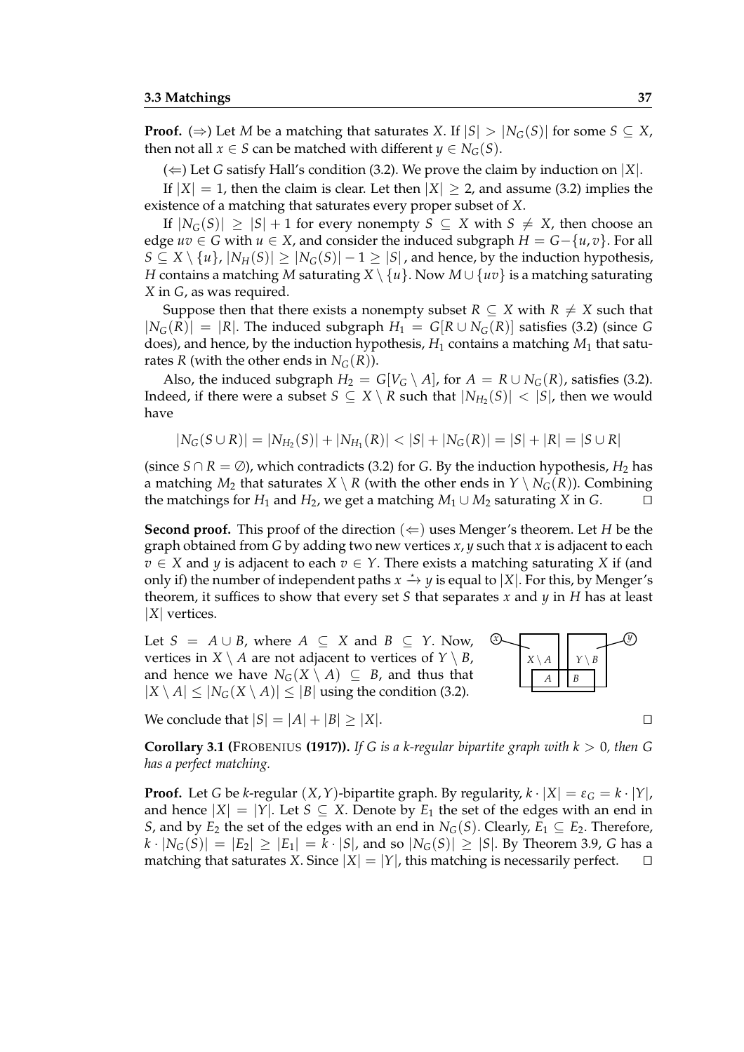**Proof.** ($\Rightarrow$) Let $M$ be a matching that saturates $X$. If $|S| > |N_G(S)|$ for some $S \subseteq X$, then not all $x \in S$ can be matched with different $y \in N_G(S)$.

($\Leftarrow$) Let $G$ satisfy Hall's condition (3.2). We prove the claim by induction on $|X|$.

If $|X| = 1$, then the claim is clear. Let then $|X| \geq 2$, and assume (3.2) implies the existence of a matching that saturates every proper subset of $X$.

If $|N_G(S)| \geq |S| + 1$ for every nonempty $S \subseteq X$ with $S \neq X$, then choose an edge $uv \in G$ with $u \in X$, and consider the induced subgraph $H = G - \{u, v\}$. For all $S \subseteq X \setminus \{u\}$, $|N_H(S)| \geq |N_G(S)| - 1 \geq |S|$, and hence, by the induction hypothesis, $H$ contains a matching $M$ saturating $X \setminus \{u\}$. Now $M \cup \{uv\}$ is a matching saturating $X$ in $G$, as was required.

Suppose then that there exists a nonempty subset $R \subseteq X$ with $R \neq X$ such that $|N_G(R)| = |R|$. The induced subgraph $H_1 = G[R \cup N_G(R)]$ satisfies (3.2) (since $G$ does), and hence, by the induction hypothesis, $H_1$ contains a matching $M_1$ that saturates $R$ (with the other ends in $N_G(R)$).

Also, the induced subgraph $H_2 = G[V_G \setminus A]$, for $A = R \cup N_G(R)$, satisfies (3.2). Indeed, if there were a subset $S \subseteq X \setminus R$ such that $|N_{H_2}(S)| < |S|$, then we would have

$$|N_G(S \cup R)| = |N_{H_2}(S)| + |N_{H_1}(R)| < |S| + |N_G(R)| = |S| + |R| = |S \cup R|$$

(since $S \cap R = \emptyset$), which contradicts (3.2) for $G$. By the induction hypothesis, $H_2$ has a matching $M_2$ that saturates $X \setminus R$ (with the other ends in $Y \setminus N_G(R)$). Combining the matchings for $H_1$ and $H_2$, we get a matching $M_1 \cup M_2$ saturating $X$ in $G$. □

**Second proof.** This proof of the direction ($\Leftarrow$) uses Menger's theorem. Let $H$ be the graph obtained from $G$ by adding two new vertices $x, y$ such that $x$ is adjacent to each $v \in X$ and $y$ is adjacent to each $v \in Y$. There exists a matching saturating $X$ if (and only if) the number of independent paths $x \xrightarrow{\star} y$ is equal to $|X|$. For this, by Menger's theorem, it suffices to show that every set $S$ that separates $x$ and $y$ in $H$ has at least $|X|$ vertices.

Let $S = A \cup B$, where $A \subseteq X$ and $B \subseteq Y$. Now, vertices in $X \setminus A$ are not adjacent to vertices of $Y \setminus B$, and hence we have $N_G(X \setminus A) \subseteq B$, and thus that $|X \setminus A| \leq |N_G(X \setminus A)| \leq |B|$ using the condition (3.2).

We conclude that $|S| = |A| + |B| \geq |X|$. □

**Corollary 3.1 (FROBENIUS (1917)).** *If $G$ is a $k$-regular bipartite graph with $k > 0$, then $G$ has a perfect matching.*

**Proof.** Let $G$ be $k$-regular $(X, Y)$-bipartite graph. By regularity, $k \cdot |X| = \varepsilon_G = k \cdot |Y|$, and hence $|X| = |Y|$. Let $S \subseteq X$. Denote by $E_1$ the set of the edges with an end in $S$, and by $E_2$ the set of the edges with an end in $N_G(S)$. Clearly, $E_1 \subseteq E_2$. Therefore, $k \cdot |N_G(S)| = |E_2| \geq |E_1| = k \cdot |S|$, and so $|N_G(S)| \geq |S|$. By Theorem 3.9, $G$ has a matching that saturates $X$. Since $|X| = |Y|$, this matching is necessarily perfect. □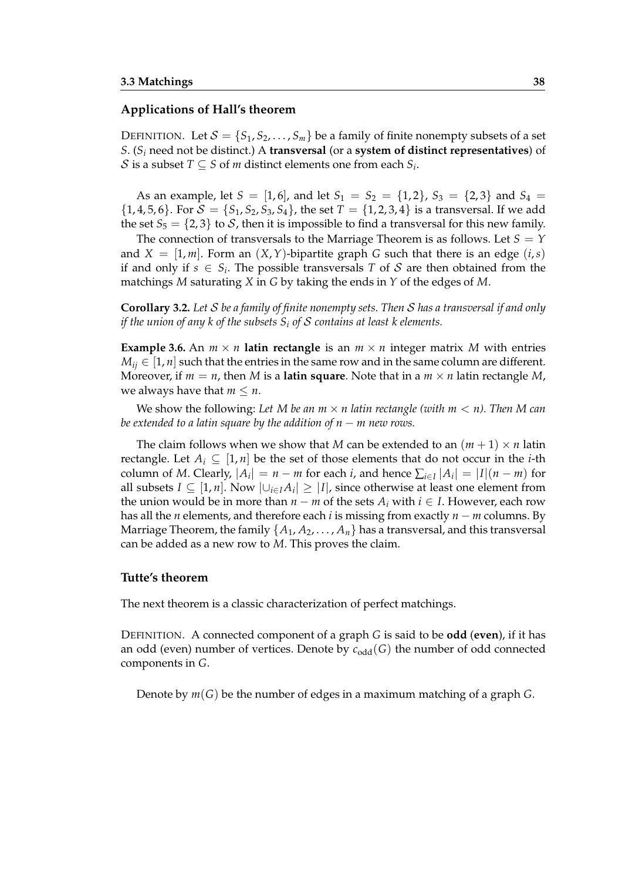### Applications of Hall's theorem

DEFINITION. Let $\mathcal{S} = \{S_1, S_2, \dots, S_m\}$ be a family of finite nonempty subsets of a set $S$. ($S_i$ need not be distinct.) A **transversal** (or a **system of distinct representatives**) of $\mathcal{S}$ is a subset $T \subseteq S$ of $m$ distinct elements one from each $S_i$.

As an example, let $S = [1, 6]$, and let $S_1 = S_2 = \{1, 2\}$, $S_3 = \{2, 3\}$ and $S_4 = \{1, 4, 5, 6\}$. For $\mathcal{S} = \{S_1, S_2, S_3, S_4\}$, the set $T = \{1, 2, 3, 4\}$ is a transversal. If we add the set $S_5 = \{2, 3\}$ to $\mathcal{S}$, then it is impossible to find a transversal for this new family.

The connection of transversals to the Marriage Theorem is as follows. Let $S = Y$ and $X = [1, m]$. Form an $(X, Y)$-bipartite graph $G$ such that there is an edge $(i, s)$ if and only if $s \in S_i$. The possible transversals $T$ of $\mathcal{S}$ are then obtained from the matchings $M$ saturating $X$ in $G$ by taking the ends in $Y$ of the edges of $M$.

**Corollary 3.2.** *Let $\mathcal{S}$ be a family of finite nonempty sets. Then $\mathcal{S}$ has a transversal if and only if the union of any $k$ of the subsets $S_i$ of $\mathcal{S}$ contains at least $k$ elements.*

**Example 3.6.** An $m \times n$ **latin rectangle** is an $m \times n$ integer matrix $M$ with entries $M_{ij} \in [1, n]$ such that the entries in the same row and in the same column are different. Moreover, if $m = n$, then $M$ is a **latin square**. Note that in a $m \times n$ latin rectangle $M$, we always have that $m \leq n$.

We show the following: *Let $M$ be an $m \times n$ latin rectangle (with $m < n$). Then $M$ can be extended to a latin square by the addition of $n - m$ new rows.*

The claim follows when we show that $M$ can be extended to an $(m + 1) \times n$ latin rectangle. Let $A_i \subseteq [1, n]$ be the set of those elements that do not occur in the $i$-th column of $M$. Clearly, $|A_i| = n - m$ for each $i$, and hence $\sum_{i \in I} |A_i| = |I|(n - m)$ for all subsets $I \subseteq [1, n]$. Now $|\cup_{i \in I} A_i| \geq |I|$, since otherwise at least one element from the union would be in more than $n - m$ of the sets $A_i$ with $i \in I$. However, each row has all the $n$ elements, and therefore each $i$ is missing from exactly $n - m$ columns. By Marriage Theorem, the family $\{A_1, A_2, \dots, A_n\}$ has a transversal, and this transversal can be added as a new row to $M$. This proves the claim.

### Tutte's theorem

The next theorem is a classic characterization of perfect matchings.

DEFINITION. A connected component of a graph $G$ is said to be **odd** (**even**), if it has an odd (even) number of vertices. Denote by $c_{\text{odd}}(G)$ the number of odd connected components in $G$.

Denote by $m(G)$ be the number of edges in a maximum matching of a graph $G$.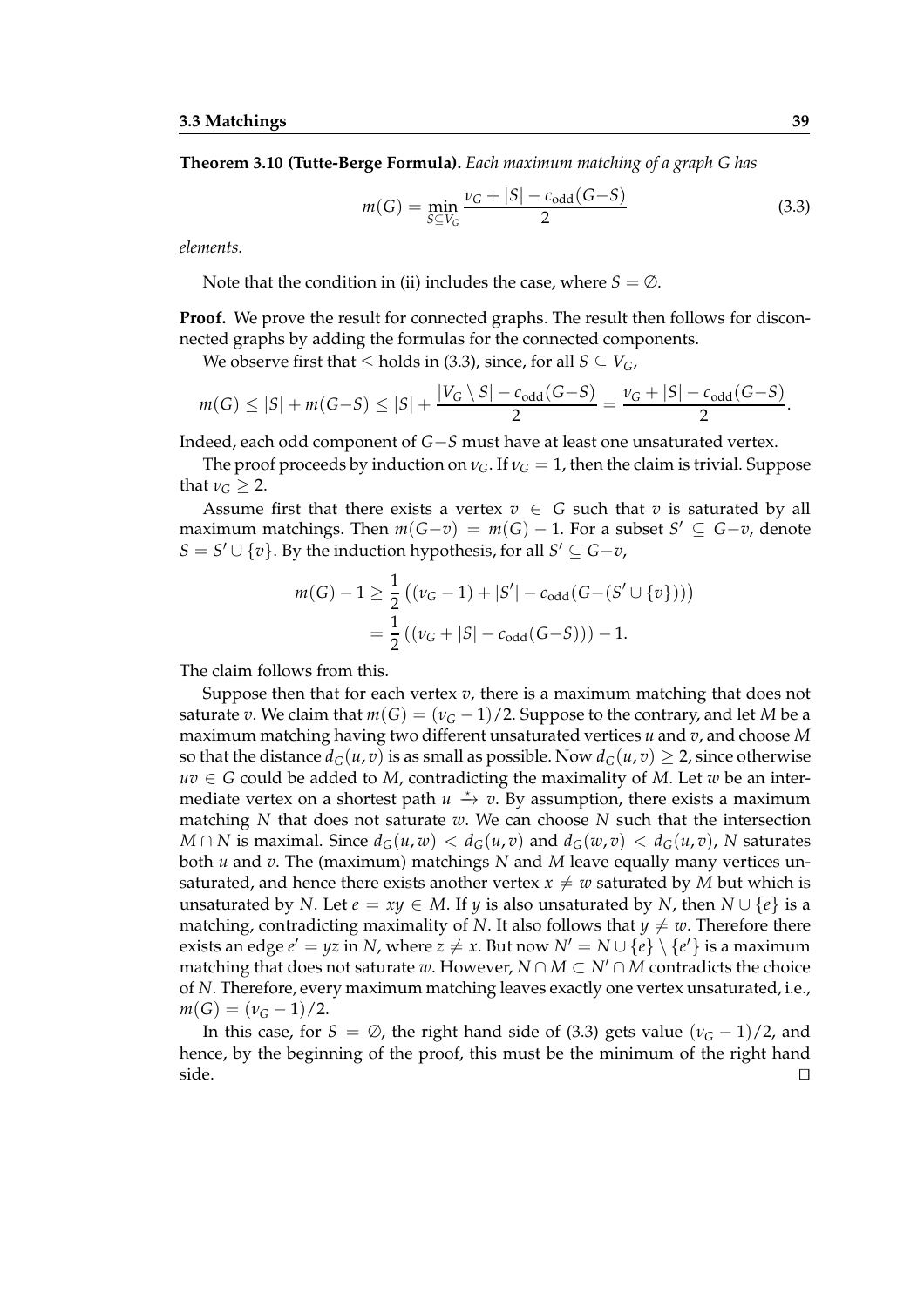**Theorem 3.10 (Tutte-Berge Formula).** *Each maximum matching of a graph $G$ has*

$$m(G) = \min_{S \subseteq V_G} \frac{\nu_G + |S| - c_{\text{odd}}(G-S)}{2} \tag{3.3}$$

*elements.*

Note that the condition in (ii) includes the case, where $S = \emptyset$.

**Proof.** We prove the result for connected graphs. The result then follows for disconnected graphs by adding the formulas for the connected components.

We observe first that $\leq$ holds in (3.3), since, for all $S \subseteq V_G$,

$$m(G) \leq |S| + m(G-S) \leq |S| + \frac{|V_G \setminus S| - c_{\text{odd}}(G-S)}{2} = \frac{\nu_G + |S| - c_{\text{odd}}(G-S)}{2}.$$

Indeed, each odd component of $G-S$ must have at least one unsaturated vertex.

The proof proceeds by induction on $\nu_G$. If $\nu_G = 1$, then the claim is trivial. Suppose that $\nu_G \geq 2$.

Assume first that there exists a vertex $v \in G$ such that $v$ is saturated by all maximum matchings. Then $m(G-v) = m(G) - 1$. For a subset $S' \subseteq G-v$, denote $S = S' \cup \{v\}$. By the induction hypothesis, for all $S' \subseteq G-v$,

$$\begin{aligned} m(G) - 1 &\geq \frac{1}{2}\left((\nu_G - 1) + |S'| - c_{\text{odd}}(G-(S' \cup \{v\}))\right) \\ &= \frac{1}{2}\left((\nu_G + |S| - c_{\text{odd}}(G-S))\right) - 1. \end{aligned}$$

The claim follows from this.

Suppose then that for each vertex $v$, there is a maximum matching that does not saturate $v$. We claim that $m(G) = (\nu_G - 1)/2$. Suppose to the contrary, and let $M$ be a maximum matching having two different unsaturated vertices $u$ and $v$, and choose $M$ so that the distance $d_G(u,v)$ is as small as possible. Now $d_G(u,v) \geq 2$, since otherwise $uv \in G$ could be added to $M$, contradicting the maximality of $M$. Let $w$ be an intermediate vertex on a shortest path $u \xrightarrow{\star} v$. By assumption, there exists a maximum matching $N$ that does not saturate $w$. We can choose $N$ such that the intersection $M \cap N$ is maximal. Since $d_G(u,w) < d_G(u,v)$ and $d_G(w,v) < d_G(u,v)$, $N$ saturates both $u$ and $v$. The (maximum) matchings $N$ and $M$ leave equally many vertices unsaturated, and hence there exists another vertex $x \neq w$ saturated by $M$ but which is unsaturated by $N$. Let $e = xy \in M$. If $y$ is also unsaturated by $N$, then $N \cup \{e\}$ is a matching, contradicting maximality of $N$. It also follows that $y \neq w$. Therefore there exists an edge $e' = yz$ in $N$, where $z \neq x$. But now $N' = N \cup \{e\} \setminus \{e'\}$ is a maximum matching that does not saturate $w$. However, $N \cap M \subset N' \cap M$ contradicts the choice of $N$. Therefore, every maximum matching leaves exactly one vertex unsaturated, i.e., $m(G) = (\nu_G - 1)/2$.

In this case, for $S = \emptyset$, the right hand side of (3.3) gets value $(\nu_G - 1)/2$, and hence, by the beginning of the proof, this must be the minimum of the right hand side. □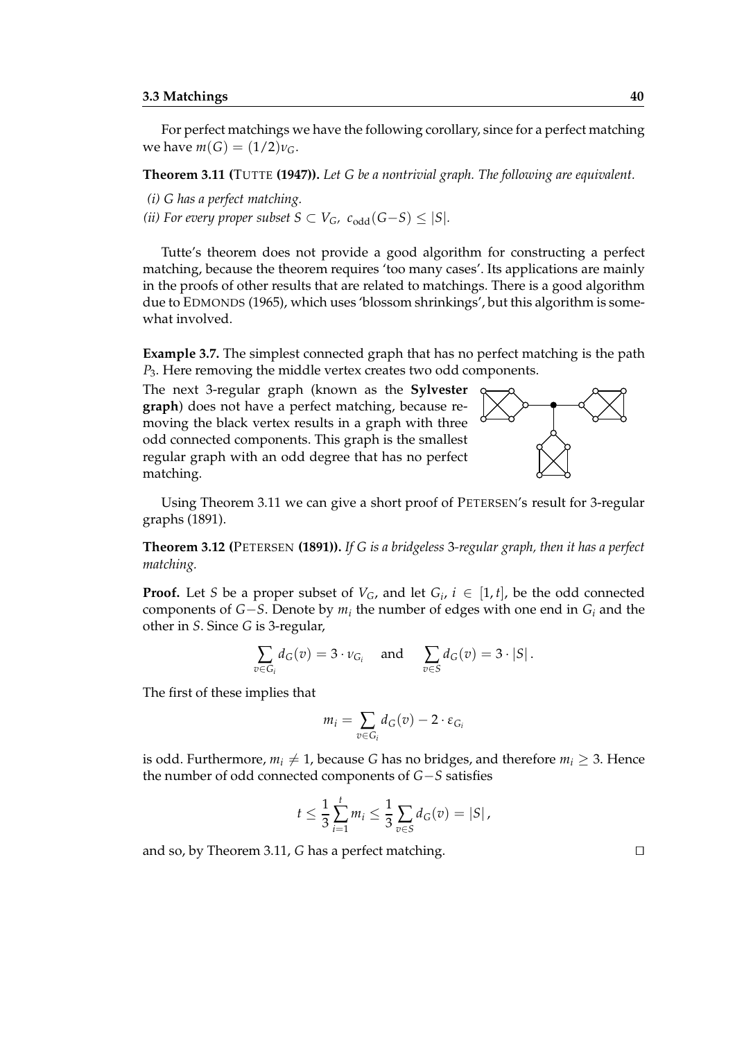For perfect matchings we have the following corollary, since for a perfect matching we have $m(G) = (1/2)\nu_G$.

**Theorem 3.11 (**TUTTE **(1947)).** *Let G be a nontrivial graph. The following are equivalent.*

*(i) G has a perfect matching.*

*(ii) For every proper subset $S \subset V_G$, $c_{\text{odd}}(G - S) \leq |S|$.*

Tutte's theorem does not provide a good algorithm for constructing a perfect matching, because the theorem requires 'too many cases'. Its applications are mainly in the proofs of other results that are related to matchings. There is a good algorithm due to EDMONDS (1965), which uses 'blossom shrinkings', but this algorithm is somewhat involved.

**Example 3.7.** The simplest connected graph that has no perfect matching is the path $P_3$. Here removing the middle vertex creates two odd components.

The next 3-regular graph (known as the **Sylvester graph**) does not have a perfect matching, because removing the black vertex results in a graph with three odd connected components. This graph is the smallest regular graph with an odd degree that has no perfect matching.

Using Theorem 3.11 we can give a short proof of PETERSEN's result for 3-regular graphs (1891).

**Theorem 3.12 (**PETERSEN **(1891)).** *If G is a bridgeless 3-regular graph, then it has a perfect matching.*

**Proof.** Let $S$ be a proper subset of $V_G$, and let $G_i$, $i \in [1, t]$, be the odd connected components of $G - S$. Denote by $m_i$ the number of edges with one end in $G_i$ and the other in $S$. Since $G$ is 3-regular,

$$\sum_{v \in G_i} d_G(v) = 3 \cdot \nu_{G_i} \quad \text{and} \quad \sum_{v \in S} d_G(v) = 3 \cdot |S| \, .$$

The first of these implies that

$$m_i = \sum_{v \in G_i} d_G(v) - 2 \cdot \varepsilon_{G_i}$$

is odd. Furthermore, $m_i \neq 1$, because $G$ has no bridges, and therefore $m_i \geq 3$. Hence the number of odd connected components of $G - S$ satisfies

$$t \leq \frac{1}{3} \sum_{i=1}^{t} m_i \leq \frac{1}{3} \sum_{v \in S} d_G(v) = |S| \, ,$$

and so, by Theorem 3.11, $G$ has a perfect matching. □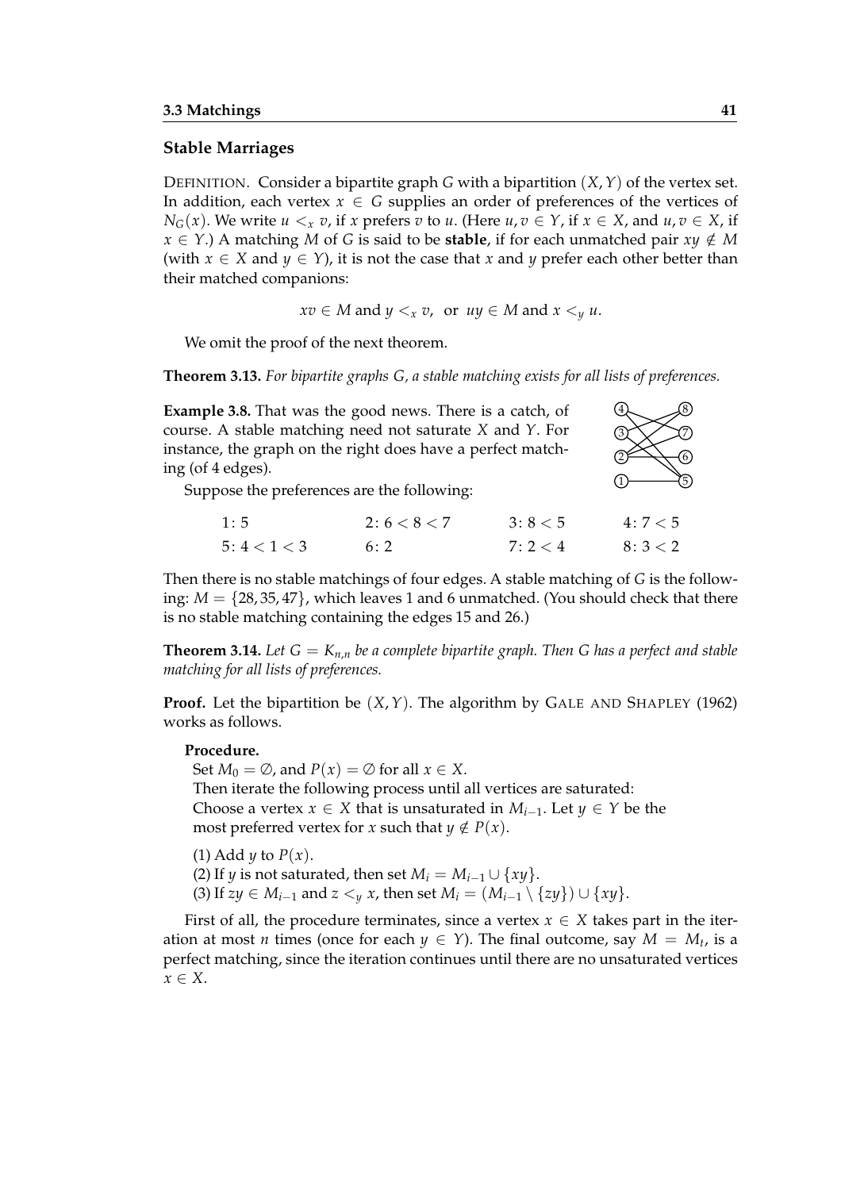### Stable Marriages

DEFINITION. Consider a bipartite graph $G$ with a bipartition $(X, Y)$ of the vertex set. In addition, each vertex $x \in G$ supplies an order of preferences of the vertices of $N_G(x)$. We write $u <_x v$, if $x$ prefers $v$ to $u$. (Here $u, v \in Y$, if $x \in X$, and $u, v \in X$, if $x \in Y$.) A matching $M$ of $G$ is said to be **stable**, if for each unmatched pair $xy \notin M$ (with $x \in X$ and $y \in Y$), it is not the case that $x$ and $y$ prefer each other better than their matched companions:

$$xv \in M \text{ and } y <_x v, \text{ or } uy \in M \text{ and } x <_y u.$$

We omit the proof of the next theorem.

**Theorem 3.13.** *For bipartite graphs $G$, a stable matching exists for all lists of preferences.*

**Example 3.8.** That was the good news. There is a catch, of course. A stable matching need not saturate $X$ and $Y$. For instance, the graph on the right does have a perfect matching (of 4 edges).

Suppose the preferences are the following:

| | | | |
|---|---|---|---|
| $1: 5$ | $2: 6 < 8 < 7$ | $3: 8 < 5$ | $4: 7 < 5$ |
| $5: 4 < 1 < 3$ | $6: 2$ | $7: 2 < 4$ | $8: 3 < 2$ |

Then there is no stable matchings of four edges. A stable matching of $G$ is the following: $M = \{28, 35, 47\}$, which leaves 1 and 6 unmatched. (You should check that there is no stable matching containing the edges 15 and 26.)

**Theorem 3.14.** *Let $G = K_{n,n}$ be a complete bipartite graph. Then $G$ has a perfect and stable matching for all lists of preferences.*

**Proof.** Let the bipartition be $(X, Y)$. The algorithm by GALE AND SHAPLEY (1962) works as follows.

**Procedure.**
Set $M_0 = \emptyset$, and $P(x) = \emptyset$ for all $x \in X$.
Then iterate the following process until all vertices are saturated:
Choose a vertex $x \in X$ that is unsaturated in $M_{i-1}$. Let $y \in Y$ be the most preferred vertex for $x$ such that $y \notin P(x)$.

(1) Add $y$ to $P(x)$.
(2) If $y$ is not saturated, then set $M_i = M_{i-1} \cup \{xy\}$.
(3) If $zy \in M_{i-1}$ and $z <_y x$, then set $M_i = (M_{i-1} \setminus \{zy\}) \cup \{xy\}$.

First of all, the procedure terminates, since a vertex $x \in X$ takes part in the iteration at most $n$ times (once for each $y \in Y$). The final outcome, say $M = M_t$, is a perfect matching, since the iteration continues until there are no unsaturated vertices $x \in X$.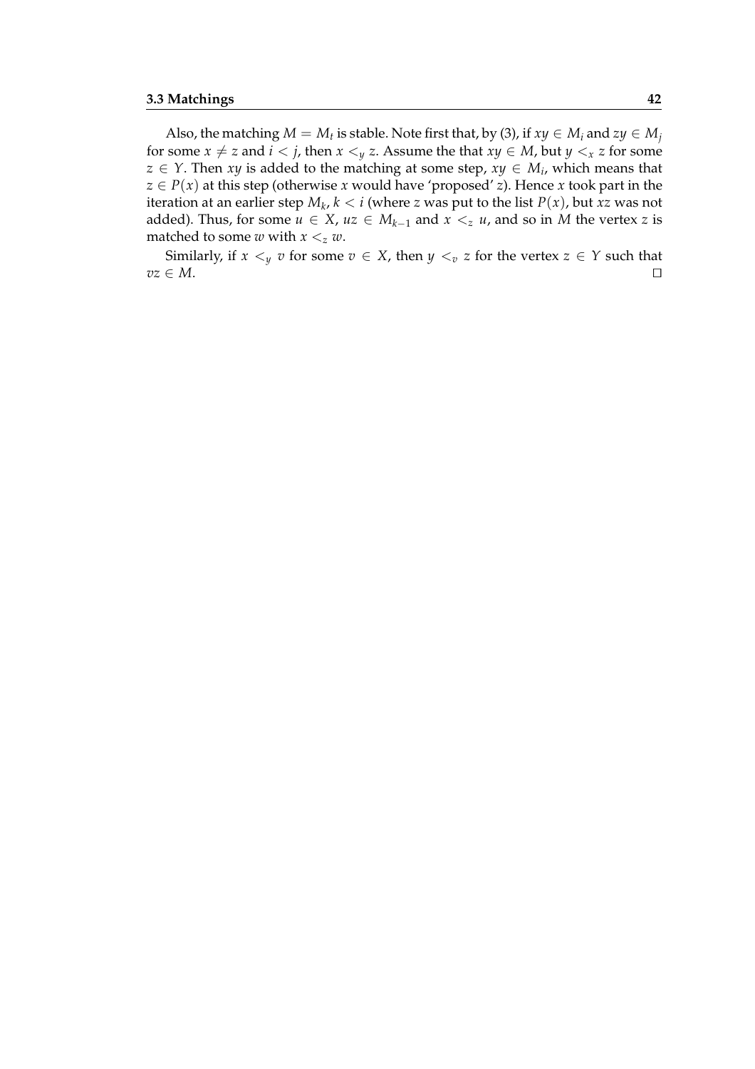Also, the matching $M = M_t$ is stable. Note first that, by (3), if $xy \in M_i$ and $zy \in M_j$ for some $x \neq z$ and $i < j$, then $x <_y z$. Assume the that $xy \in M$, but $y <_x z$ for some $z \in Y$. Then $xy$ is added to the matching at some step, $xy \in M_i$, which means that $z \in P(x)$ at this step (otherwise $x$ would have 'proposed' $z$). Hence $x$ took part in the iteration at an earlier step $M_k$, $k < i$ (where $z$ was put to the list $P(x)$, but $xz$ was not added). Thus, for some $u \in X$, $uz \in M_{k-1}$ and $x <_z u$, and so in $M$ the vertex $z$ is matched to some $w$ with $x <_z w$.

Similarly, if $x <_y v$ for some $v \in X$, then $y <_v z$ for the vertex $z \in Y$ such that $vz \in M$. □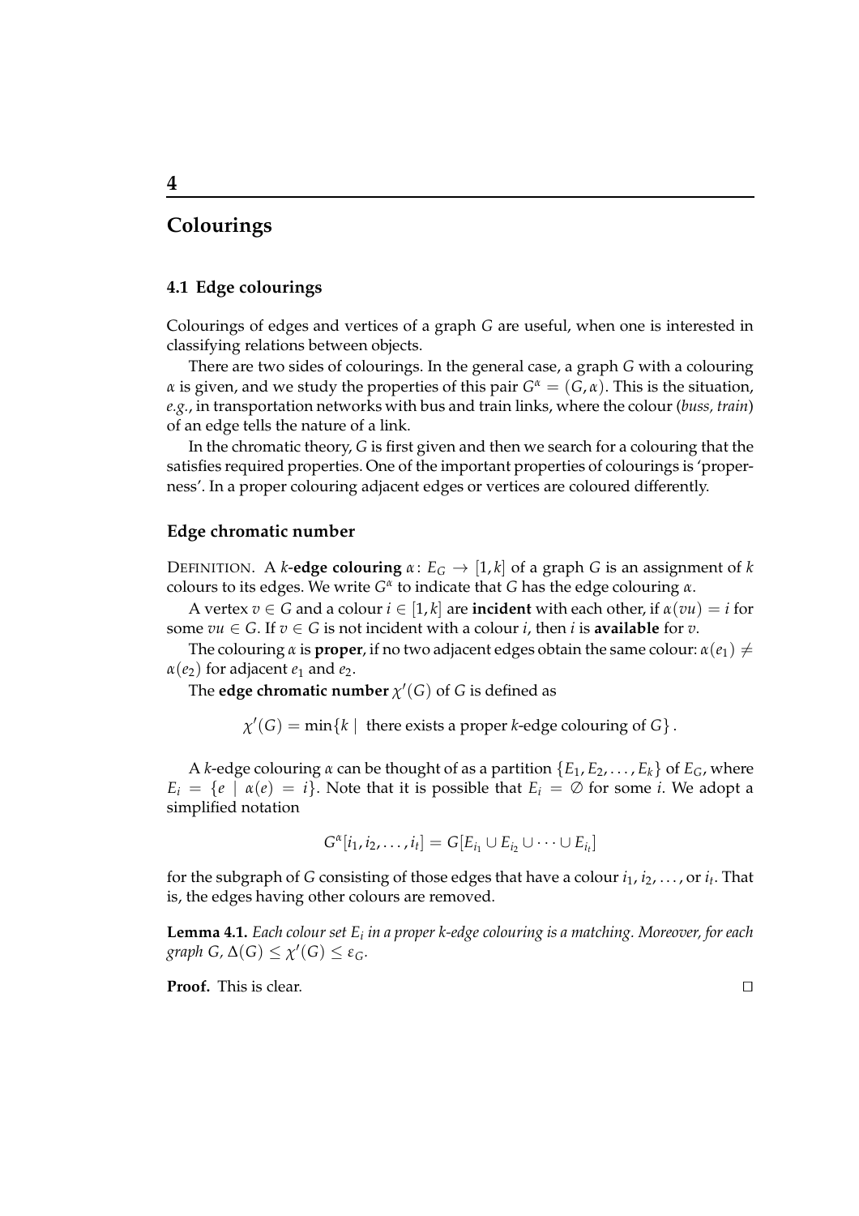# 4

# Colourings

## 4.1 Edge colourings

Colourings of edges and vertices of a graph $G$ are useful, when one is interested in classifying relations between objects.

There are two sides of colourings. In the general case, a graph $G$ with a colouring $\alpha$ is given, and we study the properties of this pair $G^\alpha = (G, \alpha)$. This is the situation, *e.g.*, in transportation networks with bus and train links, where the colour (*buss, train*) of an edge tells the nature of a link.

In the chromatic theory, $G$ is first given and then we search for a colouring that the satisfies required properties. One of the important properties of colourings is 'properness'. In a proper colouring adjacent edges or vertices are coloured differently.

### Edge chromatic number

DEFINITION. A $k$-**edge colouring** $\alpha\colon E_G \to [1,k]$ of a graph $G$ is an assignment of $k$ colours to its edges. We write $G^\alpha$ to indicate that $G$ has the edge colouring $\alpha$.

A vertex $v \in G$ and a colour $i \in [1,k]$ are **incident** with each other, if $\alpha(vu) = i$ for some $vu \in G$. If $v \in G$ is not incident with a colour $i$, then $i$ is **available** for $v$.

The colouring $\alpha$ is **proper**, if no two adjacent edges obtain the same colour: $\alpha(e_1) \neq \alpha(e_2)$ for adjacent $e_1$ and $e_2$.

The **edge chromatic number** $\chi'(G)$ of $G$ is defined as

$$\chi'(G) = \min\{k \mid \text{ there exists a proper } k\text{-edge colouring of } G\}.$$

A $k$-edge colouring $\alpha$ can be thought of as a partition $\{E_1, E_2, \dots, E_k\}$ of $E_G$, where $E_i = \{e \mid \alpha(e) = i\}$. Note that it is possible that $E_i = \emptyset$ for some $i$. We adopt a simplified notation

$$G^\alpha[i_1, i_2, \dots, i_t] = G[E_{i_1} \cup E_{i_2} \cup \dots \cup E_{i_t}]$$

for the subgraph of $G$ consisting of those edges that have a colour $i_1, i_2, \dots,$ or $i_t$. That is, the edges having other colours are removed.

**Lemma 4.1.** *Each colour set $E_i$ in a proper $k$-edge colouring is a matching. Moreover, for each graph $G$, $\Delta(G) \leq \chi'(G) \leq \varepsilon_G$.*

**Proof.** This is clear. □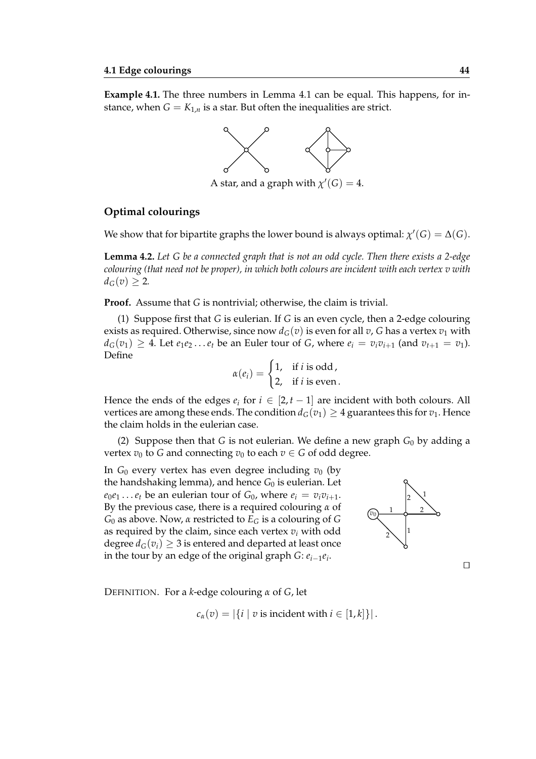**Example 4.1.** The three numbers in Lemma 4.1 can be equal. This happens, for instance, when $G = K_{1,n}$ is a star. But often the inequalities are strict.

A star, and a graph with $\chi'(G) = 4$.

## Optimal colourings

We show that for bipartite graphs the lower bound is always optimal: $\chi'(G) = \Delta(G)$.

**Lemma 4.2.** *Let $G$ be a connected graph that is not an odd cycle. Then there exists a 2-edge colouring (that need not be proper), in which both colours are incident with each vertex $v$ with $d_G(v) \geq 2$.*

**Proof.** Assume that $G$ is nontrivial; otherwise, the claim is trivial.

(1) Suppose first that $G$ is eulerian. If $G$ is an even cycle, then a 2-edge colouring exists as required. Otherwise, since now $d_G(v)$ is even for all $v$, $G$ has a vertex $v_1$ with $d_G(v_1) \geq 4$. Let $e_1 e_2 \dots e_t$ be an Euler tour of $G$, where $e_i = v_i v_{i+1}$ (and $v_{t+1} = v_1$). Define

$$\alpha(e_i) = \begin{cases} 1, & \text{if } i \text{ is odd}, \\ 2, & \text{if } i \text{ is even}. \end{cases}$$

Hence the ends of the edges $e_i$ for $i \in [2, t-1]$ are incident with both colours. All vertices are among these ends. The condition $d_G(v_1) \geq 4$ guarantees this for $v_1$. Hence the claim holds in the eulerian case.

(2) Suppose then that $G$ is not eulerian. We define a new graph $G_0$ by adding a vertex $v_0$ to $G$ and connecting $v_0$ to each $v \in G$ of odd degree.

In $G_0$ every vertex has even degree including $v_0$ (by the handshaking lemma), and hence $G_0$ is eulerian. Let $e_0 e_1 \dots e_t$ be an eulerian tour of $G_0$, where $e_i = v_i v_{i+1}$. By the previous case, there is a required colouring $\alpha$ of $G_0$ as above. Now, $\alpha$ restricted to $E_G$ is a colouring of $G$ as required by the claim, since each vertex $v_i$ with odd degree $d_G(v_i) \geq 3$ is entered and departed at least once in the tour by an edge of the original graph $G$: $e_{i-1} e_i$. □

DEFINITION. For a $k$-edge colouring $\alpha$ of $G$, let

$$c_\alpha(v) = |\{i \mid v \text{ is incident with } i \in [1, k]\}|.$$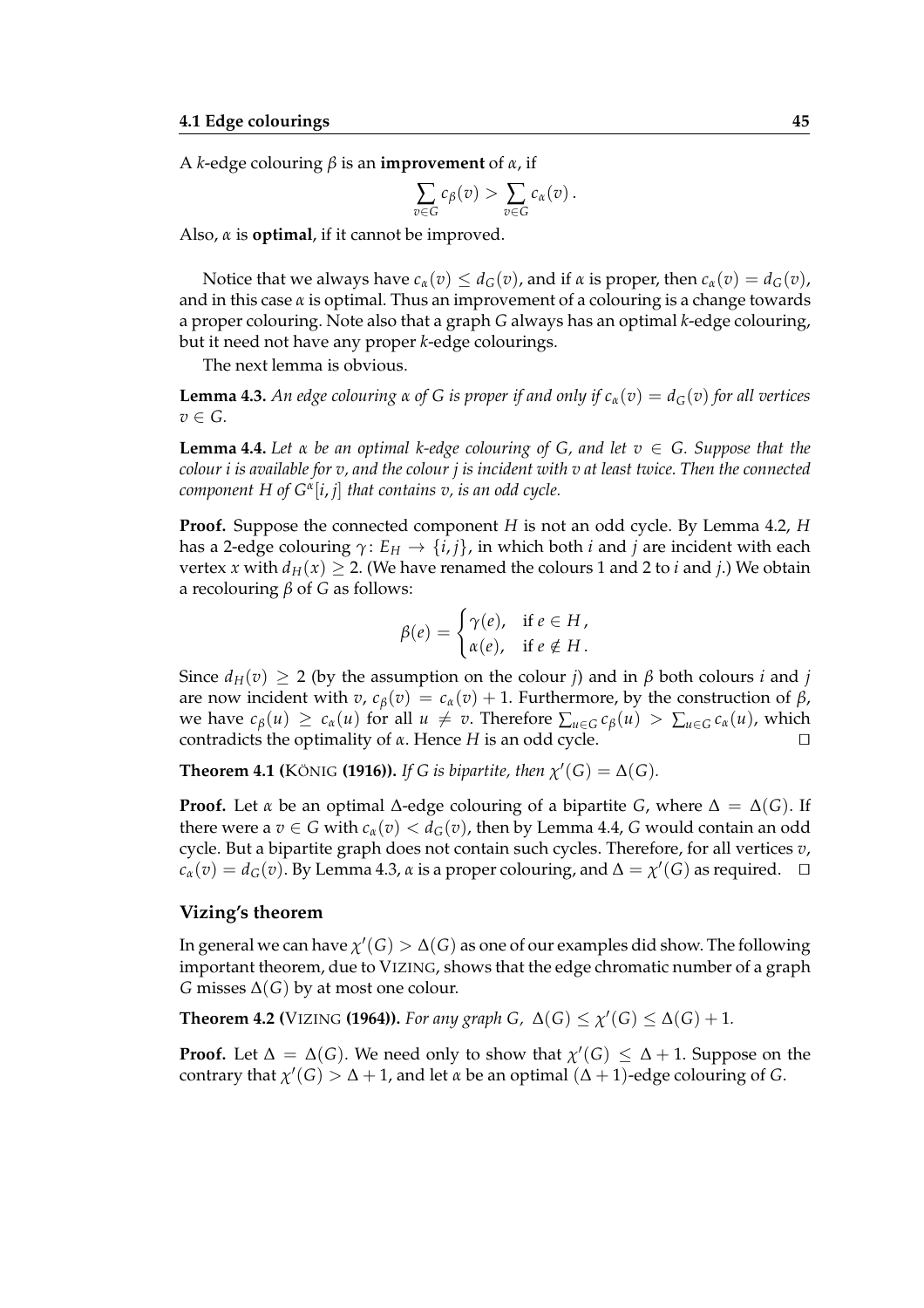A $k$-edge colouring $\beta$ is an **improvement** of $\alpha$, if

$$\sum_{v \in G} c_\beta(v) > \sum_{v \in G} c_\alpha(v)\,.$$

Also, $\alpha$ is **optimal**, if it cannot be improved.

Notice that we always have $c_\alpha(v) \le d_G(v)$, and if $\alpha$ is proper, then $c_\alpha(v) = d_G(v)$, and in this case $\alpha$ is optimal. Thus an improvement of a colouring is a change towards a proper colouring. Note also that a graph $G$ always has an optimal $k$-edge colouring, but it need not have any proper $k$-edge colourings.

The next lemma is obvious.

**Lemma 4.3.** *An edge colouring $\alpha$ of $G$ is proper if and only if $c_\alpha(v) = d_G(v)$ for all vertices $v \in G$.*

**Lemma 4.4.** *Let $\alpha$ be an optimal $k$-edge colouring of $G$, and let $v \in G$. Suppose that the colour $i$ is available for $v$, and the colour $j$ is incident with $v$ at least twice. Then the connected component $H$ of $G^\alpha[i, j]$ that contains $v$, is an odd cycle.*

**Proof.** Suppose the connected component $H$ is not an odd cycle. By Lemma 4.2, $H$ has a 2-edge colouring $\gamma\colon E_H \to \{i, j\}$, in which both $i$ and $j$ are incident with each vertex $x$ with $d_H(x) \ge 2$. (We have renamed the colours 1 and 2 to $i$ and $j$.) We obtain a recolouring $\beta$ of $G$ as follows:

$$\beta(e) = \begin{cases} \gamma(e), & \text{if } e \in H\,, \\ \alpha(e), & \text{if } e \notin H\,. \end{cases}$$

Since $d_H(v) \ge 2$ (by the assumption on the colour $j$) and in $\beta$ both colours $i$ and $j$ are now incident with $v$, $c_\beta(v) = c_\alpha(v) + 1$. Furthermore, by the construction of $\beta$, we have $c_\beta(u) \ge c_\alpha(u)$ for all $u \ne v$. Therefore $\sum_{u \in G} c_\beta(u) > \sum_{u \in G} c_\alpha(u)$, which contradicts the optimality of $\alpha$. Hence $H$ is an odd cycle. □

**Theorem 4.1 (König (1916)).** *If $G$ is bipartite, then $\chi'(G) = \Delta(G)$.*

**Proof.** Let $\alpha$ be an optimal $\Delta$-edge colouring of a bipartite $G$, where $\Delta = \Delta(G)$. If there were a $v \in G$ with $c_\alpha(v) < d_G(v)$, then by Lemma 4.4, $G$ would contain an odd cycle. But a bipartite graph does not contain such cycles. Therefore, for all vertices $v$, $c_\alpha(v) = d_G(v)$. By Lemma 4.3, $\alpha$ is a proper colouring, and $\Delta = \chi'(G)$ as required. □

### Vizing's theorem

In general we can have $\chi'(G) > \Delta(G)$ as one of our examples did show. The following important theorem, due to Vizing, shows that the edge chromatic number of a graph $G$ misses $\Delta(G)$ by at most one colour.

**Theorem 4.2 (Vizing (1964)).** *For any graph $G$, $\Delta(G) \le \chi'(G) \le \Delta(G) + 1$.*

**Proof.** Let $\Delta = \Delta(G)$. We need only to show that $\chi'(G) \le \Delta + 1$. Suppose on the contrary that $\chi'(G) > \Delta + 1$, and let $\alpha$ be an optimal $(\Delta + 1)$-edge colouring of $G$.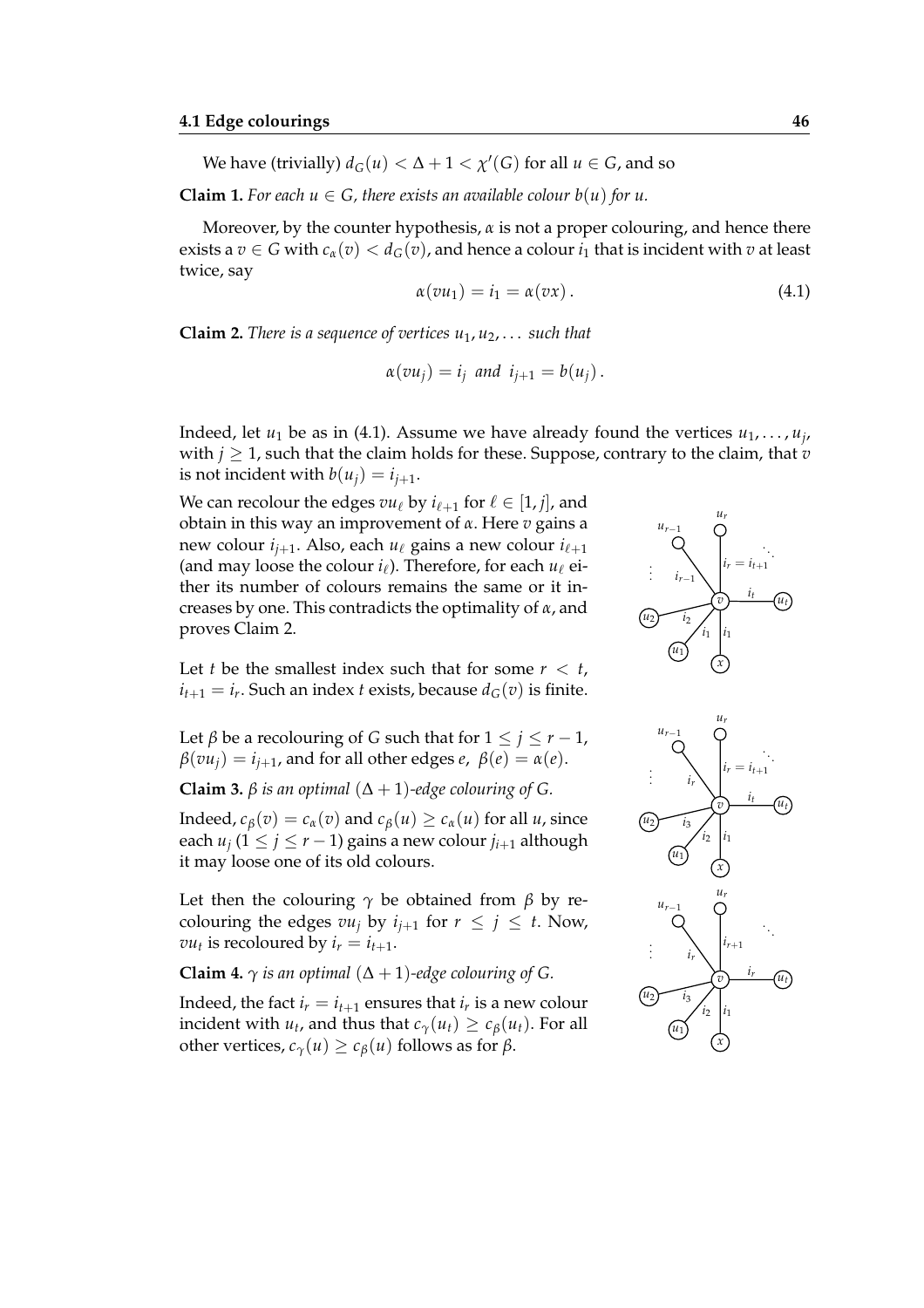We have (trivially) $d_G(u) < \Delta + 1 < \chi'(G)$ for all $u \in G$, and so

**Claim 1.** *For each $u \in G$, there exists an available colour $b(u)$ for $u$.*

Moreover, by the counter hypothesis, $\alpha$ is not a proper colouring, and hence there exists a $v \in G$ with $c_\alpha(v) < d_G(v)$, and hence a colour $i_1$ that is incident with $v$ at least twice, say

$$\alpha(vu_1) = i_1 = \alpha(vx). \tag{4.1}$$

**Claim 2.** *There is a sequence of vertices $u_1, u_2, \dots$ such that*

$$\alpha(vu_j) = i_j \text{ and } i_{j+1} = b(u_j).$$

Indeed, let $u_1$ be as in (4.1). Assume we have already found the vertices $u_1, \dots, u_j$, with $j \geq 1$, such that the claim holds for these. Suppose, contrary to the claim, that $v$ is not incident with $b(u_j) = i_{j+1}$.

We can recolour the edges $vu_\ell$ by $i_{\ell+1}$ for $\ell \in [1, j]$, and obtain in this way an improvement of $\alpha$. Here $v$ gains a new colour $i_{j+1}$. Also, each $u_\ell$ gains a new colour $i_{\ell+1}$ (and may loose the colour $i_\ell$). Therefore, for each $u_\ell$ either its number of colours remains the same or it increases by one. This contradicts the optimality of $\alpha$, and proves Claim 2.

Let $t$ be the smallest index such that for some $r < t$, $i_{t+1} = i_r$. Such an index $t$ exists, because $d_G(v)$ is finite.

Let $\beta$ be a recolouring of $G$ such that for $1 \leq j \leq r-1$, $\beta(vu_j) = i_{j+1}$, and for all other edges $e$, $\beta(e) = \alpha(e)$.

**Claim 3.** *$\beta$ is an optimal $(\Delta+1)$-edge colouring of $G$.*

Indeed, $c_\beta(v) = c_\alpha(v)$ and $c_\beta(u) \geq c_\alpha(u)$ for all $u$, since each $u_j$ ($1 \leq j \leq r-1$) gains a new colour $j_{i+1}$ although it may loose one of its old colours.

Let then the colouring $\gamma$ be obtained from $\beta$ by recolouring the edges $vu_j$ by $i_{j+1}$ for $r \leq j \leq t$. Now, $vu_t$ is recoloured by $i_r = i_{t+1}$.

**Claim 4.** *$\gamma$ is an optimal $(\Delta+1)$-edge colouring of $G$.*

Indeed, the fact $i_r = i_{t+1}$ ensures that $i_r$ is a new colour incident with $u_t$, and thus that $c_\gamma(u_t) \geq c_\beta(u_t)$. For all other vertices, $c_\gamma(u) \geq c_\beta(u)$ follows as for $\beta$.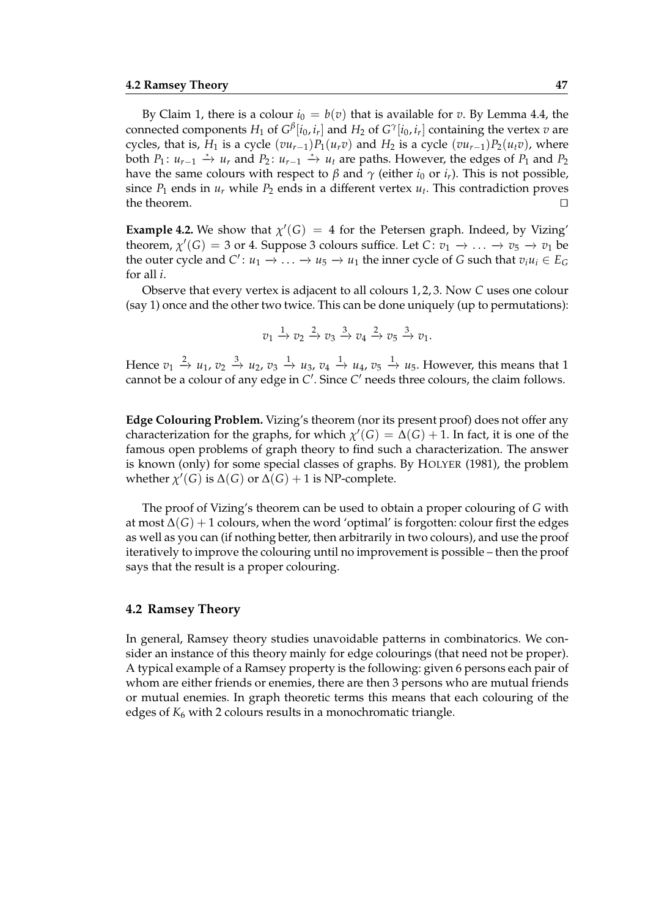By Claim 1, there is a colour $i_0 = b(v)$ that is available for $v$. By Lemma 4.4, the connected components $H_1$ of $G^{\beta}[i_0, i_r]$ and $H_2$ of $G^{\gamma}[i_0, i_r]$ containing the vertex $v$ are cycles, that is, $H_1$ is a cycle $(vu_{r-1})P_1(u_r v)$ and $H_2$ is a cycle $(vu_{r-1})P_2(u_t v)$, where both $P_1\colon u_{r-1} \xrightarrow{\star} u_r$ and $P_2\colon u_{r-1} \xrightarrow{\star} u_t$ are paths. However, the edges of $P_1$ and $P_2$ have the same colours with respect to $\beta$ and $\gamma$ (either $i_0$ or $i_r$). This is not possible, since $P_1$ ends in $u_r$ while $P_2$ ends in a different vertex $u_t$. This contradiction proves the theorem. □

**Example 4.2.** We show that $\chi'(G) = 4$ for the Petersen graph. Indeed, by Vizing' theorem, $\chi'(G) = 3$ or 4. Suppose 3 colours suffice. Let $C\colon v_1 \to \ldots \to v_5 \to v_1$ be the outer cycle and $C'\colon u_1 \to \ldots \to u_5 \to u_1$ the inner cycle of $G$ such that $v_i u_i \in E_G$ for all $i$.

Observe that every vertex is adjacent to all colours 1, 2, 3. Now $C$ uses one colour (say 1) once and the other two twice. This can be done uniquely (up to permutations):

$$v_1 \xrightarrow{1} v_2 \xrightarrow{2} v_3 \xrightarrow{3} v_4 \xrightarrow{2} v_5 \xrightarrow{3} v_1.$$

Hence $v_1 \xrightarrow{2} u_1$, $v_2 \xrightarrow{3} u_2$, $v_3 \xrightarrow{1} u_3$, $v_4 \xrightarrow{1} u_4$, $v_5 \xrightarrow{1} u_5$. However, this means that 1 cannot be a colour of any edge in $C'$. Since $C'$ needs three colours, the claim follows.

**Edge Colouring Problem.** Vizing's theorem (nor its present proof) does not offer any characterization for the graphs, for which $\chi'(G) = \Delta(G) + 1$. In fact, it is one of the famous open problems of graph theory to find such a characterization. The answer is known (only) for some special classes of graphs. By HOLYER (1981), the problem whether $\chi'(G)$ is $\Delta(G)$ or $\Delta(G) + 1$ is NP-complete.

The proof of Vizing's theorem can be used to obtain a proper colouring of $G$ with at most $\Delta(G) + 1$ colours, when the word 'optimal' is forgotten: colour first the edges as well as you can (if nothing better, then arbitrarily in two colours), and use the proof iteratively to improve the colouring until no improvement is possible – then the proof says that the result is a proper colouring.

## 4.2 Ramsey Theory

In general, Ramsey theory studies unavoidable patterns in combinatorics. We consider an instance of this theory mainly for edge colourings (that need not be proper). A typical example of a Ramsey property is the following: given 6 persons each pair of whom are either friends or enemies, there are then 3 persons who are mutual friends or mutual enemies. In graph theoretic terms this means that each colouring of the edges of $K_6$ with 2 colours results in a monochromatic triangle.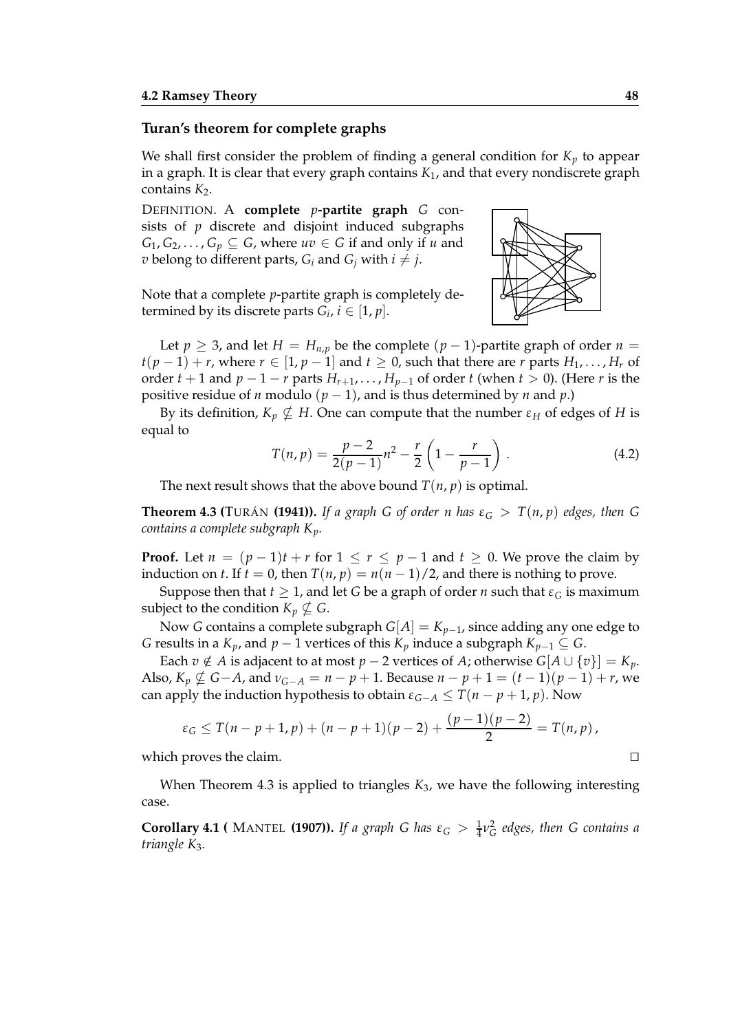### Turan's theorem for complete graphs

We shall first consider the problem of finding a general condition for $K_p$ to appear in a graph. It is clear that every graph contains $K_1$, and that every nondiscrete graph contains $K_2$.

DEFINITION. A **complete $p$-partite graph** $G$ consists of $p$ discrete and disjoint induced subgraphs $G_1, G_2, \ldots, G_p \subseteq G$, where $uv \in G$ if and only if $u$ and $v$ belong to different parts, $G_i$ and $G_j$ with $i \neq j$.

Note that a complete $p$-partite graph is completely determined by its discrete parts $G_i$, $i \in [1, p]$.

Let $p \geq 3$, and let $H = H_{n,p}$ be the complete $(p-1)$-partite graph of order $n = t(p-1) + r$, where $r \in [1, p-1]$ and $t \geq 0$, such that there are $r$ parts $H_1, \ldots, H_r$ of order $t+1$ and $p-1-r$ parts $H_{r+1}, \ldots, H_{p-1}$ of order $t$ (when $t > 0$). (Here $r$ is the positive residue of $n$ modulo $(p-1)$, and is thus determined by $n$ and $p$.)

By its definition, $K_p \nsubseteq H$. One can compute that the number $\varepsilon_H$ of edges of $H$ is equal to

$$T(n,p) = \frac{p-2}{2(p-1)}n^2 - \frac{r}{2}\left(1 - \frac{r}{p-1}\right). \tag{4.2}$$

The next result shows that the above bound $T(n,p)$ is optimal.

**Theorem 4.3 (TURÁN (1941)).** *If a graph $G$ of order $n$ has $\varepsilon_G > T(n,p)$ edges, then $G$ contains a complete subgraph $K_p$.*

**Proof.** Let $n = (p-1)t + r$ for $1 \leq r \leq p-1$ and $t \geq 0$. We prove the claim by induction on $t$. If $t = 0$, then $T(n,p) = n(n-1)/2$, and there is nothing to prove.

Suppose then that $t \geq 1$, and let $G$ be a graph of order $n$ such that $\varepsilon_G$ is maximum subject to the condition $K_p \nsubseteq G$.

Now $G$ contains a complete subgraph $G[A] = K_{p-1}$, since adding any one edge to $G$ results in a $K_p$, and $p-1$ vertices of this $K_p$ induce a subgraph $K_{p-1} \subseteq G$.

Each $v \notin A$ is adjacent to at most $p-2$ vertices of $A$; otherwise $G[A \cup \{v\}] = K_p$. Also, $K_p \nsubseteq G - A$, and $\nu_{G-A} = n - p + 1$. Because $n - p + 1 = (t-1)(p-1) + r$, we can apply the induction hypothesis to obtain $\varepsilon_{G-A} \leq T(n-p+1, p)$. Now

$$\varepsilon_G \leq T(n-p+1, p) + (n-p+1)(p-2) + \frac{(p-1)(p-2)}{2} = T(n,p),$$

which proves the claim. □

When Theorem 4.3 is applied to triangles $K_3$, we have the following interesting case.

**Corollary 4.1 ( MANTEL (1907)).** *If a graph $G$ has $\varepsilon_G > \frac{1}{4}\nu_G^2$ edges, then $G$ contains a triangle $K_3$.*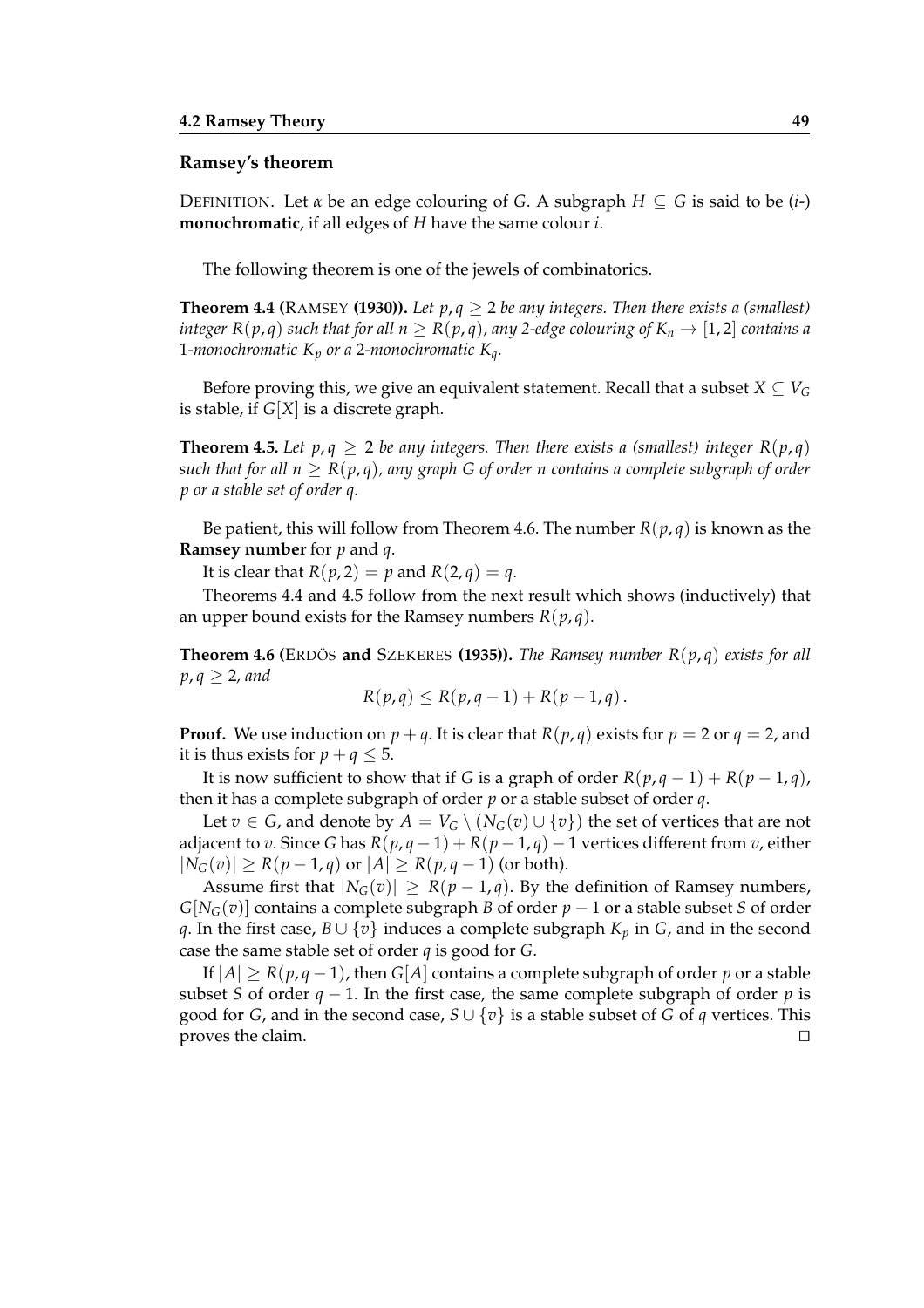### Ramsey's theorem

DEFINITION. Let $\alpha$ be an edge colouring of $G$. A subgraph $H \subseteq G$ is said to be ($i$-) **monochromatic**, if all edges of $H$ have the same colour $i$.

The following theorem is one of the jewels of combinatorics.

**Theorem 4.4 (**RAMSEY **(1930)).** *Let $p, q \geq 2$ be any integers. Then there exists a (smallest) integer $R(p,q)$ such that for all $n \geq R(p,q)$, any 2-edge colouring of $K_n \to [1,2]$ contains a 1-monochromatic $K_p$ or a 2-monochromatic $K_q$.*

Before proving this, we give an equivalent statement. Recall that a subset $X \subseteq V_G$ is stable, if $G[X]$ is a discrete graph.

**Theorem 4.5.** *Let $p, q \geq 2$ be any integers. Then there exists a (smallest) integer $R(p,q)$ such that for all $n \geq R(p,q)$, any graph $G$ of order $n$ contains a complete subgraph of order $p$ or a stable set of order $q$.*

Be patient, this will follow from Theorem 4.6. The number $R(p,q)$ is known as the **Ramsey number** for $p$ and $q$.

It is clear that $R(p,2) = p$ and $R(2,q) = q$.

Theorems 4.4 and 4.5 follow from the next result which shows (inductively) that an upper bound exists for the Ramsey numbers $R(p,q)$.

**Theorem 4.6 (**ERDÖS **and** SZEKERES **(1935)).** *The Ramsey number $R(p,q)$ exists for all $p, q \geq 2$, and*

$$R(p,q) \leq R(p,q-1) + R(p-1,q).$$

**Proof.** We use induction on $p+q$. It is clear that $R(p,q)$ exists for $p=2$ or $q=2$, and it is thus exists for $p+q \leq 5$.

It is now sufficient to show that if $G$ is a graph of order $R(p,q-1) + R(p-1,q)$, then it has a complete subgraph of order $p$ or a stable subset of order $q$.

Let $v \in G$, and denote by $A = V_G \setminus (N_G(v) \cup \{v\})$ the set of vertices that are not adjacent to $v$. Since $G$ has $R(p,q-1) + R(p-1,q) - 1$ vertices different from $v$, either $|N_G(v)| \geq R(p-1,q)$ or $|A| \geq R(p,q-1)$ (or both).

Assume first that $|N_G(v)| \geq R(p-1,q)$. By the definition of Ramsey numbers, $G[N_G(v)]$ contains a complete subgraph $B$ of order $p-1$ or a stable subset $S$ of order $q$. In the first case, $B \cup \{v\}$ induces a complete subgraph $K_p$ in $G$, and in the second case the same stable set of order $q$ is good for $G$.

If $|A| \geq R(p,q-1)$, then $G[A]$ contains a complete subgraph of order $p$ or a stable subset $S$ of order $q-1$. In the first case, the same complete subgraph of order $p$ is good for $G$, and in the second case, $S \cup \{v\}$ is a stable subset of $G$ of $q$ vertices. This proves the claim. □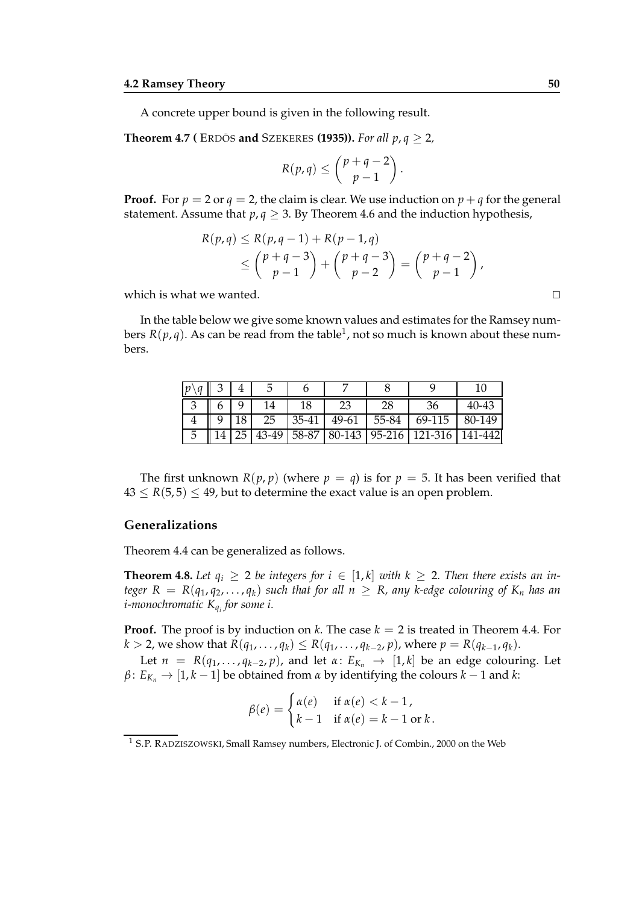A concrete upper bound is given in the following result.

**Theorem 4.7 (** Erdös **and** Szekeres **(1935)).** *For all $p, q \geq 2$,*

$$R(p, q) \leq \binom{p+q-2}{p-1}.$$

**Proof.** For $p = 2$ or $q = 2$, the claim is clear. We use induction on $p + q$ for the general statement. Assume that $p, q \geq 3$. By Theorem 4.6 and the induction hypothesis,

$$\begin{aligned} R(p, q) &\leq R(p, q-1) + R(p-1, q) \\ &\leq \binom{p+q-3}{p-1} + \binom{p+q-3}{p-2} = \binom{p+q-2}{p-1}, \end{aligned}$$

which is what we wanted. □

In the table below we give some known values and estimates for the Ramsey numbers $R(p, q)$. As can be read from the table[1], not so much is known about these numbers.

| $p \backslash q$ | 3 | 4 | 5 | 6 | 7 | 8 | 9 | 10 |
|---|---|---|---|---|---|---|---|---|
| 3 | 6 | 9 | 14 | 18 | 23 | 28 | 36 | 40-43 |
| 4 | 9 | 18 | 25 | 35-41 | 49-61 | 55-84 | 69-115 | 80-149 |
| 5 | 14 | 25 | 43-49 | 58-87 | 80-143 | 95-216 | 121-316 | 141-442 |

The first unknown $R(p, p)$ (where $p = q$) is for $p = 5$. It has been verified that $43 \leq R(5, 5) \leq 49$, but to determine the exact value is an open problem.

### Generalizations

Theorem 4.4 can be generalized as follows.

**Theorem 4.8.** *Let $q_i \geq 2$ be integers for $i \in [1, k]$ with $k \geq 2$. Then there exists an integer $R = R(q_1, q_2, \dots, q_k)$ such that for all $n \geq R$, any $k$-edge colouring of $K_n$ has an $i$-monochromatic $K_{q_i}$ for some $i$.*

**Proof.** The proof is by induction on $k$. The case $k = 2$ is treated in Theorem 4.4. For $k > 2$, we show that $R(q_1, \dots, q_k) \leq R(q_1, \dots, q_{k-2}, p)$, where $p = R(q_{k-1}, q_k)$.

Let $n = R(q_1, \dots, q_{k-2}, p)$, and let $\alpha \colon E_{K_n} \to [1, k]$ be an edge colouring. Let $\beta \colon E_{K_n} \to [1, k-1]$ be obtained from $\alpha$ by identifying the colours $k-1$ and $k$:

$$\beta(e) = \begin{cases} \alpha(e) & \text{if } \alpha(e) < k-1, \\ k-1 & \text{if } \alpha(e) = k-1 \text{ or } k. \end{cases}$$

[1] S.P. Radziszowski, Small Ramsey numbers, Electronic J. of Combin., 2000 on the Web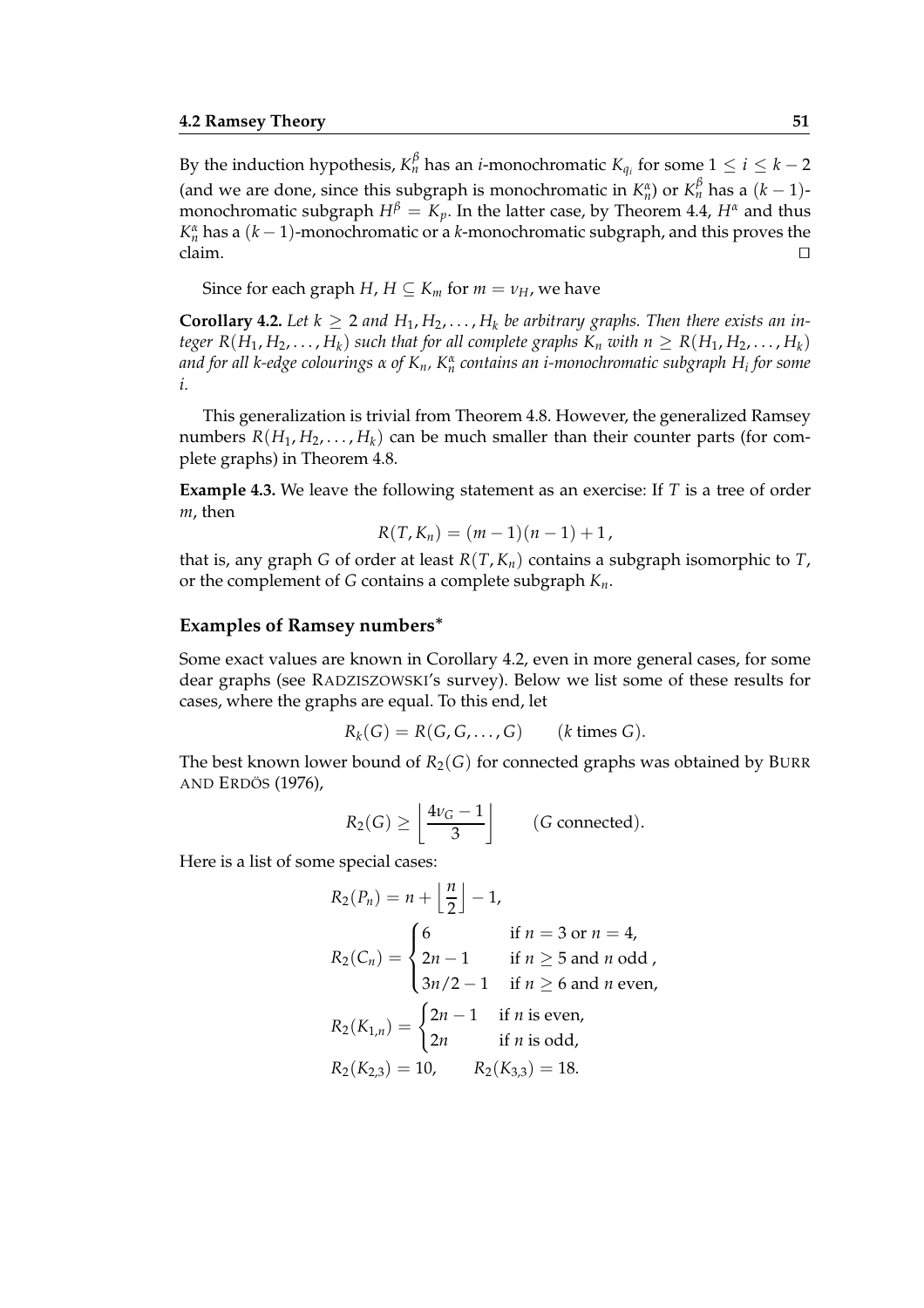By the induction hypothesis, $K_n^\beta$ has an $i$-monochromatic $K_{q_i}$ for some $1 \le i \le k-2$ (and we are done, since this subgraph is monochromatic in $K_n^\alpha$) or $K_n^\beta$ has a $(k-1)$-monochromatic subgraph $H^\beta = K_p$. In the latter case, by Theorem 4.4, $H^\alpha$ and thus $K_n^\alpha$ has a $(k-1)$-monochromatic or a $k$-monochromatic subgraph, and this proves the claim. □

Since for each graph $H$, $H \subseteq K_m$ for $m = \nu_H$, we have

**Corollary 4.2.** *Let $k \ge 2$ and $H_1, H_2, \ldots, H_k$ be arbitrary graphs. Then there exists an integer $R(H_1, H_2, \ldots, H_k)$ such that for all complete graphs $K_n$ with $n \ge R(H_1, H_2, \ldots, H_k)$ and for all $k$-edge colourings $\alpha$ of $K_n$, $K_n^\alpha$ contains an $i$-monochromatic subgraph $H_i$ for some $i$.*

This generalization is trivial from Theorem 4.8. However, the generalized Ramsey numbers $R(H_1, H_2, \ldots, H_k)$ can be much smaller than their counter parts (for complete graphs) in Theorem 4.8.

**Example 4.3.** We leave the following statement as an exercise: If $T$ is a tree of order $m$, then

$$R(T, K_n) = (m-1)(n-1) + 1,$$

that is, any graph $G$ of order at least $R(T, K_n)$ contains a subgraph isomorphic to $T$, or the complement of $G$ contains a complete subgraph $K_n$.

### Examples of Ramsey numbers*

Some exact values are known in Corollary 4.2, even in more general cases, for some dear graphs (see RADZISZOWSKI's survey). Below we list some of these results for cases, where the graphs are equal. To this end, let

$$R_k(G) = R(G, G, \ldots, G) \qquad (k \text{ times } G).$$

The best known lower bound of $R_2(G)$ for connected graphs was obtained by BURR AND ERDÖS (1976),

$$R_2(G) \ge \left\lfloor \frac{4\nu_G - 1}{3} \right\rfloor \qquad (G \text{ connected}).$$

Here is a list of some special cases:

$$R_2(P_n) = n + \left\lfloor \frac{n}{2} \right\rfloor - 1,$$

$$R_2(C_n) = \begin{cases} 6 & \text{if } n = 3 \text{ or } n = 4, \\ 2n - 1 & \text{if } n \ge 5 \text{ and } n \text{ odd}, \\ 3n/2 - 1 & \text{if } n \ge 6 \text{ and } n \text{ even}, \end{cases}$$

$$R_2(K_{1,n}) = \begin{cases} 2n - 1 & \text{if } n \text{ is even}, \\ 2n & \text{if } n \text{ is odd}, \end{cases}$$

$$R_2(K_{2,3}) = 10, \qquad R_2(K_{3,3}) = 18.$$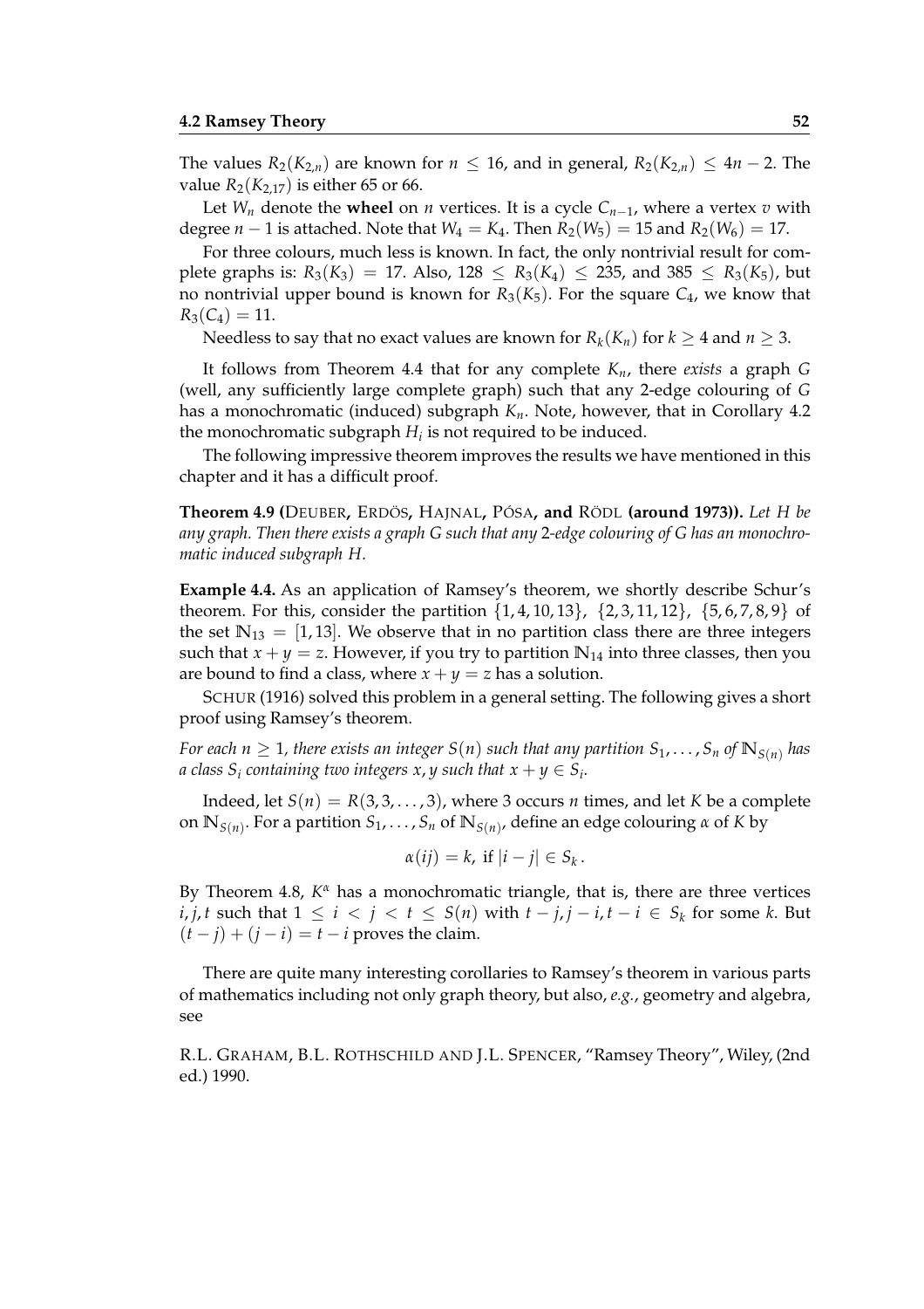The values $R_2(K_{2,n})$ are known for $n \leq 16$, and in general, $R_2(K_{2,n}) \leq 4n - 2$. The value $R_2(K_{2,17})$ is either 65 or 66.

Let $W_n$ denote the **wheel** on $n$ vertices. It is a cycle $C_{n-1}$, where a vertex $v$ with degree $n-1$ is attached. Note that $W_4 = K_4$. Then $R_2(W_5) = 15$ and $R_2(W_6) = 17$.

For three colours, much less is known. In fact, the only nontrivial result for complete graphs is: $R_3(K_3) = 17$. Also, $128 \leq R_3(K_4) \leq 235$, and $385 \leq R_3(K_5)$, but no nontrivial upper bound is known for $R_3(K_5)$. For the square $C_4$, we know that $R_3(C_4) = 11$.

Needless to say that no exact values are known for $R_k(K_n)$ for $k \geq 4$ and $n \geq 3$.

It follows from Theorem 4.4 that for any complete $K_n$, there *exists* a graph $G$ (well, any sufficiently large complete graph) such that any 2-edge colouring of $G$ has a monochromatic (induced) subgraph $K_n$. Note, however, that in Corollary 4.2 the monochromatic subgraph $H_i$ is not required to be induced.

The following impressive theorem improves the results we have mentioned in this chapter and it has a difficult proof.

**Theorem 4.9 (**DEUBER**,** ERDÖS**,** HAJNAL**,** PÓSA**, and** RÖDL **(around 1973)).** *Let $H$ be any graph. Then there exists a graph $G$ such that any 2-edge colouring of $G$ has an monochromatic induced subgraph $H$.*

**Example 4.4.** As an application of Ramsey's theorem, we shortly describe Schur's theorem. For this, consider the partition $\{1, 4, 10, 13\}$, $\{2, 3, 11, 12\}$, $\{5, 6, 7, 8, 9\}$ of the set $\mathbb{N}_{13} = [1, 13]$. We observe that in no partition class there are three integers such that $x + y = z$. However, if you try to partition $\mathbb{N}_{14}$ into three classes, then you are bound to find a class, where $x + y = z$ has a solution.

SCHUR (1916) solved this problem in a general setting. The following gives a short proof using Ramsey's theorem.

*For each $n \geq 1$, there exists an integer $S(n)$ such that any partition $S_1, \dots, S_n$ of $\mathbb{N}_{S(n)}$ has a class $S_i$ containing two integers $x, y$ such that $x + y \in S_i$.*

Indeed, let $S(n) = R(3, 3, \dots, 3)$, where 3 occurs $n$ times, and let $K$ be a complete on $\mathbb{N}_{S(n)}$. For a partition $S_1, \dots, S_n$ of $\mathbb{N}_{S(n)}$, define an edge colouring $\alpha$ of $K$ by

$$\alpha(ij) = k, \text{ if } |i - j| \in S_k.$$

By Theorem 4.8, $K^\alpha$ has a monochromatic triangle, that is, there are three vertices $i, j, t$ such that $1 \leq i < j < t \leq S(n)$ with $t - j, j - i, t - i \in S_k$ for some $k$. But $(t - j) + (j - i) = t - i$ proves the claim.

There are quite many interesting corollaries to Ramsey's theorem in various parts of mathematics including not only graph theory, but also, *e.g.*, geometry and algebra, see

R.L. GRAHAM, B.L. ROTHSCHILD AND J.L. SPENCER, "Ramsey Theory", Wiley, (2nd ed.) 1990.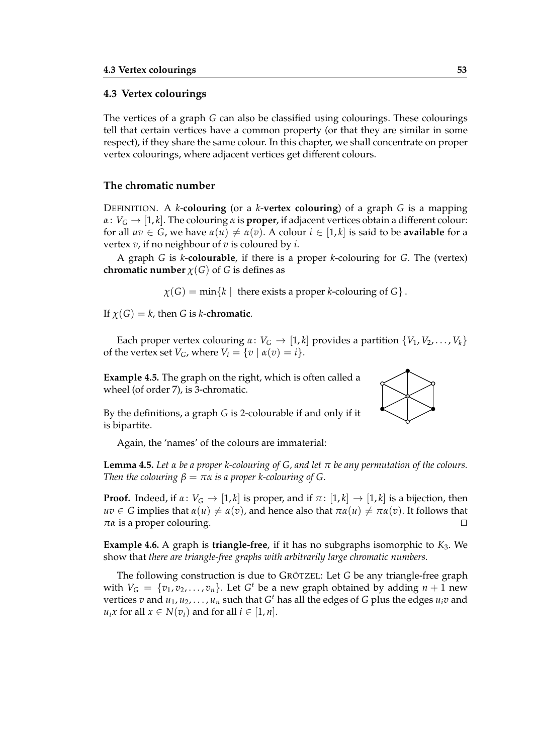## 4.3 Vertex colourings

The vertices of a graph $G$ can also be classified using colourings. These colourings tell that certain vertices have a common property (or that they are similar in some respect), if they share the same colour. In this chapter, we shall concentrate on proper vertex colourings, where adjacent vertices get different colours.

### The chromatic number

DEFINITION. A $k$-**colouring** (or a $k$-**vertex colouring**) of a graph $G$ is a mapping $\alpha\colon V_G \to [1,k]$. The colouring $\alpha$ is **proper**, if adjacent vertices obtain a different colour: for all $uv \in G$, we have $\alpha(u) \neq \alpha(v)$. A colour $i \in [1,k]$ is said to be **available** for a vertex $v$, if no neighbour of $v$ is coloured by $i$.

A graph $G$ is $k$-**colourable**, if there is a proper $k$-colouring for $G$. The (vertex) **chromatic number** $\chi(G)$ of $G$ is defines as

$$\chi(G) = \min\{k \mid \text{ there exists a proper } k\text{-colouring of } G\}.$$

If $\chi(G) = k$, then $G$ is $k$-**chromatic**.

Each proper vertex colouring $\alpha\colon V_G \to [1,k]$ provides a partition $\{V_1, V_2, \dots, V_k\}$ of the vertex set $V_G$, where $V_i = \{v \mid \alpha(v) = i\}$.

**Example 4.5.** The graph on the right, which is often called a wheel (of order 7), is 3-chromatic.

By the definitions, a graph $G$ is 2-colourable if and only if it is bipartite.

Again, the 'names' of the colours are immaterial:

**Lemma 4.5.** *Let $\alpha$ be a proper $k$-colouring of $G$, and let $\pi$ be any permutation of the colours. Then the colouring $\beta = \pi\alpha$ is a proper $k$-colouring of $G$.*

**Proof.** Indeed, if $\alpha\colon V_G \to [1,k]$ is proper, and if $\pi\colon [1,k] \to [1,k]$ is a bijection, then $uv \in G$ implies that $\alpha(u) \neq \alpha(v)$, and hence also that $\pi\alpha(u) \neq \pi\alpha(v)$. It follows that $\pi\alpha$ is a proper colouring. □

**Example 4.6.** A graph is **triangle-free**, if it has no subgraphs isomorphic to $K_3$. We show that *there are triangle-free graphs with arbitrarily large chromatic numbers.*

The following construction is due to GRÖTZEL: Let $G$ be any triangle-free graph with $V_G = \{v_1, v_2, \dots, v_n\}$. Let $G^t$ be a new graph obtained by adding $n+1$ new vertices $v$ and $u_1, u_2, \dots, u_n$ such that $G^t$ has all the edges of $G$ plus the edges $u_i v$ and $u_i x$ for all $x \in N(v_i)$ and for all $i \in [1,n]$.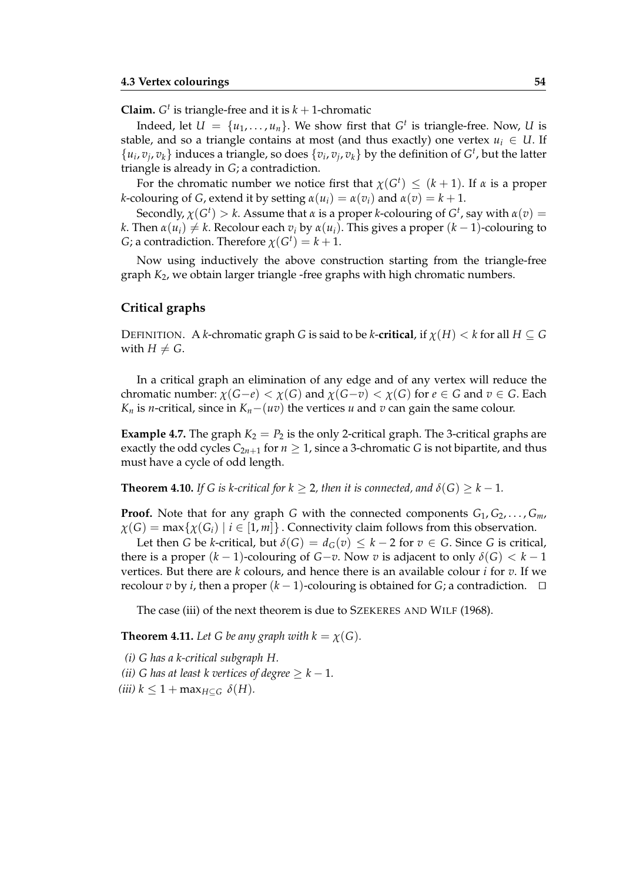**Claim.** $G^t$ is triangle-free and it is $k+1$-chromatic

Indeed, let $U = \{u_1, \dots, u_n\}$. We show first that $G^t$ is triangle-free. Now, $U$ is stable, and so a triangle contains at most (and thus exactly) one vertex $u_i \in U$. If $\{u_i, v_j, v_k\}$ induces a triangle, so does $\{v_i, v_j, v_k\}$ by the definition of $G^t$, but the latter triangle is already in $G$; a contradiction.

For the chromatic number we notice first that $\chi(G^t) \leq (k+1)$. If $\alpha$ is a proper $k$-colouring of $G$, extend it by setting $\alpha(u_i) = \alpha(v_i)$ and $\alpha(v) = k+1$.

Secondly, $\chi(G^t) > k$. Assume that $\alpha$ is a proper $k$-colouring of $G^t$, say with $\alpha(v) = k$. Then $\alpha(u_i) \neq k$. Recolour each $v_i$ by $\alpha(u_i)$. This gives a proper $(k-1)$-colouring to $G$; a contradiction. Therefore $\chi(G^t) = k+1$.

Now using inductively the above construction starting from the triangle-free graph $K_2$, we obtain larger triangle -free graphs with high chromatic numbers.

### Critical graphs

DEFINITION. A $k$-chromatic graph $G$ is said to be $k$-**critical**, if $\chi(H) < k$ for all $H \subseteq G$ with $H \neq G$.

In a critical graph an elimination of any edge and of any vertex will reduce the chromatic number: $\chi(G{-}e) < \chi(G)$ and $\chi(G{-}v) < \chi(G)$ for $e \in G$ and $v \in G$. Each $K_n$ is $n$-critical, since in $K_n{-}(uv)$ the vertices $u$ and $v$ can gain the same colour.

**Example 4.7.** The graph $K_2 = P_2$ is the only 2-critical graph. The 3-critical graphs are exactly the odd cycles $C_{2n+1}$ for $n \geq 1$, since a 3-chromatic $G$ is not bipartite, and thus must have a cycle of odd length.

**Theorem 4.10.** *If $G$ is $k$-critical for $k \geq 2$, then it is connected, and $\delta(G) \geq k-1$.*

**Proof.** Note that for any graph $G$ with the connected components $G_1, G_2, \dots, G_m$, $\chi(G) = \max\{\chi(G_i) \mid i \in [1, m]\}$. Connectivity claim follows from this observation.

Let then $G$ be $k$-critical, but $\delta(G) = d_G(v) \leq k-2$ for $v \in G$. Since $G$ is critical, there is a proper $(k-1)$-colouring of $G{-}v$. Now $v$ is adjacent to only $\delta(G) < k-1$ vertices. But there are $k$ colours, and hence there is an available colour $i$ for $v$. If we recolour $v$ by $i$, then a proper $(k-1)$-colouring is obtained for $G$; a contradiction. □

The case (iii) of the next theorem is due to SZEKERES AND WILF (1968).

**Theorem 4.11.** *Let $G$ be any graph with $k = \chi(G)$.*

*(i) $G$ has a $k$-critical subgraph $H$.*

*(ii) $G$ has at least $k$ vertices of degree $\geq k-1$.*

*(iii) $k \leq 1 + \max_{H \subseteq G} \delta(H)$.*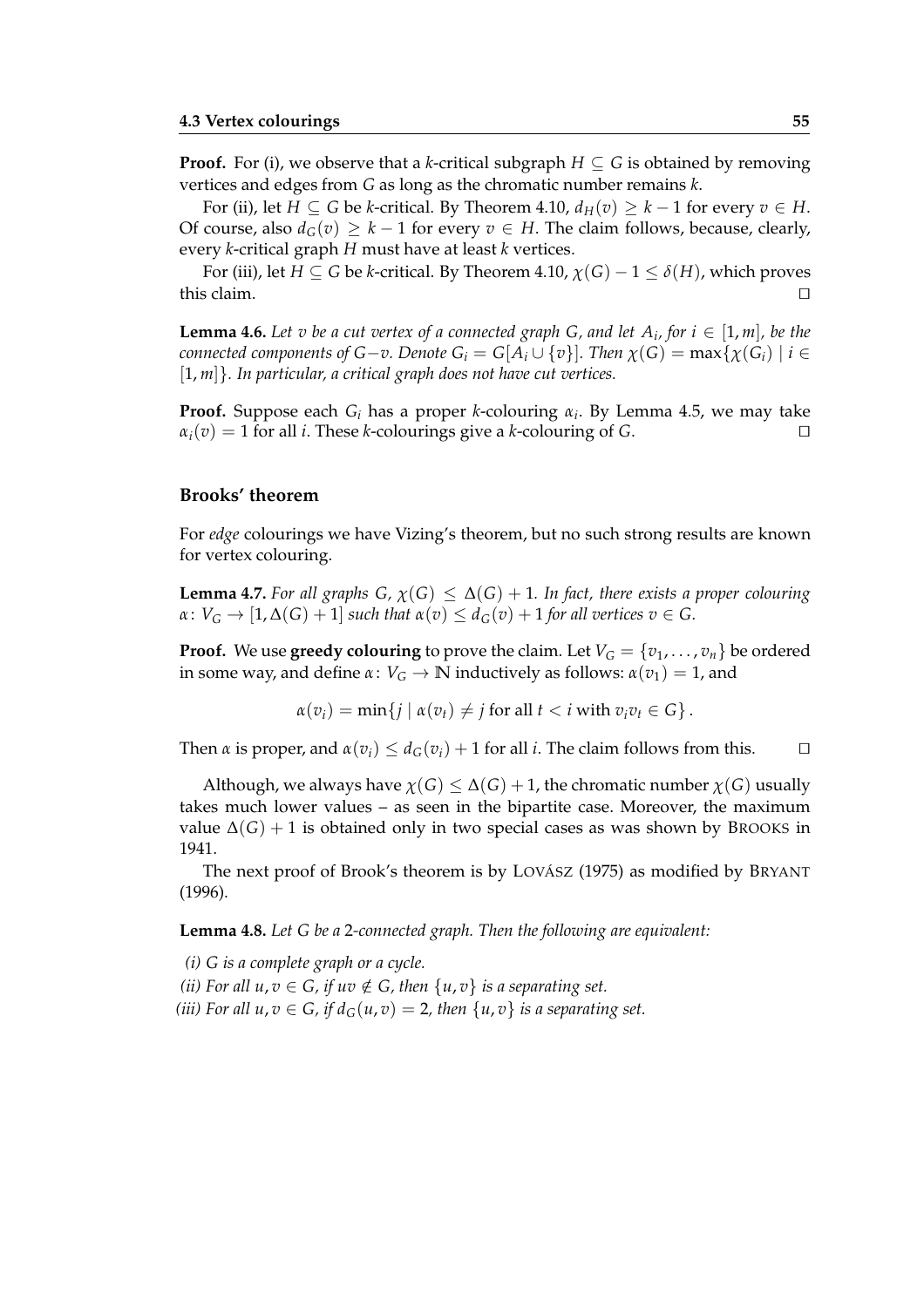**Proof.** For (i), we observe that a $k$-critical subgraph $H \subseteq G$ is obtained by removing vertices and edges from $G$ as long as the chromatic number remains $k$.

For (ii), let $H \subseteq G$ be $k$-critical. By Theorem 4.10, $d_H(v) \geq k-1$ for every $v \in H$. Of course, also $d_G(v) \geq k-1$ for every $v \in H$. The claim follows, because, clearly, every $k$-critical graph $H$ must have at least $k$ vertices.

For (iii), let $H \subseteq G$ be $k$-critical. By Theorem 4.10, $\chi(G) - 1 \leq \delta(H)$, which proves this claim. □

**Lemma 4.6.** *Let $v$ be a cut vertex of a connected graph $G$, and let $A_i$, for $i \in [1, m]$, be the connected components of $G - v$. Denote $G_i = G[A_i \cup \{v\}]$. Then $\chi(G) = \max\{\chi(G_i) \mid i \in [1, m]\}$. In particular, a critical graph does not have cut vertices.*

**Proof.** Suppose each $G_i$ has a proper $k$-colouring $\alpha_i$. By Lemma 4.5, we may take $\alpha_i(v) = 1$ for all $i$. These $k$-colourings give a $k$-colouring of $G$. □

### Brooks' theorem

For *edge* colourings we have Vizing's theorem, but no such strong results are known for vertex colouring.

**Lemma 4.7.** *For all graphs $G$, $\chi(G) \leq \Delta(G) + 1$. In fact, there exists a proper colouring $\alpha \colon V_G \to [1, \Delta(G) + 1]$ such that $\alpha(v) \leq d_G(v) + 1$ for all vertices $v \in G$.*

**Proof.** We use **greedy colouring** to prove the claim. Let $V_G = \{v_1, \dots, v_n\}$ be ordered in some way, and define $\alpha \colon V_G \to \mathbb{N}$ inductively as follows: $\alpha(v_1) = 1$, and

$$\alpha(v_i) = \min\{j \mid \alpha(v_t) \neq j \text{ for all } t < i \text{ with } v_i v_t \in G\}.$$

Then $\alpha$ is proper, and $\alpha(v_i) \leq d_G(v_i) + 1$ for all $i$. The claim follows from this. □

Although, we always have $\chi(G) \leq \Delta(G) + 1$, the chromatic number $\chi(G)$ usually takes much lower values – as seen in the bipartite case. Moreover, the maximum value $\Delta(G) + 1$ is obtained only in two special cases as was shown by BROOKS in 1941.

The next proof of Brook's theorem is by LOVÁSZ (1975) as modified by BRYANT (1996).

**Lemma 4.8.** *Let $G$ be a 2-connected graph. Then the following are equivalent:*

*(i) $G$ is a complete graph or a cycle.*
*(ii) For all $u, v \in G$, if $uv \notin G$, then $\{u, v\}$ is a separating set.*
*(iii) For all $u, v \in G$, if $d_G(u, v) = 2$, then $\{u, v\}$ is a separating set.*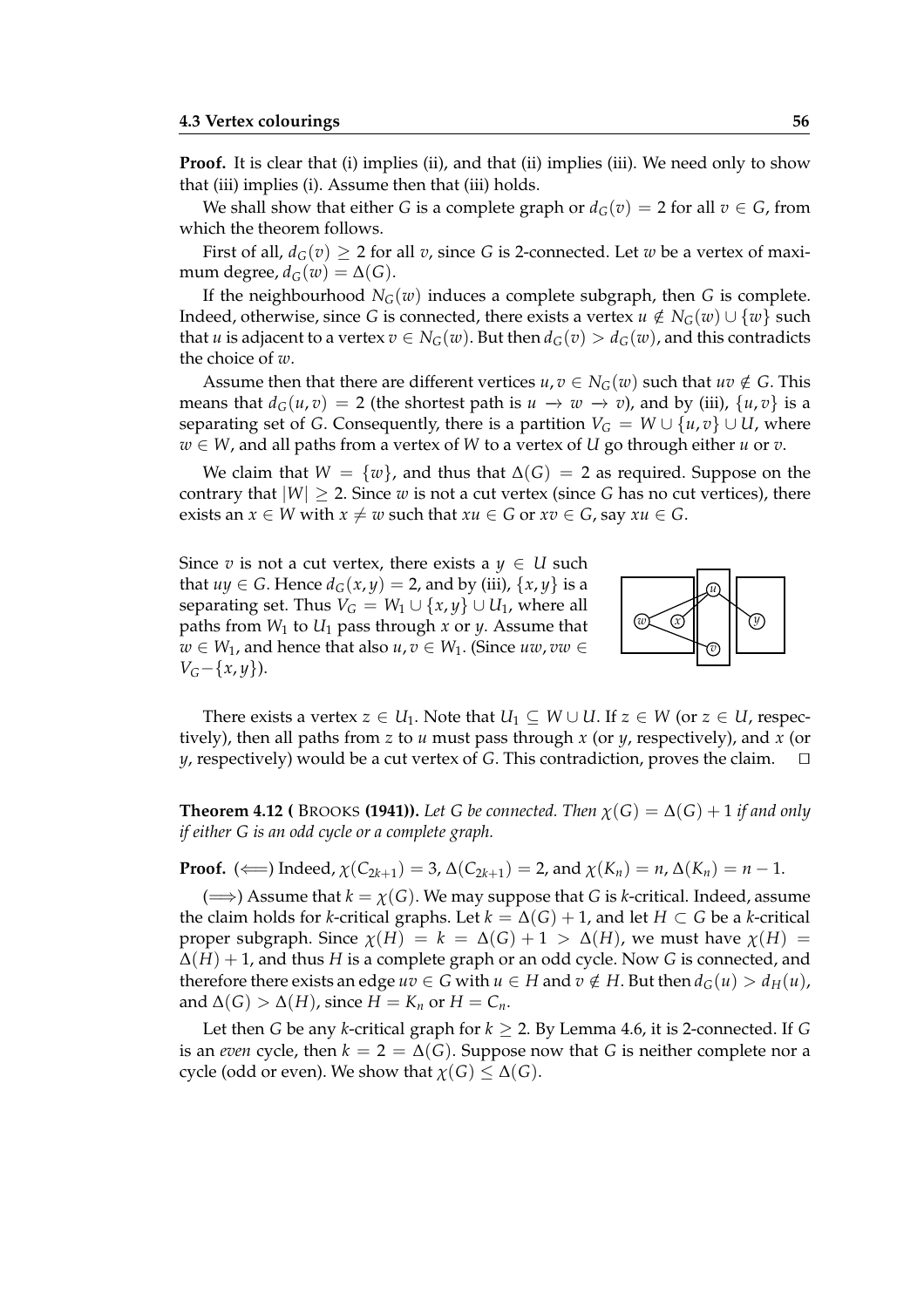**Proof.** It is clear that (i) implies (ii), and that (ii) implies (iii). We need only to show that (iii) implies (i). Assume then that (iii) holds.

We shall show that either $G$ is a complete graph or $d_G(v) = 2$ for all $v \in G$, from which the theorem follows.

First of all, $d_G(v) \geq 2$ for all $v$, since $G$ is 2-connected. Let $w$ be a vertex of maximum degree, $d_G(w) = \Delta(G)$.

If the neighbourhood $N_G(w)$ induces a complete subgraph, then $G$ is complete. Indeed, otherwise, since $G$ is connected, there exists a vertex $u \notin N_G(w) \cup \{w\}$ such that $u$ is adjacent to a vertex $v \in N_G(w)$. But then $d_G(v) > d_G(w)$, and this contradicts the choice of $w$.

Assume then that there are different vertices $u, v \in N_G(w)$ such that $uv \notin G$. This means that $d_G(u, v) = 2$ (the shortest path is $u \to w \to v$), and by (iii), $\{u, v\}$ is a separating set of $G$. Consequently, there is a partition $V_G = W \cup \{u, v\} \cup U$, where $w \in W$, and all paths from a vertex of $W$ to a vertex of $U$ go through either $u$ or $v$.

We claim that $W = \{w\}$, and thus that $\Delta(G) = 2$ as required. Suppose on the contrary that $|W| \geq 2$. Since $w$ is not a cut vertex (since $G$ has no cut vertices), there exists an $x \in W$ with $x \neq w$ such that $xu \in G$ or $xv \in G$, say $xu \in G$.

Since $v$ is not a cut vertex, there exists a $y \in U$ such that $uy \in G$. Hence $d_G(x, y) = 2$, and by (iii), $\{x, y\}$ is a separating set. Thus $V_G = W_1 \cup \{x, y\} \cup U_1$, where all paths from $W_1$ to $U_1$ pass through $x$ or $y$. Assume that $w \in W_1$, and hence that also $u, v \in W_1$. (Since $uw, vw \in V_G - \{x, y\}$).

There exists a vertex $z \in U_1$. Note that $U_1 \subseteq W \cup U$. If $z \in W$ (or $z \in U$, respectively), then all paths from $z$ to $u$ must pass through $x$ (or $y$, respectively), and $x$ (or $y$, respectively) would be a cut vertex of $G$. This contradiction, proves the claim. □

**Theorem 4.12 (** BROOKS **(1941)).** *Let $G$ be connected. Then $\chi(G) = \Delta(G) + 1$ if and only if either $G$ is an odd cycle or a complete graph.*

**Proof.** ($\Longleftarrow$) Indeed, $\chi(C_{2k+1}) = 3$, $\Delta(C_{2k+1}) = 2$, and $\chi(K_n) = n$, $\Delta(K_n) = n - 1$.

($\Longrightarrow$) Assume that $k = \chi(G)$. We may suppose that $G$ is $k$-critical. Indeed, assume the claim holds for $k$-critical graphs. Let $k = \Delta(G) + 1$, and let $H \subset G$ be a $k$-critical proper subgraph. Since $\chi(H) = k = \Delta(G) + 1 > \Delta(H)$, we must have $\chi(H) = \Delta(H) + 1$, and thus $H$ is a complete graph or an odd cycle. Now $G$ is connected, and therefore there exists an edge $uv \in G$ with $u \in H$ and $v \notin H$. But then $d_G(u) > d_H(u)$, and $\Delta(G) > \Delta(H)$, since $H = K_n$ or $H = C_n$.

Let then $G$ be any $k$-critical graph for $k \geq 2$. By Lemma 4.6, it is 2-connected. If $G$ is an *even* cycle, then $k = 2 = \Delta(G)$. Suppose now that $G$ is neither complete nor a cycle (odd or even). We show that $\chi(G) \leq \Delta(G)$.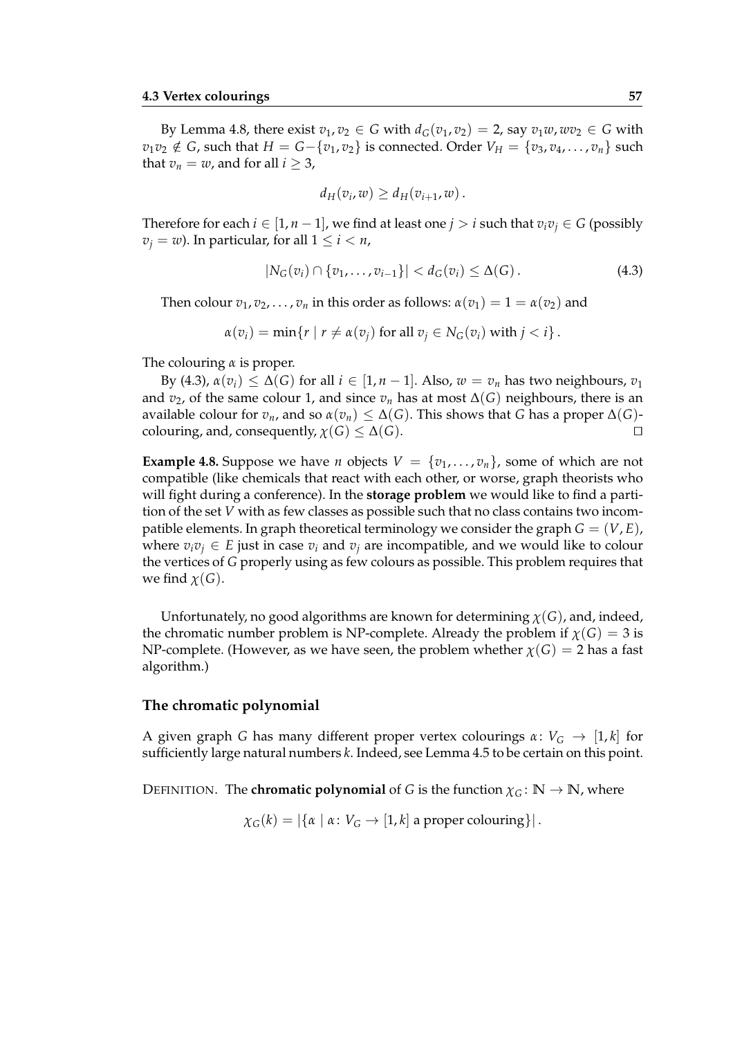By Lemma 4.8, there exist $v_1, v_2 \in G$ with $d_G(v_1, v_2) = 2$, say $v_1 w, w v_2 \in G$ with $v_1 v_2 \notin G$, such that $H = G - \{v_1, v_2\}$ is connected. Order $V_H = \{v_3, v_4, \ldots, v_n\}$ such that $v_n = w$, and for all $i \geq 3$,

$$d_H(v_i, w) \geq d_H(v_{i+1}, w) .$$

Therefore for each $i \in [1, n-1]$, we find at least one $j > i$ such that $v_i v_j \in G$ (possibly $v_j = w$). In particular, for all $1 \leq i < n$,

$$|N_G(v_i) \cap \{v_1, \ldots, v_{i-1}\}| < d_G(v_i) \leq \Delta(G) . \tag{4.3}$$

Then colour $v_1, v_2, \ldots, v_n$ in this order as follows: $\alpha(v_1) = 1 = \alpha(v_2)$ and

$$\alpha(v_i) = \min\{r \mid r \neq \alpha(v_j) \text{ for all } v_j \in N_G(v_i) \text{ with } j < i\} .$$

The colouring $\alpha$ is proper.

By (4.3), $\alpha(v_i) \leq \Delta(G)$ for all $i \in [1, n-1]$. Also, $w = v_n$ has two neighbours, $v_1$ and $v_2$, of the same colour 1, and since $v_n$ has at most $\Delta(G)$ neighbours, there is an available colour for $v_n$, and so $\alpha(v_n) \leq \Delta(G)$. This shows that $G$ has a proper $\Delta(G)$-colouring, and, consequently, $\chi(G) \leq \Delta(G)$. □

**Example 4.8.** Suppose we have $n$ objects $V = \{v_1, \ldots, v_n\}$, some of which are not compatible (like chemicals that react with each other, or worse, graph theorists who will fight during a conference). In the **storage problem** we would like to find a partition of the set $V$ with as few classes as possible such that no class contains two incompatible elements. In graph theoretical terminology we consider the graph $G = (V, E)$, where $v_i v_j \in E$ just in case $v_i$ and $v_j$ are incompatible, and we would like to colour the vertices of $G$ properly using as few colours as possible. This problem requires that we find $\chi(G)$.

Unfortunately, no good algorithms are known for determining $\chi(G)$, and, indeed, the chromatic number problem is NP-complete. Already the problem if $\chi(G) = 3$ is NP-complete. (However, as we have seen, the problem whether $\chi(G) = 2$ has a fast algorithm.)

### The chromatic polynomial

A given graph $G$ has many different proper vertex colourings $\alpha \colon V_G \to [1, k]$ for sufficiently large natural numbers $k$. Indeed, see Lemma 4.5 to be certain on this point.

DEFINITION. The **chromatic polynomial** of $G$ is the function $\chi_G \colon \mathbb{N} \to \mathbb{N}$, where

$$\chi_G(k) = |\{\alpha \mid \alpha \colon V_G \to [1, k] \text{ a proper colouring}\}| .$$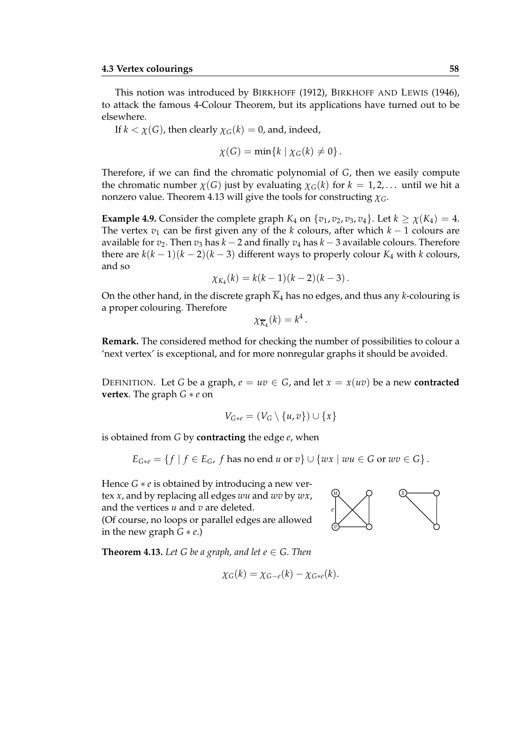This notion was introduced by BIRKHOFF (1912), BIRKHOFF AND LEWIS (1946), to attack the famous 4-Colour Theorem, but its applications have turned out to be elsewhere.

If $k < \chi(G)$, then clearly $\chi_G(k) = 0$, and, indeed,

$$\chi(G) = \min\{k \mid \chi_G(k) \neq 0\}.$$

Therefore, if we can find the chromatic polynomial of $G$, then we easily compute the chromatic number $\chi(G)$ just by evaluating $\chi_G(k)$ for $k = 1, 2, \dots$ until we hit a nonzero value. Theorem 4.13 will give the tools for constructing $\chi_G$.

**Example 4.9.** Consider the complete graph $K_4$ on $\{v_1, v_2, v_3, v_4\}$. Let $k \geq \chi(K_4) = 4$. The vertex $v_1$ can be first given any of the $k$ colours, after which $k-1$ colours are available for $v_2$. Then $v_3$ has $k-2$ and finally $v_4$ has $k-3$ available colours. Therefore there are $k(k-1)(k-2)(k-3)$ different ways to properly colour $K_4$ with $k$ colours, and so

$$\chi_{K_4}(k) = k(k-1)(k-2)(k-3).$$

On the other hand, in the discrete graph $\overline{K}_4$ has no edges, and thus any $k$-colouring is a proper colouring. Therefore

$$\chi_{\overline{K}_4}(k) = k^4.$$

**Remark.** The considered method for checking the number of possibilities to colour a 'next vertex' is exceptional, and for more nonregular graphs it should be avoided.

DEFINITION. Let $G$ be a graph, $e = uv \in G$, and let $x = x(uv)$ be a new **contracted vertex**. The graph $G * e$ on

$$V_{G*e} = (V_G \setminus \{u, v\}) \cup \{x\}$$

is obtained from $G$ by **contracting** the edge $e$, when

$$E_{G*e} = \{f \mid f \in E_G,\ f \text{ has no end } u \text{ or } v\} \cup \{wx \mid wu \in G \text{ or } wv \in G\}.$$

Hence $G * e$ is obtained by introducing a new vertex $x$, and by replacing all edges $wu$ and $wv$ by $wx$, and the vertices $u$ and $v$ are deleted.
(Of course, no loops or parallel edges are allowed in the new graph $G * e$.)

**Theorem 4.13.** *Let $G$ be a graph, and let $e \in G$. Then*

$$\chi_G(k) = \chi_{G-e}(k) - \chi_{G*e}(k).$$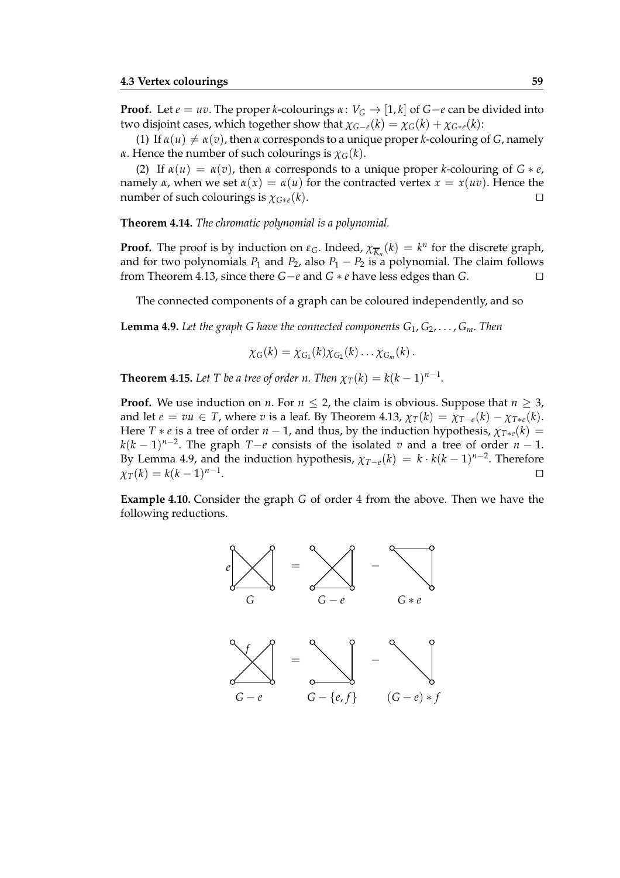**Proof.** Let $e = uv$. The proper $k$-colourings $\alpha\colon V_G \to [1, k]$ of $G{-}e$ can be divided into two disjoint cases, which together show that $\chi_{G-e}(k) = \chi_G(k) + \chi_{G*e}(k)$:

(1) If $\alpha(u) \neq \alpha(v)$, then $\alpha$ corresponds to a unique proper $k$-colouring of $G$, namely $\alpha$. Hence the number of such colourings is $\chi_G(k)$.

(2) If $\alpha(u) = \alpha(v)$, then $\alpha$ corresponds to a unique proper $k$-colouring of $G * e$, namely $\alpha$, when we set $\alpha(x) = \alpha(u)$ for the contracted vertex $x = x(uv)$. Hence the number of such colourings is $\chi_{G*e}(k)$. □

**Theorem 4.14.** *The chromatic polynomial is a polynomial.*

**Proof.** The proof is by induction on $\varepsilon_G$. Indeed, $\chi_{\overline{K}_n}(k) = k^n$ for the discrete graph, and for two polynomials $P_1$ and $P_2$, also $P_1 - P_2$ is a polynomial. The claim follows from Theorem 4.13, since there $G{-}e$ and $G * e$ have less edges than $G$. □

The connected components of a graph can be coloured independently, and so

**Lemma 4.9.** *Let the graph $G$ have the connected components $G_1, G_2, \dots, G_m$. Then*

$$\chi_G(k) = \chi_{G_1}(k)\chi_{G_2}(k)\dots\chi_{G_m}(k)\,.$$

**Theorem 4.15.** *Let $T$ be a tree of order $n$. Then $\chi_T(k) = k(k-1)^{n-1}$.*

**Proof.** We use induction on $n$. For $n \leq 2$, the claim is obvious. Suppose that $n \geq 3$, and let $e = vu \in T$, where $v$ is a leaf. By Theorem 4.13, $\chi_T(k) = \chi_{T-e}(k) - \chi_{T*e}(k)$. Here $T * e$ is a tree of order $n - 1$, and thus, by the induction hypothesis, $\chi_{T*e}(k) = k(k-1)^{n-2}$. The graph $T{-}e$ consists of the isolated $v$ and a tree of order $n - 1$. By Lemma 4.9, and the induction hypothesis, $\chi_{T-e}(k) = k \cdot k(k-1)^{n-2}$. Therefore $\chi_T(k) = k(k-1)^{n-1}$. □

**Example 4.10.** Consider the graph $G$ of order 4 from the above. Then we have the following reductions.

$G = G - e - G * e$

$G - e = G - \{e, f\} - (G - e) * f$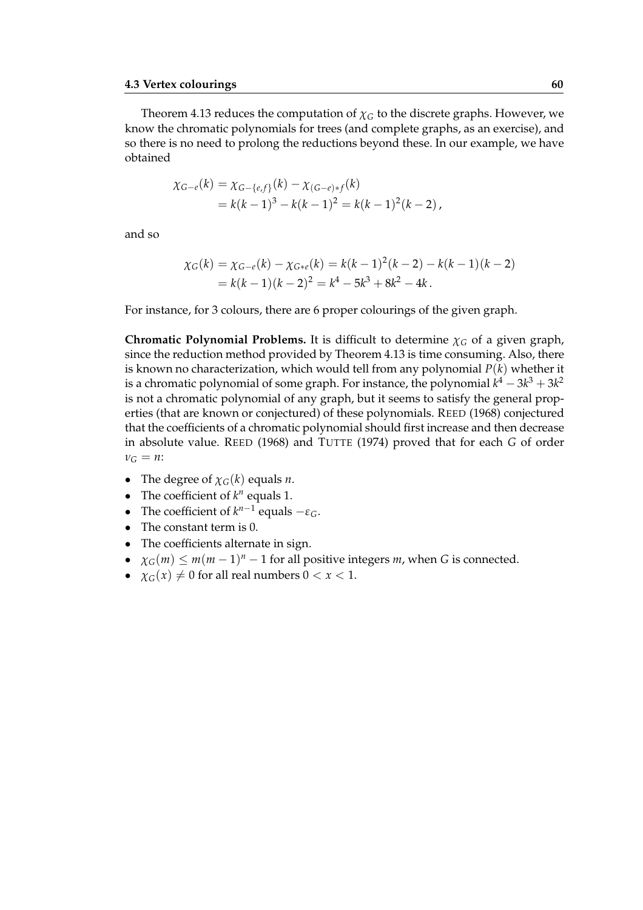Theorem 4.13 reduces the computation of $\chi_G$ to the discrete graphs. However, we know the chromatic polynomials for trees (and complete graphs, as an exercise), and so there is no need to prolong the reductions beyond these. In our example, we have obtained

$$
\begin{aligned}
\chi_{G-e}(k) &= \chi_{G-\{e,f\}}(k) - \chi_{(G-e)*f}(k) \\
&= k(k-1)^3 - k(k-1)^2 = k(k-1)^2(k-2)\,,
\end{aligned}
$$

and so

$$
\begin{aligned}
\chi_G(k) &= \chi_{G-e}(k) - \chi_{G*e}(k) = k(k-1)^2(k-2) - k(k-1)(k-2) \\
&= k(k-1)(k-2)^2 = k^4 - 5k^3 + 8k^2 - 4k\,.
\end{aligned}
$$

For instance, for 3 colours, there are 6 proper colourings of the given graph.

**Chromatic Polynomial Problems.** It is difficult to determine $\chi_G$ of a given graph, since the reduction method provided by Theorem 4.13 is time consuming. Also, there is known no characterization, which would tell from any polynomial $P(k)$ whether it is a chromatic polynomial of some graph. For instance, the polynomial $k^4 - 3k^3 + 3k^2$ is not a chromatic polynomial of any graph, but it seems to satisfy the general properties (that are known or conjectured) of these polynomials. Reed (1968) conjectured that the coefficients of a chromatic polynomial should first increase and then decrease in absolute value. Reed (1968) and Tutte (1974) proved that for each $G$ of order $\nu_G = n$:

- The degree of $\chi_G(k)$ equals $n$.
- The coefficient of $k^n$ equals 1.
- The coefficient of $k^{n-1}$ equals $-\varepsilon_G$.
- The constant term is 0.
- The coefficients alternate in sign.
- $\chi_G(m) \leq m(m-1)^n - 1$ for all positive integers $m$, when $G$ is connected.
- $\chi_G(x) \neq 0$ for all real numbers $0 < x < 1$.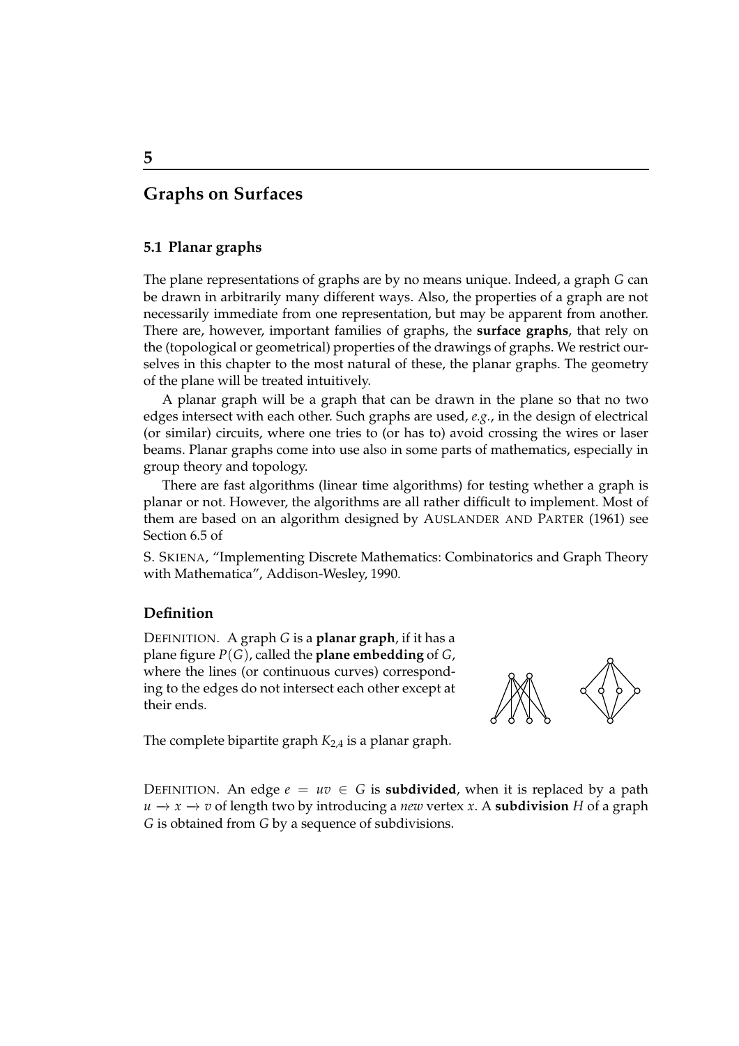# 5

# Graphs on Surfaces

## 5.1 Planar graphs

The plane representations of graphs are by no means unique. Indeed, a graph $G$ can be drawn in arbitrarily many different ways. Also, the properties of a graph are not necessarily immediate from one representation, but may be apparent from another. There are, however, important families of graphs, the **surface graphs**, that rely on the (topological or geometrical) properties of the drawings of graphs. We restrict ourselves in this chapter to the most natural of these, the planar graphs. The geometry of the plane will be treated intuitively.

A planar graph will be a graph that can be drawn in the plane so that no two edges intersect with each other. Such graphs are used, *e.g.*, in the design of electrical (or similar) circuits, where one tries to (or has to) avoid crossing the wires or laser beams. Planar graphs come into use also in some parts of mathematics, especially in group theory and topology.

There are fast algorithms (linear time algorithms) for testing whether a graph is planar or not. However, the algorithms are all rather difficult to implement. Most of them are based on an algorithm designed by AUSLANDER AND PARTER (1961) see Section 6.5 of

S. SKIENA, "Implementing Discrete Mathematics: Combinatorics and Graph Theory with Mathematica", Addison-Wesley, 1990.

### Definition

DEFINITION. A graph $G$ is a **planar graph**, if it has a plane figure $P(G)$, called the **plane embedding** of $G$, where the lines (or continuous curves) corresponding to the edges do not intersect each other except at their ends.

The complete bipartite graph $K_{2,4}$ is a planar graph.

DEFINITION. An edge $e = uv \in G$ is **subdivided**, when it is replaced by a path $u \to x \to v$ of length two by introducing a *new* vertex $x$. A **subdivision** $H$ of a graph $G$ is obtained from $G$ by a sequence of subdivisions.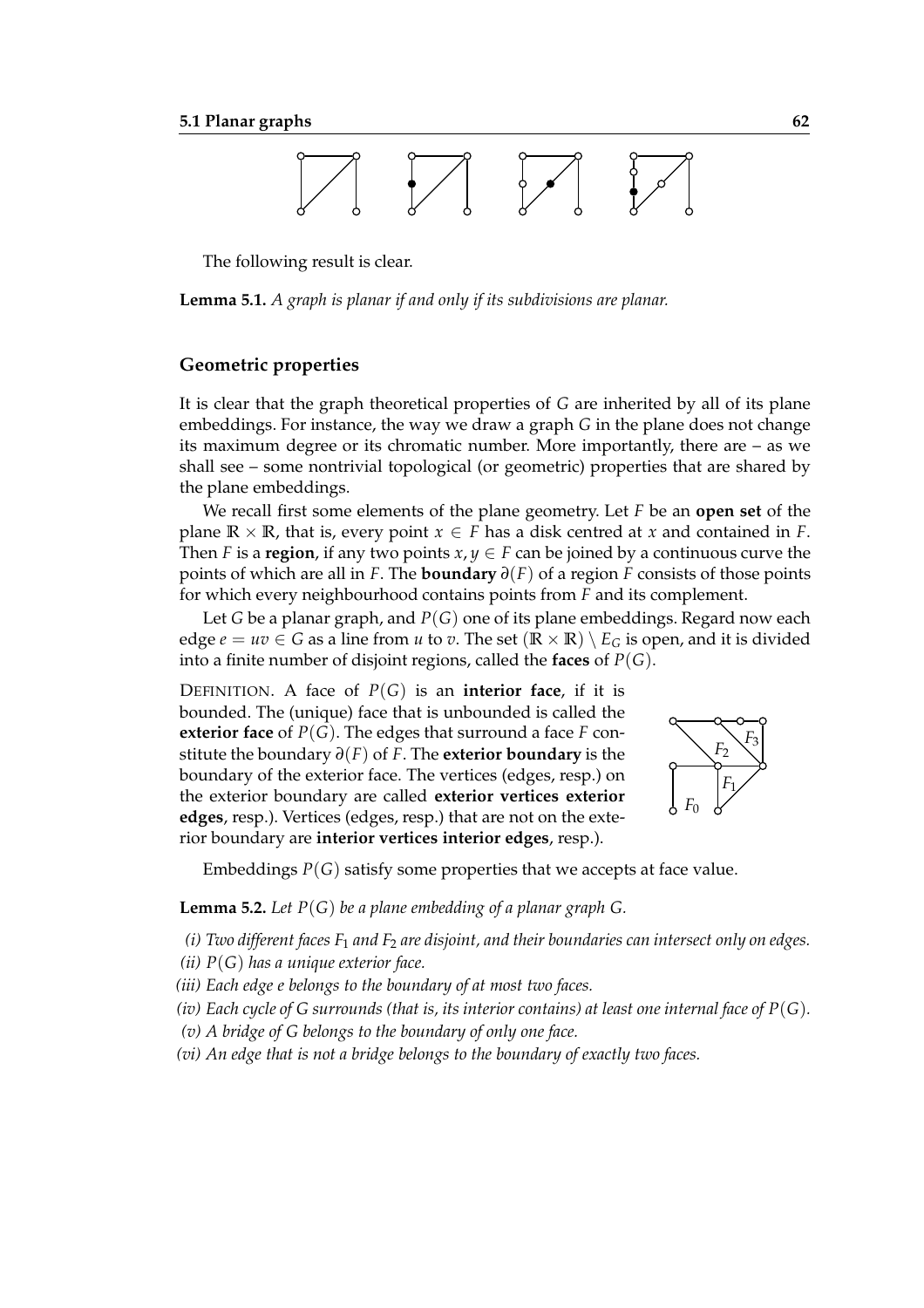The following result is clear.

**Lemma 5.1.** *A graph is planar if and only if its subdivisions are planar.*

### Geometric properties

It is clear that the graph theoretical properties of $G$ are inherited by all of its plane embeddings. For instance, the way we draw a graph $G$ in the plane does not change its maximum degree or its chromatic number. More importantly, there are – as we shall see – some nontrivial topological (or geometric) properties that are shared by the plane embeddings.

We recall first some elements of the plane geometry. Let $F$ be an **open set** of the plane $\mathbb{R} \times \mathbb{R}$, that is, every point $x \in F$ has a disk centred at $x$ and contained in $F$. Then $F$ is a **region**, if any two points $x, y \in F$ can be joined by a continuous curve the points of which are all in $F$. The **boundary** $\partial(F)$ of a region $F$ consists of those points for which every neighbourhood contains points from $F$ and its complement.

Let $G$ be a planar graph, and $P(G)$ one of its plane embeddings. Regard now each edge $e = uv \in G$ as a line from $u$ to $v$. The set $(\mathbb{R} \times \mathbb{R}) \setminus E_G$ is open, and it is divided into a finite number of disjoint regions, called the **faces** of $P(G)$.

DEFINITION. A face of $P(G)$ is an **interior face**, if it is bounded. The (unique) face that is unbounded is called the **exterior face** of $P(G)$. The edges that surround a face $F$ constitute the boundary $\partial(F)$ of $F$. The **exterior boundary** is the boundary of the exterior face. The vertices (edges, resp.) on the exterior boundary are called **exterior vertices exterior edges**, resp.). Vertices (edges, resp.) that are not on the exterior boundary are **interior vertices interior edges**, resp.).

Embeddings $P(G)$ satisfy some properties that we accepts at face value.

**Lemma 5.2.** *Let $P(G)$ be a plane embedding of a planar graph $G$.*

*(i) Two different faces $F_1$ and $F_2$ are disjoint, and their boundaries can intersect only on edges.*
*(ii) $P(G)$ has a unique exterior face.*
*(iii) Each edge $e$ belongs to the boundary of at most two faces.*
*(iv) Each cycle of $G$ surrounds (that is, its interior contains) at least one internal face of $P(G)$.*
*(v) A bridge of $G$ belongs to the boundary of only one face.*
*(vi) An edge that is not a bridge belongs to the boundary of exactly two faces.*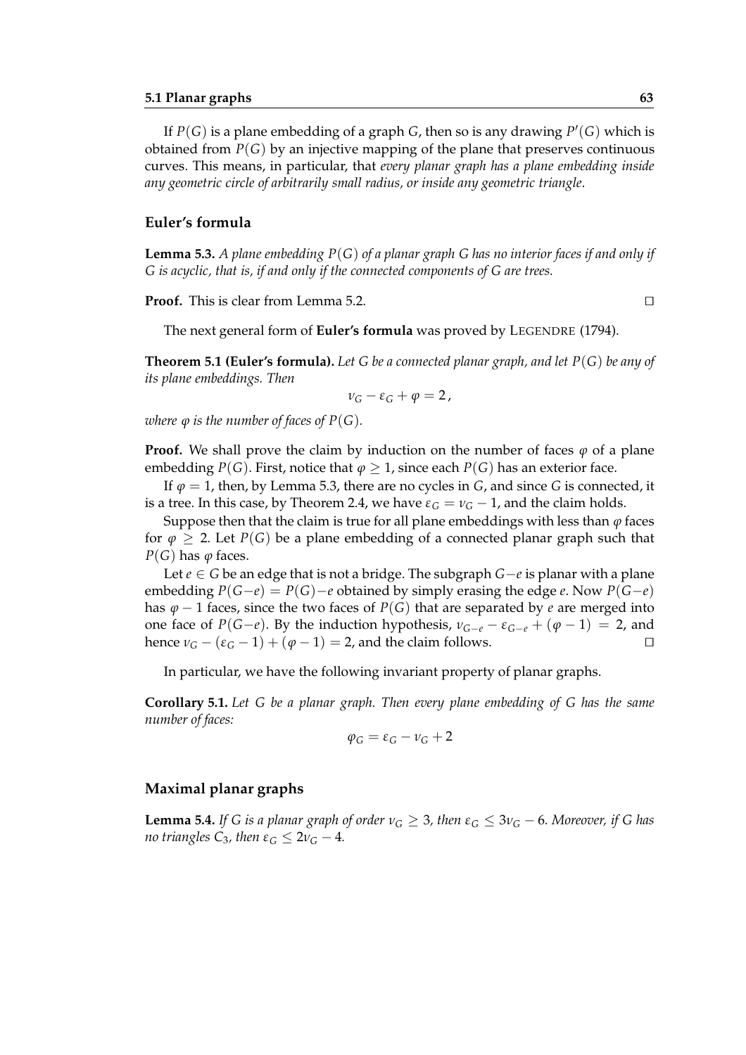If $P(G)$ is a plane embedding of a graph $G$, then so is any drawing $P'(G)$ which is obtained from $P(G)$ by an injective mapping of the plane that preserves continuous curves. This means, in particular, that *every planar graph has a plane embedding inside any geometric circle of arbitrarily small radius, or inside any geometric triangle*.

### Euler's formula

**Lemma 5.3.** *A plane embedding $P(G)$ of a planar graph $G$ has no interior faces if and only if $G$ is acyclic, that is, if and only if the connected components of $G$ are trees.*

**Proof.** This is clear from Lemma 5.2. □

The next general form of **Euler's formula** was proved by LEGENDRE (1794).

**Theorem 5.1 (Euler's formula).** *Let $G$ be a connected planar graph, and let $P(G)$ be any of its plane embeddings. Then*

$$\nu_G - \varepsilon_G + \varphi = 2\,,$$

*where $\varphi$ is the number of faces of $P(G)$.*

**Proof.** We shall prove the claim by induction on the number of faces $\varphi$ of a plane embedding $P(G)$. First, notice that $\varphi \geq 1$, since each $P(G)$ has an exterior face.

If $\varphi = 1$, then, by Lemma 5.3, there are no cycles in $G$, and since $G$ is connected, it is a tree. In this case, by Theorem 2.4, we have $\varepsilon_G = \nu_G - 1$, and the claim holds.

Suppose then that the claim is true for all plane embeddings with less than $\varphi$ faces for $\varphi \geq 2$. Let $P(G)$ be a plane embedding of a connected planar graph such that $P(G)$ has $\varphi$ faces.

Let $e \in G$ be an edge that is not a bridge. The subgraph $G{-}e$ is planar with a plane embedding $P(G{-}e) = P(G){-}e$ obtained by simply erasing the edge $e$. Now $P(G{-}e)$ has $\varphi - 1$ faces, since the two faces of $P(G)$ that are separated by $e$ are merged into one face of $P(G{-}e)$. By the induction hypothesis, $\nu_{G-e} - \varepsilon_{G-e} + (\varphi - 1) = 2$, and hence $\nu_G - (\varepsilon_G - 1) + (\varphi - 1) = 2$, and the claim follows. □

In particular, we have the following invariant property of planar graphs.

**Corollary 5.1.** *Let $G$ be a planar graph. Then every plane embedding of $G$ has the same number of faces:*

$$\varphi_G = \varepsilon_G - \nu_G + 2$$

### Maximal planar graphs

**Lemma 5.4.** *If $G$ is a planar graph of order $\nu_G \geq 3$, then $\varepsilon_G \leq 3\nu_G - 6$. Moreover, if $G$ has no triangles $C_3$, then $\varepsilon_G \leq 2\nu_G - 4$.*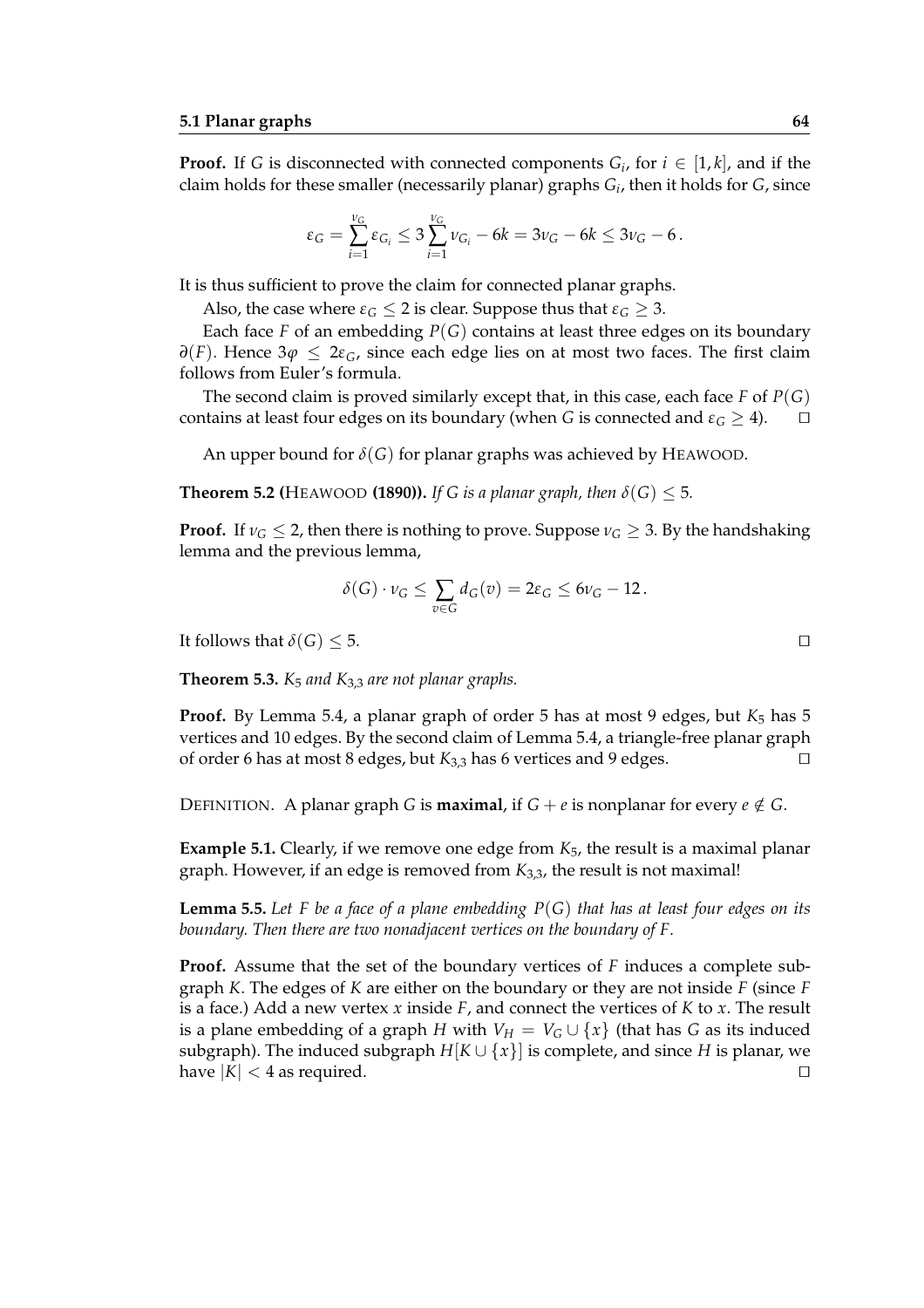**Proof.** If $G$ is disconnected with connected components $G_i$, for $i \in [1, k]$, and if the claim holds for these smaller (necessarily planar) graphs $G_i$, then it holds for $G$, since

$$\varepsilon_G = \sum_{i=1}^{\nu_G} \varepsilon_{G_i} \leq 3 \sum_{i=1}^{\nu_G} \nu_{G_i} - 6k = 3\nu_G - 6k \leq 3\nu_G - 6\,.$$

It is thus sufficient to prove the claim for connected planar graphs.

Also, the case where $\varepsilon_G \leq 2$ is clear. Suppose thus that $\varepsilon_G \geq 3$.

Each face $F$ of an embedding $P(G)$ contains at least three edges on its boundary $\partial(F)$. Hence $3\varphi \leq 2\varepsilon_G$, since each edge lies on at most two faces. The first claim follows from Euler's formula.

The second claim is proved similarly except that, in this case, each face $F$ of $P(G)$ contains at least four edges on its boundary (when $G$ is connected and $\varepsilon_G \geq 4$). $\square$

An upper bound for $\delta(G)$ for planar graphs was achieved by HEAWOOD.

**Theorem 5.2 (**HEAWOOD **(1890)).** *If $G$ is a planar graph, then $\delta(G) \leq 5$.*

**Proof.** If $\nu_G \leq 2$, then there is nothing to prove. Suppose $\nu_G \geq 3$. By the handshaking lemma and the previous lemma,

$$\delta(G) \cdot \nu_G \leq \sum_{v \in G} d_G(v) = 2\varepsilon_G \leq 6\nu_G - 12\,.$$

It follows that $\delta(G) \leq 5$. $\square$

**Theorem 5.3.** *$K_5$ and $K_{3,3}$ are not planar graphs.*

**Proof.** By Lemma 5.4, a planar graph of order 5 has at most 9 edges, but $K_5$ has 5 vertices and 10 edges. By the second claim of Lemma 5.4, a triangle-free planar graph of order 6 has at most 8 edges, but $K_{3,3}$ has 6 vertices and 9 edges. $\square$

DEFINITION. A planar graph $G$ is **maximal**, if $G + e$ is nonplanar for every $e \notin G$.

**Example 5.1.** Clearly, if we remove one edge from $K_5$, the result is a maximal planar graph. However, if an edge is removed from $K_{3,3}$, the result is not maximal!

**Lemma 5.5.** *Let $F$ be a face of a plane embedding $P(G)$ that has at least four edges on its boundary. Then there are two nonadjacent vertices on the boundary of $F$.*

**Proof.** Assume that the set of the boundary vertices of $F$ induces a complete subgraph $K$. The edges of $K$ are either on the boundary or they are not inside $F$ (since $F$ is a face.) Add a new vertex $x$ inside $F$, and connect the vertices of $K$ to $x$. The result is a plane embedding of a graph $H$ with $V_H = V_G \cup \{x\}$ (that has $G$ as its induced subgraph). The induced subgraph $H[K \cup \{x\}]$ is complete, and since $H$ is planar, we have $|K| < 4$ as required. $\square$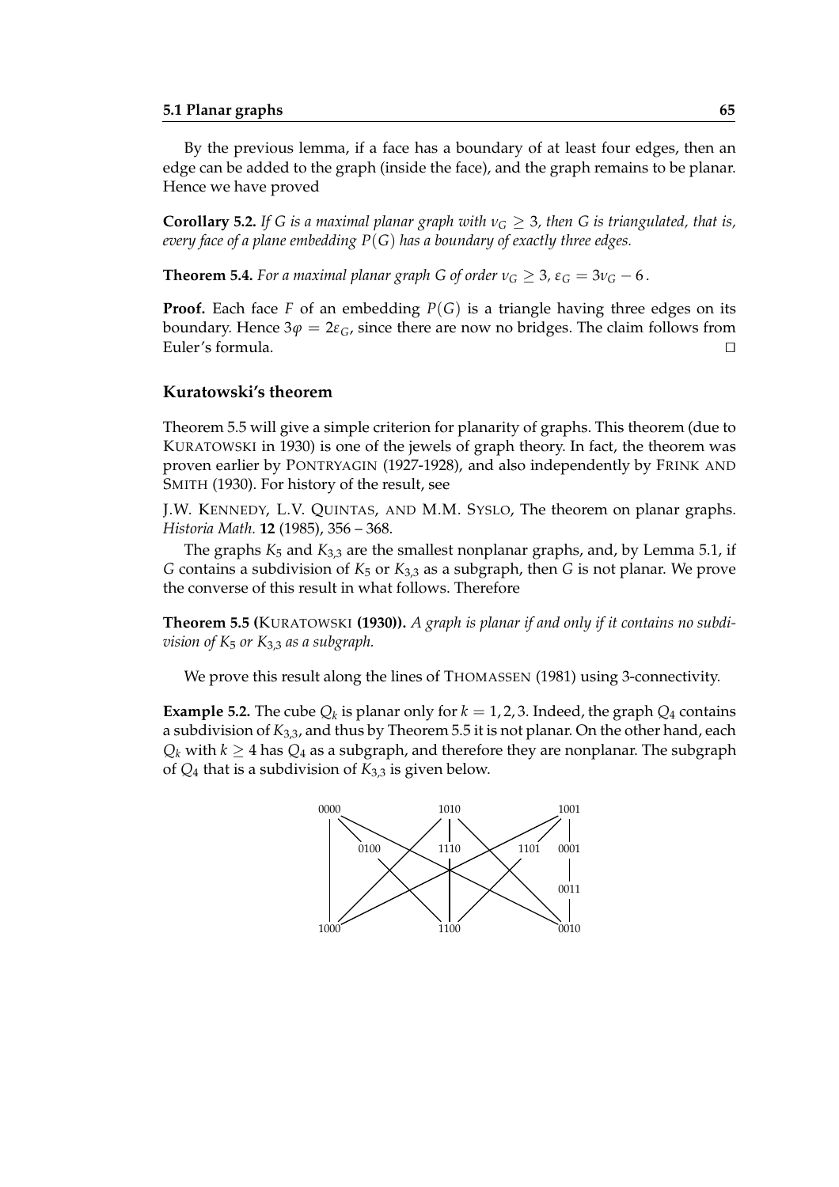By the previous lemma, if a face has a boundary of at least four edges, then an edge can be added to the graph (inside the face), and the graph remains to be planar. Hence we have proved

**Corollary 5.2.** *If $G$ is a maximal planar graph with $\nu_G \geq 3$, then $G$ is triangulated, that is, every face of a plane embedding $P(G)$ has a boundary of exactly three edges.*

**Theorem 5.4.** *For a maximal planar graph $G$ of order $\nu_G \geq 3$, $\varepsilon_G = 3\nu_G - 6$.*

**Proof.** Each face $F$ of an embedding $P(G)$ is a triangle having three edges on its boundary. Hence $3\varphi = 2\varepsilon_G$, since there are now no bridges. The claim follows from Euler's formula. □

### Kuratowski's theorem

Theorem 5.5 will give a simple criterion for planarity of graphs. This theorem (due to KURATOWSKI in 1930) is one of the jewels of graph theory. In fact, the theorem was proven earlier by PONTRYAGIN (1927-1928), and also independently by FRINK AND SMITH (1930). For history of the result, see

J.W. KENNEDY, L.V. QUINTAS, AND M.M. SYSLO, The theorem on planar graphs. *Historia Math.* **12** (1985), 356 – 368.

The graphs $K_5$ and $K_{3,3}$ are the smallest nonplanar graphs, and, by Lemma 5.1, if $G$ contains a subdivision of $K_5$ or $K_{3,3}$ as a subgraph, then $G$ is not planar. We prove the converse of this result in what follows. Therefore

**Theorem 5.5 (KURATOWSKI (1930)).** *A graph is planar if and only if it contains no subdivision of $K_5$ or $K_{3,3}$ as a subgraph.*

We prove this result along the lines of THOMASSEN (1981) using 3-connectivity.

**Example 5.2.** The cube $Q_k$ is planar only for $k = 1, 2, 3$. Indeed, the graph $Q_4$ contains a subdivision of $K_{3,3}$, and thus by Theorem 5.5 it is not planar. On the other hand, each $Q_k$ with $k \geq 4$ has $Q_4$ as a subgraph, and therefore they are nonplanar. The subgraph of $Q_4$ that is a subdivision of $K_{3,3}$ is given below.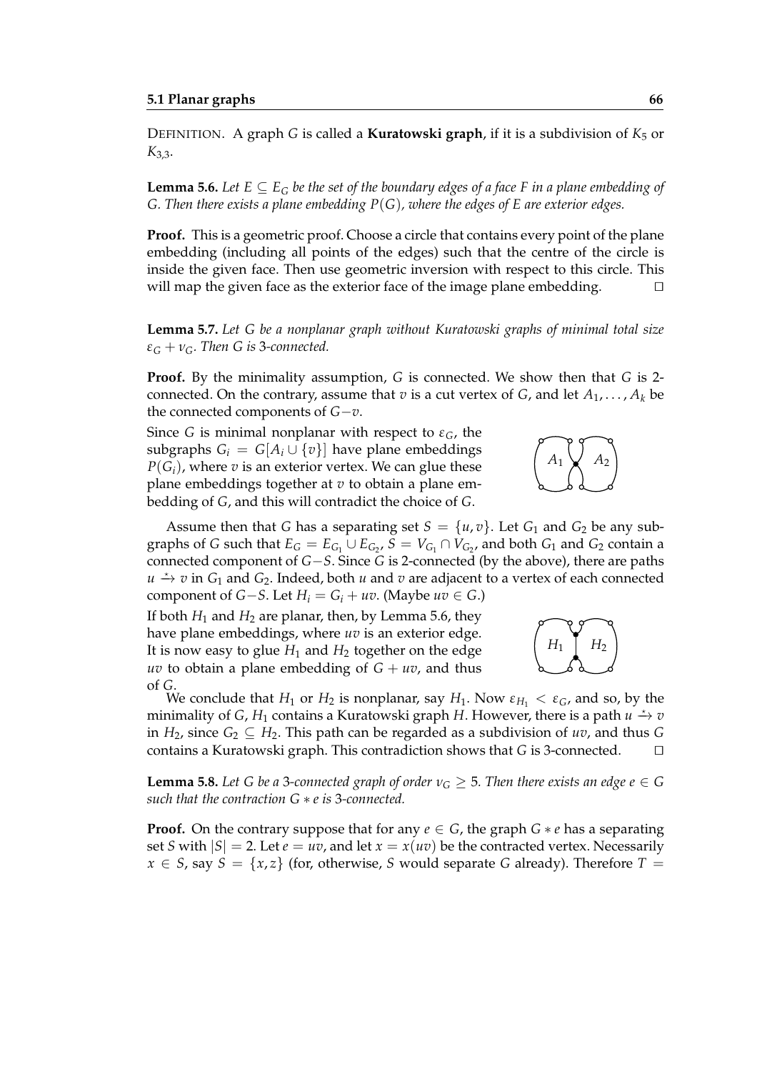DEFINITION. A graph $G$ is called a **Kuratowski graph**, if it is a subdivision of $K_5$ or $K_{3,3}$.

**Lemma 5.6.** *Let $E \subseteq E_G$ be the set of the boundary edges of a face $F$ in a plane embedding of $G$. Then there exists a plane embedding $P(G)$, where the edges of $E$ are exterior edges.*

**Proof.** This is a geometric proof. Choose a circle that contains every point of the plane embedding (including all points of the edges) such that the centre of the circle is inside the given face. Then use geometric inversion with respect to this circle. This will map the given face as the exterior face of the image plane embedding. □

**Lemma 5.7.** *Let $G$ be a nonplanar graph without Kuratowski graphs of minimal total size $\varepsilon_G + \nu_G$. Then $G$ is 3-connected.*

**Proof.** By the minimality assumption, $G$ is connected. We show then that $G$ is 2-connected. On the contrary, assume that $v$ is a cut vertex of $G$, and let $A_1, \dots, A_k$ be the connected components of $G-v$.

Since $G$ is minimal nonplanar with respect to $\varepsilon_G$, the subgraphs $G_i = G[A_i \cup \{v\}]$ have plane embeddings $P(G_i)$, where $v$ is an exterior vertex. We can glue these plane embeddings together at $v$ to obtain a plane embedding of $G$, and this will contradict the choice of $G$.

Assume then that $G$ has a separating set $S = \{u, v\}$. Let $G_1$ and $G_2$ be any subgraphs of $G$ such that $E_G = E_{G_1} \cup E_{G_2}$, $S = V_{G_1} \cap V_{G_2}$, and both $G_1$ and $G_2$ contain a connected component of $G-S$. Since $G$ is 2-connected (by the above), there are paths $u \xrightarrow{\star} v$ in $G_1$ and $G_2$. Indeed, both $u$ and $v$ are adjacent to a vertex of each connected component of $G-S$. Let $H_i = G_i + uv$. (Maybe $uv \in G$.)

If both $H_1$ and $H_2$ are planar, then, by Lemma 5.6, they have plane embeddings, where $uv$ is an exterior edge. It is now easy to glue $H_1$ and $H_2$ together on the edge $uv$ to obtain a plane embedding of $G + uv$, and thus of $G$.

We conclude that $H_1$ or $H_2$ is nonplanar, say $H_1$. Now $\varepsilon_{H_1} < \varepsilon_G$, and so, by the minimality of $G$, $H_1$ contains a Kuratowski graph $H$. However, there is a path $u \xrightarrow{\star} v$ in $H_2$, since $G_2 \subseteq H_2$. This path can be regarded as a subdivision of $uv$, and thus $G$ contains a Kuratowski graph. This contradiction shows that $G$ is 3-connected. □

**Lemma 5.8.** *Let $G$ be a 3-connected graph of order $\nu_G \geq 5$. Then there exists an edge $e \in G$ such that the contraction $G * e$ is 3-connected.*

**Proof.** On the contrary suppose that for any $e \in G$, the graph $G * e$ has a separating set $S$ with $|S| = 2$. Let $e = uv$, and let $x = x(uv)$ be the contracted vertex. Necessarily $x \in S$, say $S = \{x, z\}$ (for, otherwise, $S$ would separate $G$ already). Therefore $T =$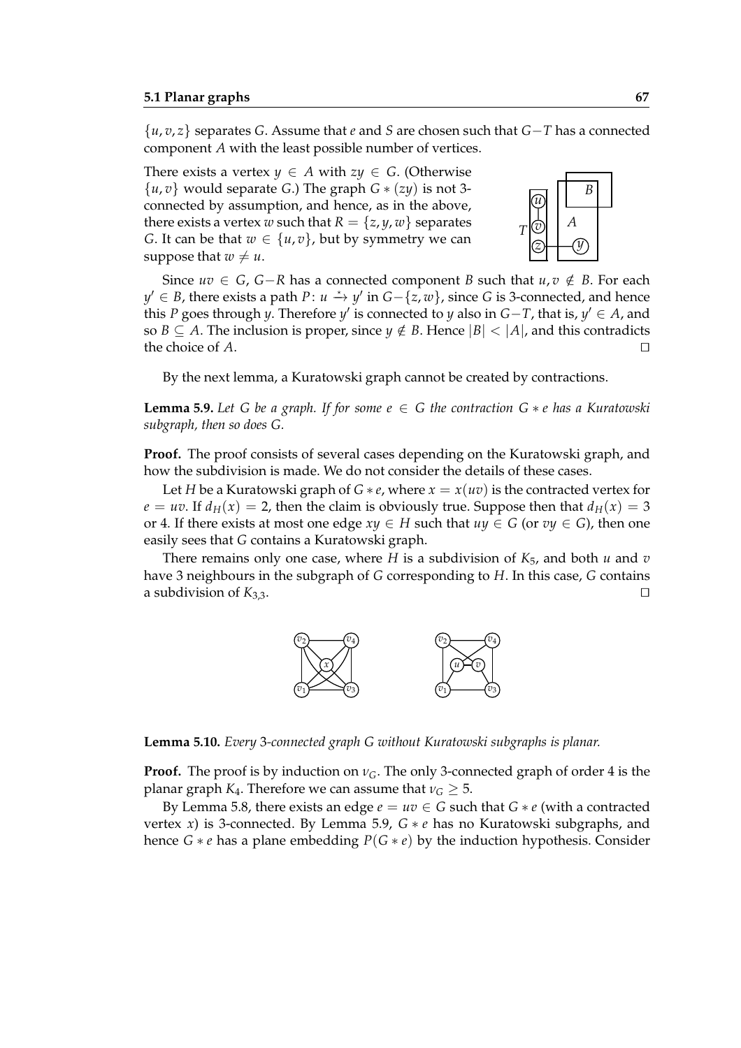$\{u, v, z\}$ separates $G$. Assume that $e$ and $S$ are chosen such that $G-T$ has a connected component $A$ with the least possible number of vertices.

There exists a vertex $y \in A$ with $zy \in G$. (Otherwise $\{u, v\}$ would separate $G$.) The graph $G * (zy)$ is not 3-connected by assumption, and hence, as in the above, there exists a vertex $w$ such that $R = \{z, y, w\}$ separates $G$. It can be that $w \in \{u, v\}$, but by symmetry we can suppose that $w \neq u$.

Since $uv \in G$, $G-R$ has a connected component $B$ such that $u, v \notin B$. For each $y' \in B$, there exists a path $P\colon u \xrightarrow{\star} y'$ in $G-\{z, w\}$, since $G$ is 3-connected, and hence this $P$ goes through $y$. Therefore $y'$ is connected to $y$ also in $G-T$, that is, $y' \in A$, and so $B \subseteq A$. The inclusion is proper, since $y \notin B$. Hence $|B| < |A|$, and this contradicts the choice of $A$. □

By the next lemma, a Kuratowski graph cannot be created by contractions.

**Lemma 5.9.** *Let $G$ be a graph. If for some $e \in G$ the contraction $G * e$ has a Kuratowski subgraph, then so does $G$.*

**Proof.** The proof consists of several cases depending on the Kuratowski graph, and how the subdivision is made. We do not consider the details of these cases.

Let $H$ be a Kuratowski graph of $G * e$, where $x = x(uv)$ is the contracted vertex for $e = uv$. If $d_H(x) = 2$, then the claim is obviously true. Suppose then that $d_H(x) = 3$ or 4. If there exists at most one edge $xy \in H$ such that $uy \in G$ (or $vy \in G$), then one easily sees that $G$ contains a Kuratowski graph.

There remains only one case, where $H$ is a subdivision of $K_5$, and both $u$ and $v$ have 3 neighbours in the subgraph of $G$ corresponding to $H$. In this case, $G$ contains a subdivision of $K_{3,3}$. □

**Lemma 5.10.** *Every 3-connected graph $G$ without Kuratowski subgraphs is planar.*

**Proof.** The proof is by induction on $\nu_G$. The only 3-connected graph of order 4 is the planar graph $K_4$. Therefore we can assume that $\nu_G \geq 5$.

By Lemma 5.8, there exists an edge $e = uv \in G$ such that $G * e$ (with a contracted vertex $x$) is 3-connected. By Lemma 5.9, $G * e$ has no Kuratowski subgraphs, and hence $G * e$ has a plane embedding $P(G * e)$ by the induction hypothesis. Consider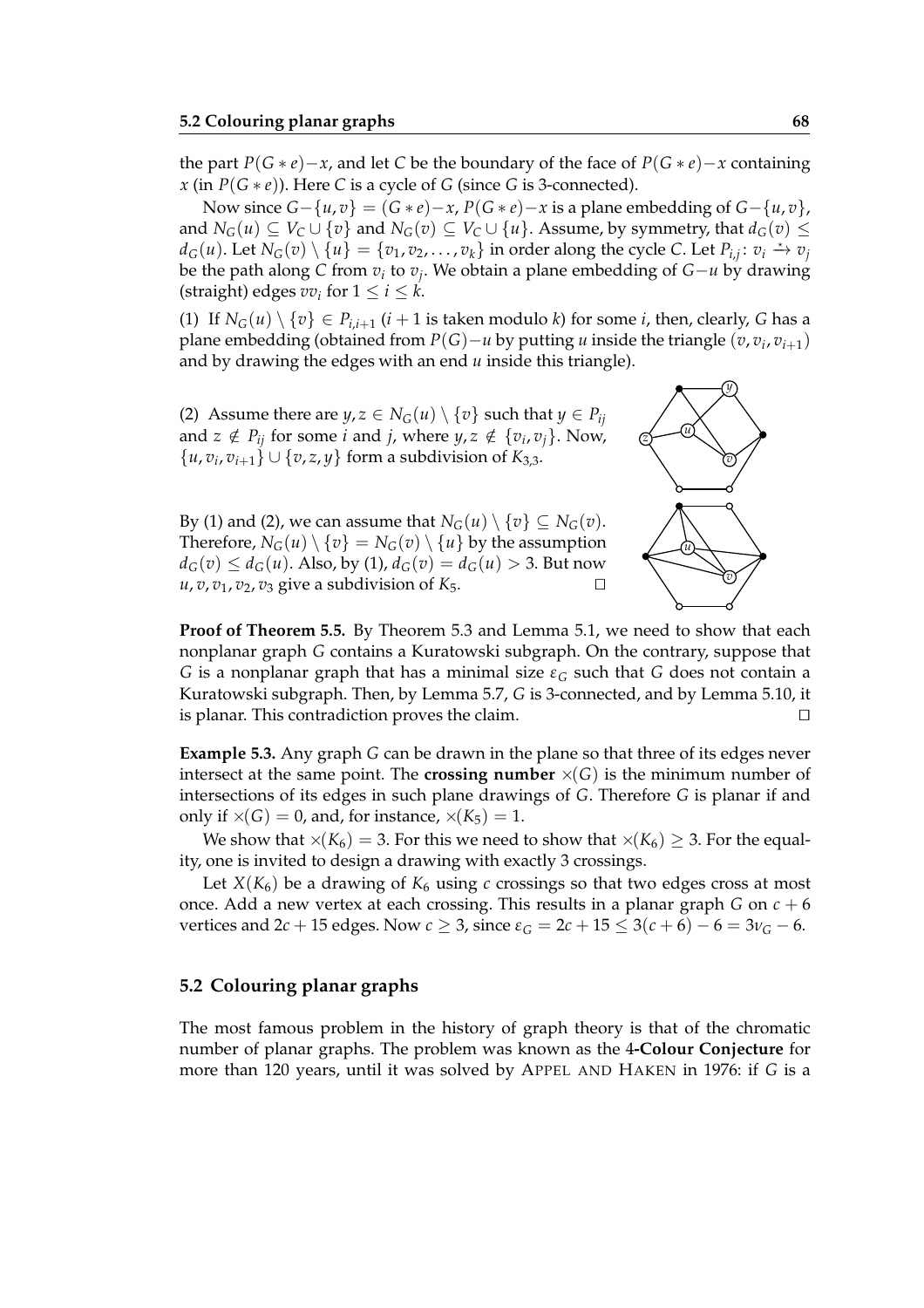the part $P(G * e) - x$, and let $C$ be the boundary of the face of $P(G * e) - x$ containing $x$ (in $P(G * e)$). Here $C$ is a cycle of $G$ (since $G$ is 3-connected).

Now since $G - \{u, v\} = (G * e) - x$, $P(G * e) - x$ is a plane embedding of $G - \{u, v\}$, and $N_G(u) \subseteq V_C \cup \{v\}$ and $N_G(v) \subseteq V_C \cup \{u\}$. Assume, by symmetry, that $d_G(v) \leq d_G(u)$. Let $N_G(v) \setminus \{u\} = \{v_1, v_2, \dots, v_k\}$ in order along the cycle $C$. Let $P_{i,j} \colon v_i \xrightarrow{\star} v_j$ be the path along $C$ from $v_i$ to $v_j$. We obtain a plane embedding of $G - u$ by drawing (straight) edges $vv_i$ for $1 \leq i \leq k$.

(1) If $N_G(u) \setminus \{v\} \in P_{i,i+1}$ ($i + 1$ is taken modulo $k$) for some $i$, then, clearly, $G$ has a plane embedding (obtained from $P(G) - u$ by putting $u$ inside the triangle $(v, v_i, v_{i+1})$ and by drawing the edges with an end $u$ inside this triangle).

(2) Assume there are $y, z \in N_G(u) \setminus \{v\}$ such that $y \in P_{ij}$ and $z \notin P_{ij}$ for some $i$ and $j$, where $y, z \notin \{v_i, v_j\}$. Now, $\{u, v_i, v_{i+1}\} \cup \{v, z, y\}$ form a subdivision of $K_{3,3}$.

By (1) and (2), we can assume that $N_G(u) \setminus \{v\} \subseteq N_G(v)$. Therefore, $N_G(u) \setminus \{v\} = N_G(v) \setminus \{u\}$ by the assumption $d_G(v) \leq d_G(u)$. Also, by (1), $d_G(v) = d_G(u) > 3$. But now $u, v, v_1, v_2, v_3$ give a subdivision of $K_5$. □

**Proof of Theorem 5.5.** By Theorem 5.3 and Lemma 5.1, we need to show that each nonplanar graph $G$ contains a Kuratowski subgraph. On the contrary, suppose that $G$ is a nonplanar graph that has a minimal size $\varepsilon_G$ such that $G$ does not contain a Kuratowski subgraph. Then, by Lemma 5.7, $G$ is 3-connected, and by Lemma 5.10, it is planar. This contradiction proves the claim. □

**Example 5.3.** Any graph $G$ can be drawn in the plane so that three of its edges never intersect at the same point. The **crossing number** $\times(G)$ is the minimum number of intersections of its edges in such plane drawings of $G$. Therefore $G$ is planar if and only if $\times(G) = 0$, and, for instance, $\times(K_5) = 1$.

We show that $\times(K_6) = 3$. For this we need to show that $\times(K_6) \geq 3$. For the equality, one is invited to design a drawing with exactly 3 crossings.

Let $X(K_6)$ be a drawing of $K_6$ using $c$ crossings so that two edges cross at most once. Add a new vertex at each crossing. This results in a planar graph $G$ on $c + 6$ vertices and $2c + 15$ edges. Now $c \geq 3$, since $\varepsilon_G = 2c + 15 \leq 3(c + 6) - 6 = 3\nu_G - 6$.

## 5.2 Colouring planar graphs

The most famous problem in the history of graph theory is that of the chromatic number of planar graphs. The problem was known as the **4-Colour Conjecture** for more than 120 years, until it was solved by APPEL AND HAKEN in 1976: if $G$ is a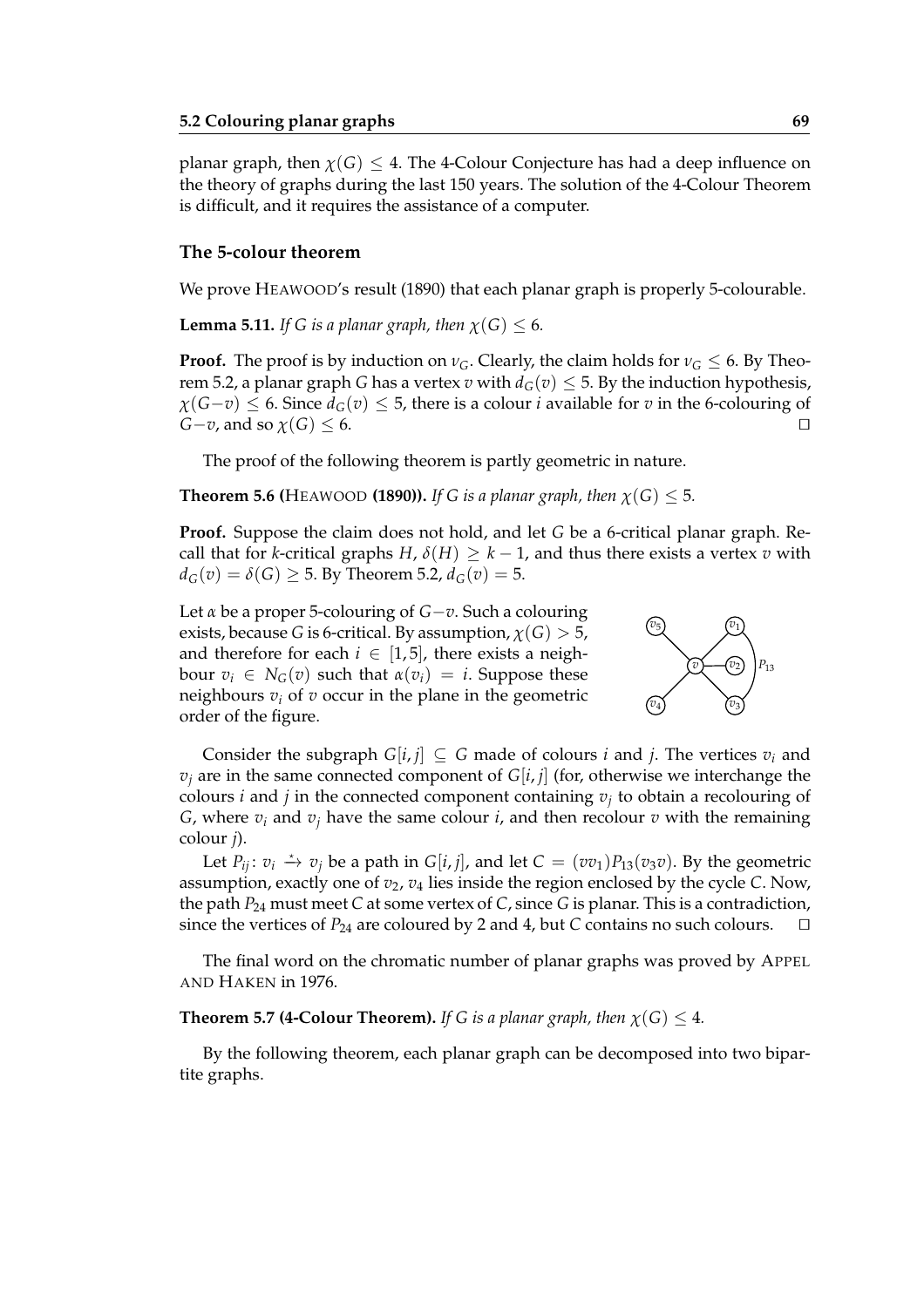planar graph, then $\chi(G) \leq 4$. The 4-Colour Conjecture has had a deep influence on the theory of graphs during the last 150 years. The solution of the 4-Colour Theorem is difficult, and it requires the assistance of a computer.

### The 5-colour theorem

We prove HEAWOOD's result (1890) that each planar graph is properly 5-colourable.

**Lemma 5.11.** *If $G$ is a planar graph, then $\chi(G) \leq 6$.*

**Proof.** The proof is by induction on $\nu_G$. Clearly, the claim holds for $\nu_G \leq 6$. By Theorem 5.2, a planar graph $G$ has a vertex $v$ with $d_G(v) \leq 5$. By the induction hypothesis, $\chi(G-v) \leq 6$. Since $d_G(v) \leq 5$, there is a colour $i$ available for $v$ in the 6-colouring of $G-v$, and so $\chi(G) \leq 6$. □

The proof of the following theorem is partly geometric in nature.

**Theorem 5.6 (HEAWOOD (1890)).** *If $G$ is a planar graph, then $\chi(G) \leq 5$.*

**Proof.** Suppose the claim does not hold, and let $G$ be a 6-critical planar graph. Recall that for $k$-critical graphs $H$, $\delta(H) \geq k-1$, and thus there exists a vertex $v$ with $d_G(v) = \delta(G) \geq 5$. By Theorem 5.2, $d_G(v) = 5$.

Let $\alpha$ be a proper 5-colouring of $G-v$. Such a colouring exists, because $G$ is 6-critical. By assumption, $\chi(G) > 5$, and therefore for each $i \in [1,5]$, there exists a neighbour $v_i \in N_G(v)$ such that $\alpha(v_i) = i$. Suppose these neighbours $v_i$ of $v$ occur in the plane in the geometric order of the figure.

Consider the subgraph $G[i,j] \subseteq G$ made of colours $i$ and $j$. The vertices $v_i$ and $v_j$ are in the same connected component of $G[i,j]$ (for, otherwise we interchange the colours $i$ and $j$ in the connected component containing $v_j$ to obtain a recolouring of $G$, where $v_i$ and $v_j$ have the same colour $i$, and then recolour $v$ with the remaining colour $j$).

Let $P_{ij}\colon v_i \xrightarrow{\star} v_j$ be a path in $G[i,j]$, and let $C = (vv_1)P_{13}(v_3v)$. By the geometric assumption, exactly one of $v_2, v_4$ lies inside the region enclosed by the cycle $C$. Now, the path $P_{24}$ must meet $C$ at some vertex of $C$, since $G$ is planar. This is a contradiction, since the vertices of $P_{24}$ are coloured by 2 and 4, but $C$ contains no such colours. □

The final word on the chromatic number of planar graphs was proved by APPEL AND HAKEN in 1976.

**Theorem 5.7 (4-Colour Theorem).** *If $G$ is a planar graph, then $\chi(G) \leq 4$.*

By the following theorem, each planar graph can be decomposed into two bipartite graphs.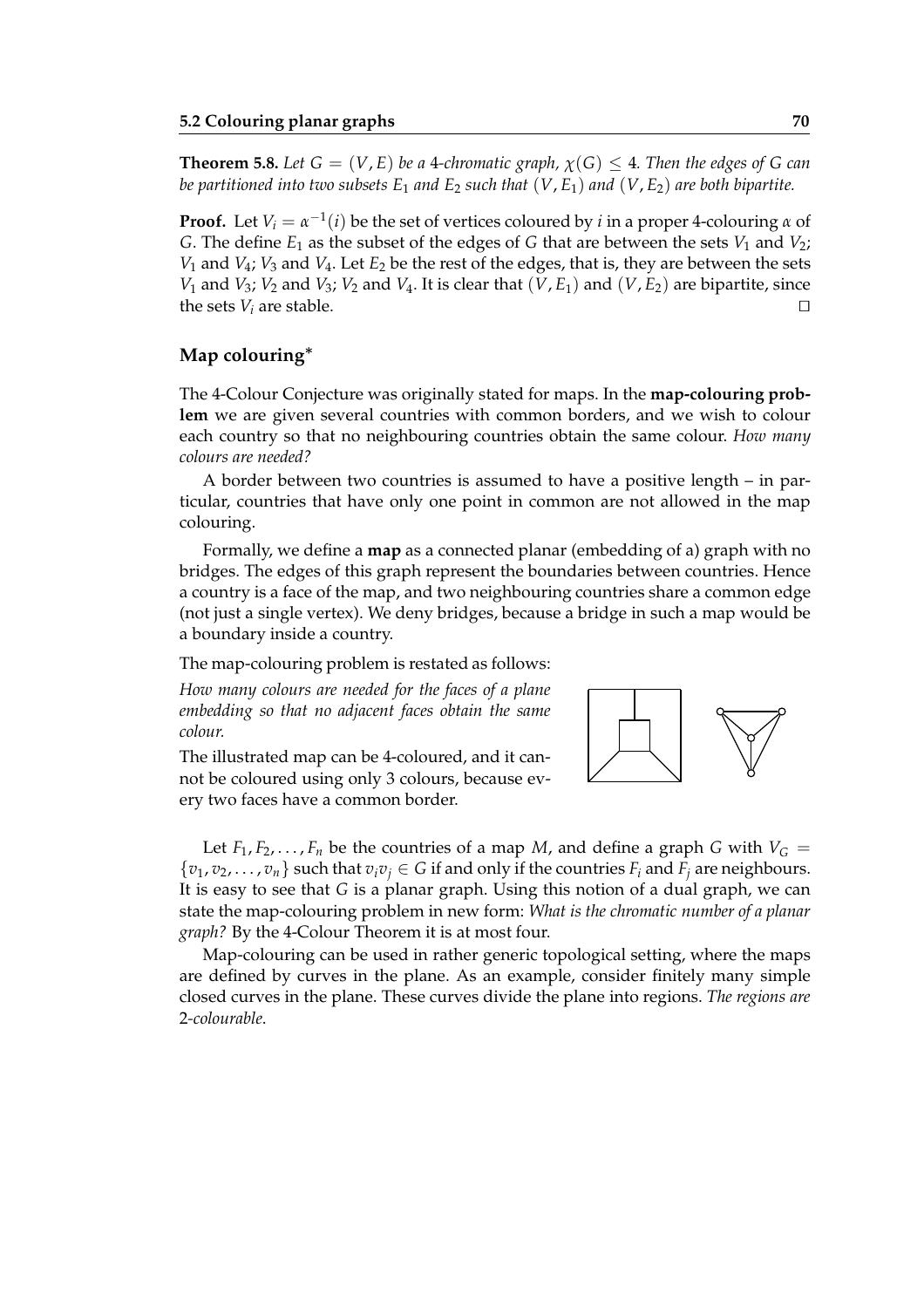**Theorem 5.8.** *Let $G = (V, E)$ be a 4-chromatic graph, $\chi(G) \leq 4$. Then the edges of $G$ can be partitioned into two subsets $E_1$ and $E_2$ such that $(V, E_1)$ and $(V, E_2)$ are both bipartite.*

**Proof.** Let $V_i = \alpha^{-1}(i)$ be the set of vertices coloured by $i$ in a proper 4-colouring $\alpha$ of $G$. The define $E_1$ as the subset of the edges of $G$ that are between the sets $V_1$ and $V_2$; $V_1$ and $V_4$; $V_3$ and $V_4$. Let $E_2$ be the rest of the edges, that is, they are between the sets $V_1$ and $V_3$; $V_2$ and $V_3$; $V_2$ and $V_4$. It is clear that $(V, E_1)$ and $(V, E_2)$ are bipartite, since the sets $V_i$ are stable. □

### Map colouring*

The 4-Colour Conjecture was originally stated for maps. In the **map-colouring problem** we are given several countries with common borders, and we wish to colour each country so that no neighbouring countries obtain the same colour. *How many colours are needed?*

A border between two countries is assumed to have a positive length – in particular, countries that have only one point in common are not allowed in the map colouring.

Formally, we define a **map** as a connected planar (embedding of a) graph with no bridges. The edges of this graph represent the boundaries between countries. Hence a country is a face of the map, and two neighbouring countries share a common edge (not just a single vertex). We deny bridges, because a bridge in such a map would be a boundary inside a country.

The map-colouring problem is restated as follows:

*How many colours are needed for the faces of a plane embedding so that no adjacent faces obtain the same colour.*

The illustrated map can be 4-coloured, and it cannot be coloured using only 3 colours, because every two faces have a common border.

Let $F_1, F_2, \dots, F_n$ be the countries of a map $M$, and define a graph $G$ with $V_G = \{v_1, v_2, \dots, v_n\}$ such that $v_i v_j \in G$ if and only if the countries $F_i$ and $F_j$ are neighbours. It is easy to see that $G$ is a planar graph. Using this notion of a dual graph, we can state the map-colouring problem in new form: *What is the chromatic number of a planar graph?* By the 4-Colour Theorem it is at most four.

Map-colouring can be used in rather generic topological setting, where the maps are defined by curves in the plane. As an example, consider finitely many simple closed curves in the plane. These curves divide the plane into regions. *The regions are 2-colourable.*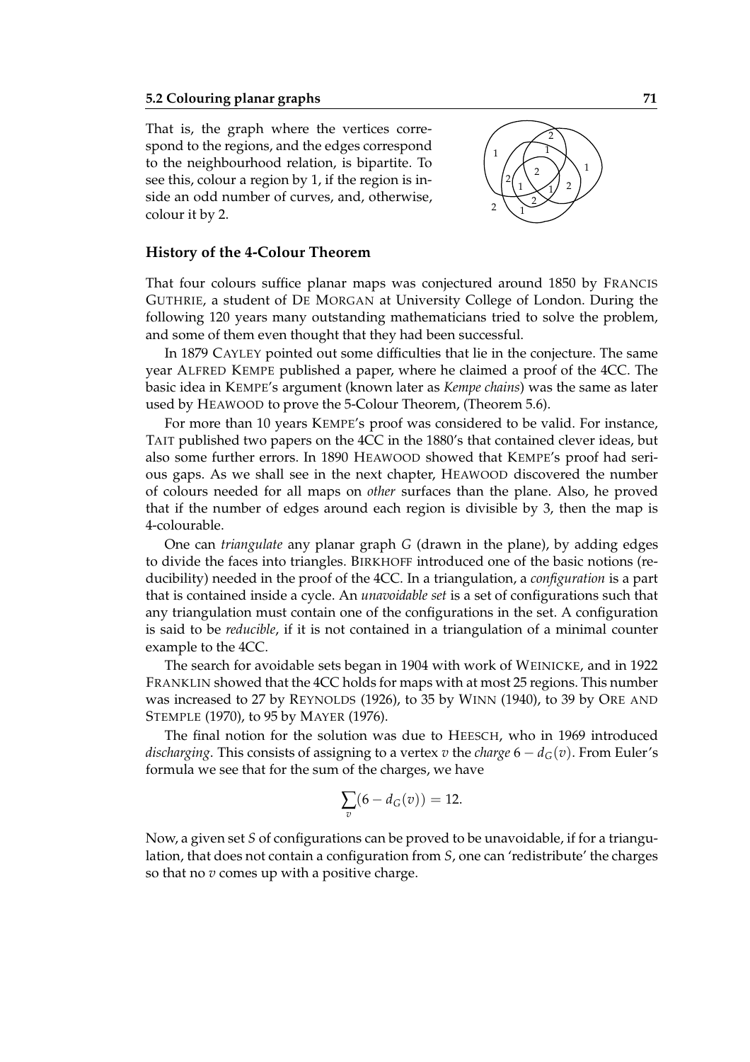That is, the graph where the vertices correspond to the regions, and the edges correspond to the neighbourhood relation, is bipartite. To see this, colour a region by 1, if the region is inside an odd number of curves, and, otherwise, colour it by 2.

### History of the 4-Colour Theorem

That four colours suffice planar maps was conjectured around 1850 by FRANCIS GUTHRIE, a student of DE MORGAN at University College of London. During the following 120 years many outstanding mathematicians tried to solve the problem, and some of them even thought that they had been successful.

In 1879 CAYLEY pointed out some difficulties that lie in the conjecture. The same year ALFRED KEMPE published a paper, where he claimed a proof of the 4CC. The basic idea in KEMPE's argument (known later as *Kempe chains*) was the same as later used by HEAWOOD to prove the 5-Colour Theorem, (Theorem 5.6).

For more than 10 years KEMPE's proof was considered to be valid. For instance, TAIT published two papers on the 4CC in the 1880's that contained clever ideas, but also some further errors. In 1890 HEAWOOD showed that KEMPE's proof had serious gaps. As we shall see in the next chapter, HEAWOOD discovered the number of colours needed for all maps on *other* surfaces than the plane. Also, he proved that if the number of edges around each region is divisible by 3, then the map is 4-colourable.

One can *triangulate* any planar graph $G$ (drawn in the plane), by adding edges to divide the faces into triangles. BIRKHOFF introduced one of the basic notions (reducibility) needed in the proof of the 4CC. In a triangulation, a *configuration* is a part that is contained inside a cycle. An *unavoidable set* is a set of configurations such that any triangulation must contain one of the configurations in the set. A configuration is said to be *reducible*, if it is not contained in a triangulation of a minimal counter example to the 4CC.

The search for avoidable sets began in 1904 with work of WEINICKE, and in 1922 FRANKLIN showed that the 4CC holds for maps with at most 25 regions. This number was increased to 27 by REYNOLDS (1926), to 35 by WINN (1940), to 39 by ORE AND STEMPLE (1970), to 95 by MAYER (1976).

The final notion for the solution was due to HEESCH, who in 1969 introduced *discharging*. This consists of assigning to a vertex $v$ the *charge* $6 - d_G(v)$. From Euler's formula we see that for the sum of the charges, we have

$$\sum_v (6 - d_G(v)) = 12.$$

Now, a given set $S$ of configurations can be proved to be unavoidable, if for a triangulation, that does not contain a configuration from $S$, one can 'redistribute' the charges so that no $v$ comes up with a positive charge.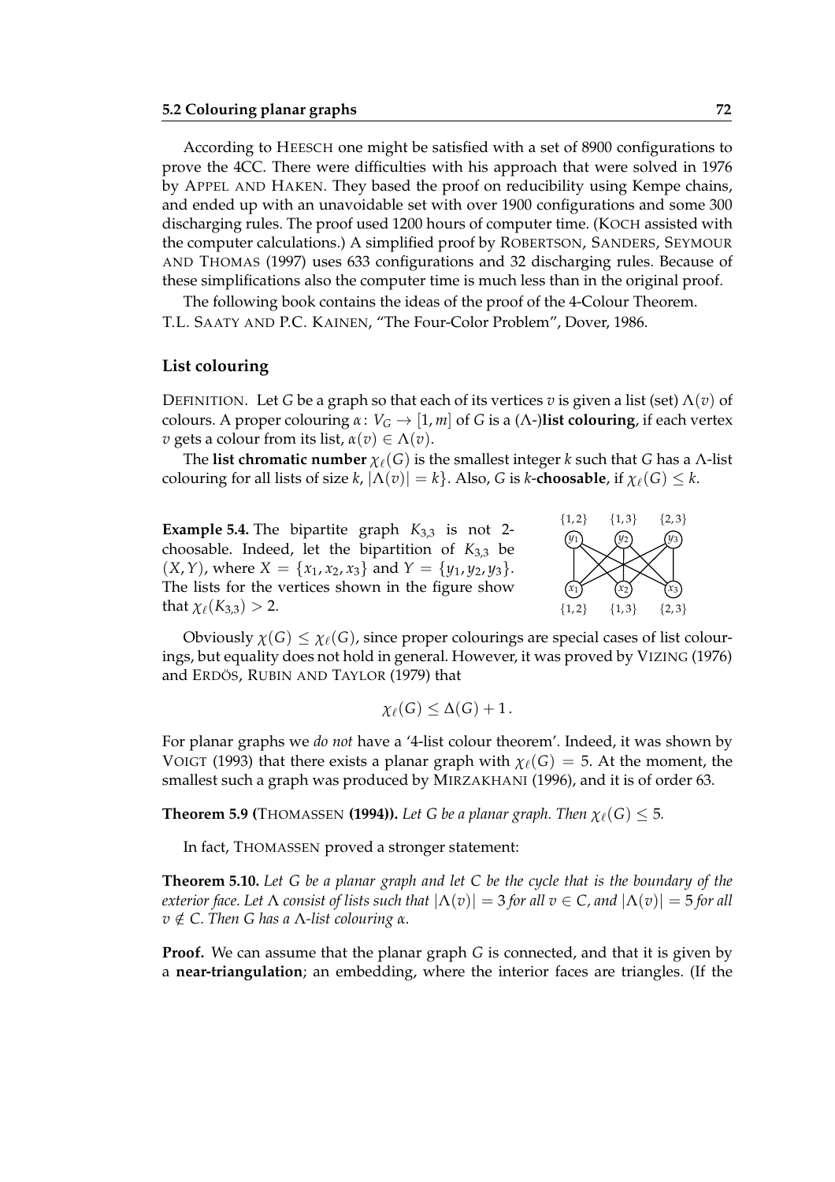According to HEESCH one might be satisfied with a set of 8900 configurations to prove the 4CC. There were difficulties with his approach that were solved in 1976 by APPEL AND HAKEN. They based the proof on reducibility using Kempe chains, and ended up with an unavoidable set with over 1900 configurations and some 300 discharging rules. The proof used 1200 hours of computer time. (KOCH assisted with the computer calculations.) A simplified proof by ROBERTSON, SANDERS, SEYMOUR AND THOMAS (1997) uses 633 configurations and 32 discharging rules. Because of these simplifications also the computer time is much less than in the original proof.

The following book contains the ideas of the proof of the 4-Colour Theorem.
T.L. SAATY AND P.C. KAINEN, "The Four-Color Problem", Dover, 1986.

### List colouring

DEFINITION. Let $G$ be a graph so that each of its vertices $v$ is given a list (set) $\Lambda(v)$ of colours. A proper colouring $\alpha\colon V_G \to [1, m]$ of $G$ is a ($\Lambda$-)**list colouring**, if each vertex $v$ gets a colour from its list, $\alpha(v) \in \Lambda(v)$.

The **list chromatic number** $\chi_\ell(G)$ is the smallest integer $k$ such that $G$ has a $\Lambda$-list colouring for all lists of size $k$, $|\Lambda(v)| = k\}$. Also, $G$ is $k$-**choosable**, if $\chi_\ell(G) \le k$.

**Example 5.4.** The bipartite graph $K_{3,3}$ is not 2-choosable. Indeed, let the bipartition of $K_{3,3}$ be $(X, Y)$, where $X = \{x_1, x_2, x_3\}$ and $Y = \{y_1, y_2, y_3\}$. The lists for the vertices shown in the figure show that $\chi_\ell(K_{3,3}) > 2$.

Obviously $\chi(G) \le \chi_\ell(G)$, since proper colourings are special cases of list colourings, but equality does not hold in general. However, it was proved by VIZING (1976) and ERDÖS, RUBIN AND TAYLOR (1979) that

$$\chi_\ell(G) \le \Delta(G) + 1\,.$$

For planar graphs we *do not* have a '4-list colour theorem'. Indeed, it was shown by VOIGT (1993) that there exists a planar graph with $\chi_\ell(G) = 5$. At the moment, the smallest such a graph was produced by MIRZAKHANI (1996), and it is of order 63.

**Theorem 5.9 (THOMASSEN (1994)).** *Let $G$ be a planar graph. Then $\chi_\ell(G) \le 5$.*

In fact, THOMASSEN proved a stronger statement:

**Theorem 5.10.** *Let $G$ be a planar graph and let $C$ be the cycle that is the boundary of the exterior face. Let $\Lambda$ consist of lists such that $|\Lambda(v)| = 3$ for all $v \in C$, and $|\Lambda(v)| = 5$ for all $v \notin C$. Then $G$ has a $\Lambda$-list colouring $\alpha$.*

**Proof.** We can assume that the planar graph $G$ is connected, and that it is given by a **near-triangulation**; an embedding, where the interior faces are triangles. (If the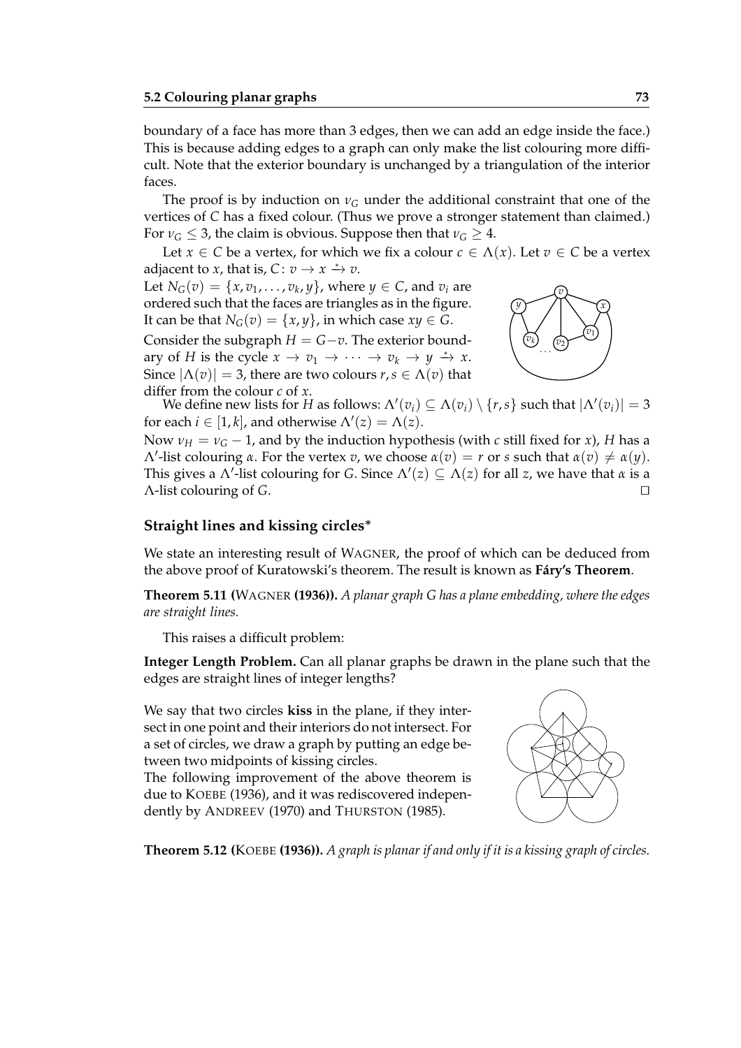boundary of a face has more than 3 edges, then we can add an edge inside the face.) This is because adding edges to a graph can only make the list colouring more difficult. Note that the exterior boundary is unchanged by a triangulation of the interior faces.

The proof is by induction on $\nu_G$ under the additional constraint that one of the vertices of $C$ has a fixed colour. (Thus we prove a stronger statement than claimed.) For $\nu_G \leq 3$, the claim is obvious. Suppose then that $\nu_G \geq 4$.

Let $x \in C$ be a vertex, for which we fix a colour $c \in \Lambda(x)$. Let $v \in C$ be a vertex adjacent to $x$, that is, $C\colon v \to x \xrightarrow{\star} v$.

Let $N_G(v) = \{x, v_1, \dots, v_k, y\}$, where $y \in C$, and $v_i$ are ordered such that the faces are triangles as in the figure. It can be that $N_G(v) = \{x, y\}$, in which case $xy \in G$.

Consider the subgraph $H = G - v$. The exterior boundary of $H$ is the cycle $x \to v_1 \to \cdots \to v_k \to y \xrightarrow{\star} x$. Since $|\Lambda(v)| = 3$, there are two colours $r, s \in \Lambda(v)$ that differ from the colour $c$ of $x$.

We define new lists for $H$ as follows: $\Lambda'(v_i) \subseteq \Lambda(v_i) \setminus \{r, s\}$ such that $|\Lambda'(v_i)| = 3$ for each $i \in [1, k]$, and otherwise $\Lambda'(z) = \Lambda(z)$.

Now $\nu_H = \nu_G - 1$, and by the induction hypothesis (with $c$ still fixed for $x$), $H$ has a $\Lambda'$-list colouring $\alpha$. For the vertex $v$, we choose $\alpha(v) = r$ or $s$ such that $\alpha(v) \neq \alpha(y)$. This gives a $\Lambda'$-list colouring for $G$. Since $\Lambda'(z) \subseteq \Lambda(z)$ for all $z$, we have that $\alpha$ is a $\Lambda$-list colouring of $G$. □

### Straight lines and kissing circles*

We state an interesting result of WAGNER, the proof of which can be deduced from the above proof of Kuratowski's theorem. The result is known as **Fáry's Theorem**.

**Theorem 5.11 (**WAGNER **(1936)).** *A planar graph $G$ has a plane embedding, where the edges are straight lines.*

This raises a difficult problem:

**Integer Length Problem.** Can all planar graphs be drawn in the plane such that the edges are straight lines of integer lengths?

We say that two circles **kiss** in the plane, if they intersect in one point and their interiors do not intersect. For a set of circles, we draw a graph by putting an edge between two midpoints of kissing circles.

The following improvement of the above theorem is due to KOEBE (1936), and it was rediscovered independently by ANDREEV (1970) and THURSTON (1985).

**Theorem 5.12 (**KOEBE **(1936)).** *A graph is planar if and only if it is a kissing graph of circles.*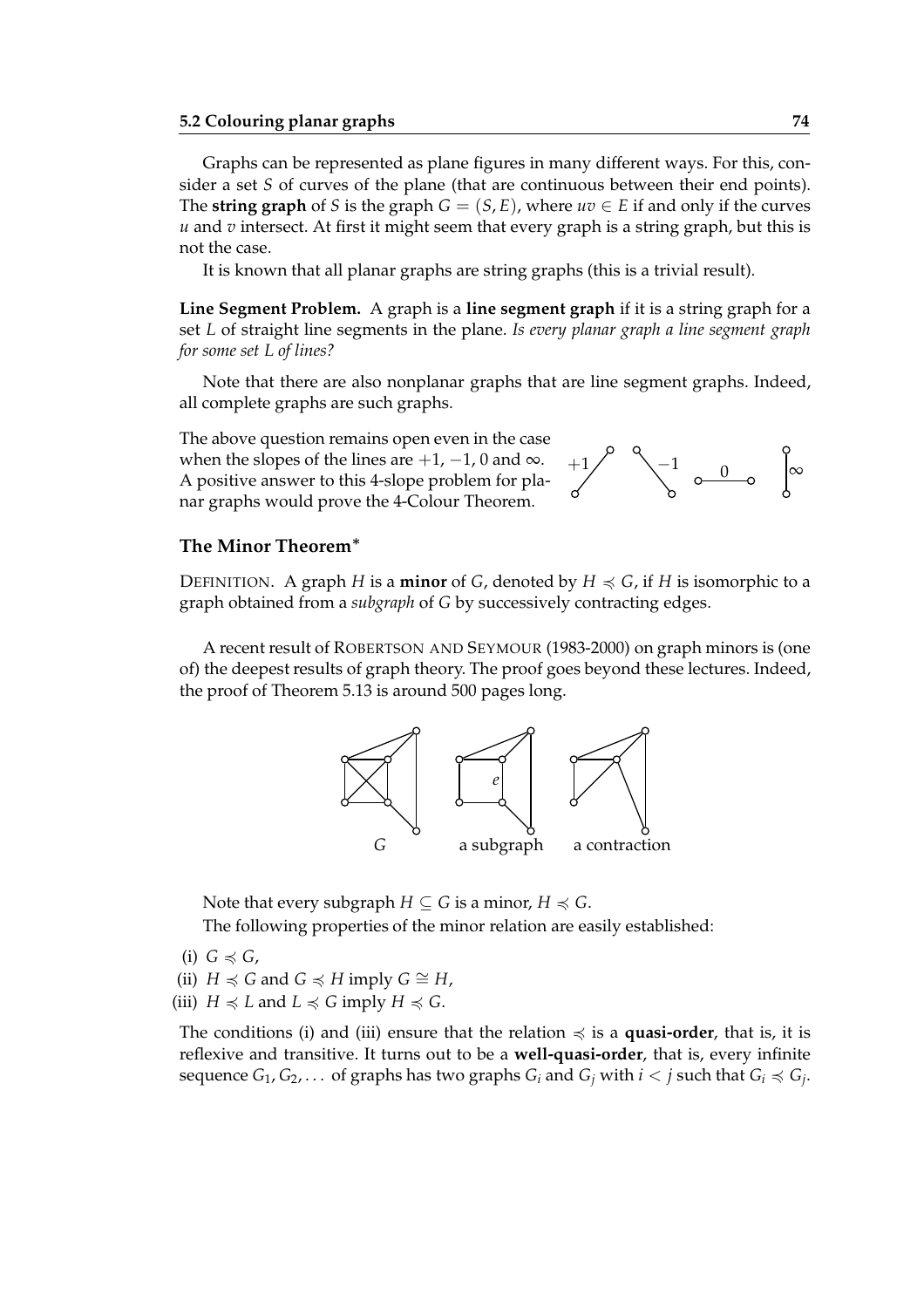Graphs can be represented as plane figures in many different ways. For this, consider a set $S$ of curves of the plane (that are continuous between their end points). The **string graph** of $S$ is the graph $G = (S, E)$, where $uv \in E$ if and only if the curves $u$ and $v$ intersect. At first it might seem that every graph is a string graph, but this is not the case.

It is known that all planar graphs are string graphs (this is a trivial result).

**Line Segment Problem.** A graph is a **line segment graph** if it is a string graph for a set $L$ of straight line segments in the plane. *Is every planar graph a line segment graph for some set $L$ of lines?*

Note that there are also nonplanar graphs that are line segment graphs. Indeed, all complete graphs are such graphs.

The above question remains open even in the case when the slopes of the lines are $+1$, $-1$, 0 and $\infty$. A positive answer to this 4-slope problem for planar graphs would prove the 4-Colour Theorem.

### The Minor Theorem*

DEFINITION. A graph $H$ is a **minor** of $G$, denoted by $H \preccurlyeq G$, if $H$ is isomorphic to a graph obtained from a *subgraph* of $G$ by successively contracting edges.

A recent result of ROBERTSON AND SEYMOUR (1983-2000) on graph minors is (one of) the deepest results of graph theory. The proof goes beyond these lectures. Indeed, the proof of Theorem 5.13 is around 500 pages long.

$G$ &nbsp;&nbsp;&nbsp; a subgraph &nbsp;&nbsp;&nbsp; a contraction

Note that every subgraph $H \subseteq G$ is a minor, $H \preccurlyeq G$.

The following properties of the minor relation are easily established:

(i) $G \preccurlyeq G$,
(ii) $H \preccurlyeq G$ and $G \preccurlyeq H$ imply $G \cong H$,
(iii) $H \preccurlyeq L$ and $L \preccurlyeq G$ imply $H \preccurlyeq G$.

The conditions (i) and (iii) ensure that the relation $\preccurlyeq$ is a **quasi-order**, that is, it is reflexive and transitive. It turns out to be a **well-quasi-order**, that is, every infinite sequence $G_1, G_2, \ldots$ of graphs has two graphs $G_i$ and $G_j$ with $i < j$ such that $G_i \preccurlyeq G_j$.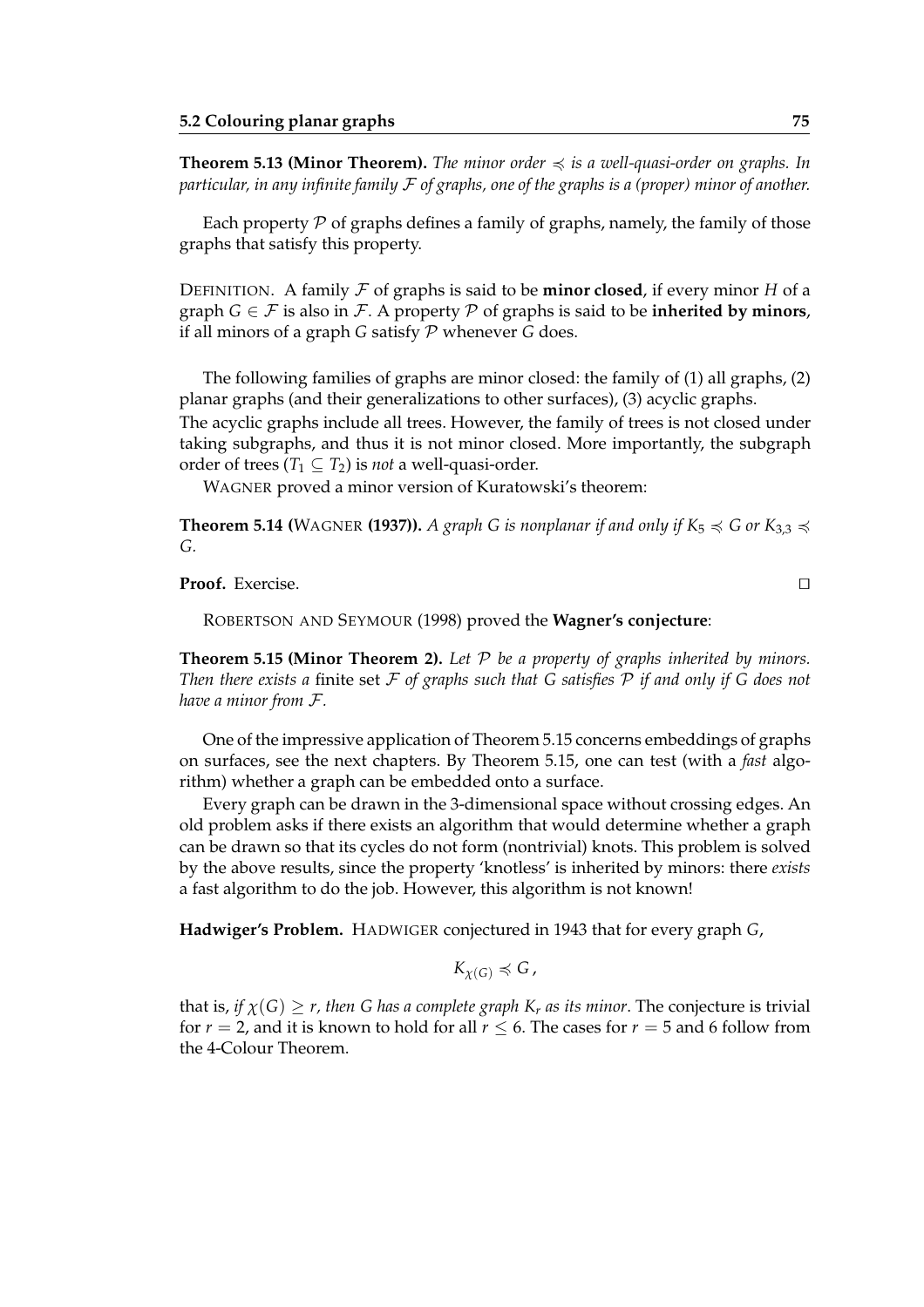**Theorem 5.13 (Minor Theorem).** *The minor order $\preccurlyeq$ is a well-quasi-order on graphs. In particular, in any infinite family $\mathcal{F}$ of graphs, one of the graphs is a (proper) minor of another.*

Each property $\mathcal{P}$ of graphs defines a family of graphs, namely, the family of those graphs that satisfy this property.

DEFINITION. A family $\mathcal{F}$ of graphs is said to be **minor closed**, if every minor $H$ of a graph $G \in \mathcal{F}$ is also in $\mathcal{F}$. A property $\mathcal{P}$ of graphs is said to be **inherited by minors**, if all minors of a graph $G$ satisfy $\mathcal{P}$ whenever $G$ does.

The following families of graphs are minor closed: the family of (1) all graphs, (2) planar graphs (and their generalizations to other surfaces), (3) acyclic graphs.
The acyclic graphs include all trees. However, the family of trees is not closed under taking subgraphs, and thus it is not minor closed. More importantly, the subgraph order of trees ($T_1 \subseteq T_2$) is *not* a well-quasi-order.

WAGNER proved a minor version of Kuratowski's theorem:

**Theorem 5.14 (WAGNER (1937)).** *A graph $G$ is nonplanar if and only if $K_5 \preccurlyeq G$ or $K_{3,3} \preccurlyeq G$.*

**Proof.** Exercise. □

ROBERTSON AND SEYMOUR (1998) proved the **Wagner's conjecture**:

**Theorem 5.15 (Minor Theorem 2).** *Let $\mathcal{P}$ be a property of graphs inherited by minors. Then there exists a* finite *set $\mathcal{F}$ of graphs such that $G$ satisfies $\mathcal{P}$ if and only if $G$ does not have a minor from $\mathcal{F}$.*

One of the impressive application of Theorem 5.15 concerns embeddings of graphs on surfaces, see the next chapters. By Theorem 5.15, one can test (with a *fast* algorithm) whether a graph can be embedded onto a surface.

Every graph can be drawn in the 3-dimensional space without crossing edges. An old problem asks if there exists an algorithm that would determine whether a graph can be drawn so that its cycles do not form (nontrivial) knots. This problem is solved by the above results, since the property 'knotless' is inherited by minors: there *exists* a fast algorithm to do the job. However, this algorithm is not known!

**Hadwiger's Problem.** HADWIGER conjectured in 1943 that for every graph $G$,

$$K_{\chi(G)} \preccurlyeq G\,,$$

that is, *if $\chi(G) \geq r$, then $G$ has a complete graph $K_r$ as its minor*. The conjecture is trivial for $r = 2$, and it is known to hold for all $r \leq 6$. The cases for $r = 5$ and 6 follow from the 4-Colour Theorem.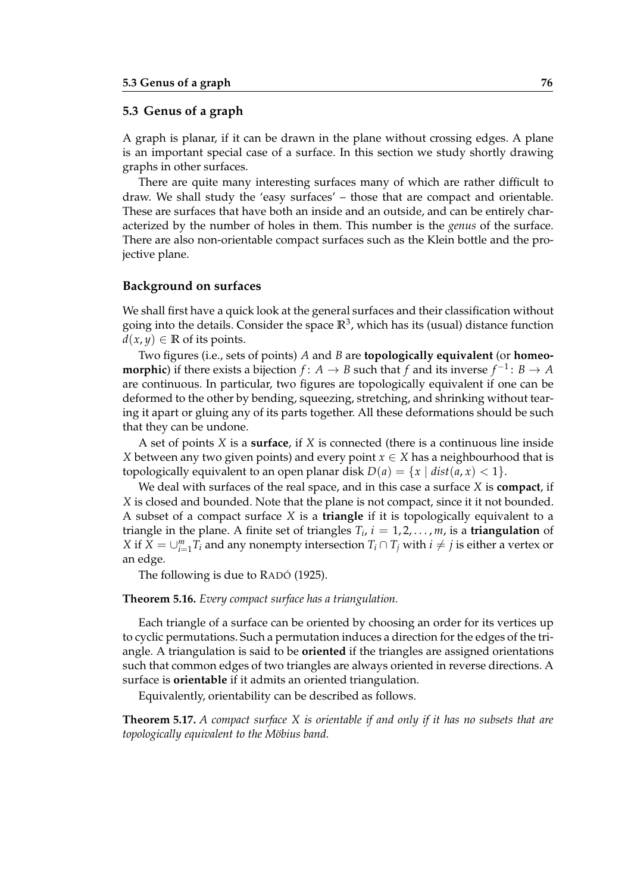## 5.3 Genus of a graph

A graph is planar, if it can be drawn in the plane without crossing edges. A plane is an important special case of a surface. In this section we study shortly drawing graphs in other surfaces.

There are quite many interesting surfaces many of which are rather difficult to draw. We shall study the 'easy surfaces' – those that are compact and orientable. These are surfaces that have both an inside and an outside, and can be entirely characterized by the number of holes in them. This number is the *genus* of the surface. There are also non-orientable compact surfaces such as the Klein bottle and the projective plane.

### Background on surfaces

We shall first have a quick look at the general surfaces and their classification without going into the details. Consider the space $\mathbb{R}^3$, which has its (usual) distance function $d(x, y) \in \mathbb{R}$ of its points.

Two figures (i.e., sets of points) $A$ and $B$ are **topologically equivalent** (or **homeomorphic**) if there exists a bijection $f\colon A \to B$ such that $f$ and its inverse $f^{-1}\colon B \to A$ are continuous. In particular, two figures are topologically equivalent if one can be deformed to the other by bending, squeezing, stretching, and shrinking without tearing it apart or gluing any of its parts together. All these deformations should be such that they can be undone.

A set of points $X$ is a **surface**, if $X$ is connected (there is a continuous line inside $X$ between any two given points) and every point $x \in X$ has a neighbourhood that is topologically equivalent to an open planar disk $D(a) = \{x \mid dist(a, x) < 1\}$.

We deal with surfaces of the real space, and in this case a surface $X$ is **compact**, if $X$ is closed and bounded. Note that the plane is not compact, since it it not bounded. A subset of a compact surface $X$ is a **triangle** if it is topologically equivalent to a triangle in the plane. A finite set of triangles $T_i$, $i = 1, 2, \ldots, m$, is a **triangulation** of $X$ if $X = \cup_{i=1}^{m} T_i$ and any nonempty intersection $T_i \cap T_j$ with $i \neq j$ is either a vertex or an edge.

The following is due to RADÓ (1925).

**Theorem 5.16.** *Every compact surface has a triangulation.*

Each triangle of a surface can be oriented by choosing an order for its vertices up to cyclic permutations. Such a permutation induces a direction for the edges of the triangle. A triangulation is said to be **oriented** if the triangles are assigned orientations such that common edges of two triangles are always oriented in reverse directions. A surface is **orientable** if it admits an oriented triangulation.

Equivalently, orientability can be described as follows.

**Theorem 5.17.** *A compact surface $X$ is orientable if and only if it has no subsets that are topologically equivalent to the Möbius band.*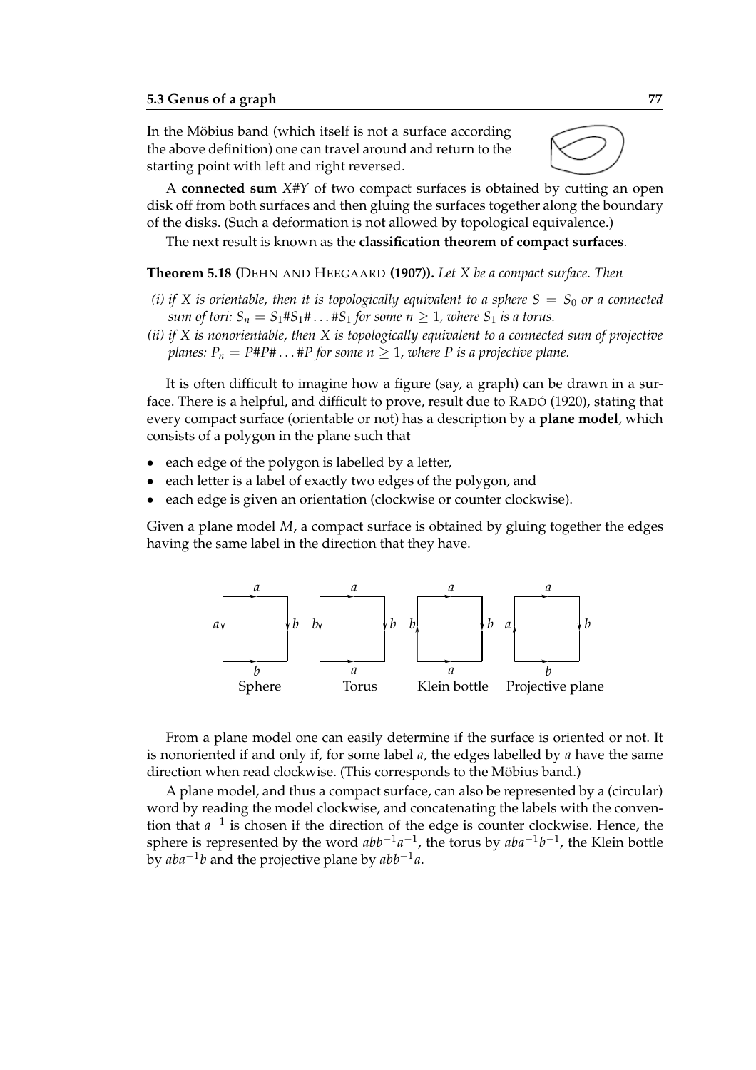In the Möbius band (which itself is not a surface according the above definition) one can travel around and return to the starting point with left and right reversed.

A **connected sum** $X\#Y$ of two compact surfaces is obtained by cutting an open disk off from both surfaces and then gluing the surfaces together along the boundary of the disks. (Such a deformation is not allowed by topological equivalence.)

The next result is known as the **classification theorem of compact surfaces**.

**Theorem 5.18 (**DEHN AND HEEGAARD **(1907)).** *Let $X$ be a compact surface. Then*

*(i) if $X$ is orientable, then it is topologically equivalent to a sphere $S = S_0$ or a connected sum of tori: $S_n = S_1\#S_1\#\ldots\#S_1$ for some $n \geq 1$, where $S_1$ is a torus.*

*(ii) if $X$ is nonorientable, then $X$ is topologically equivalent to a connected sum of projective planes: $P_n = P\#P\#\ldots\#P$ for some $n \geq 1$, where $P$ is a projective plane.*

It is often difficult to imagine how a figure (say, a graph) can be drawn in a surface. There is a helpful, and difficult to prove, result due to RADÓ (1920), stating that every compact surface (orientable or not) has a description by a **plane model**, which consists of a polygon in the plane such that

- each edge of the polygon is labelled by a letter,
- each letter is a label of exactly two edges of the polygon, and
- each edge is given an orientation (clockwise or counter clockwise).

Given a plane model $M$, a compact surface is obtained by gluing together the edges having the same label in the direction that they have.

Sphere Torus Klein bottle Projective plane

From a plane model one can easily determine if the surface is oriented or not. It is nonoriented if and only if, for some label $a$, the edges labelled by $a$ have the same direction when read clockwise. (This corresponds to the Möbius band.)

A plane model, and thus a compact surface, can also be represented by a (circular) word by reading the model clockwise, and concatenating the labels with the convention that $a^{-1}$ is chosen if the direction of the edge is counter clockwise. Hence, the sphere is represented by the word $abb^{-1}a^{-1}$, the torus by $aba^{-1}b^{-1}$, the Klein bottle by $aba^{-1}b$ and the projective plane by $abb^{-1}a$.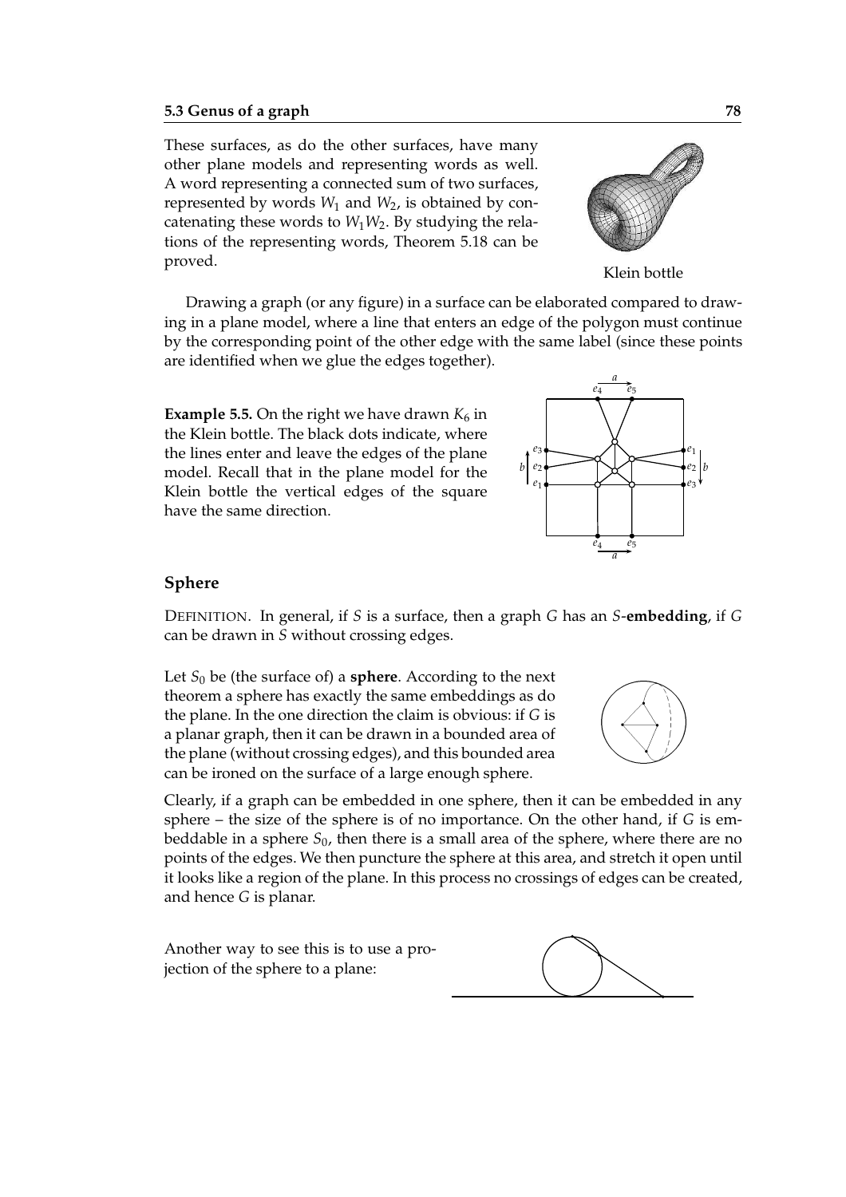These surfaces, as do the other surfaces, have many other plane models and representing words as well. A word representing a connected sum of two surfaces, represented by words $W_1$ and $W_2$, is obtained by concatenating these words to $W_1 W_2$. By studying the relations of the representing words, Theorem 5.18 can be proved.

Klein bottle

Drawing a graph (or any figure) in a surface can be elaborated compared to drawing in a plane model, where a line that enters an edge of the polygon must continue by the corresponding point of the other edge with the same label (since these points are identified when we glue the edges together).

**Example 5.5.** On the right we have drawn $K_6$ in the Klein bottle. The black dots indicate, where the lines enter and leave the edges of the plane model. Recall that in the plane model for the Klein bottle the vertical edges of the square have the same direction.

## Sphere

DEFINITION. In general, if $S$ is a surface, then a graph $G$ has an $S$-**embedding**, if $G$ can be drawn in $S$ without crossing edges.

Let $S_0$ be (the surface of) a **sphere**. According to the next theorem a sphere has exactly the same embeddings as do the plane. In the one direction the claim is obvious: if $G$ is a planar graph, then it can be drawn in a bounded area of the plane (without crossing edges), and this bounded area can be ironed on the surface of a large enough sphere.

Clearly, if a graph can be embedded in one sphere, then it can be embedded in any sphere – the size of the sphere is of no importance. On the other hand, if $G$ is embeddable in a sphere $S_0$, then there is a small area of the sphere, where there are no points of the edges. We then puncture the sphere at this area, and stretch it open until it looks like a region of the plane. In this process no crossings of edges can be created, and hence $G$ is planar.

Another way to see this is to use a projection of the sphere to a plane: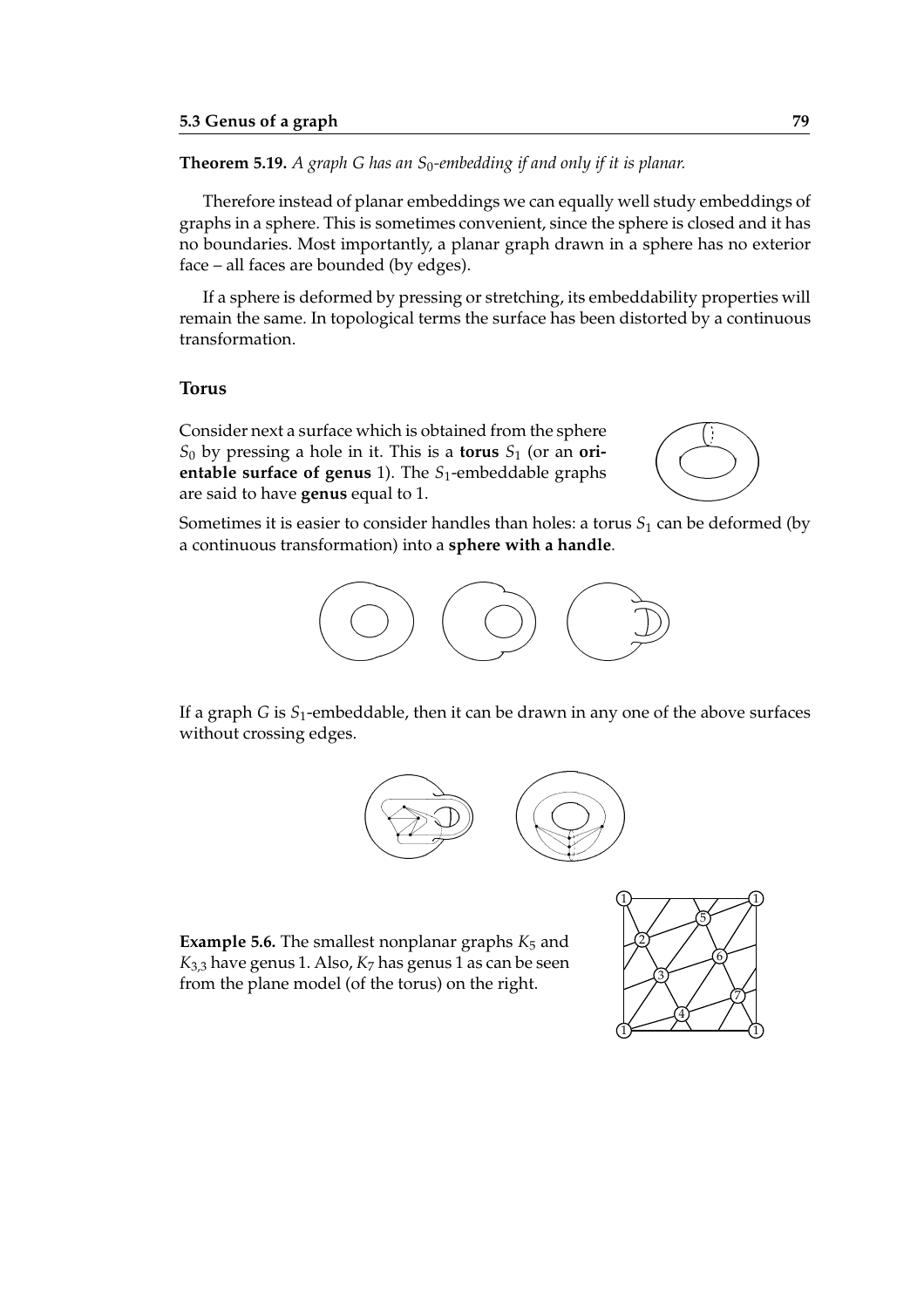**Theorem 5.19.** *A graph G has an $S_0$-embedding if and only if it is planar.*

Therefore instead of planar embeddings we can equally well study embeddings of graphs in a sphere. This is sometimes convenient, since the sphere is closed and it has no boundaries. Most importantly, a planar graph drawn in a sphere has no exterior face – all faces are bounded (by edges).

If a sphere is deformed by pressing or stretching, its embeddability properties will remain the same. In topological terms the surface has been distorted by a continuous transformation.

### Torus

Consider next a surface which is obtained from the sphere $S_0$ by pressing a hole in it. This is a **torus** $S_1$ (or an **orientable surface of genus** 1). The $S_1$-embeddable graphs are said to have **genus** equal to 1.

Sometimes it is easier to consider handles than holes: a torus $S_1$ can be deformed (by a continuous transformation) into a **sphere with a handle**.

If a graph $G$ is $S_1$-embeddable, then it can be drawn in any one of the above surfaces without crossing edges.

**Example 5.6.** The smallest nonplanar graphs $K_5$ and $K_{3,3}$ have genus 1. Also, $K_7$ has genus 1 as can be seen from the plane model (of the torus) on the right.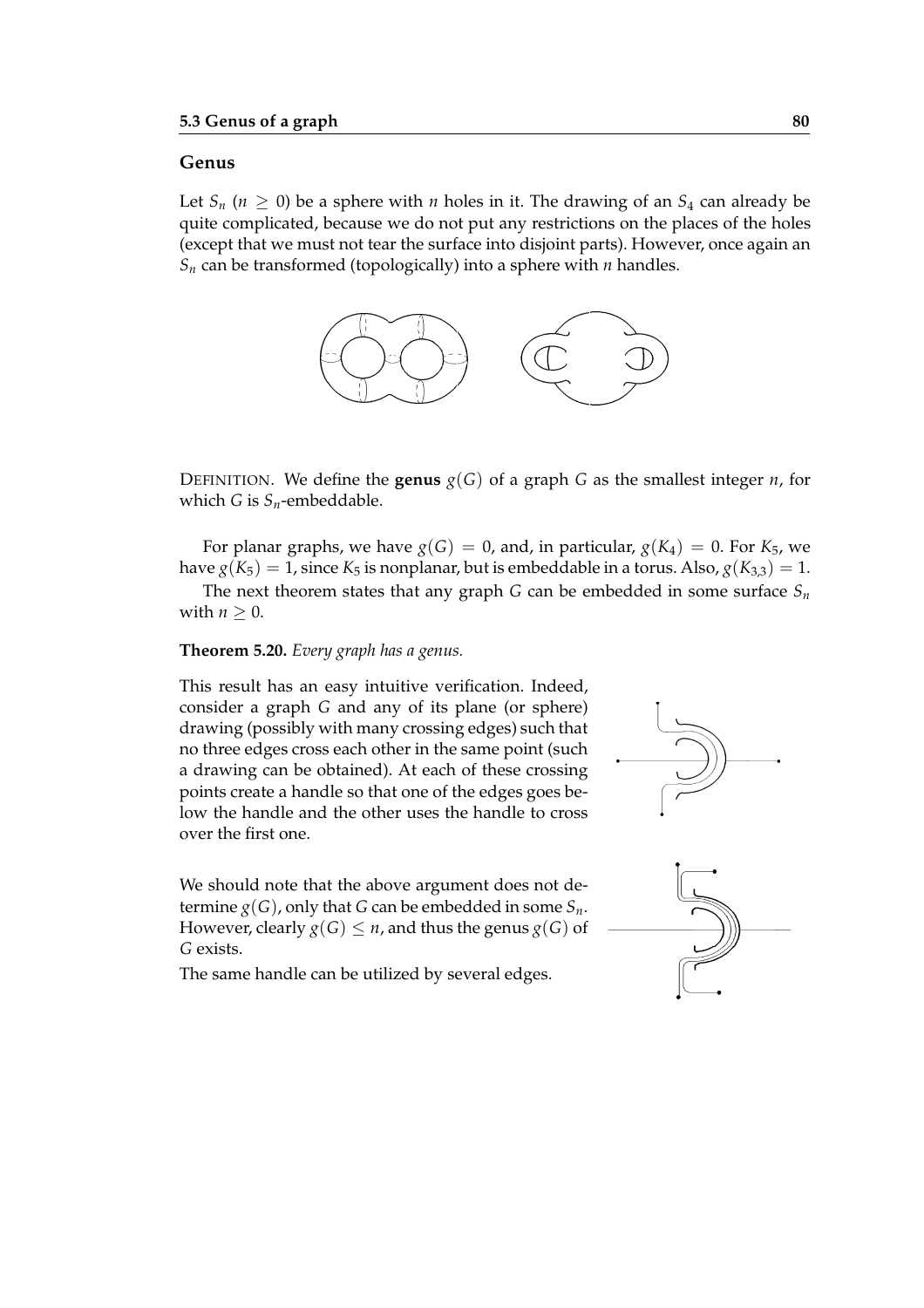## Genus

Let $S_n$ ($n \geq 0$) be a sphere with $n$ holes in it. The drawing of an $S_4$ can already be quite complicated, because we do not put any restrictions on the places of the holes (except that we must not tear the surface into disjoint parts). However, once again an $S_n$ can be transformed (topologically) into a sphere with $n$ handles.

DEFINITION. We define the **genus** $g(G)$ of a graph $G$ as the smallest integer $n$, for which $G$ is $S_n$-embeddable.

For planar graphs, we have $g(G) = 0$, and, in particular, $g(K_4) = 0$. For $K_5$, we have $g(K_5) = 1$, since $K_5$ is nonplanar, but is embeddable in a torus. Also, $g(K_{3,3}) = 1$.

The next theorem states that any graph $G$ can be embedded in some surface $S_n$ with $n \geq 0$.

**Theorem 5.20.** *Every graph has a genus.*

This result has an easy intuitive verification. Indeed, consider a graph $G$ and any of its plane (or sphere) drawing (possibly with many crossing edges) such that no three edges cross each other in the same point (such a drawing can be obtained). At each of these crossing points create a handle so that one of the edges goes below the handle and the other uses the handle to cross over the first one.

We should note that the above argument does not determine $g(G)$, only that $G$ can be embedded in some $S_n$. However, clearly $g(G) \leq n$, and thus the genus $g(G)$ of $G$ exists.

The same handle can be utilized by several edges.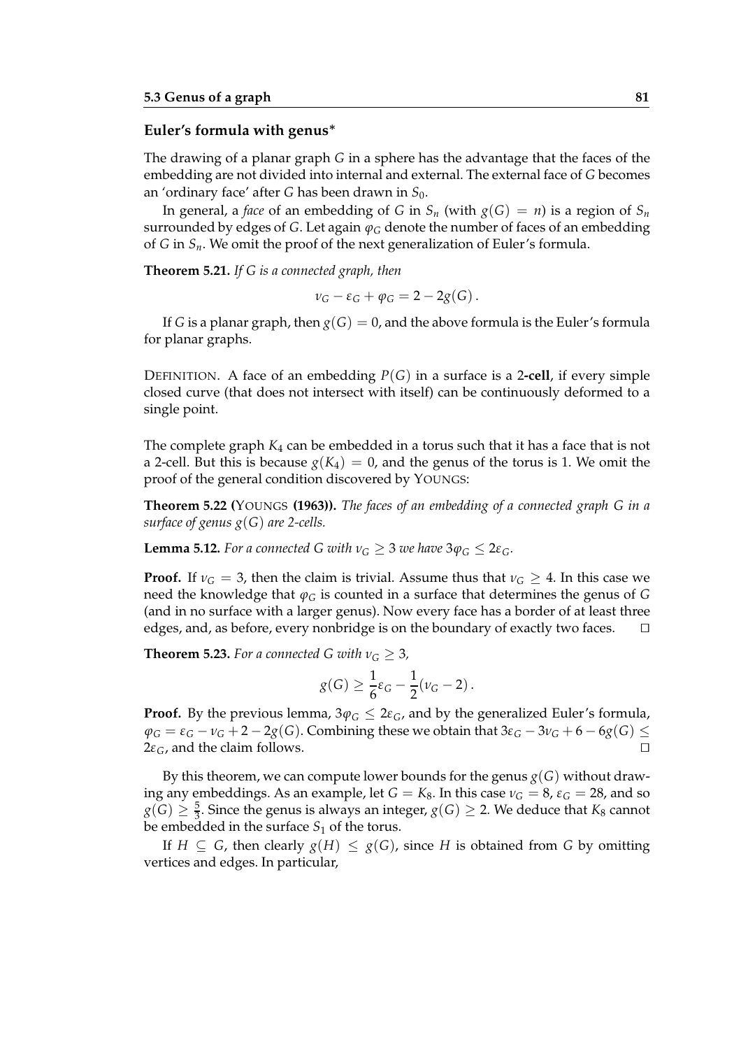### Euler's formula with genus*

The drawing of a planar graph $G$ in a sphere has the advantage that the faces of the embedding are not divided into internal and external. The external face of $G$ becomes an 'ordinary face' after $G$ has been drawn in $S_0$.

In general, a *face* of an embedding of $G$ in $S_n$ (with $g(G) = n$) is a region of $S_n$ surrounded by edges of $G$. Let again $\varphi_G$ denote the number of faces of an embedding of $G$ in $S_n$. We omit the proof of the next generalization of Euler's formula.

**Theorem 5.21.** *If $G$ is a connected graph, then*

$$\nu_G - \varepsilon_G + \varphi_G = 2 - 2g(G)\,.$$

If $G$ is a planar graph, then $g(G) = 0$, and the above formula is the Euler's formula for planar graphs.

DEFINITION. A face of an embedding $P(G)$ in a surface is a **2-cell**, if every simple closed curve (that does not intersect with itself) can be continuously deformed to a single point.

The complete graph $K_4$ can be embedded in a torus such that it has a face that is not a 2-cell. But this is because $g(K_4) = 0$, and the genus of the torus is 1. We omit the proof of the general condition discovered by YOUNGS:

**Theorem 5.22 (YOUNGS (1963)).** *The faces of an embedding of a connected graph $G$ in a surface of genus $g(G)$ are 2-cells.*

**Lemma 5.12.** *For a connected $G$ with $\nu_G \geq 3$ we have $3\varphi_G \leq 2\varepsilon_G$.*

**Proof.** If $\nu_G = 3$, then the claim is trivial. Assume thus that $\nu_G \geq 4$. In this case we need the knowledge that $\varphi_G$ is counted in a surface that determines the genus of $G$ (and in no surface with a larger genus). Now every face has a border of at least three edges, and, as before, every nonbridge is on the boundary of exactly two faces. □

**Theorem 5.23.** *For a connected $G$ with $\nu_G \geq 3$,*

$$g(G) \geq \frac{1}{6}\varepsilon_G - \frac{1}{2}(\nu_G - 2)\,.$$

**Proof.** By the previous lemma, $3\varphi_G \leq 2\varepsilon_G$, and by the generalized Euler's formula, $\varphi_G = \varepsilon_G - \nu_G + 2 - 2g(G)$. Combining these we obtain that $3\varepsilon_G - 3\nu_G + 6 - 6g(G) \leq 2\varepsilon_G$, and the claim follows. □

By this theorem, we can compute lower bounds for the genus $g(G)$ without drawing any embeddings. As an example, let $G = K_8$. In this case $\nu_G = 8$, $\varepsilon_G = 28$, and so $g(G) \geq \frac{5}{3}$. Since the genus is always an integer, $g(G) \geq 2$. We deduce that $K_8$ cannot be embedded in the surface $S_1$ of the torus.

If $H \subseteq G$, then clearly $g(H) \leq g(G)$, since $H$ is obtained from $G$ by omitting vertices and edges. In particular,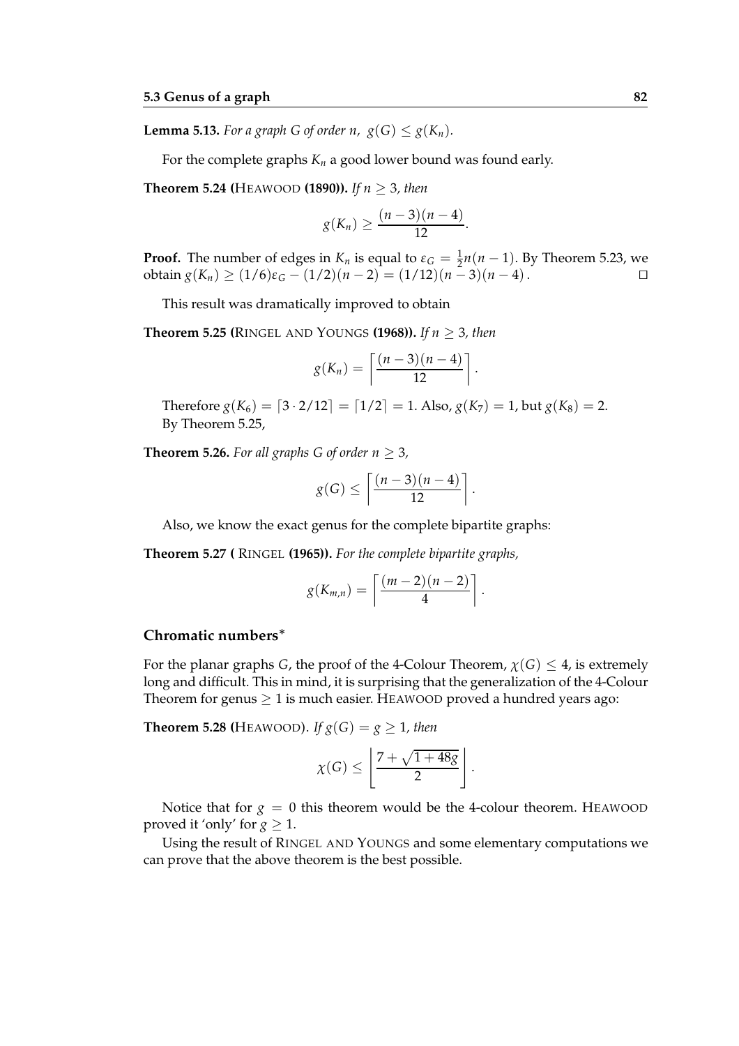**Lemma 5.13.** *For a graph $G$ of order $n$, $g(G) \leq g(K_n)$.*

For the complete graphs $K_n$ a good lower bound was found early.

**Theorem 5.24 (HEAWOOD (1890)).** *If $n \geq 3$, then*

$$g(K_n) \geq \frac{(n-3)(n-4)}{12}.$$

**Proof.** The number of edges in $K_n$ is equal to $\varepsilon_G = \frac{1}{2}n(n-1)$. By Theorem 5.23, we obtain $g(K_n) \geq (1/6)\varepsilon_G - (1/2)(n-2) = (1/12)(n-3)(n-4)$. □

This result was dramatically improved to obtain

**Theorem 5.25 (RINGEL AND YOUNGS (1968)).** *If $n \geq 3$, then*

$$g(K_n) = \left\lceil \frac{(n-3)(n-4)}{12} \right\rceil.$$

Therefore $g(K_6) = \lceil 3 \cdot 2/12 \rceil = \lceil 1/2 \rceil = 1$. Also, $g(K_7) = 1$, but $g(K_8) = 2$.
By Theorem 5.25,

**Theorem 5.26.** *For all graphs $G$ of order $n \geq 3$,*

$$g(G) \leq \left\lceil \frac{(n-3)(n-4)}{12} \right\rceil.$$

Also, we know the exact genus for the complete bipartite graphs:

**Theorem 5.27 ( RINGEL (1965)).** *For the complete bipartite graphs,*

$$g(K_{m,n}) = \left\lceil \frac{(m-2)(n-2)}{4} \right\rceil.$$

### Chromatic numbers*

For the planar graphs $G$, the proof of the 4-Colour Theorem, $\chi(G) \leq 4$, is extremely long and difficult. This in mind, it is surprising that the generalization of the 4-Colour Theorem for genus $\geq 1$ is much easier. HEAWOOD proved a hundred years ago:

**Theorem 5.28 (HEAWOOD).** *If $g(G) = g \geq 1$, then*

$$\chi(G) \leq \left\lfloor \frac{7 + \sqrt{1 + 48g}}{2} \right\rfloor.$$

Notice that for $g = 0$ this theorem would be the 4-colour theorem. HEAWOOD proved it 'only' for $g \geq 1$.

Using the result of RINGEL AND YOUNGS and some elementary computations we can prove that the above theorem is the best possible.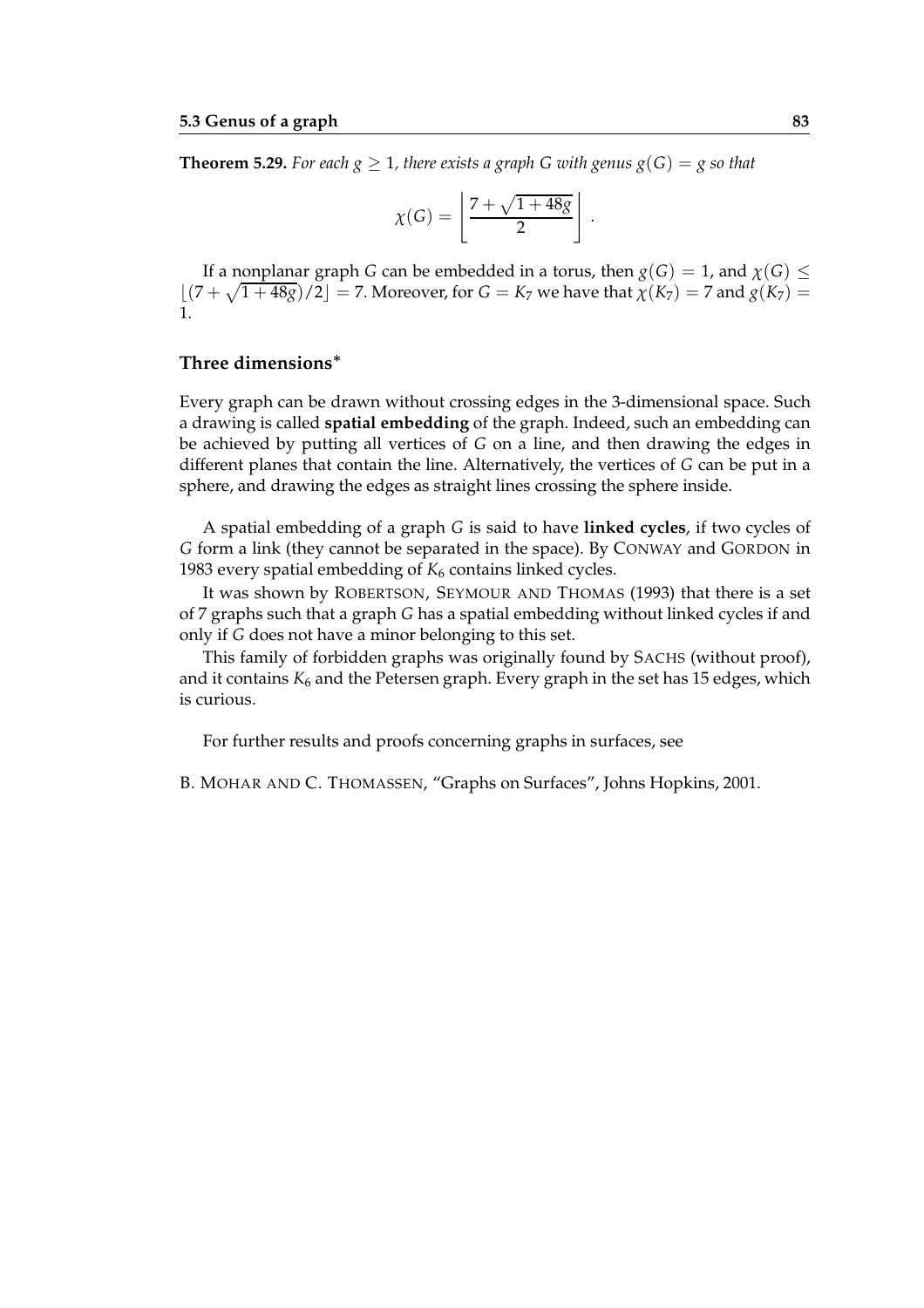**Theorem 5.29.** *For each $g \geq 1$, there exists a graph $G$ with genus $g(G) = g$ so that*

$$\chi(G) = \left\lfloor \frac{7 + \sqrt{1 + 48g}}{2} \right\rfloor .$$

If a nonplanar graph $G$ can be embedded in a torus, then $g(G) = 1$, and $\chi(G) \leq \lfloor (7 + \sqrt{1 + 48g})/2 \rfloor = 7$. Moreover, for $G = K_7$ we have that $\chi(K_7) = 7$ and $g(K_7) = 1$.

### Three dimensions*

Every graph can be drawn without crossing edges in the 3-dimensional space. Such a drawing is called **spatial embedding** of the graph. Indeed, such an embedding can be achieved by putting all vertices of $G$ on a line, and then drawing the edges in different planes that contain the line. Alternatively, the vertices of $G$ can be put in a sphere, and drawing the edges as straight lines crossing the sphere inside.

A spatial embedding of a graph $G$ is said to have **linked cycles**, if two cycles of $G$ form a link (they cannot be separated in the space). By CONWAY and GORDON in 1983 every spatial embedding of $K_6$ contains linked cycles.

It was shown by ROBERTSON, SEYMOUR AND THOMAS (1993) that there is a set of 7 graphs such that a graph $G$ has a spatial embedding without linked cycles if and only if $G$ does not have a minor belonging to this set.

This family of forbidden graphs was originally found by SACHS (without proof), and it contains $K_6$ and the Petersen graph. Every graph in the set has 15 edges, which is curious.

For further results and proofs concerning graphs in surfaces, see

B. MOHAR AND C. THOMASSEN, "Graphs on Surfaces", Johns Hopkins, 2001.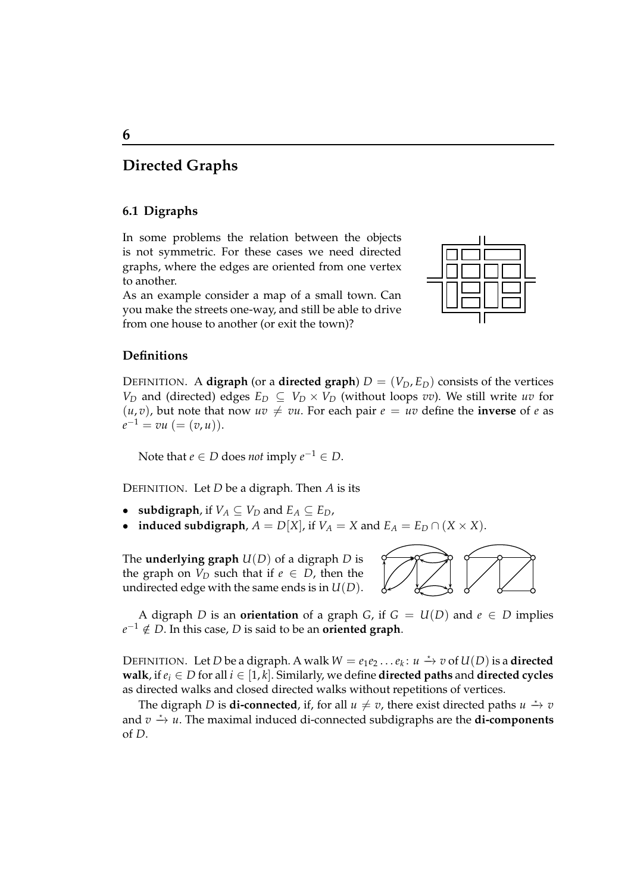# 6

## Directed Graphs

### 6.1 Digraphs

In some problems the relation between the objects is not symmetric. For these cases we need directed graphs, where the edges are oriented from one vertex to another.

As an example consider a map of a small town. Can you make the streets one-way, and still be able to drive from one house to another (or exit the town)?

#### Definitions

DEFINITION. A **digraph** (or a **directed graph**) $D = (V_D, E_D)$ consists of the vertices $V_D$ and (directed) edges $E_D \subseteq V_D \times V_D$ (without loops $vv$). We still write $uv$ for $(u, v)$, but note that now $uv \neq vu$. For each pair $e = uv$ define the **inverse** of $e$ as $e^{-1} = vu$ $(= (v, u))$.

Note that $e \in D$ does *not* imply $e^{-1} \in D$.

DEFINITION. Let $D$ be a digraph. Then $A$ is its

- **subdigraph**, if $V_A \subseteq V_D$ and $E_A \subseteq E_D$,
- **induced subdigraph**, $A = D[X]$, if $V_A = X$ and $E_A = E_D \cap (X \times X)$.

The **underlying graph** $U(D)$ of a digraph $D$ is the graph on $V_D$ such that if $e \in D$, then the undirected edge with the same ends is in $U(D)$.

A digraph $D$ is an **orientation** of a graph $G$, if $G = U(D)$ and $e \in D$ implies $e^{-1} \notin D$. In this case, $D$ is said to be an **oriented graph**.

DEFINITION. Let $D$ be a digraph. A walk $W = e_1 e_2 \dots e_k \colon u \xrightarrow{\star} v$ of $U(D)$ is a **directed walk**, if $e_i \in D$ for all $i \in [1, k]$. Similarly, we define **directed paths** and **directed cycles** as directed walks and closed directed walks without repetitions of vertices.

The digraph $D$ is **di-connected**, if, for all $u \neq v$, there exist directed paths $u \xrightarrow{\star} v$ and $v \xrightarrow{\star} u$. The maximal induced di-connected subdigraphs are the **di-components** of $D$.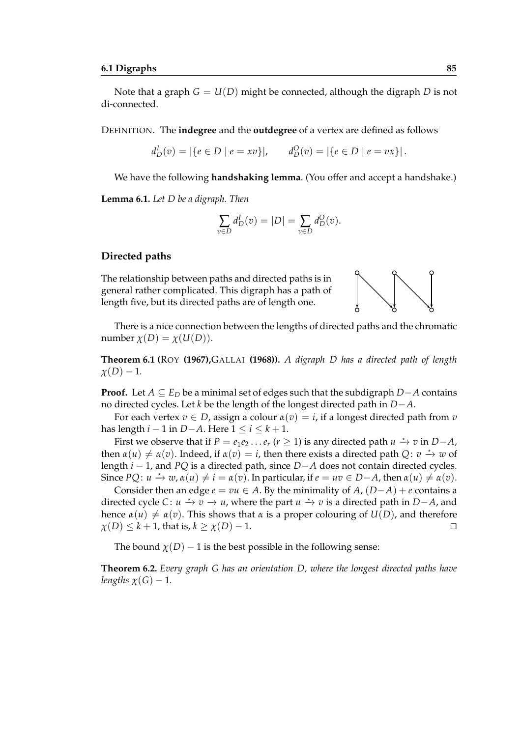Note that a graph $G = U(D)$ might be connected, although the digraph $D$ is not di-connected.

DEFINITION. The **indegree** and the **outdegree** of a vertex are defined as follows

$$d_D^I(v) = |\{e \in D \mid e = xv\}|, \qquad d_D^O(v) = |\{e \in D \mid e = vx\}|.$$

We have the following **handshaking lemma**. (You offer and accept a handshake.)

**Lemma 6.1.** *Let $D$ be a digraph. Then*

$$\sum_{v \in D} d_D^I(v) = |D| = \sum_{v \in D} d_D^O(v).$$

### Directed paths

The relationship between paths and directed paths is in general rather complicated. This digraph has a path of length five, but its directed paths are of length one.

There is a nice connection between the lengths of directed paths and the chromatic number $\chi(D) = \chi(U(D))$.

**Theorem 6.1 (**ROY **(1967),**GALLAI **(1968)).** *A digraph $D$ has a directed path of length $\chi(D) - 1$.*

**Proof.** Let $A \subseteq E_D$ be a minimal set of edges such that the subdigraph $D - A$ contains no directed cycles. Let $k$ be the length of the longest directed path in $D - A$.

For each vertex $v \in D$, assign a colour $\alpha(v) = i$, if a longest directed path from $v$ has length $i - 1$ in $D - A$. Here $1 \leq i \leq k + 1$.

First we observe that if $P = e_1 e_2 \dots e_r$ ($r \geq 1$) is any directed path $u \xrightarrow{\star} v$ in $D - A$, then $\alpha(u) \neq \alpha(v)$. Indeed, if $\alpha(v) = i$, then there exists a directed path $Q\colon v \xrightarrow{\star} w$ of length $i - 1$, and $PQ$ is a directed path, since $D - A$ does not contain directed cycles. Since $PQ\colon u \xrightarrow{\star} w$, $\alpha(u) \neq i = \alpha(v)$. In particular, if $e = uv \in D - A$, then $\alpha(u) \neq \alpha(v)$.

Consider then an edge $e = vu \in A$. By the minimality of $A$, $(D - A) + e$ contains a directed cycle $C\colon u \xrightarrow{\star} v \rightarrow u$, where the part $u \xrightarrow{\star} v$ is a directed path in $D - A$, and hence $\alpha(u) \neq \alpha(v)$. This shows that $\alpha$ is a proper colouring of $U(D)$, and therefore $\chi(D) \leq k + 1$, that is, $k \geq \chi(D) - 1$. □

The bound $\chi(D) - 1$ is the best possible in the following sense:

**Theorem 6.2.** *Every graph $G$ has an orientation $D$, where the longest directed paths have lengths $\chi(G) - 1$.*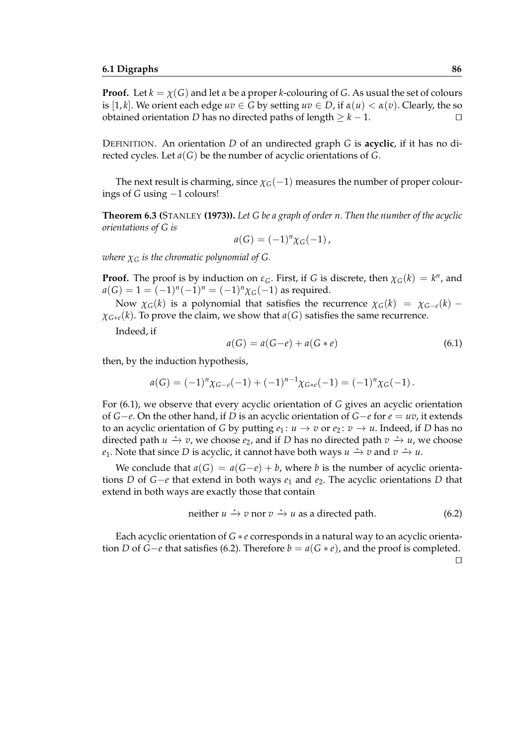**Proof.** Let $k = \chi(G)$ and let $\alpha$ be a proper $k$-colouring of $G$. As usual the set of colours is $[1,k]$. We orient each edge $uv \in G$ by setting $uv \in D$, if $\alpha(u) < \alpha(v)$. Clearly, the so obtained orientation $D$ has no directed paths of length $\geq k-1$. □

DEFINITION. An orientation $D$ of an undirected graph $G$ is **acyclic**, if it has no directed cycles. Let $a(G)$ be the number of acyclic orientations of $G$.

The next result is charming, since $\chi_G(-1)$ measures the number of proper colourings of $G$ using $-1$ colours!

**Theorem 6.3 (STANLEY (1973)).** *Let $G$ be a graph of order $n$. Then the number of the acyclic orientations of $G$ is*

$$a(G) = (-1)^n \chi_G(-1)\,,$$

*where $\chi_G$ is the chromatic polynomial of $G$.*

**Proof.** The proof is by induction on $\varepsilon_G$. First, if $G$ is discrete, then $\chi_G(k) = k^n$, and $a(G) = 1 = (-1)^n(-1)^n = (-1)^n\chi_G(-1)$ as required.

Now $\chi_G(k)$ is a polynomial that satisfies the recurrence $\chi_G(k) = \chi_{G-e}(k) - \chi_{G*e}(k)$. To prove the claim, we show that $a(G)$ satisfies the same recurrence.

Indeed, if

$$a(G) = a(G-e) + a(G*e) \tag{6.1}$$

then, by the induction hypothesis,

$$a(G) = (-1)^n\chi_{G-e}(-1) + (-1)^{n-1}\chi_{G*e}(-1) = (-1)^n\chi_G(-1)\,.$$

For (6.1), we observe that every acyclic orientation of $G$ gives an acyclic orientation of $G-e$. On the other hand, if $D$ is an acyclic orientation of $G-e$ for $e = uv$, it extends to an acyclic orientation of $G$ by putting $e_1 \colon u \to v$ or $e_2 \colon v \to u$. Indeed, if $D$ has no directed path $u \xrightarrow{\star} v$, we choose $e_2$, and if $D$ has no directed path $v \xrightarrow{\star} u$, we choose $e_1$. Note that since $D$ is acyclic, it cannot have both ways $u \xrightarrow{\star} v$ and $v \xrightarrow{\star} u$.

We conclude that $a(G) = a(G-e) + b$, where $b$ is the number of acyclic orientations $D$ of $G-e$ that extend in both ways $e_1$ and $e_2$. The acyclic orientations $D$ that extend in both ways are exactly those that contain

$$\text{neither } u \xrightarrow{\star} v \text{ nor } v \xrightarrow{\star} u \text{ as a directed path.} \tag{6.2}$$

Each acyclic orientation of $G*e$ corresponds in a natural way to an acyclic orientation $D$ of $G-e$ that satisfies (6.2). Therefore $b = a(G*e)$, and the proof is completed. □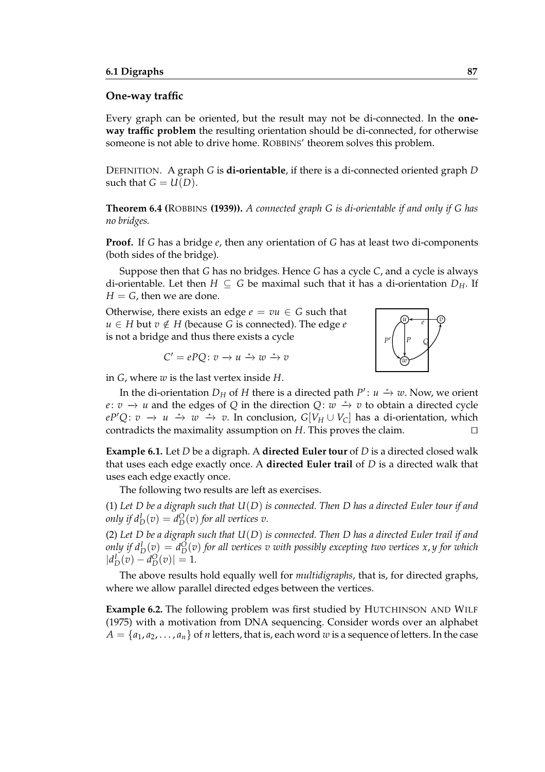### One-way traffic

Every graph can be oriented, but the result may not be di-connected. In the **one-way traffic problem** the resulting orientation should be di-connected, for otherwise someone is not able to drive home. ROBBINS' theorem solves this problem.

DEFINITION. A graph $G$ is **di-orientable**, if there is a di-connected oriented graph $D$ such that $G = U(D)$.

**Theorem 6.4 (**ROBBINS **(1939)).** *A connected graph $G$ is di-orientable if and only if $G$ has no bridges.*

**Proof.** If $G$ has a bridge $e$, then any orientation of $G$ has at least two di-components (both sides of the bridge).

Suppose then that $G$ has no bridges. Hence $G$ has a cycle $C$, and a cycle is always di-orientable. Let then $H \subseteq G$ be maximal such that it has a di-orientation $D_H$. If $H = G$, then we are done.

Otherwise, there exists an edge $e = vu \in G$ such that $u \in H$ but $v \notin H$ (because $G$ is connected). The edge $e$ is not a bridge and thus there exists a cycle

$$C' = ePQ\colon v \to u \xrightarrow{\star} w \xrightarrow{\star} v$$

in $G$, where $w$ is the last vertex inside $H$.

In the di-orientation $D_H$ of $H$ there is a directed path $P'\colon u \xrightarrow{\star} w$. Now, we orient $e\colon v \to u$ and the edges of $Q$ in the direction $Q\colon w \xrightarrow{\star} v$ to obtain a directed cycle $eP'Q\colon v \to u \xrightarrow{\star} w \xrightarrow{\star} v$. In conclusion, $G[V_H \cup V_C]$ has a di-orientation, which contradicts the maximality assumption on $H$. This proves the claim. □

**Example 6.1.** Let $D$ be a digraph. A **directed Euler tour** of $D$ is a directed closed walk that uses each edge exactly once. A **directed Euler trail** of $D$ is a directed walk that uses each edge exactly once.

The following two results are left as exercises.

(1) *Let $D$ be a digraph such that $U(D)$ is connected. Then $D$ has a directed Euler tour if and only if $d_D^I(v) = d_D^O(v)$ for all vertices $v$.*

(2) *Let $D$ be a digraph such that $U(D)$ is connected. Then $D$ has a directed Euler trail if and only if $d_D^I(v) = d_D^O(v)$ for all vertices $v$ with possibly excepting two vertices $x, y$ for which $|d_D^I(v) - d_D^O(v)| = 1$.*

The above results hold equally well for *multidigraphs*, that is, for directed graphs, where we allow parallel directed edges between the vertices.

**Example 6.2.** The following problem was first studied by HUTCHINSON AND WILF (1975) with a motivation from DNA sequencing. Consider words over an alphabet $A = \{a_1, a_2, \dots, a_n\}$ of $n$ letters, that is, each word $w$ is a sequence of letters. In the case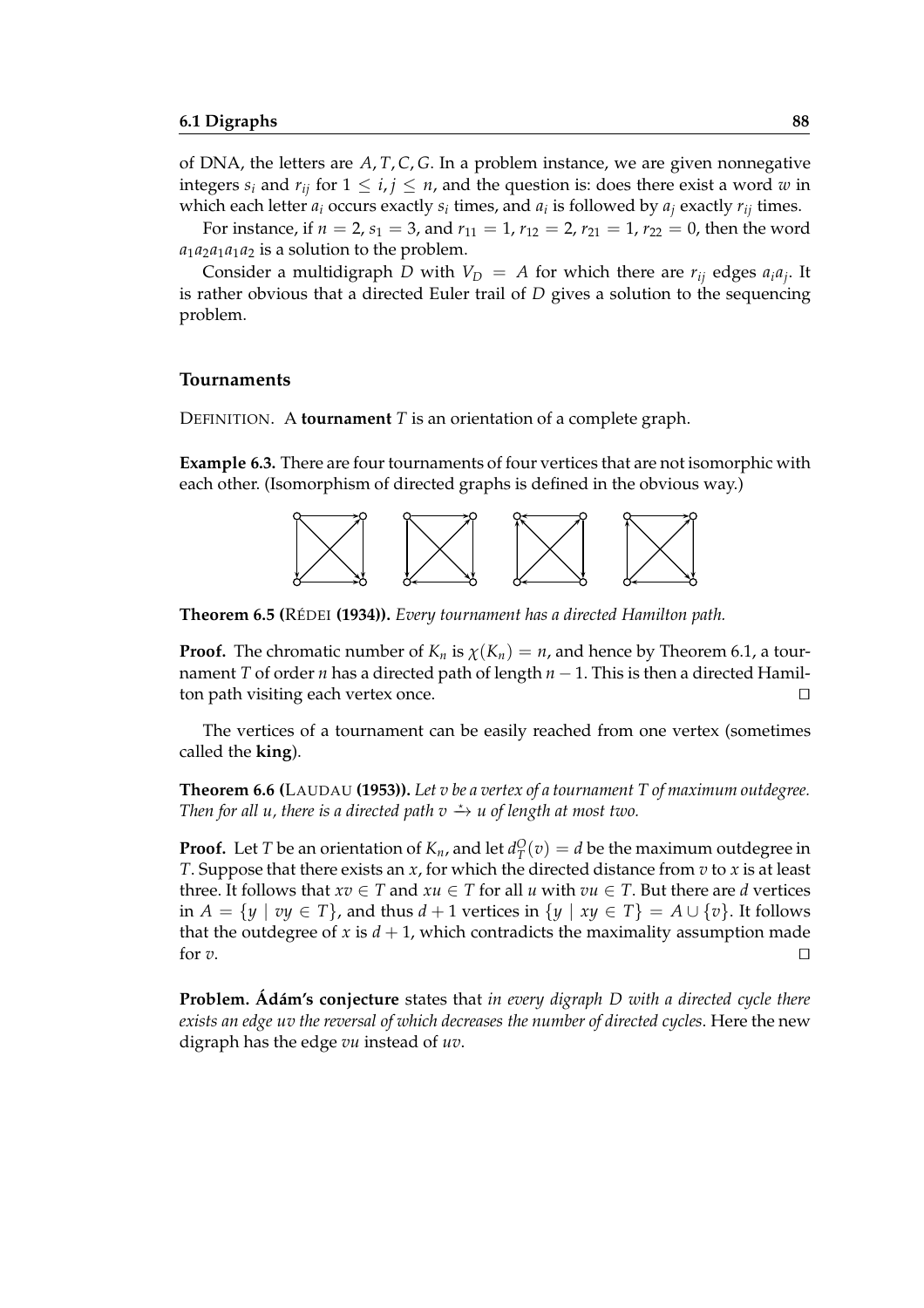of DNA, the letters are $A, T, C, G$. In a problem instance, we are given nonnegative integers $s_i$ and $r_{ij}$ for $1 \leq i, j \leq n$, and the question is: does there exist a word $w$ in which each letter $a_i$ occurs exactly $s_i$ times, and $a_i$ is followed by $a_j$ exactly $r_{ij}$ times.

For instance, if $n = 2$, $s_1 = 3$, and $r_{11} = 1$, $r_{12} = 2$, $r_{21} = 1$, $r_{22} = 0$, then the word $a_1a_2a_1a_1a_2$ is a solution to the problem.

Consider a multidigraph $D$ with $V_D = A$ for which there are $r_{ij}$ edges $a_ia_j$. It is rather obvious that a directed Euler trail of $D$ gives a solution to the sequencing problem.

### Tournaments

DEFINITION. A **tournament** $T$ is an orientation of a complete graph.

**Example 6.3.** There are four tournaments of four vertices that are not isomorphic with each other. (Isomorphism of directed graphs is defined in the obvious way.)

**Theorem 6.5 (RÉDEI (1934)).** *Every tournament has a directed Hamilton path.*

**Proof.** The chromatic number of $K_n$ is $\chi(K_n) = n$, and hence by Theorem 6.1, a tournament $T$ of order $n$ has a directed path of length $n - 1$. This is then a directed Hamilton path visiting each vertex once. □

The vertices of a tournament can be easily reached from one vertex (sometimes called the **king**).

**Theorem 6.6 (LAUDAU (1953)).** *Let $v$ be a vertex of a tournament $T$ of maximum outdegree. Then for all $u$, there is a directed path $v \xrightarrow{\star} u$ of length at most two.*

**Proof.** Let $T$ be an orientation of $K_n$, and let $d_T^O(v) = d$ be the maximum outdegree in $T$. Suppose that there exists an $x$, for which the directed distance from $v$ to $x$ is at least three. It follows that $xv \in T$ and $xu \in T$ for all $u$ with $vu \in T$. But there are $d$ vertices in $A = \{y \mid vy \in T\}$, and thus $d + 1$ vertices in $\{y \mid xy \in T\} = A \cup \{v\}$. It follows that the outdegree of $x$ is $d + 1$, which contradicts the maximality assumption made for $v$. □

**Problem. Ádám's conjecture** states that *in every digraph $D$ with a directed cycle there exists an edge $uv$ the reversal of which decreases the number of directed cycles*. Here the new digraph has the edge $vu$ instead of $uv$.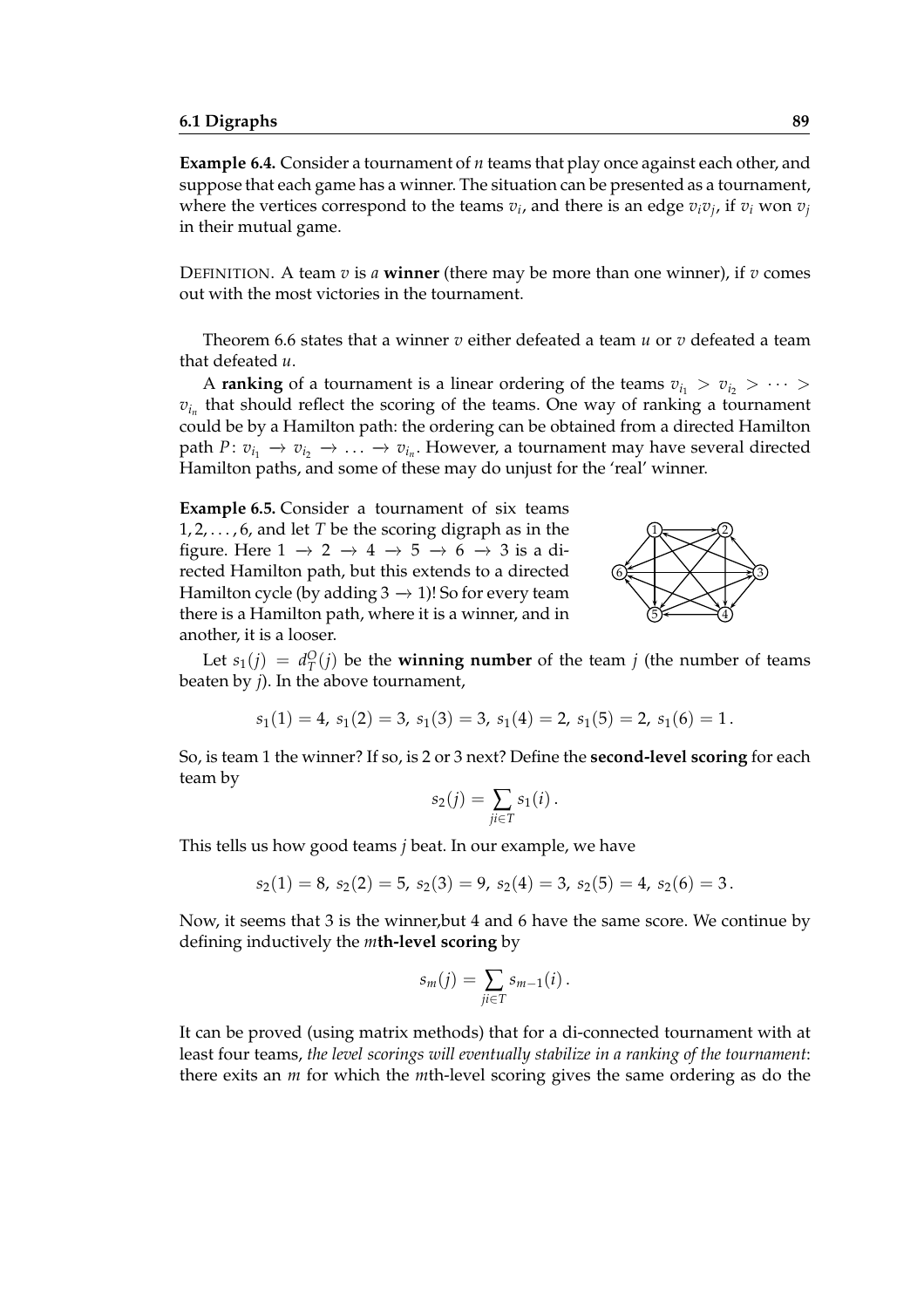**Example 6.4.** Consider a tournament of $n$ teams that play once against each other, and suppose that each game has a winner. The situation can be presented as a tournament, where the vertices correspond to the teams $v_i$, and there is an edge $v_iv_j$, if $v_i$ won $v_j$ in their mutual game.

DEFINITION. A team $v$ is *a* **winner** (there may be more than one winner), if $v$ comes out with the most victories in the tournament.

Theorem 6.6 states that a winner $v$ either defeated a team $u$ or $v$ defeated a team that defeated $u$.

A **ranking** of a tournament is a linear ordering of the teams $v_{i_1} > v_{i_2} > \cdots > v_{i_n}$ that should reflect the scoring of the teams. One way of ranking a tournament could be by a Hamilton path: the ordering can be obtained from a directed Hamilton path $P\colon v_{i_1} \to v_{i_2} \to \ldots \to v_{i_n}$. However, a tournament may have several directed Hamilton paths, and some of these may do unjust for the 'real' winner.

**Example 6.5.** Consider a tournament of six teams $1, 2, \ldots, 6$, and let $T$ be the scoring digraph as in the figure. Here $1 \to 2 \to 4 \to 5 \to 6 \to 3$ is a directed Hamilton path, but this extends to a directed Hamilton cycle (by adding $3 \to 1$)! So for every team there is a Hamilton path, where it is a winner, and in another, it is a looser.

Let $s_1(j) = d^O_T(j)$ be the **winning number** of the team $j$ (the number of teams beaten by $j$). In the above tournament,

$$s_1(1) = 4,\ s_1(2) = 3,\ s_1(3) = 3,\ s_1(4) = 2,\ s_1(5) = 2,\ s_1(6) = 1\,.$$

So, is team 1 the winner? If so, is 2 or 3 next? Define the **second-level scoring** for each team by

$$s_2(j) = \sum_{ji \in T} s_1(i)\,.$$

This tells us how good teams $j$ beat. In our example, we have

$$s_2(1) = 8,\ s_2(2) = 5,\ s_2(3) = 9,\ s_2(4) = 3,\ s_2(5) = 4,\ s_2(6) = 3\,.$$

Now, it seems that 3 is the winner,but 4 and 6 have the same score. We continue by defining inductively the *m***th-level scoring** by

$$s_m(j) = \sum_{ji \in T} s_{m-1}(i)\,.$$

It can be proved (using matrix methods) that for a di-connected tournament with at least four teams, *the level scorings will eventually stabilize in a ranking of the tournament*: there exits an $m$ for which the $m$th-level scoring gives the same ordering as do the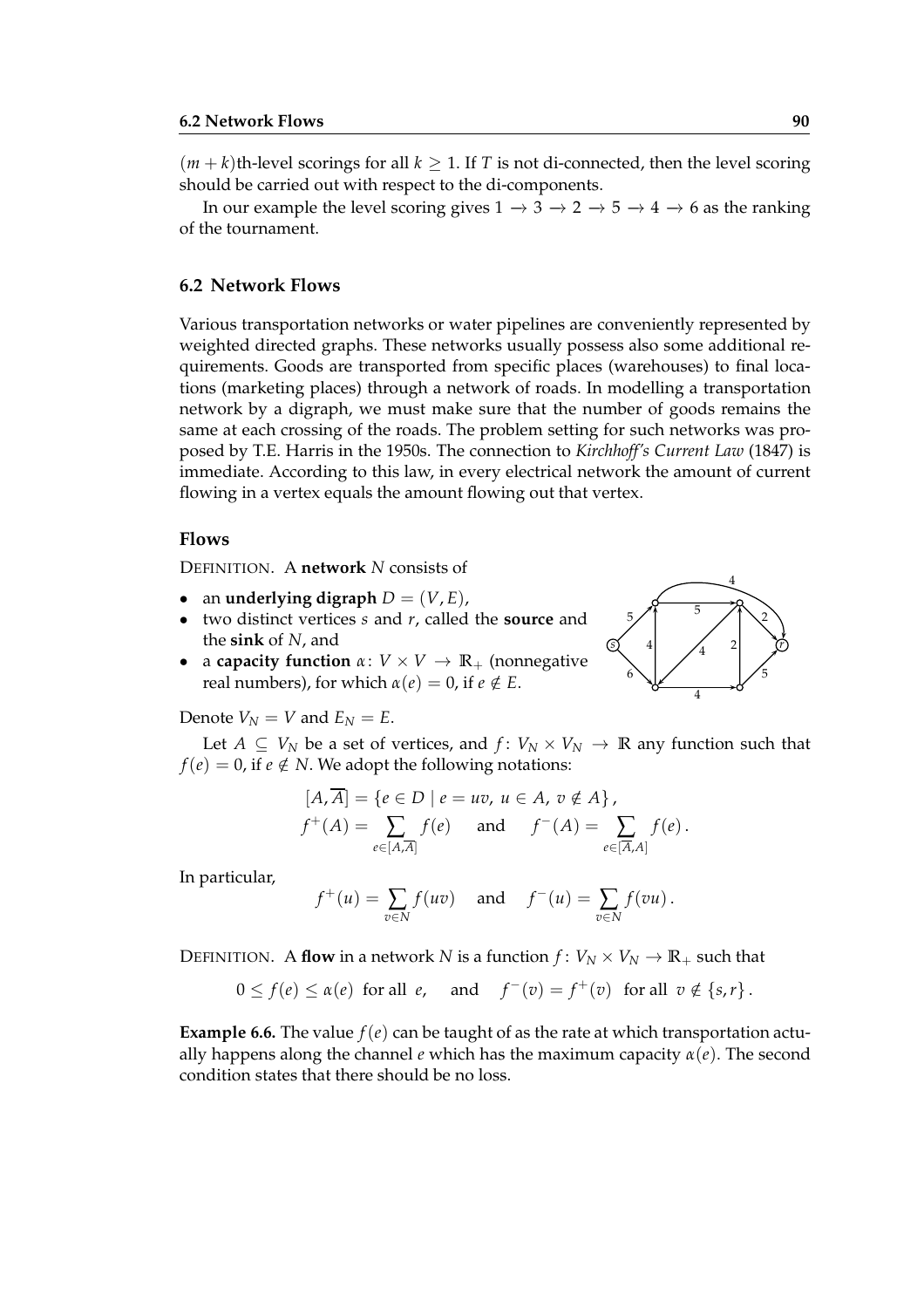$(m+k)$th-level scorings for all $k \geq 1$. If $T$ is not di-connected, then the level scoring should be carried out with respect to the di-components.

In our example the level scoring gives $1 \to 3 \to 2 \to 5 \to 4 \to 6$ as the ranking of the tournament.

## 6.2 Network Flows

Various transportation networks or water pipelines are conveniently represented by weighted directed graphs. These networks usually possess also some additional requirements. Goods are transported from specific places (warehouses) to final locations (marketing places) through a network of roads. In modelling a transportation network by a digraph, we must make sure that the number of goods remains the same at each crossing of the roads. The problem setting for such networks was proposed by T.E. Harris in the 1950s. The connection to *Kirchhoff's Current Law* (1847) is immediate. According to this law, in every electrical network the amount of current flowing in a vertex equals the amount flowing out that vertex.

### Flows

DEFINITION. A **network** $N$ consists of

- an **underlying digraph** $D = (V, E)$,
- two distinct vertices $s$ and $r$, called the **source** and the **sink** of $N$, and
- a **capacity function** $\alpha \colon V \times V \to \mathbb{R}_+$ (nonnegative real numbers), for which $\alpha(e) = 0$, if $e \notin E$.

Denote $V_N = V$ and $E_N = E$.

Let $A \subseteq V_N$ be a set of vertices, and $f \colon V_N \times V_N \to \mathbb{R}$ any function such that $f(e) = 0$, if $e \notin N$. We adopt the following notations:

$$[A, \overline{A}] = \{e \in D \mid e = uv,\ u \in A,\ v \notin A\},$$
$$f^+(A) = \sum_{e \in [A,\overline{A}]} f(e) \quad \text{and} \quad f^-(A) = \sum_{e \in [\overline{A},A]} f(e).$$

In particular,

$$f^+(u) = \sum_{v \in N} f(uv) \quad \text{and} \quad f^-(u) = \sum_{v \in N} f(vu).$$

DEFINITION. A **flow** in a network $N$ is a function $f \colon V_N \times V_N \to \mathbb{R}_+$ such that

$$0 \leq f(e) \leq \alpha(e) \ \text{ for all } e, \quad \text{and} \quad f^-(v) = f^+(v) \ \text{ for all } v \notin \{s, r\}.$$

**Example 6.6.** The value $f(e)$ can be taught of as the rate at which transportation actually happens along the channel $e$ which has the maximum capacity $\alpha(e)$. The second condition states that there should be no loss.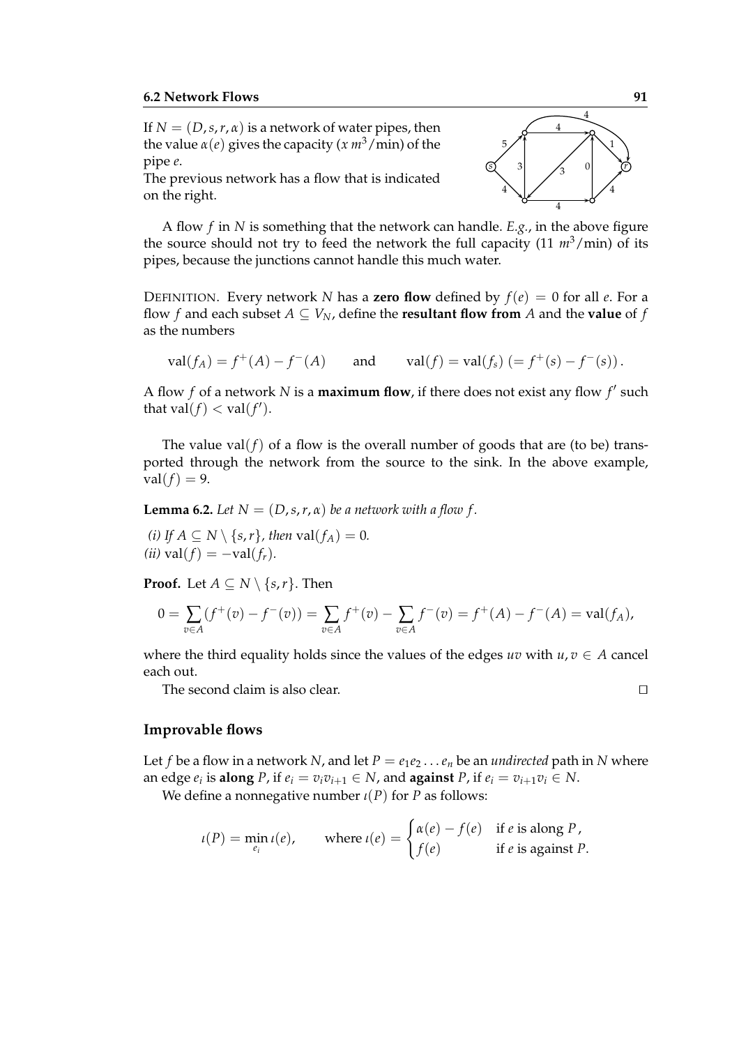If $N = (D, s, r, \alpha)$ is a network of water pipes, then the value $\alpha(e)$ gives the capacity ($x\ m^3$/min) of the pipe $e$.
The previous network has a flow that is indicated on the right.

A flow $f$ in $N$ is something that the network can handle. *E.g.*, in the above figure the source should not try to feed the network the full capacity (11 $m^3$/min) of its pipes, because the junctions cannot handle this much water.

DEFINITION. Every network $N$ has a **zero flow** defined by $f(e) = 0$ for all $e$. For a flow $f$ and each subset $A \subseteq V_N$, define the **resultant flow from** $A$ and the **value** of $f$ as the numbers

$$\text{val}(f_A) = f^+(A) - f^-(A) \qquad \text{and} \qquad \text{val}(f) = \text{val}(f_s) \; (= f^+(s) - f^-(s)).$$

A flow $f$ of a network $N$ is a **maximum flow**, if there does not exist any flow $f'$ such that $\text{val}(f) < \text{val}(f')$.

The value $\text{val}(f)$ of a flow is the overall number of goods that are (to be) transported through the network from the source to the sink. In the above example, $\text{val}(f) = 9$.

**Lemma 6.2.** *Let $N = (D, s, r, \alpha)$ be a network with a flow $f$.*

*(i) If $A \subseteq N \setminus \{s, r\}$, then $\text{val}(f_A) = 0$.*
*(ii) $\text{val}(f) = -\text{val}(f_r)$.*

**Proof.** Let $A \subseteq N \setminus \{s, r\}$. Then

$$0 = \sum_{v \in A} (f^+(v) - f^-(v)) = \sum_{v \in A} f^+(v) - \sum_{v \in A} f^-(v) = f^+(A) - f^-(A) = \text{val}(f_A),$$

where the third equality holds since the values of the edges $uv$ with $u, v \in A$ cancel each out.

The second claim is also clear. □

### Improvable flows

Let $f$ be a flow in a network $N$, and let $P = e_1 e_2 \dots e_n$ be an *undirected* path in $N$ where an edge $e_i$ is **along** $P$, if $e_i = v_i v_{i+1} \in N$, and **against** $P$, if $e_i = v_{i+1} v_i \in N$.

We define a nonnegative number $\iota(P)$ for $P$ as follows:

$$\iota(P) = \min_{e_i} \iota(e), \qquad \text{where } \iota(e) = \begin{cases} \alpha(e) - f(e) & \text{if } e \text{ is along } P, \\ f(e) & \text{if } e \text{ is against } P. \end{cases}$$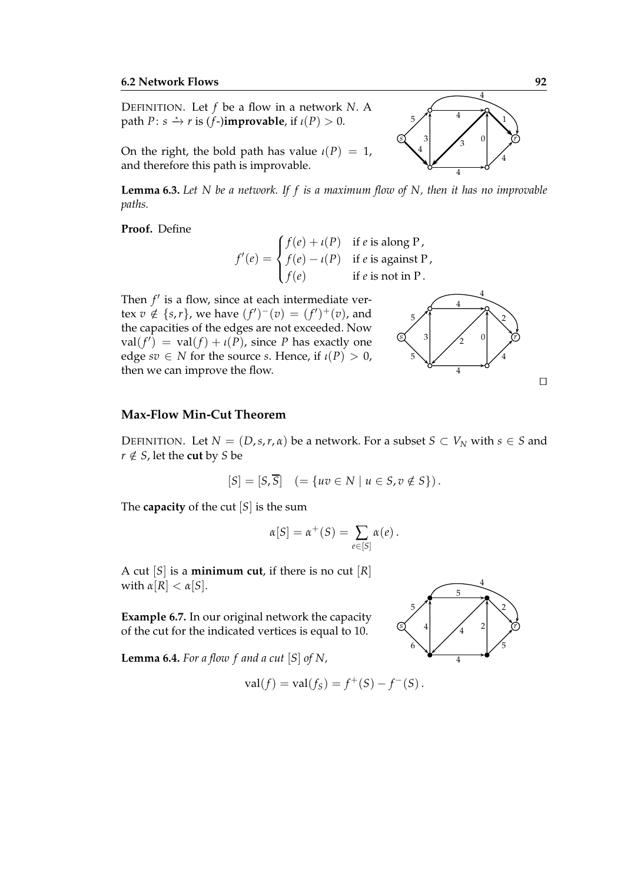DEFINITION. Let $f$ be a flow in a network $N$. A path $P\colon s \xrightarrow{\star} r$ is ($f$-)**improvable**, if $\iota(P) > 0$.

On the right, the bold path has value $\iota(P) = 1$, and therefore this path is improvable.

**Lemma 6.3.** *Let $N$ be a network. If $f$ is a maximum flow of $N$, then it has no improvable paths.*

**Proof.** Define

$$f'(e) = \begin{cases} f(e) + \iota(P) & \text{if } e \text{ is along P}, \\ f(e) - \iota(P) & \text{if } e \text{ is against P}, \\ f(e) & \text{if } e \text{ is not in P}. \end{cases}$$

Then $f'$ is a flow, since at each intermediate vertex $v \notin \{s, r\}$, we have $(f')^-(v) = (f')^+(v)$, and the capacities of the edges are not exceeded. Now $\text{val}(f') = \text{val}(f) + \iota(P)$, since $P$ has exactly one edge $sv \in N$ for the source $s$. Hence, if $\iota(P) > 0$, then we can improve the flow. □

## Max-Flow Min-Cut Theorem

DEFINITION. Let $N = (D, s, r, \alpha)$ be a network. For a subset $S \subset V_N$ with $s \in S$ and $r \notin S$, let the **cut** by $S$ be

$$[S] = [S, \overline{S}] \quad (= \{uv \in N \mid u \in S, v \notin S\}).$$

The **capacity** of the cut $[S]$ is the sum

$$\alpha[S] = \alpha^+(S) = \sum_{e \in [S]} \alpha(e).$$

A cut $[S]$ is a **minimum cut**, if there is no cut $[R]$ with $\alpha[R] < \alpha[S]$.

**Example 6.7.** In our original network the capacity of the cut for the indicated vertices is equal to 10.

**Lemma 6.4.** *For a flow $f$ and a cut $[S]$ of $N$,*

$$\text{val}(f) = \text{val}(f_S) = f^+(S) - f^-(S).$$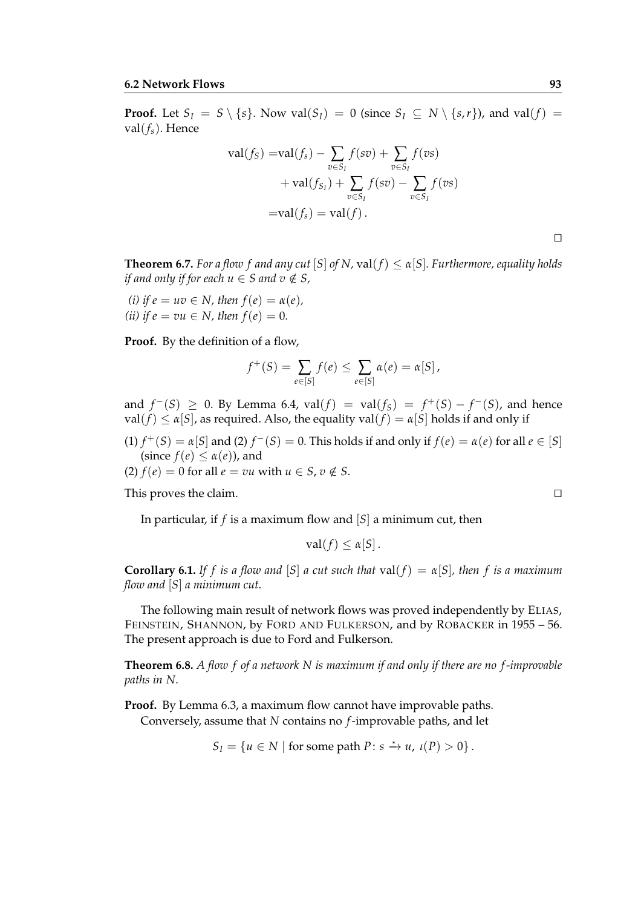**Proof.** Let $S_I = S \setminus \{s\}$. Now $\text{val}(S_I) = 0$ (since $S_I \subseteq N \setminus \{s, r\}$), and $\text{val}(f) = \text{val}(f_s)$. Hence

$$\begin{aligned}
\text{val}(f_S) =& \text{val}(f_s) - \sum_{v \in S_I} f(sv) + \sum_{v \in S_I} f(vs) \\
&+ \text{val}(f_{S_I}) + \sum_{v \in S_I} f(sv) - \sum_{v \in S_I} f(vs) \\
=& \text{val}(f_s) = \text{val}(f) .
\end{aligned}$$

□

**Theorem 6.7.** *For a flow $f$ and any cut $[S]$ of $N$, $\text{val}(f) \leq \alpha[S]$. Furthermore, equality holds if and only if for each $u \in S$ and $v \notin S$,*

*(i) if $e = uv \in N$, then $f(e) = \alpha(e)$,*
*(ii) if $e = vu \in N$, then $f(e) = 0$.*

**Proof.** By the definition of a flow,

$$f^+(S) = \sum_{e \in [S]} f(e) \leq \sum_{e \in [S]} \alpha(e) = \alpha[S] ,$$

and $f^-(S) \geq 0$. By Lemma 6.4, $\text{val}(f) = \text{val}(f_S) = f^+(S) - f^-(S)$, and hence $\text{val}(f) \leq \alpha[S]$, as required. Also, the equality $\text{val}(f) = \alpha[S]$ holds if and only if

(1) $f^+(S) = \alpha[S]$ and (2) $f^-(S) = 0$. This holds if and only if $f(e) = \alpha(e)$ for all $e \in [S]$ (since $f(e) \leq \alpha(e)$), and
(2) $f(e) = 0$ for all $e = vu$ with $u \in S$, $v \notin S$.

This proves the claim. □

In particular, if $f$ is a maximum flow and $[S]$ a minimum cut, then

$$\text{val}(f) \leq \alpha[S] .$$

**Corollary 6.1.** *If $f$ is a flow and $[S]$ a cut such that $\text{val}(f) = \alpha[S]$, then $f$ is a maximum flow and $[S]$ a minimum cut.*

The following main result of network flows was proved independently by ELIAS, FEINSTEIN, SHANNON, by FORD AND FULKERSON, and by ROBACKER in 1955 – 56. The present approach is due to Ford and Fulkerson.

**Theorem 6.8.** *A flow $f$ of a network $N$ is maximum if and only if there are no $f$-improvable paths in $N$.*

**Proof.** By Lemma 6.3, a maximum flow cannot have improvable paths.
Conversely, assume that $N$ contains no $f$-improvable paths, and let

$$S_I = \{u \in N \mid \text{for some path } P \colon s \xrightarrow{\star} u,\ \iota(P) > 0\} .$$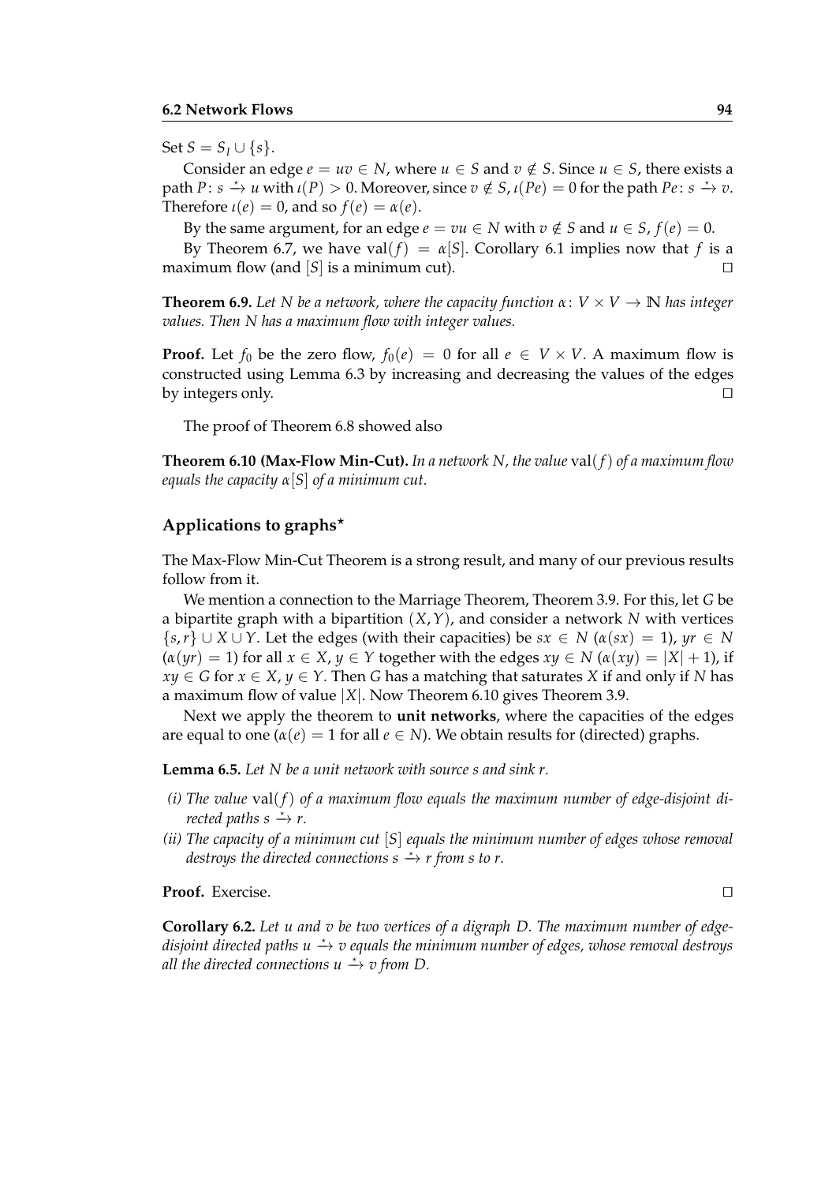Set $S = S_I \cup \{s\}$.

Consider an edge $e = uv \in N$, where $u \in S$ and $v \notin S$. Since $u \in S$, there exists a path $P\colon s \xrightarrow{\star} u$ with $\iota(P) > 0$. Moreover, since $v \notin S$, $\iota(Pe) = 0$ for the path $Pe\colon s \xrightarrow{\star} v$. Therefore $\iota(e) = 0$, and so $f(e) = \alpha(e)$.

By the same argument, for an edge $e = vu \in N$ with $v \notin S$ and $u \in S$, $f(e) = 0$.

By Theorem 6.7, we have $\text{val}(f) = \alpha[S]$. Corollary 6.1 implies now that $f$ is a maximum flow (and $[S]$ is a minimum cut). □

**Theorem 6.9.** *Let $N$ be a network, where the capacity function $\alpha\colon V \times V \to \mathbb{N}$ has integer values. Then $N$ has a maximum flow with integer values.*

**Proof.** Let $f_0$ be the zero flow, $f_0(e) = 0$ for all $e \in V \times V$. A maximum flow is constructed using Lemma 6.3 by increasing and decreasing the values of the edges by integers only. □

The proof of Theorem 6.8 showed also

**Theorem 6.10 (Max-Flow Min-Cut).** *In a network $N$, the value* $\text{val}(f)$ *of a maximum flow equals the capacity $\alpha[S]$ of a minimum cut.*

## Applications to graphs$^\star$

The Max-Flow Min-Cut Theorem is a strong result, and many of our previous results follow from it.

We mention a connection to the Marriage Theorem, Theorem 3.9. For this, let $G$ be a bipartite graph with a bipartition $(X, Y)$, and consider a network $N$ with vertices $\{s, r\} \cup X \cup Y$. Let the edges (with their capacities) be $sx \in N$ ($\alpha(sx) = 1$), $yr \in N$ ($\alpha(yr) = 1$) for all $x \in X$, $y \in Y$ together with the edges $xy \in N$ ($\alpha(xy) = |X| + 1$), if $xy \in G$ for $x \in X$, $y \in Y$. Then $G$ has a matching that saturates $X$ if and only if $N$ has a maximum flow of value $|X|$. Now Theorem 6.10 gives Theorem 3.9.

Next we apply the theorem to **unit networks**, where the capacities of the edges are equal to one ($\alpha(e) = 1$ for all $e \in N$). We obtain results for (directed) graphs.

**Lemma 6.5.** *Let $N$ be a unit network with source $s$ and sink $r$.*

*(i) The value* $\text{val}(f)$ *of a maximum flow equals the maximum number of edge-disjoint directed paths $s \xrightarrow{\star} r$.*

*(ii) The capacity of a minimum cut $[S]$ equals the minimum number of edges whose removal destroys the directed connections $s \xrightarrow{\star} r$ from $s$ to $r$.*

**Proof.** Exercise. □

**Corollary 6.2.** *Let $u$ and $v$ be two vertices of a digraph $D$. The maximum number of edge-disjoint directed paths $u \xrightarrow{\star} v$ equals the minimum number of edges, whose removal destroys all the directed connections $u \xrightarrow{\star} v$ from $D$.*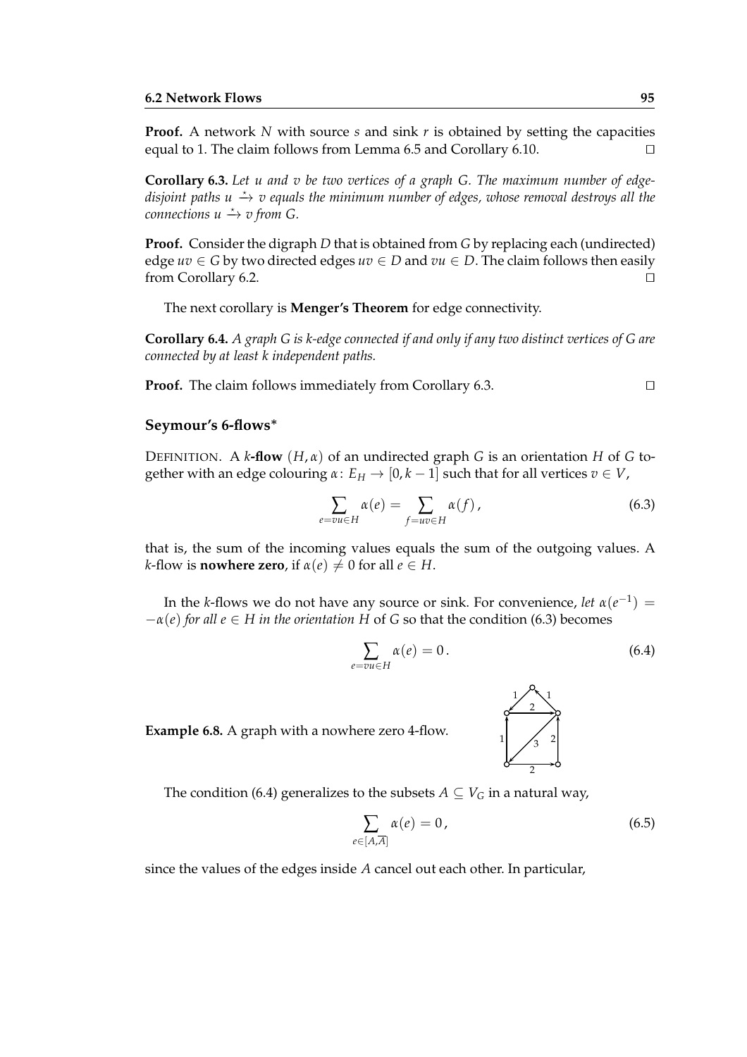**Proof.** A network $N$ with source $s$ and sink $r$ is obtained by setting the capacities equal to 1. The claim follows from Lemma 6.5 and Corollary 6.10. □

**Corollary 6.3.** *Let $u$ and $v$ be two vertices of a graph $G$. The maximum number of edge-disjoint paths $u \xrightarrow{\star} v$ equals the minimum number of edges, whose removal destroys all the connections $u \xrightarrow{\star} v$ from $G$.*

**Proof.** Consider the digraph $D$ that is obtained from $G$ by replacing each (undirected) edge $uv \in G$ by two directed edges $uv \in D$ and $vu \in D$. The claim follows then easily from Corollary 6.2. □

The next corollary is **Menger's Theorem** for edge connectivity.

**Corollary 6.4.** *A graph $G$ is $k$-edge connected if and only if any two distinct vertices of $G$ are connected by at least $k$ independent paths.*

**Proof.** The claim follows immediately from Corollary 6.3. □

### Seymour's 6-flows*

DEFINITION. A $k$**-flow** $(H, \alpha)$ of an undirected graph $G$ is an orientation $H$ of $G$ together with an edge colouring $\alpha\colon E_H \to [0, k-1]$ such that for all vertices $v \in V$,

$$\sum_{e=vu \in H} \alpha(e) = \sum_{f=uv \in H} \alpha(f)\,, \tag{6.3}$$

that is, the sum of the incoming values equals the sum of the outgoing values. A $k$-flow is **nowhere zero**, if $\alpha(e) \neq 0$ for all $e \in H$.

In the $k$-flows we do not have any source or sink. For convenience, *let $\alpha(e^{-1}) = -\alpha(e)$ for all $e \in H$ in the orientation $H$* of $G$ so that the condition (6.3) becomes

$$\sum_{e=vu \in H} \alpha(e) = 0\,. \tag{6.4}$$

**Example 6.8.** A graph with a nowhere zero 4-flow.

The condition (6.4) generalizes to the subsets $A \subseteq V_G$ in a natural way,

$$\sum_{e \in [A, \overline{A}]} \alpha(e) = 0\,, \tag{6.5}$$

since the values of the edges inside $A$ cancel out each other. In particular,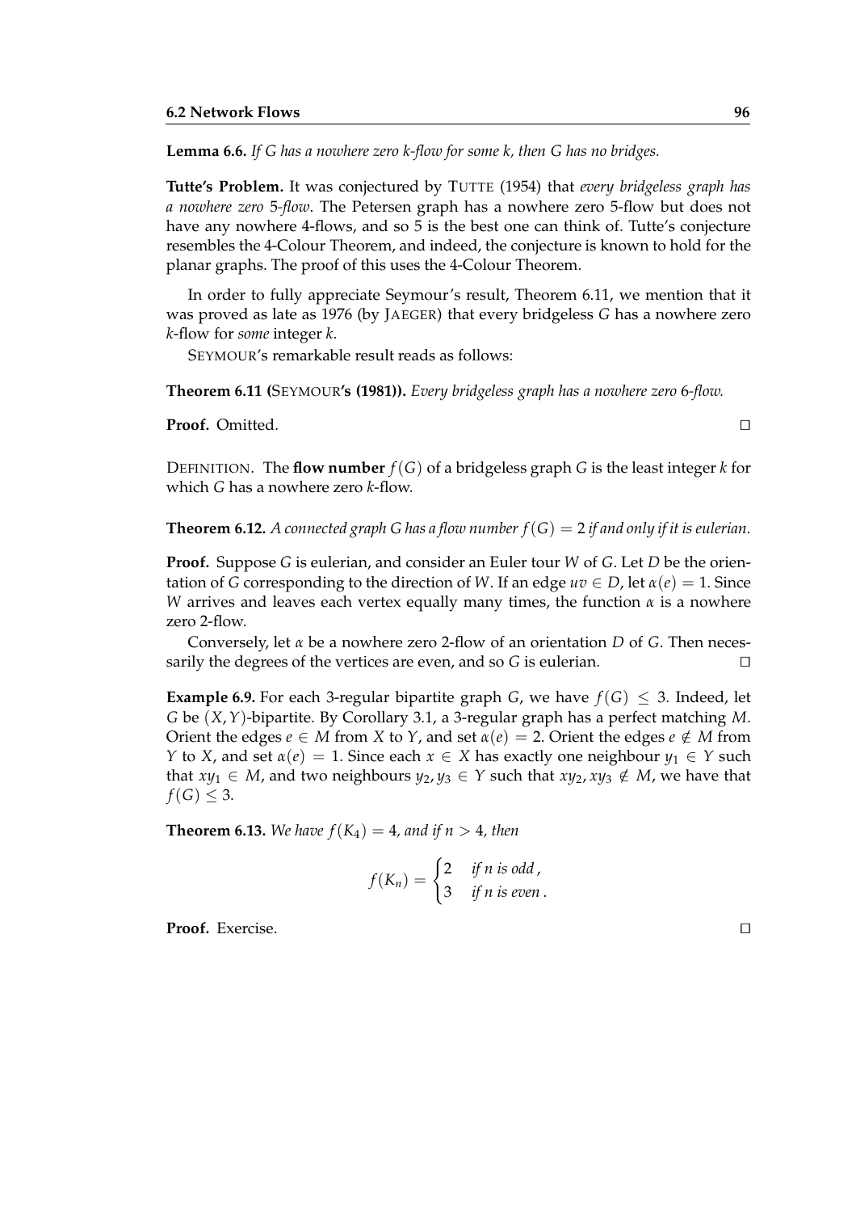**Lemma 6.6.** *If G has a nowhere zero k-flow for some k, then G has no bridges.*

**Tutte's Problem.** It was conjectured by TUTTE (1954) that *every bridgeless graph has a nowhere zero 5-flow*. The Petersen graph has a nowhere zero 5-flow but does not have any nowhere 4-flows, and so 5 is the best one can think of. Tutte's conjecture resembles the 4-Colour Theorem, and indeed, the conjecture is known to hold for the planar graphs. The proof of this uses the 4-Colour Theorem.

In order to fully appreciate Seymour's result, Theorem 6.11, we mention that it was proved as late as 1976 (by JAEGER) that every bridgeless $G$ has a nowhere zero $k$-flow for *some* integer $k$.

SEYMOUR's remarkable result reads as follows:

**Theorem 6.11 (SEYMOUR's (1981)).** *Every bridgeless graph has a nowhere zero 6-flow.*

**Proof.** Omitted. □

DEFINITION. The **flow number** $f(G)$ of a bridgeless graph $G$ is the least integer $k$ for which $G$ has a nowhere zero $k$-flow.

**Theorem 6.12.** *A connected graph G has a flow number $f(G) = 2$ if and only if it is eulerian.*

**Proof.** Suppose $G$ is eulerian, and consider an Euler tour $W$ of $G$. Let $D$ be the orientation of $G$ corresponding to the direction of $W$. If an edge $uv \in D$, let $\alpha(e) = 1$. Since $W$ arrives and leaves each vertex equally many times, the function $\alpha$ is a nowhere zero 2-flow.

Conversely, let $\alpha$ be a nowhere zero 2-flow of an orientation $D$ of $G$. Then necessarily the degrees of the vertices are even, and so $G$ is eulerian. □

**Example 6.9.** For each 3-regular bipartite graph $G$, we have $f(G) \leq 3$. Indeed, let $G$ be $(X, Y)$-bipartite. By Corollary 3.1, a 3-regular graph has a perfect matching $M$. Orient the edges $e \in M$ from $X$ to $Y$, and set $\alpha(e) = 2$. Orient the edges $e \notin M$ from $Y$ to $X$, and set $\alpha(e) = 1$. Since each $x \in X$ has exactly one neighbour $y_1 \in Y$ such that $xy_1 \in M$, and two neighbours $y_2, y_3 \in Y$ such that $xy_2, xy_3 \notin M$, we have that $f(G) \leq 3$.

**Theorem 6.13.** *We have $f(K_4) = 4$, and if $n > 4$, then*

$$f(K_n) = \begin{cases} 2 & \text{if } n \text{ is odd}\,, \\ 3 & \text{if } n \text{ is even}\,. \end{cases}$$

**Proof.** Exercise. □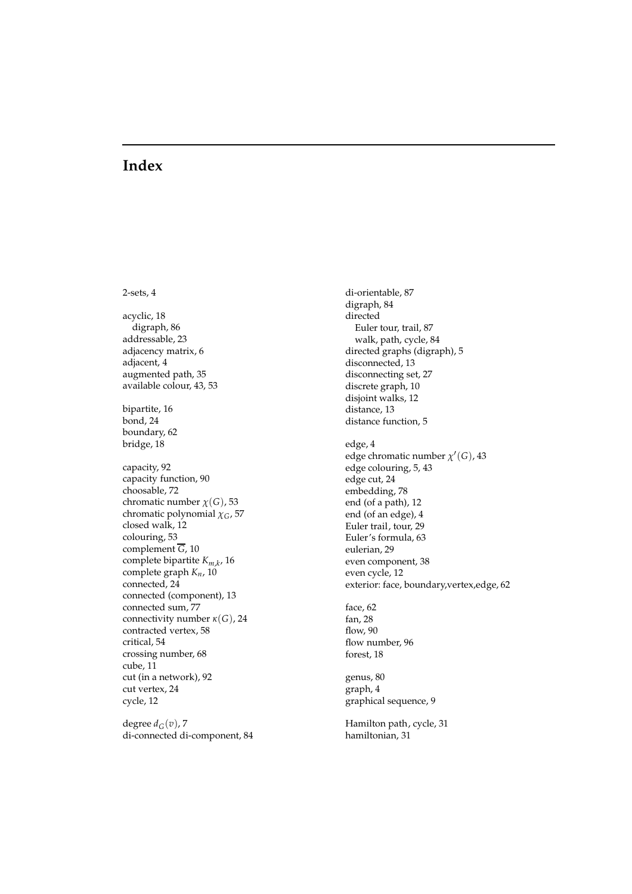# Index

2-sets, 4

acyclic, 18
  digraph, 86
addressable, 23
adjacency matrix, 6
adjacent, 4
augmented path, 35
available colour, 43, 53

bipartite, 16
bond, 24
boundary, 62
bridge, 18

capacity, 92
capacity function, 90
choosable, 72
chromatic number $\chi(G)$, 53
chromatic polynomial $\chi_G$, 57
closed walk, 12
colouring, 53
complement $\overline{G}$, 10
complete bipartite $K_{m,k}$, 16
complete graph $K_n$, 10
connected, 24
connected (component), 13
connected sum, 77
connectivity number $\kappa(G)$, 24
contracted vertex, 58
critical, 54
crossing number, 68
cube, 11
cut (in a network), 92
cut vertex, 24
cycle, 12

degree $d_G(v)$, 7
di-connected di-component, 84
di-orientable, 87
digraph, 84
directed
  Euler tour, trail, 87
  walk, path, cycle, 84
directed graphs (digraph), 5
disconnected, 13
disconnecting set, 27
discrete graph, 10
disjoint walks, 12
distance, 13
distance function, 5

edge, 4
edge chromatic number $\chi'(G)$, 43
edge colouring, 5, 43
edge cut, 24
embedding, 78
end (of a path), 12
end (of an edge), 4
Euler trail, tour, 29
Euler's formula, 63
eulerian, 29
even component, 38
even cycle, 12
exterior: face, boundary,vertex,edge, 62

face, 62
fan, 28
flow, 90
flow number, 96
forest, 18

genus, 80
graph, 4
graphical sequence, 9

Hamilton path, cycle, 31
hamiltonian, 31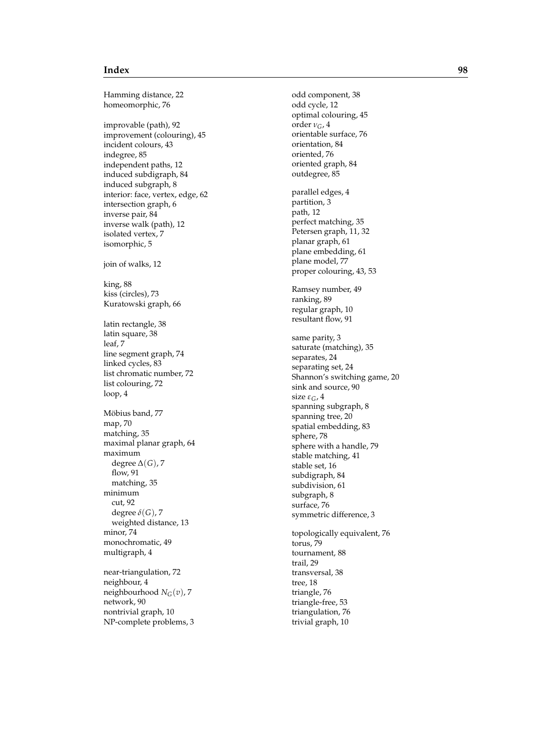Hamming distance, 22
homeomorphic, 76

improvable (path), 92
improvement (colouring), 45
incident colours, 43
indegree, 85
independent paths, 12
induced subdigraph, 84
induced subgraph, 8
interior: face, vertex, edge, 62
intersection graph, 6
inverse pair, 84
inverse walk (path), 12
isolated vertex, 7
isomorphic, 5

join of walks, 12

king, 88
kiss (circles), 73
Kuratowski graph, 66

latin rectangle, 38
latin square, 38
leaf, 7
line segment graph, 74
linked cycles, 83
list chromatic number, 72
list colouring, 72
loop, 4

Möbius band, 77
map, 70
matching, 35
maximal planar graph, 64
maximum
- degree $\Delta(G)$, 7
- flow, 91
- matching, 35

minimum
- cut, 92
- degree $\delta(G)$, 7
- weighted distance, 13

minor, 74
monochromatic, 49
multigraph, 4

near-triangulation, 72
neighbour, 4
neighbourhood $N_G(v)$, 7
network, 90
nontrivial graph, 10
NP-complete problems, 3

odd component, 38
odd cycle, 12
optimal colouring, 45
order $\nu_G$, 4
orientable surface, 76
orientation, 84
oriented, 76
oriented graph, 84
outdegree, 85

parallel edges, 4
partition, 3
path, 12
perfect matching, 35
Petersen graph, 11, 32
planar graph, 61
plane embedding, 61
plane model, 77
proper colouring, 43, 53

Ramsey number, 49
ranking, 89
regular graph, 10
resultant flow, 91

same parity, 3
saturate (matching), 35
separates, 24
separating set, 24
Shannon's switching game, 20
sink and source, 90
size $\varepsilon_G$, 4
spanning subgraph, 8
spanning tree, 20
spatial embedding, 83
sphere, 78
sphere with a handle, 79
stable matching, 41
stable set, 16
subdigraph, 84
subdivision, 61
subgraph, 8
surface, 76
symmetric difference, 3

topologically equivalent, 76
torus, 79
tournament, 88
trail, 29
transversal, 38
tree, 18
triangle, 76
triangle-free, 53
triangulation, 76
trivial graph, 10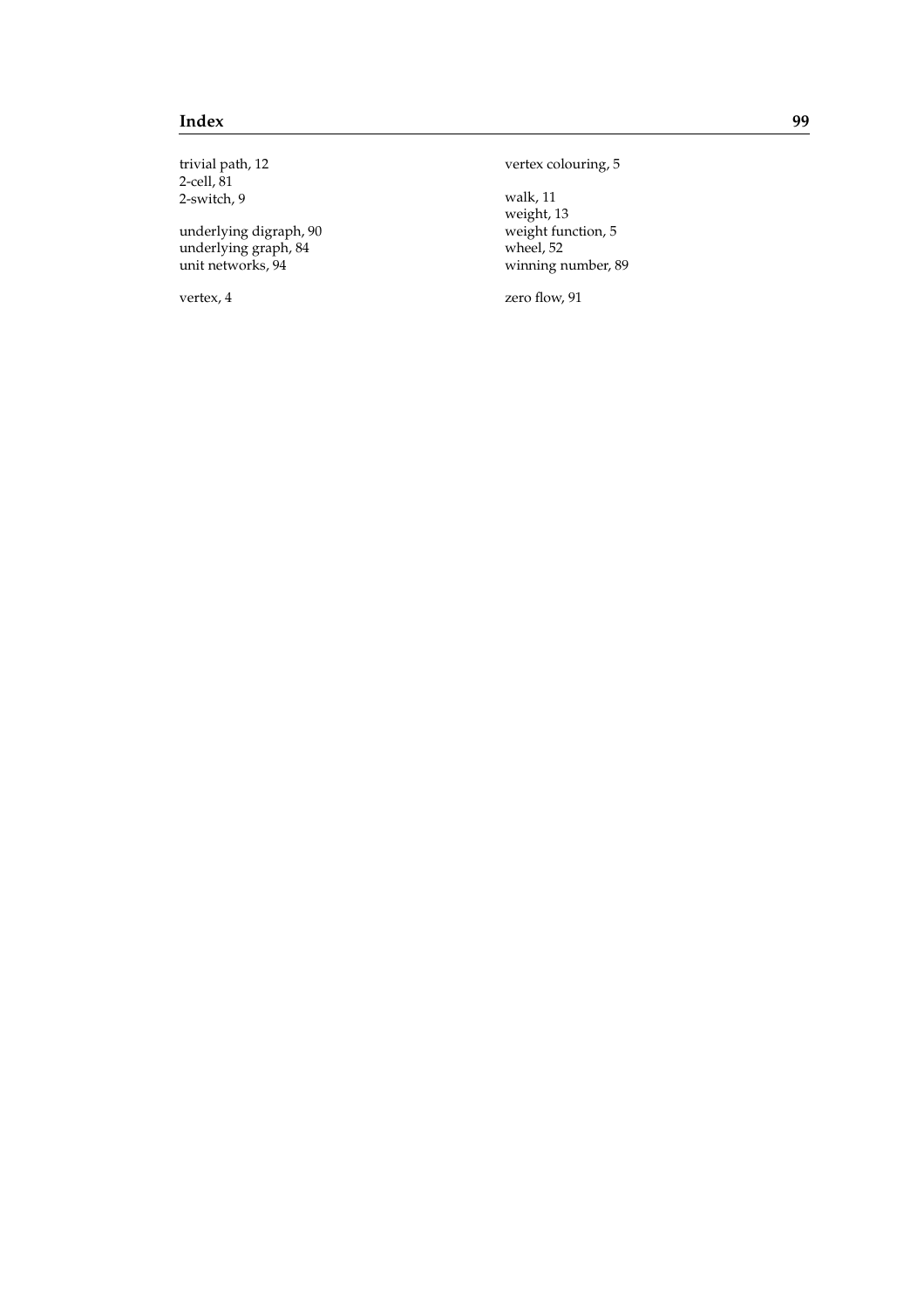trivial path, 12
2-cell, 81
2-switch, 9

underlying digraph, 90
underlying graph, 84
unit networks, 94

vertex, 4

vertex colouring, 5

walk, 11
weight, 13
weight function, 5
wheel, 52
winning number, 89

zero flow, 91